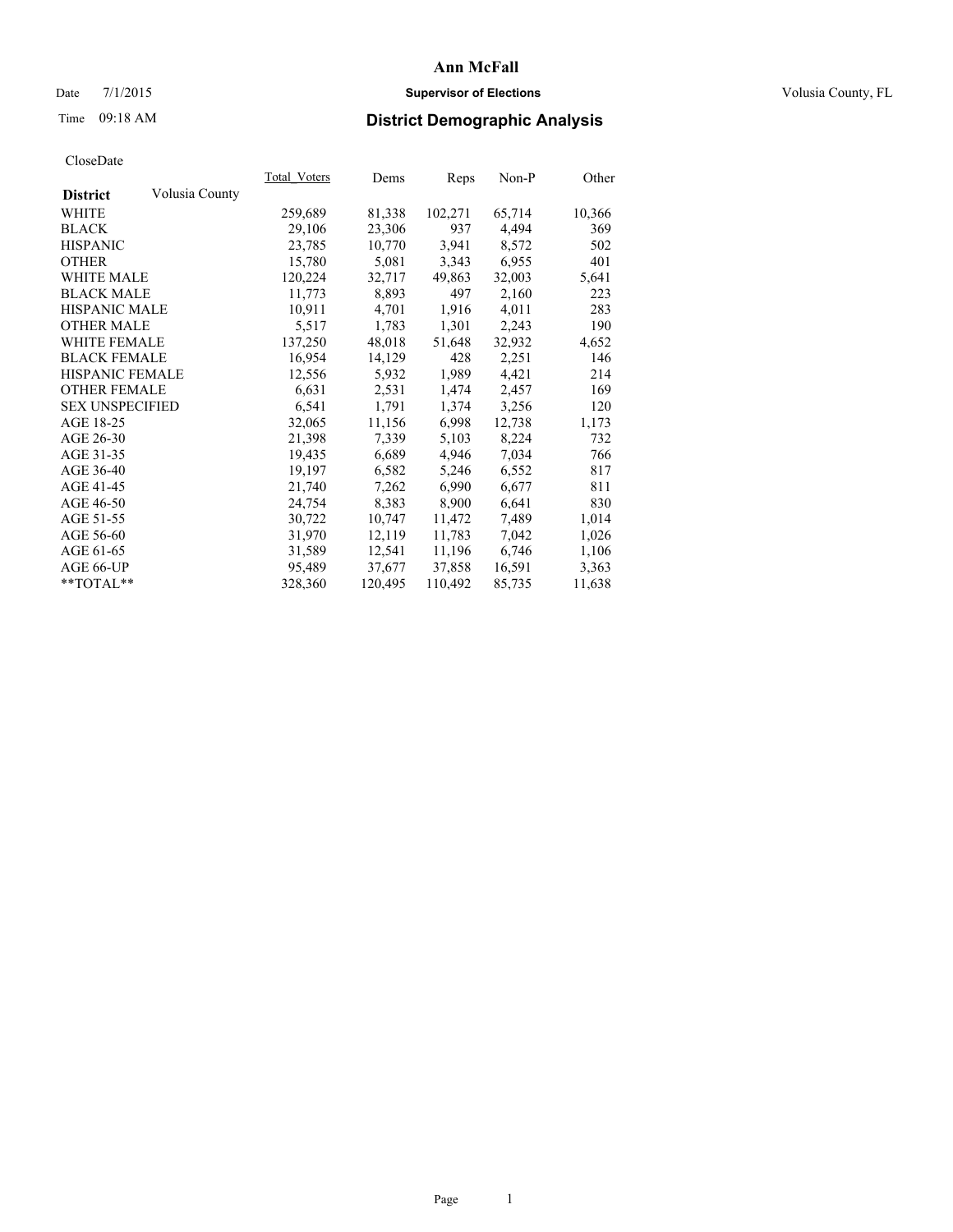# Ann McFall

Date 7/1/2015 **Supervisor of Elections** Volusia County, FL

Time 09:18 AM **District Demographic Analysis**

CloseDate

| **District** Volusia County | Total_Voters | Dems | Reps | Non-P | Other |
|---|---|---|---|---|---|
| WHITE | 259,689 | 81,338 | 102,271 | 65,714 | 10,366 |
| BLACK | 29,106 | 23,306 | 937 | 4,494 | 369 |
| HISPANIC | 23,785 | 10,770 | 3,941 | 8,572 | 502 |
| OTHER | 15,780 | 5,081 | 3,343 | 6,955 | 401 |
| WHITE MALE | 120,224 | 32,717 | 49,863 | 32,003 | 5,641 |
| BLACK MALE | 11,773 | 8,893 | 497 | 2,160 | 223 |
| HISPANIC MALE | 10,911 | 4,701 | 1,916 | 4,011 | 283 |
| OTHER MALE | 5,517 | 1,783 | 1,301 | 2,243 | 190 |
| WHITE FEMALE | 137,250 | 48,018 | 51,648 | 32,932 | 4,652 |
| BLACK FEMALE | 16,954 | 14,129 | 428 | 2,251 | 146 |
| HISPANIC FEMALE | 12,556 | 5,932 | 1,989 | 4,421 | 214 |
| OTHER FEMALE | 6,631 | 2,531 | 1,474 | 2,457 | 169 |
| SEX UNSPECIFIED | 6,541 | 1,791 | 1,374 | 3,256 | 120 |
| AGE 18-25 | 32,065 | 11,156 | 6,998 | 12,738 | 1,173 |
| AGE 26-30 | 21,398 | 7,339 | 5,103 | 8,224 | 732 |
| AGE 31-35 | 19,435 | 6,689 | 4,946 | 7,034 | 766 |
| AGE 36-40 | 19,197 | 6,582 | 5,246 | 6,552 | 817 |
| AGE 41-45 | 21,740 | 7,262 | 6,990 | 6,677 | 811 |
| AGE 46-50 | 24,754 | 8,383 | 8,900 | 6,641 | 830 |
| AGE 51-55 | 30,722 | 10,747 | 11,472 | 7,489 | 1,014 |
| AGE 56-60 | 31,970 | 12,119 | 11,783 | 7,042 | 1,026 |
| AGE 61-65 | 31,589 | 12,541 | 11,196 | 6,746 | 1,106 |
| AGE 66-UP | 95,489 | 37,677 | 37,858 | 16,591 | 3,363 |
| **TOTAL** | 328,360 | 120,495 | 110,492 | 85,735 | 11,638 |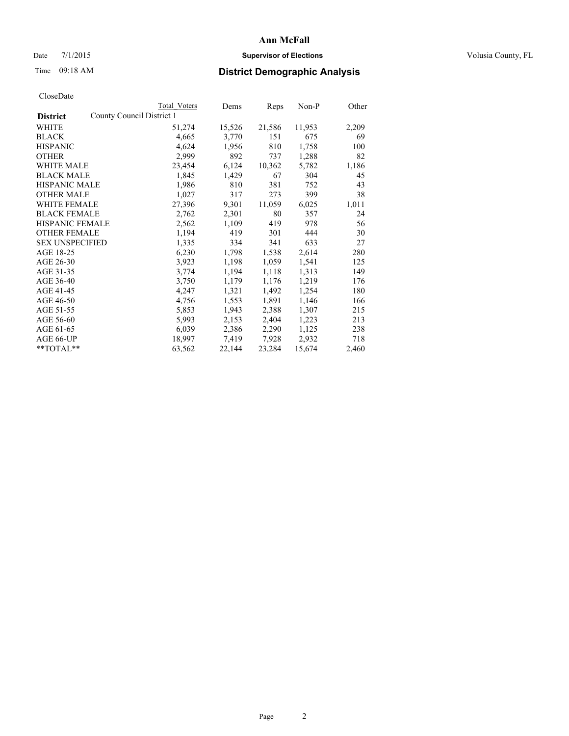# Ann McFall

Date 7/1/2015 **Supervisor of Elections** Volusia County, FL

Time 09:18 AM **District Demographic Analysis**

CloseDate

| **District** | County Council District 1 | Total Voters | Dems | Reps | Non-P | Other |
|---|---|---|---|---|---|---|
| WHITE | | 51,274 | 15,526 | 21,586 | 11,953 | 2,209 |
| BLACK | | 4,665 | 3,770 | 151 | 675 | 69 |
| HISPANIC | | 4,624 | 1,956 | 810 | 1,758 | 100 |
| OTHER | | 2,999 | 892 | 737 | 1,288 | 82 |
| WHITE MALE | | 23,454 | 6,124 | 10,362 | 5,782 | 1,186 |
| BLACK MALE | | 1,845 | 1,429 | 67 | 304 | 45 |
| HISPANIC MALE | | 1,986 | 810 | 381 | 752 | 43 |
| OTHER MALE | | 1,027 | 317 | 273 | 399 | 38 |
| WHITE FEMALE | | 27,396 | 9,301 | 11,059 | 6,025 | 1,011 |
| BLACK FEMALE | | 2,762 | 2,301 | 80 | 357 | 24 |
| HISPANIC FEMALE | | 2,562 | 1,109 | 419 | 978 | 56 |
| OTHER FEMALE | | 1,194 | 419 | 301 | 444 | 30 |
| SEX UNSPECIFIED | | 1,335 | 334 | 341 | 633 | 27 |
| AGE 18-25 | | 6,230 | 1,798 | 1,538 | 2,614 | 280 |
| AGE 26-30 | | 3,923 | 1,198 | 1,059 | 1,541 | 125 |
| AGE 31-35 | | 3,774 | 1,194 | 1,118 | 1,313 | 149 |
| AGE 36-40 | | 3,750 | 1,179 | 1,176 | 1,219 | 176 |
| AGE 41-45 | | 4,247 | 1,321 | 1,492 | 1,254 | 180 |
| AGE 46-50 | | 4,756 | 1,553 | 1,891 | 1,146 | 166 |
| AGE 51-55 | | 5,853 | 1,943 | 2,388 | 1,307 | 215 |
| AGE 56-60 | | 5,993 | 2,153 | 2,404 | 1,223 | 213 |
| AGE 61-65 | | 6,039 | 2,386 | 2,290 | 1,125 | 238 |
| AGE 66-UP | | 18,997 | 7,419 | 7,928 | 2,932 | 718 |
| **TOTAL** | | 63,562 | 22,144 | 23,284 | 15,674 | 2,460 |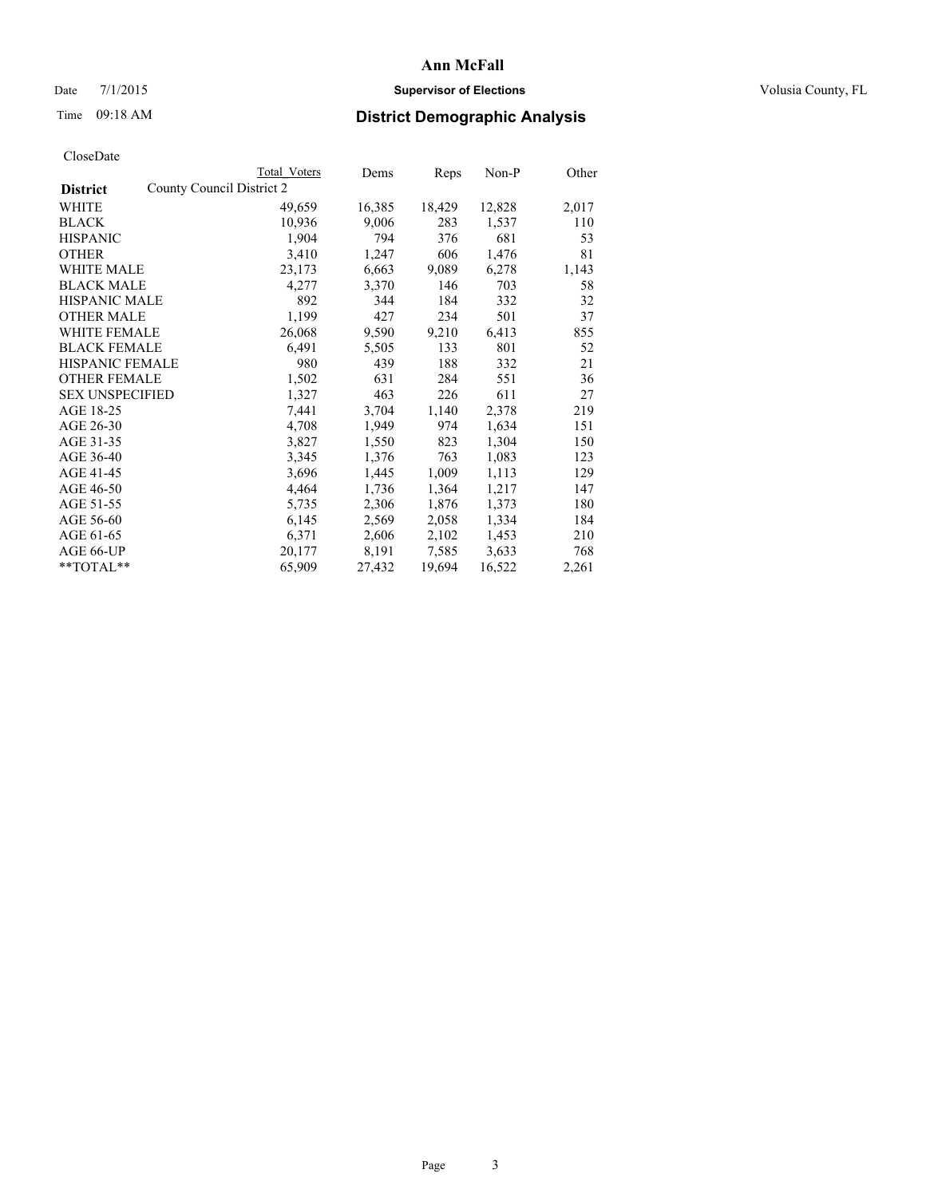# Ann McFall

Date 7/1/2015 **Supervisor of Elections** Volusia County, FL

Time 09:18 AM **District Demographic Analysis**

CloseDate

| | Total Voters | Dems | Reps | Non-P | Other |
|---|---|---|---|---|---|
| **District** County Council District 2 | | | | | |
| WHITE | 49,659 | 16,385 | 18,429 | 12,828 | 2,017 |
| BLACK | 10,936 | 9,006 | 283 | 1,537 | 110 |
| HISPANIC | 1,904 | 794 | 376 | 681 | 53 |
| OTHER | 3,410 | 1,247 | 606 | 1,476 | 81 |
| WHITE MALE | 23,173 | 6,663 | 9,089 | 6,278 | 1,143 |
| BLACK MALE | 4,277 | 3,370 | 146 | 703 | 58 |
| HISPANIC MALE | 892 | 344 | 184 | 332 | 32 |
| OTHER MALE | 1,199 | 427 | 234 | 501 | 37 |
| WHITE FEMALE | 26,068 | 9,590 | 9,210 | 6,413 | 855 |
| BLACK FEMALE | 6,491 | 5,505 | 133 | 801 | 52 |
| HISPANIC FEMALE | 980 | 439 | 188 | 332 | 21 |
| OTHER FEMALE | 1,502 | 631 | 284 | 551 | 36 |
| SEX UNSPECIFIED | 1,327 | 463 | 226 | 611 | 27 |
| AGE 18-25 | 7,441 | 3,704 | 1,140 | 2,378 | 219 |
| AGE 26-30 | 4,708 | 1,949 | 974 | 1,634 | 151 |
| AGE 31-35 | 3,827 | 1,550 | 823 | 1,304 | 150 |
| AGE 36-40 | 3,345 | 1,376 | 763 | 1,083 | 123 |
| AGE 41-45 | 3,696 | 1,445 | 1,009 | 1,113 | 129 |
| AGE 46-50 | 4,464 | 1,736 | 1,364 | 1,217 | 147 |
| AGE 51-55 | 5,735 | 2,306 | 1,876 | 1,373 | 180 |
| AGE 56-60 | 6,145 | 2,569 | 2,058 | 1,334 | 184 |
| AGE 61-65 | 6,371 | 2,606 | 2,102 | 1,453 | 210 |
| AGE 66-UP | 20,177 | 8,191 | 7,585 | 3,633 | 768 |
| **TOTAL** | 65,909 | 27,432 | 19,694 | 16,522 | 2,261 |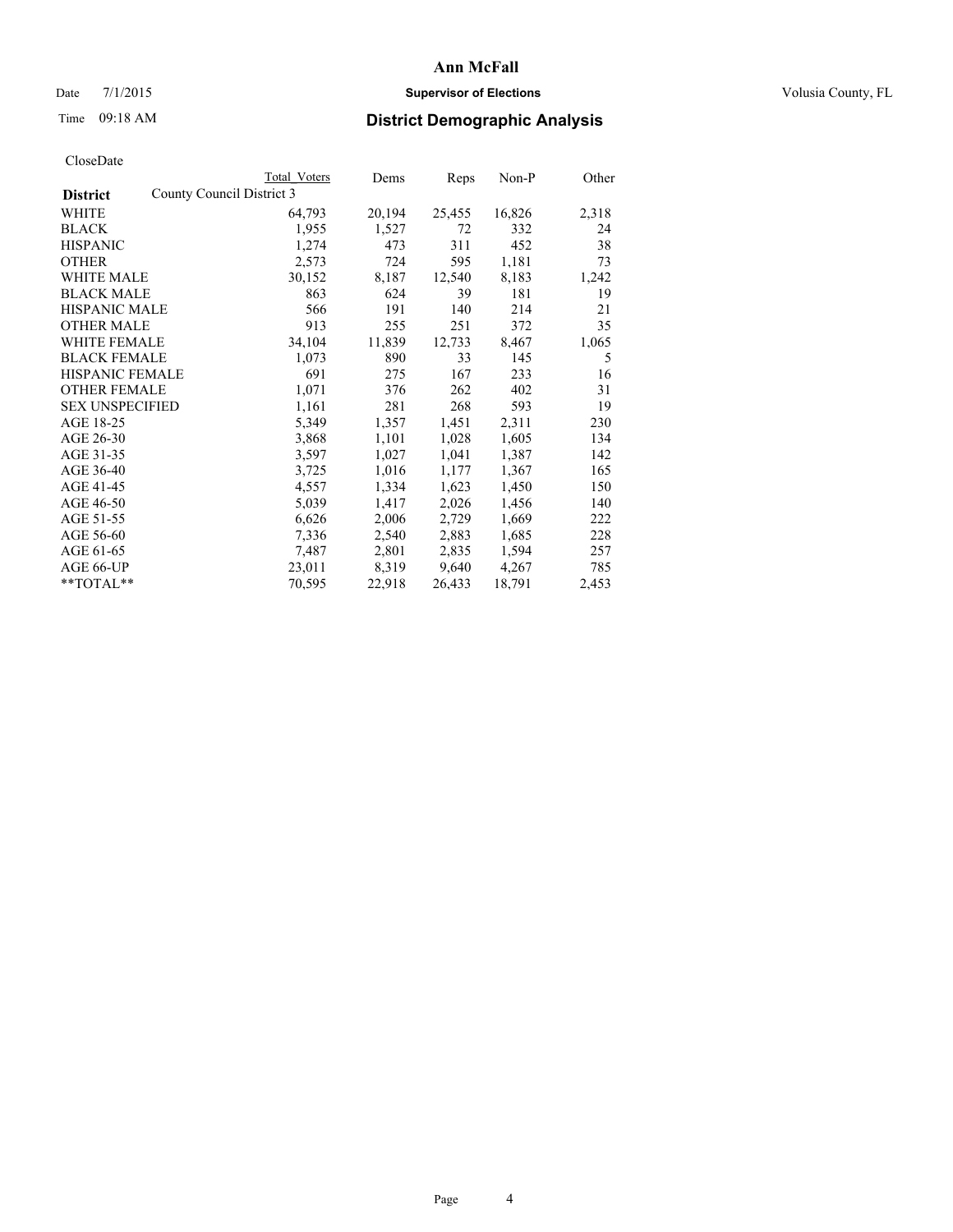**Ann McFall**

Date 7/1/2015 **Supervisor of Elections** Volusia County, FL

Time 09:18 AM **District Demographic Analysis**

CloseDate

| District | County Council District 3 | Total Voters | Dems | Reps | Non-P | Other |
|---|---|---|---|---|---|---|
| WHITE | | 64,793 | 20,194 | 25,455 | 16,826 | 2,318 |
| BLACK | | 1,955 | 1,527 | 72 | 332 | 24 |
| HISPANIC | | 1,274 | 473 | 311 | 452 | 38 |
| OTHER | | 2,573 | 724 | 595 | 1,181 | 73 |
| WHITE MALE | | 30,152 | 8,187 | 12,540 | 8,183 | 1,242 |
| BLACK MALE | | 863 | 624 | 39 | 181 | 19 |
| HISPANIC MALE | | 566 | 191 | 140 | 214 | 21 |
| OTHER MALE | | 913 | 255 | 251 | 372 | 35 |
| WHITE FEMALE | | 34,104 | 11,839 | 12,733 | 8,467 | 1,065 |
| BLACK FEMALE | | 1,073 | 890 | 33 | 145 | 5 |
| HISPANIC FEMALE | | 691 | 275 | 167 | 233 | 16 |
| OTHER FEMALE | | 1,071 | 376 | 262 | 402 | 31 |
| SEX UNSPECIFIED | | 1,161 | 281 | 268 | 593 | 19 |
| AGE 18-25 | | 5,349 | 1,357 | 1,451 | 2,311 | 230 |
| AGE 26-30 | | 3,868 | 1,101 | 1,028 | 1,605 | 134 |
| AGE 31-35 | | 3,597 | 1,027 | 1,041 | 1,387 | 142 |
| AGE 36-40 | | 3,725 | 1,016 | 1,177 | 1,367 | 165 |
| AGE 41-45 | | 4,557 | 1,334 | 1,623 | 1,450 | 150 |
| AGE 46-50 | | 5,039 | 1,417 | 2,026 | 1,456 | 140 |
| AGE 51-55 | | 6,626 | 2,006 | 2,729 | 1,669 | 222 |
| AGE 56-60 | | 7,336 | 2,540 | 2,883 | 1,685 | 228 |
| AGE 61-65 | | 7,487 | 2,801 | 2,835 | 1,594 | 257 |
| AGE 66-UP | | 23,011 | 8,319 | 9,640 | 4,267 | 785 |
| **TOTAL** | | 70,595 | 22,918 | 26,433 | 18,791 | 2,453 |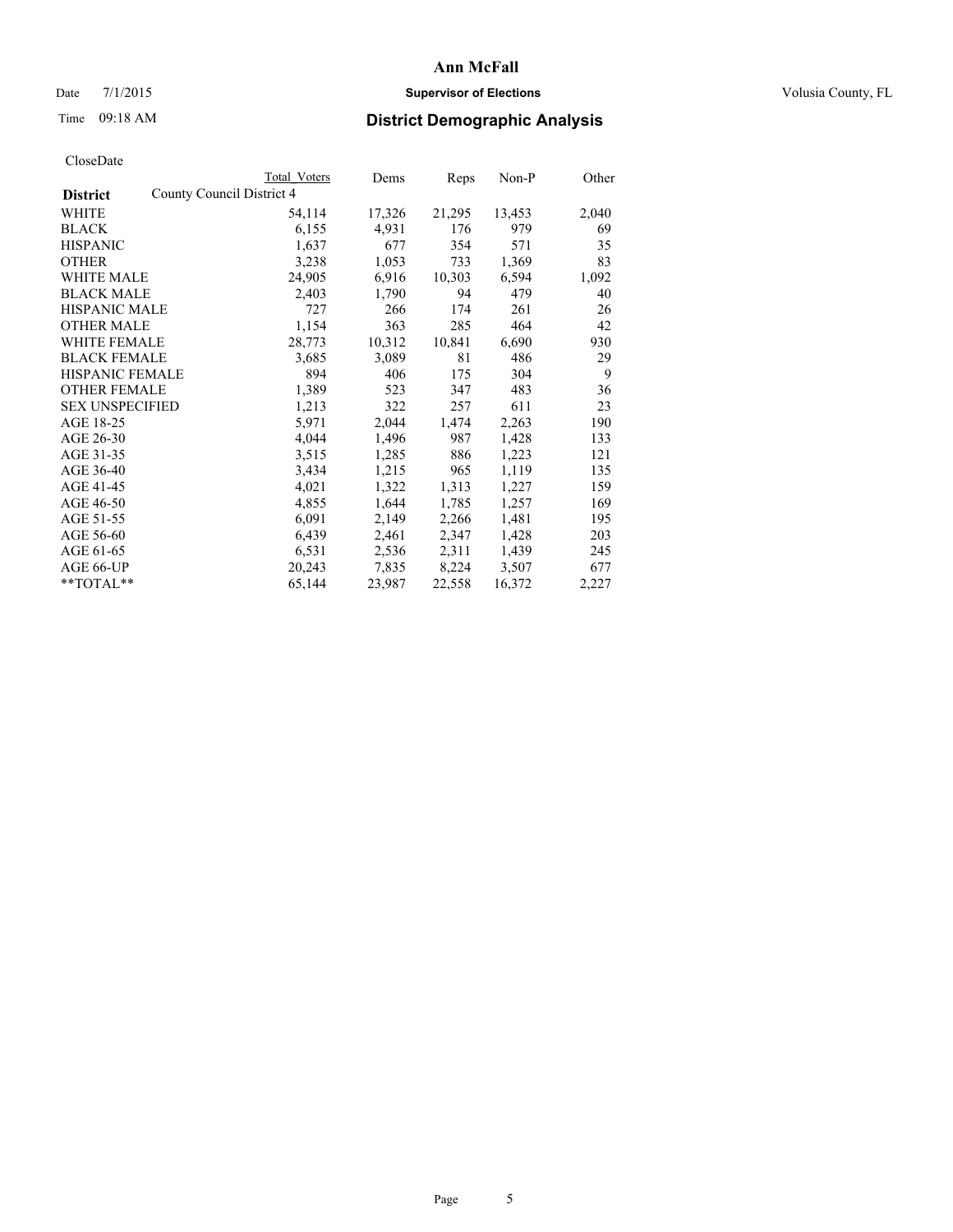# Ann McFall

Date 7/1/2015 **Supervisor of Elections** Volusia County, FL

Time 09:18 AM **District Demographic Analysis**

CloseDate

| **District** | County Council District 4 | Total Voters | Dems | Reps | Non-P | Other |
|---|---|---|---|---|---|---|
| WHITE | | 54,114 | 17,326 | 21,295 | 13,453 | 2,040 |
| BLACK | | 6,155 | 4,931 | 176 | 979 | 69 |
| HISPANIC | | 1,637 | 677 | 354 | 571 | 35 |
| OTHER | | 3,238 | 1,053 | 733 | 1,369 | 83 |
| WHITE MALE | | 24,905 | 6,916 | 10,303 | 6,594 | 1,092 |
| BLACK MALE | | 2,403 | 1,790 | 94 | 479 | 40 |
| HISPANIC MALE | | 727 | 266 | 174 | 261 | 26 |
| OTHER MALE | | 1,154 | 363 | 285 | 464 | 42 |
| WHITE FEMALE | | 28,773 | 10,312 | 10,841 | 6,690 | 930 |
| BLACK FEMALE | | 3,685 | 3,089 | 81 | 486 | 29 |
| HISPANIC FEMALE | | 894 | 406 | 175 | 304 | 9 |
| OTHER FEMALE | | 1,389 | 523 | 347 | 483 | 36 |
| SEX UNSPECIFIED | | 1,213 | 322 | 257 | 611 | 23 |
| AGE 18-25 | | 5,971 | 2,044 | 1,474 | 2,263 | 190 |
| AGE 26-30 | | 4,044 | 1,496 | 987 | 1,428 | 133 |
| AGE 31-35 | | 3,515 | 1,285 | 886 | 1,223 | 121 |
| AGE 36-40 | | 3,434 | 1,215 | 965 | 1,119 | 135 |
| AGE 41-45 | | 4,021 | 1,322 | 1,313 | 1,227 | 159 |
| AGE 46-50 | | 4,855 | 1,644 | 1,785 | 1,257 | 169 |
| AGE 51-55 | | 6,091 | 2,149 | 2,266 | 1,481 | 195 |
| AGE 56-60 | | 6,439 | 2,461 | 2,347 | 1,428 | 203 |
| AGE 61-65 | | 6,531 | 2,536 | 2,311 | 1,439 | 245 |
| AGE 66-UP | | 20,243 | 7,835 | 8,224 | 3,507 | 677 |
| **TOTAL** | | 65,144 | 23,987 | 22,558 | 16,372 | 2,227 |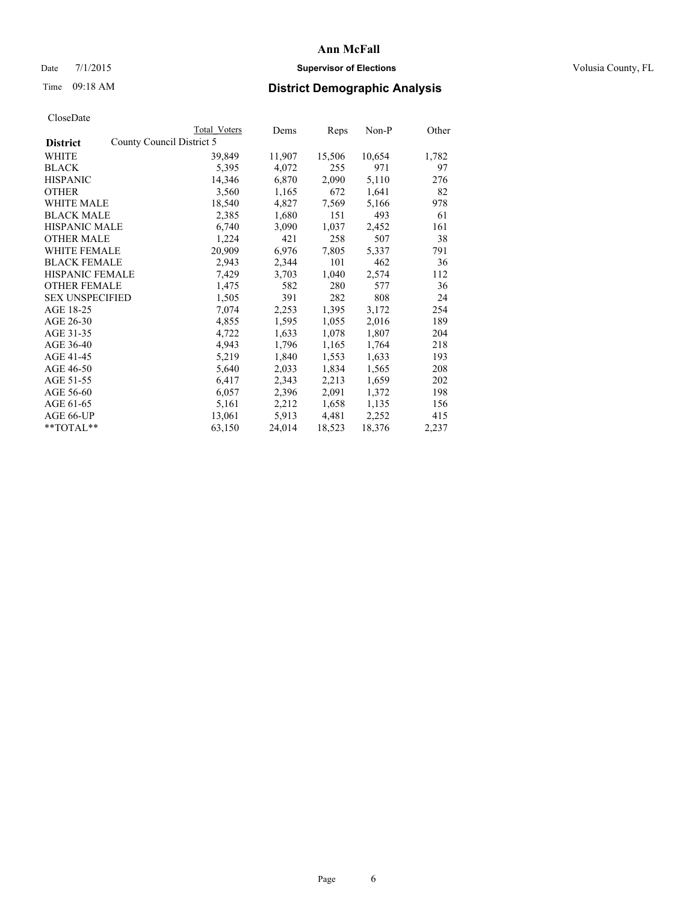# Ann McFall

Date 7/1/2015 **Supervisor of Elections** Volusia County, FL

Time 09:18 AM **District Demographic Analysis**

CloseDate

| **District** | County Council District 5 Total Voters | Dems | Reps | Non-P | Other |
|---|---|---|---|---|---|
| WHITE | 39,849 | 11,907 | 15,506 | 10,654 | 1,782 |
| BLACK | 5,395 | 4,072 | 255 | 971 | 97 |
| HISPANIC | 14,346 | 6,870 | 2,090 | 5,110 | 276 |
| OTHER | 3,560 | 1,165 | 672 | 1,641 | 82 |
| WHITE MALE | 18,540 | 4,827 | 7,569 | 5,166 | 978 |
| BLACK MALE | 2,385 | 1,680 | 151 | 493 | 61 |
| HISPANIC MALE | 6,740 | 3,090 | 1,037 | 2,452 | 161 |
| OTHER MALE | 1,224 | 421 | 258 | 507 | 38 |
| WHITE FEMALE | 20,909 | 6,976 | 7,805 | 5,337 | 791 |
| BLACK FEMALE | 2,943 | 2,344 | 101 | 462 | 36 |
| HISPANIC FEMALE | 7,429 | 3,703 | 1,040 | 2,574 | 112 |
| OTHER FEMALE | 1,475 | 582 | 280 | 577 | 36 |
| SEX UNSPECIFIED | 1,505 | 391 | 282 | 808 | 24 |
| AGE 18-25 | 7,074 | 2,253 | 1,395 | 3,172 | 254 |
| AGE 26-30 | 4,855 | 1,595 | 1,055 | 2,016 | 189 |
| AGE 31-35 | 4,722 | 1,633 | 1,078 | 1,807 | 204 |
| AGE 36-40 | 4,943 | 1,796 | 1,165 | 1,764 | 218 |
| AGE 41-45 | 5,219 | 1,840 | 1,553 | 1,633 | 193 |
| AGE 46-50 | 5,640 | 2,033 | 1,834 | 1,565 | 208 |
| AGE 51-55 | 6,417 | 2,343 | 2,213 | 1,659 | 202 |
| AGE 56-60 | 6,057 | 2,396 | 2,091 | 1,372 | 198 |
| AGE 61-65 | 5,161 | 2,212 | 1,658 | 1,135 | 156 |
| AGE 66-UP | 13,061 | 5,913 | 4,481 | 2,252 | 415 |
| **TOTAL** | 63,150 | 24,014 | 18,523 | 18,376 | 2,237 |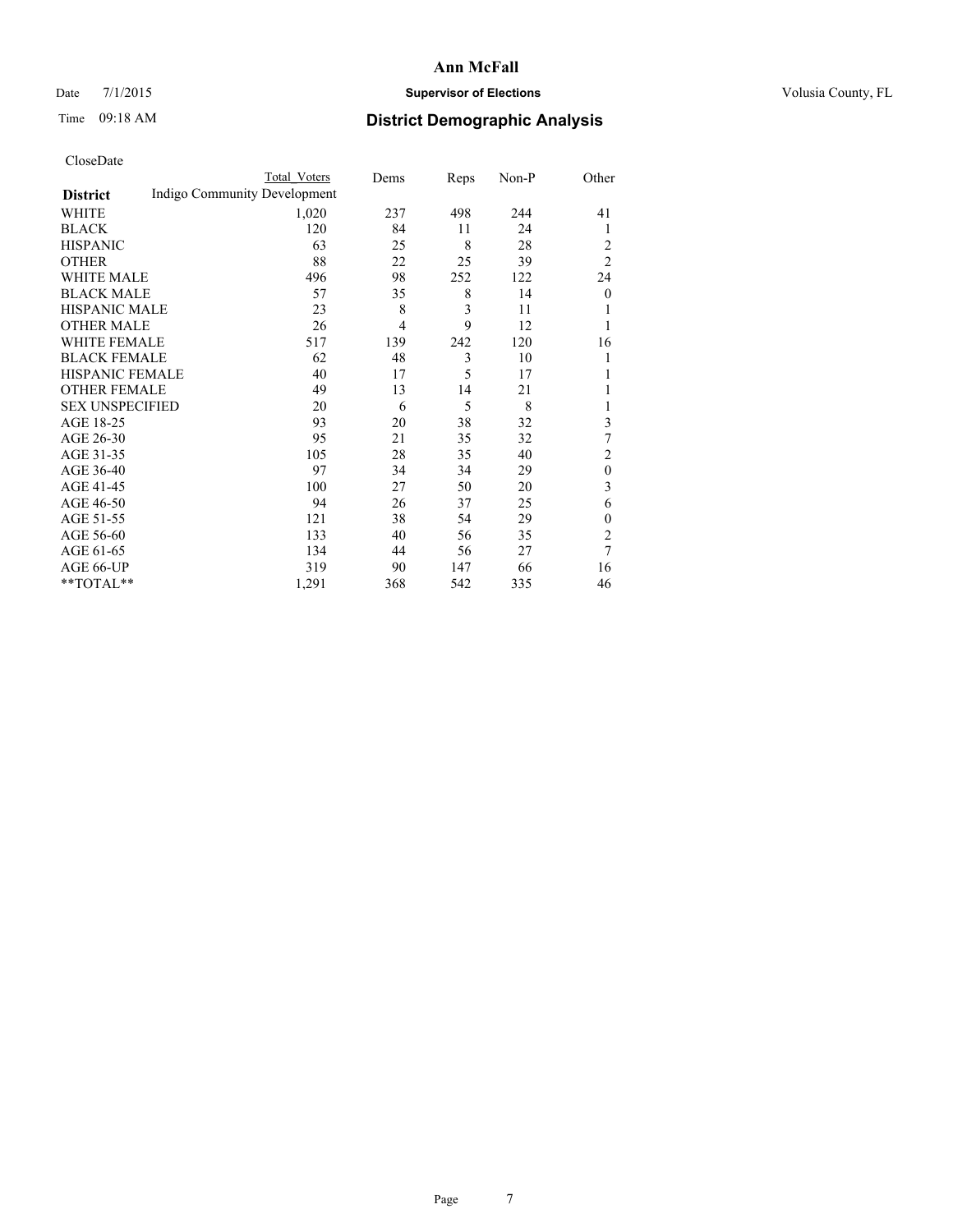# Ann McFall

Date 7/1/2015 **Supervisor of Elections** Volusia County, FL

Time 09:18 AM **District Demographic Analysis**

CloseDate

| **District** | Total Voters | Dems | Reps | Non-P | Other |
|---|---|---|---|---|---|
| Indigo Community Development | | | | | |
| WHITE | 1,020 | 237 | 498 | 244 | 41 |
| BLACK | 120 | 84 | 11 | 24 | 1 |
| HISPANIC | 63 | 25 | 8 | 28 | 2 |
| OTHER | 88 | 22 | 25 | 39 | 2 |
| WHITE MALE | 496 | 98 | 252 | 122 | 24 |
| BLACK MALE | 57 | 35 | 8 | 14 | 0 |
| HISPANIC MALE | 23 | 8 | 3 | 11 | 1 |
| OTHER MALE | 26 | 4 | 9 | 12 | 1 |
| WHITE FEMALE | 517 | 139 | 242 | 120 | 16 |
| BLACK FEMALE | 62 | 48 | 3 | 10 | 1 |
| HISPANIC FEMALE | 40 | 17 | 5 | 17 | 1 |
| OTHER FEMALE | 49 | 13 | 14 | 21 | 1 |
| SEX UNSPECIFIED | 20 | 6 | 5 | 8 | 1 |
| AGE 18-25 | 93 | 20 | 38 | 32 | 3 |
| AGE 26-30 | 95 | 21 | 35 | 32 | 7 |
| AGE 31-35 | 105 | 28 | 35 | 40 | 2 |
| AGE 36-40 | 97 | 34 | 34 | 29 | 0 |
| AGE 41-45 | 100 | 27 | 50 | 20 | 3 |
| AGE 46-50 | 94 | 26 | 37 | 25 | 6 |
| AGE 51-55 | 121 | 38 | 54 | 29 | 0 |
| AGE 56-60 | 133 | 40 | 56 | 35 | 2 |
| AGE 61-65 | 134 | 44 | 56 | 27 | 7 |
| AGE 66-UP | 319 | 90 | 147 | 66 | 16 |
| **TOTAL** | 1,291 | 368 | 542 | 335 | 46 |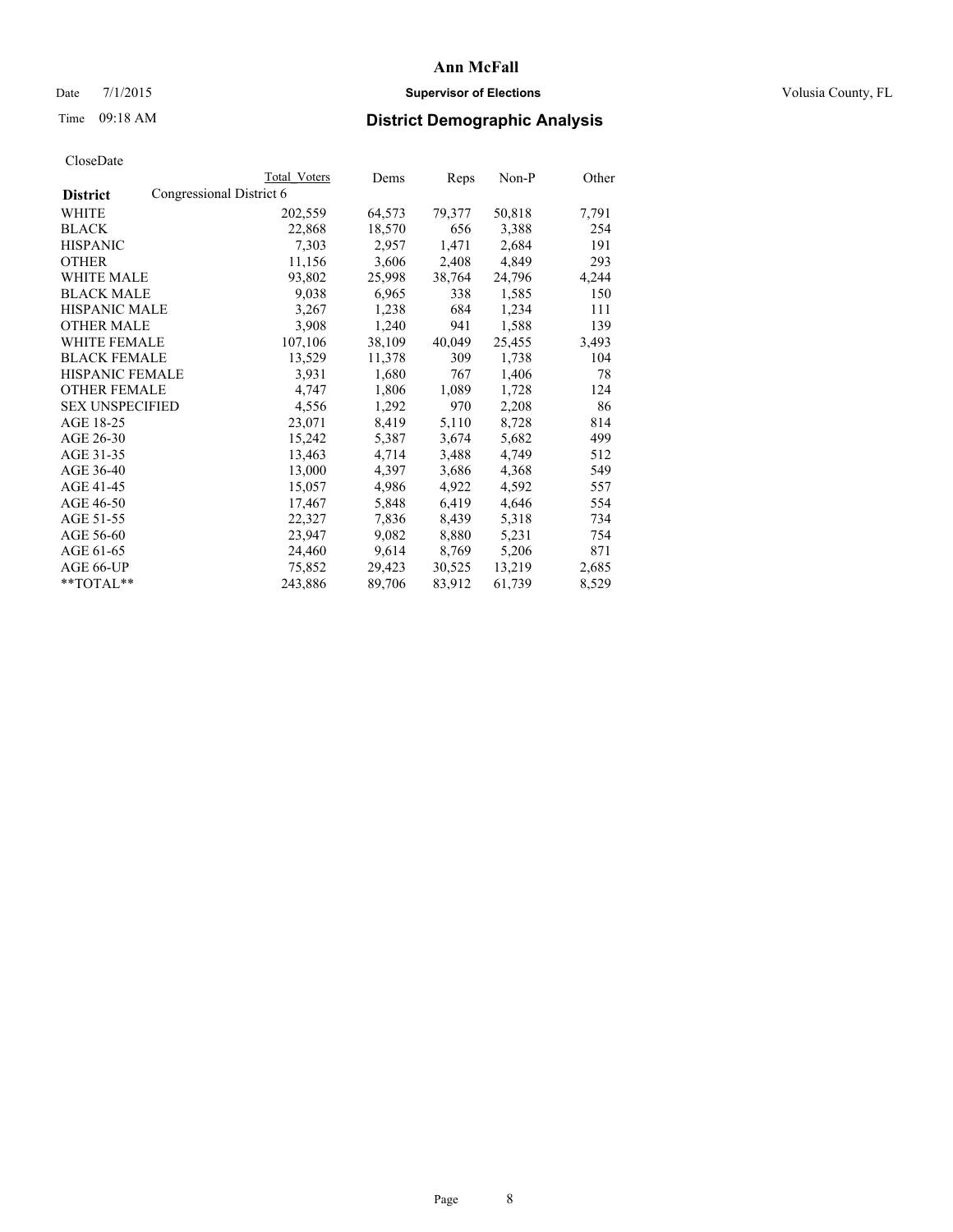# Ann McFall

Date 7/1/2015 **Supervisor of Elections** Volusia County, FL

Time 09:18 AM **District Demographic Analysis**

CloseDate

| District | Total Voters | Dems | Reps | Non-P | Other |
|---|---|---|---|---|---|
| Congressional District 6 | | | | | |
| WHITE | 202,559 | 64,573 | 79,377 | 50,818 | 7,791 |
| BLACK | 22,868 | 18,570 | 656 | 3,388 | 254 |
| HISPANIC | 7,303 | 2,957 | 1,471 | 2,684 | 191 |
| OTHER | 11,156 | 3,606 | 2,408 | 4,849 | 293 |
| WHITE MALE | 93,802 | 25,998 | 38,764 | 24,796 | 4,244 |
| BLACK MALE | 9,038 | 6,965 | 338 | 1,585 | 150 |
| HISPANIC MALE | 3,267 | 1,238 | 684 | 1,234 | 111 |
| OTHER MALE | 3,908 | 1,240 | 941 | 1,588 | 139 |
| WHITE FEMALE | 107,106 | 38,109 | 40,049 | 25,455 | 3,493 |
| BLACK FEMALE | 13,529 | 11,378 | 309 | 1,738 | 104 |
| HISPANIC FEMALE | 3,931 | 1,680 | 767 | 1,406 | 78 |
| OTHER FEMALE | 4,747 | 1,806 | 1,089 | 1,728 | 124 |
| SEX UNSPECIFIED | 4,556 | 1,292 | 970 | 2,208 | 86 |
| AGE 18-25 | 23,071 | 8,419 | 5,110 | 8,728 | 814 |
| AGE 26-30 | 15,242 | 5,387 | 3,674 | 5,682 | 499 |
| AGE 31-35 | 13,463 | 4,714 | 3,488 | 4,749 | 512 |
| AGE 36-40 | 13,000 | 4,397 | 3,686 | 4,368 | 549 |
| AGE 41-45 | 15,057 | 4,986 | 4,922 | 4,592 | 557 |
| AGE 46-50 | 17,467 | 5,848 | 6,419 | 4,646 | 554 |
| AGE 51-55 | 22,327 | 7,836 | 8,439 | 5,318 | 734 |
| AGE 56-60 | 23,947 | 9,082 | 8,880 | 5,231 | 754 |
| AGE 61-65 | 24,460 | 9,614 | 8,769 | 5,206 | 871 |
| AGE 66-UP | 75,852 | 29,423 | 30,525 | 13,219 | 2,685 |
| **TOTAL** | 243,886 | 89,706 | 83,912 | 61,739 | 8,529 |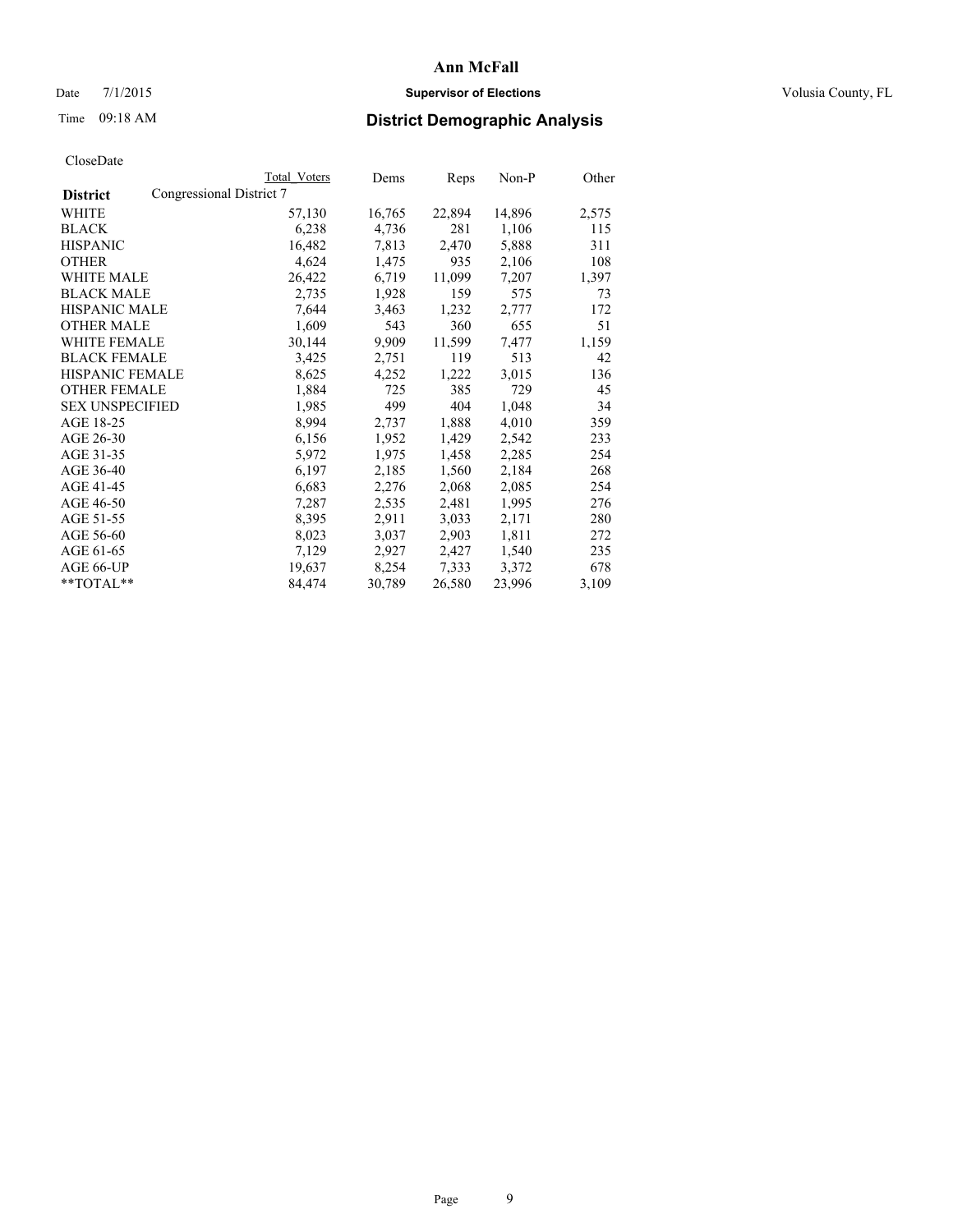# Ann McFall

Date 7/1/2015 **Supervisor of Elections** Volusia County, FL

Time 09:18 AM **District Demographic Analysis**

CloseDate

| **District** | Congressional District 7 Total Voters | Dems | Reps | Non-P | Other |
|---|---|---|---|---|---|
| WHITE | 57,130 | 16,765 | 22,894 | 14,896 | 2,575 |
| BLACK | 6,238 | 4,736 | 281 | 1,106 | 115 |
| HISPANIC | 16,482 | 7,813 | 2,470 | 5,888 | 311 |
| OTHER | 4,624 | 1,475 | 935 | 2,106 | 108 |
| WHITE MALE | 26,422 | 6,719 | 11,099 | 7,207 | 1,397 |
| BLACK MALE | 2,735 | 1,928 | 159 | 575 | 73 |
| HISPANIC MALE | 7,644 | 3,463 | 1,232 | 2,777 | 172 |
| OTHER MALE | 1,609 | 543 | 360 | 655 | 51 |
| WHITE FEMALE | 30,144 | 9,909 | 11,599 | 7,477 | 1,159 |
| BLACK FEMALE | 3,425 | 2,751 | 119 | 513 | 42 |
| HISPANIC FEMALE | 8,625 | 4,252 | 1,222 | 3,015 | 136 |
| OTHER FEMALE | 1,884 | 725 | 385 | 729 | 45 |
| SEX UNSPECIFIED | 1,985 | 499 | 404 | 1,048 | 34 |
| AGE 18-25 | 8,994 | 2,737 | 1,888 | 4,010 | 359 |
| AGE 26-30 | 6,156 | 1,952 | 1,429 | 2,542 | 233 |
| AGE 31-35 | 5,972 | 1,975 | 1,458 | 2,285 | 254 |
| AGE 36-40 | 6,197 | 2,185 | 1,560 | 2,184 | 268 |
| AGE 41-45 | 6,683 | 2,276 | 2,068 | 2,085 | 254 |
| AGE 46-50 | 7,287 | 2,535 | 2,481 | 1,995 | 276 |
| AGE 51-55 | 8,395 | 2,911 | 3,033 | 2,171 | 280 |
| AGE 56-60 | 8,023 | 3,037 | 2,903 | 1,811 | 272 |
| AGE 61-65 | 7,129 | 2,927 | 2,427 | 1,540 | 235 |
| AGE 66-UP | 19,637 | 8,254 | 7,333 | 3,372 | 678 |
| **TOTAL** | 84,474 | 30,789 | 26,580 | 23,996 | 3,109 |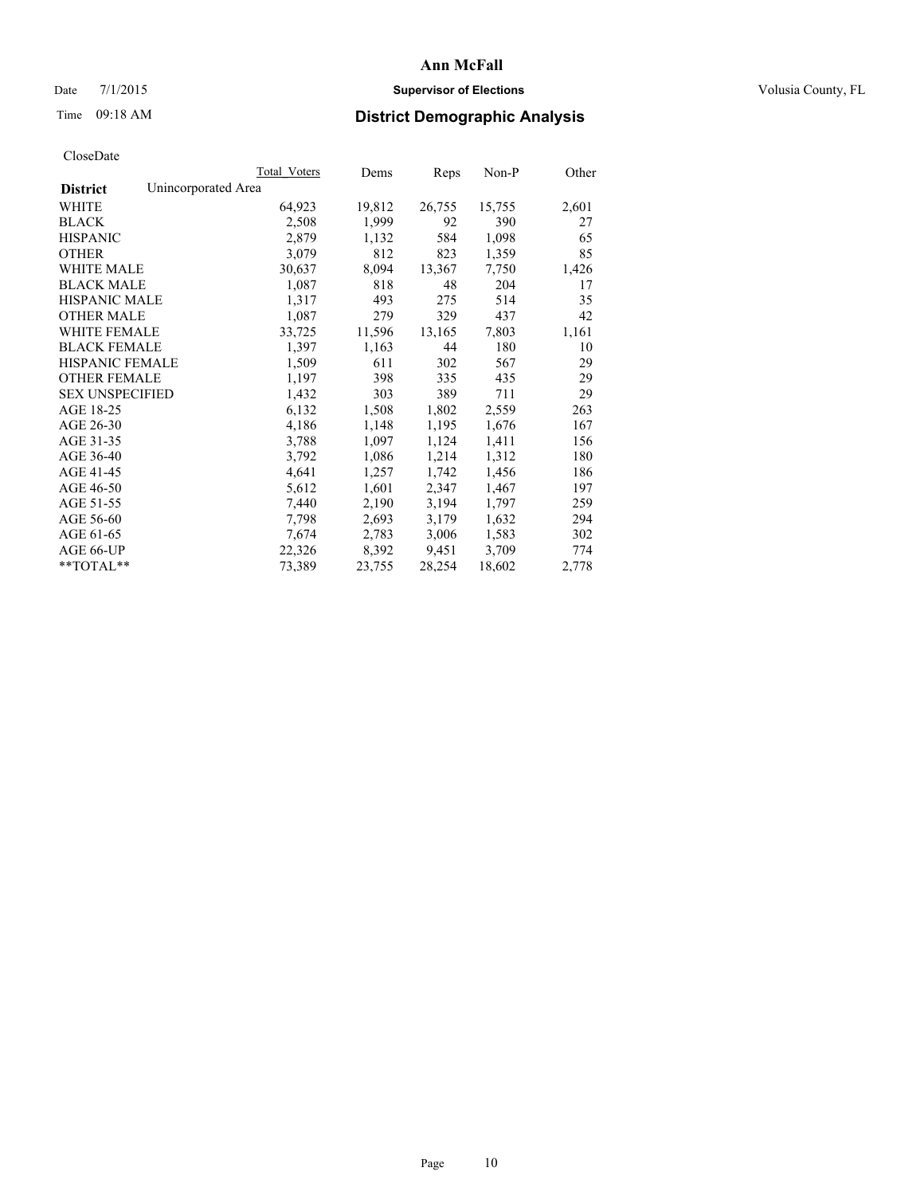# Ann McFall

Date 7/1/2015 **Supervisor of Elections** Volusia County, FL

Time 09:18 AM **District Demographic Analysis**

CloseDate

| District | Unincorporated Area | Total Voters | Dems | Reps | Non-P | Other |
|---|---|---|---|---|---|---|
| WHITE | | 64,923 | 19,812 | 26,755 | 15,755 | 2,601 |
| BLACK | | 2,508 | 1,999 | 92 | 390 | 27 |
| HISPANIC | | 2,879 | 1,132 | 584 | 1,098 | 65 |
| OTHER | | 3,079 | 812 | 823 | 1,359 | 85 |
| WHITE MALE | | 30,637 | 8,094 | 13,367 | 7,750 | 1,426 |
| BLACK MALE | | 1,087 | 818 | 48 | 204 | 17 |
| HISPANIC MALE | | 1,317 | 493 | 275 | 514 | 35 |
| OTHER MALE | | 1,087 | 279 | 329 | 437 | 42 |
| WHITE FEMALE | | 33,725 | 11,596 | 13,165 | 7,803 | 1,161 |
| BLACK FEMALE | | 1,397 | 1,163 | 44 | 180 | 10 |
| HISPANIC FEMALE | | 1,509 | 611 | 302 | 567 | 29 |
| OTHER FEMALE | | 1,197 | 398 | 335 | 435 | 29 |
| SEX UNSPECIFIED | | 1,432 | 303 | 389 | 711 | 29 |
| AGE 18-25 | | 6,132 | 1,508 | 1,802 | 2,559 | 263 |
| AGE 26-30 | | 4,186 | 1,148 | 1,195 | 1,676 | 167 |
| AGE 31-35 | | 3,788 | 1,097 | 1,124 | 1,411 | 156 |
| AGE 36-40 | | 3,792 | 1,086 | 1,214 | 1,312 | 180 |
| AGE 41-45 | | 4,641 | 1,257 | 1,742 | 1,456 | 186 |
| AGE 46-50 | | 5,612 | 1,601 | 2,347 | 1,467 | 197 |
| AGE 51-55 | | 7,440 | 2,190 | 3,194 | 1,797 | 259 |
| AGE 56-60 | | 7,798 | 2,693 | 3,179 | 1,632 | 294 |
| AGE 61-65 | | 7,674 | 2,783 | 3,006 | 1,583 | 302 |
| AGE 66-UP | | 22,326 | 8,392 | 9,451 | 3,709 | 774 |
| **TOTAL** | | 73,389 | 23,755 | 28,254 | 18,602 | 2,778 |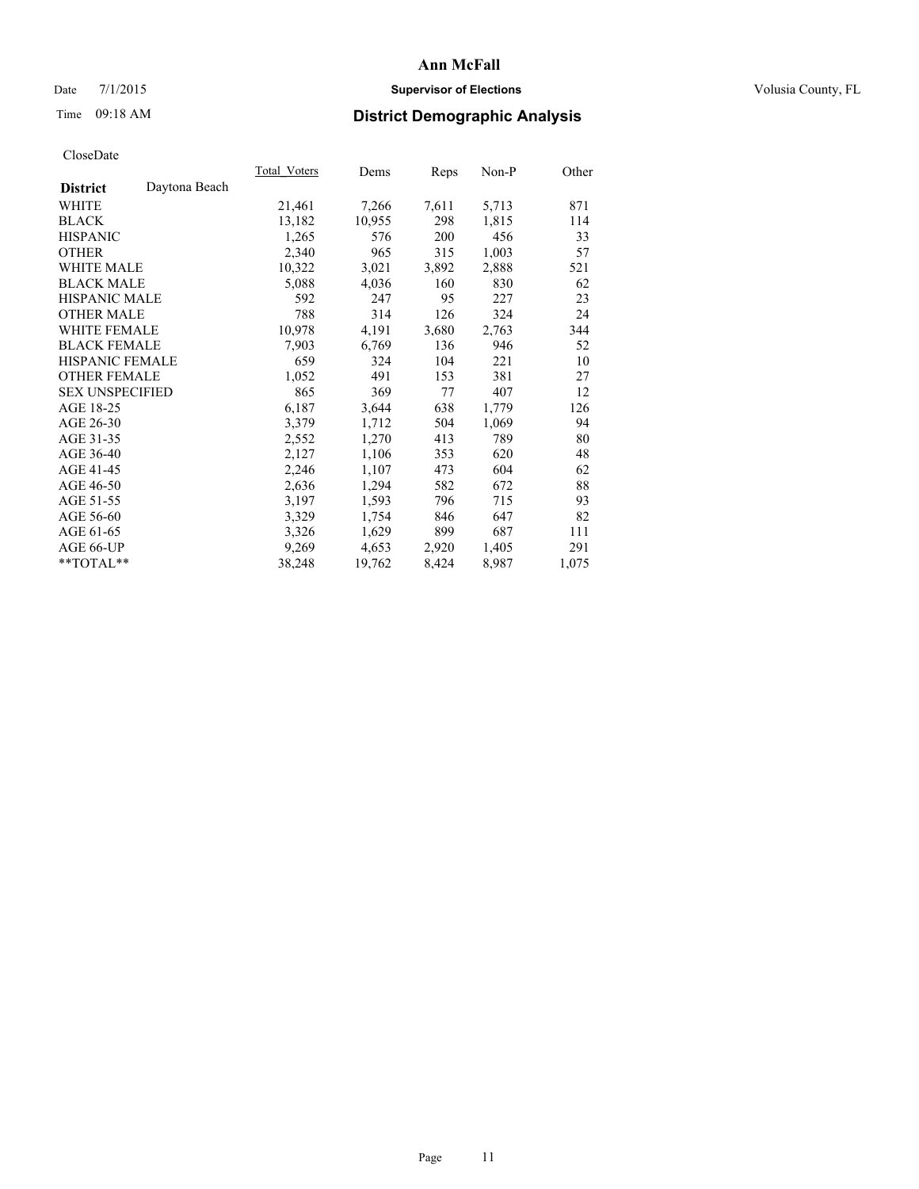# Ann McFall

Date 7/1/2015 **Supervisor of Elections** Volusia County, FL

Time 09:18 AM **District Demographic Analysis**

CloseDate

| | Total_Voters | Dems | Reps | Non-P | Other |
|---|---|---|---|---|---|
| **District** Daytona Beach | | | | | |
| WHITE | 21,461 | 7,266 | 7,611 | 5,713 | 871 |
| BLACK | 13,182 | 10,955 | 298 | 1,815 | 114 |
| HISPANIC | 1,265 | 576 | 200 | 456 | 33 |
| OTHER | 2,340 | 965 | 315 | 1,003 | 57 |
| WHITE MALE | 10,322 | 3,021 | 3,892 | 2,888 | 521 |
| BLACK MALE | 5,088 | 4,036 | 160 | 830 | 62 |
| HISPANIC MALE | 592 | 247 | 95 | 227 | 23 |
| OTHER MALE | 788 | 314 | 126 | 324 | 24 |
| WHITE FEMALE | 10,978 | 4,191 | 3,680 | 2,763 | 344 |
| BLACK FEMALE | 7,903 | 6,769 | 136 | 946 | 52 |
| HISPANIC FEMALE | 659 | 324 | 104 | 221 | 10 |
| OTHER FEMALE | 1,052 | 491 | 153 | 381 | 27 |
| SEX UNSPECIFIED | 865 | 369 | 77 | 407 | 12 |
| AGE 18-25 | 6,187 | 3,644 | 638 | 1,779 | 126 |
| AGE 26-30 | 3,379 | 1,712 | 504 | 1,069 | 94 |
| AGE 31-35 | 2,552 | 1,270 | 413 | 789 | 80 |
| AGE 36-40 | 2,127 | 1,106 | 353 | 620 | 48 |
| AGE 41-45 | 2,246 | 1,107 | 473 | 604 | 62 |
| AGE 46-50 | 2,636 | 1,294 | 582 | 672 | 88 |
| AGE 51-55 | 3,197 | 1,593 | 796 | 715 | 93 |
| AGE 56-60 | 3,329 | 1,754 | 846 | 647 | 82 |
| AGE 61-65 | 3,326 | 1,629 | 899 | 687 | 111 |
| AGE 66-UP | 9,269 | 4,653 | 2,920 | 1,405 | 291 |
| **TOTAL** | 38,248 | 19,762 | 8,424 | 8,987 | 1,075 |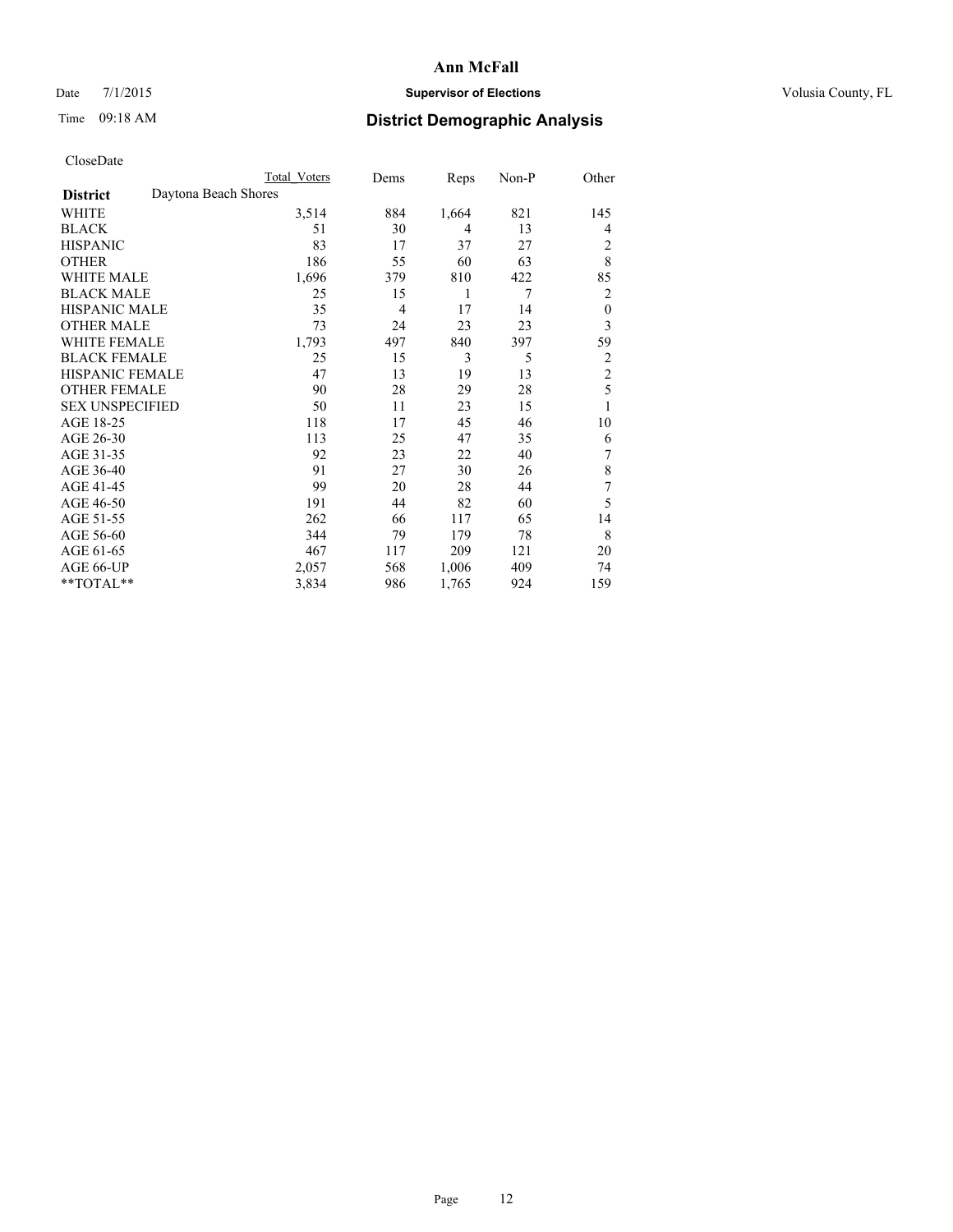**Ann McFall**

Date 7/1/2015 **Supervisor of Elections** Volusia County, FL

Time 09:18 AM **District Demographic Analysis**

CloseDate

| | Total Voters | Dems | Reps | Non-P | Other |
|---|---|---|---|---|---|
| **District** Daytona Beach Shores | | | | | |
| WHITE | 3,514 | 884 | 1,664 | 821 | 145 |
| BLACK | 51 | 30 | 4 | 13 | 4 |
| HISPANIC | 83 | 17 | 37 | 27 | 2 |
| OTHER | 186 | 55 | 60 | 63 | 8 |
| WHITE MALE | 1,696 | 379 | 810 | 422 | 85 |
| BLACK MALE | 25 | 15 | 1 | 7 | 2 |
| HISPANIC MALE | 35 | 4 | 17 | 14 | 0 |
| OTHER MALE | 73 | 24 | 23 | 23 | 3 |
| WHITE FEMALE | 1,793 | 497 | 840 | 397 | 59 |
| BLACK FEMALE | 25 | 15 | 3 | 5 | 2 |
| HISPANIC FEMALE | 47 | 13 | 19 | 13 | 2 |
| OTHER FEMALE | 90 | 28 | 29 | 28 | 5 |
| SEX UNSPECIFIED | 50 | 11 | 23 | 15 | 1 |
| AGE 18-25 | 118 | 17 | 45 | 46 | 10 |
| AGE 26-30 | 113 | 25 | 47 | 35 | 6 |
| AGE 31-35 | 92 | 23 | 22 | 40 | 7 |
| AGE 36-40 | 91 | 27 | 30 | 26 | 8 |
| AGE 41-45 | 99 | 20 | 28 | 44 | 7 |
| AGE 46-50 | 191 | 44 | 82 | 60 | 5 |
| AGE 51-55 | 262 | 66 | 117 | 65 | 14 |
| AGE 56-60 | 344 | 79 | 179 | 78 | 8 |
| AGE 61-65 | 467 | 117 | 209 | 121 | 20 |
| AGE 66-UP | 2,057 | 568 | 1,006 | 409 | 74 |
| **TOTAL** | 3,834 | 986 | 1,765 | 924 | 159 |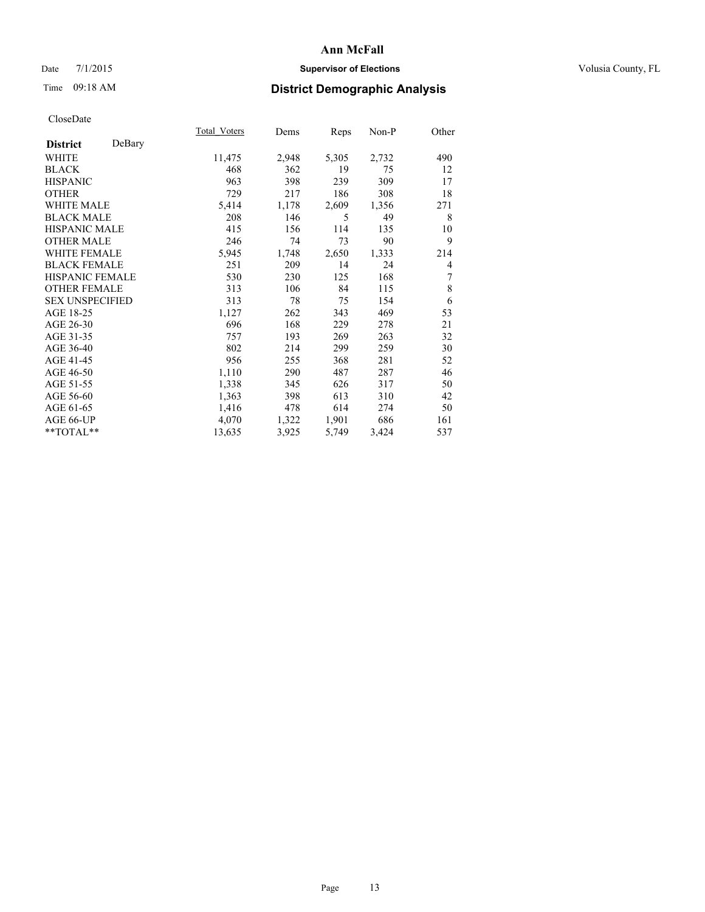# Ann McFall

Date 7/1/2015 **Supervisor of Elections** Volusia County, FL

Time 09:18 AM **District Demographic Analysis**

CloseDate

| District DeBary | Total_Voters | Dems | Reps | Non-P | Other |
|---|---|---|---|---|---|
| WHITE | 11,475 | 2,948 | 5,305 | 2,732 | 490 |
| BLACK | 468 | 362 | 19 | 75 | 12 |
| HISPANIC | 963 | 398 | 239 | 309 | 17 |
| OTHER | 729 | 217 | 186 | 308 | 18 |
| WHITE MALE | 5,414 | 1,178 | 2,609 | 1,356 | 271 |
| BLACK MALE | 208 | 146 | 5 | 49 | 8 |
| HISPANIC MALE | 415 | 156 | 114 | 135 | 10 |
| OTHER MALE | 246 | 74 | 73 | 90 | 9 |
| WHITE FEMALE | 5,945 | 1,748 | 2,650 | 1,333 | 214 |
| BLACK FEMALE | 251 | 209 | 14 | 24 | 4 |
| HISPANIC FEMALE | 530 | 230 | 125 | 168 | 7 |
| OTHER FEMALE | 313 | 106 | 84 | 115 | 8 |
| SEX UNSPECIFIED | 313 | 78 | 75 | 154 | 6 |
| AGE 18-25 | 1,127 | 262 | 343 | 469 | 53 |
| AGE 26-30 | 696 | 168 | 229 | 278 | 21 |
| AGE 31-35 | 757 | 193 | 269 | 263 | 32 |
| AGE 36-40 | 802 | 214 | 299 | 259 | 30 |
| AGE 41-45 | 956 | 255 | 368 | 281 | 52 |
| AGE 46-50 | 1,110 | 290 | 487 | 287 | 46 |
| AGE 51-55 | 1,338 | 345 | 626 | 317 | 50 |
| AGE 56-60 | 1,363 | 398 | 613 | 310 | 42 |
| AGE 61-65 | 1,416 | 478 | 614 | 274 | 50 |
| AGE 66-UP | 4,070 | 1,322 | 1,901 | 686 | 161 |
| **TOTAL** | 13,635 | 3,925 | 5,749 | 3,424 | 537 |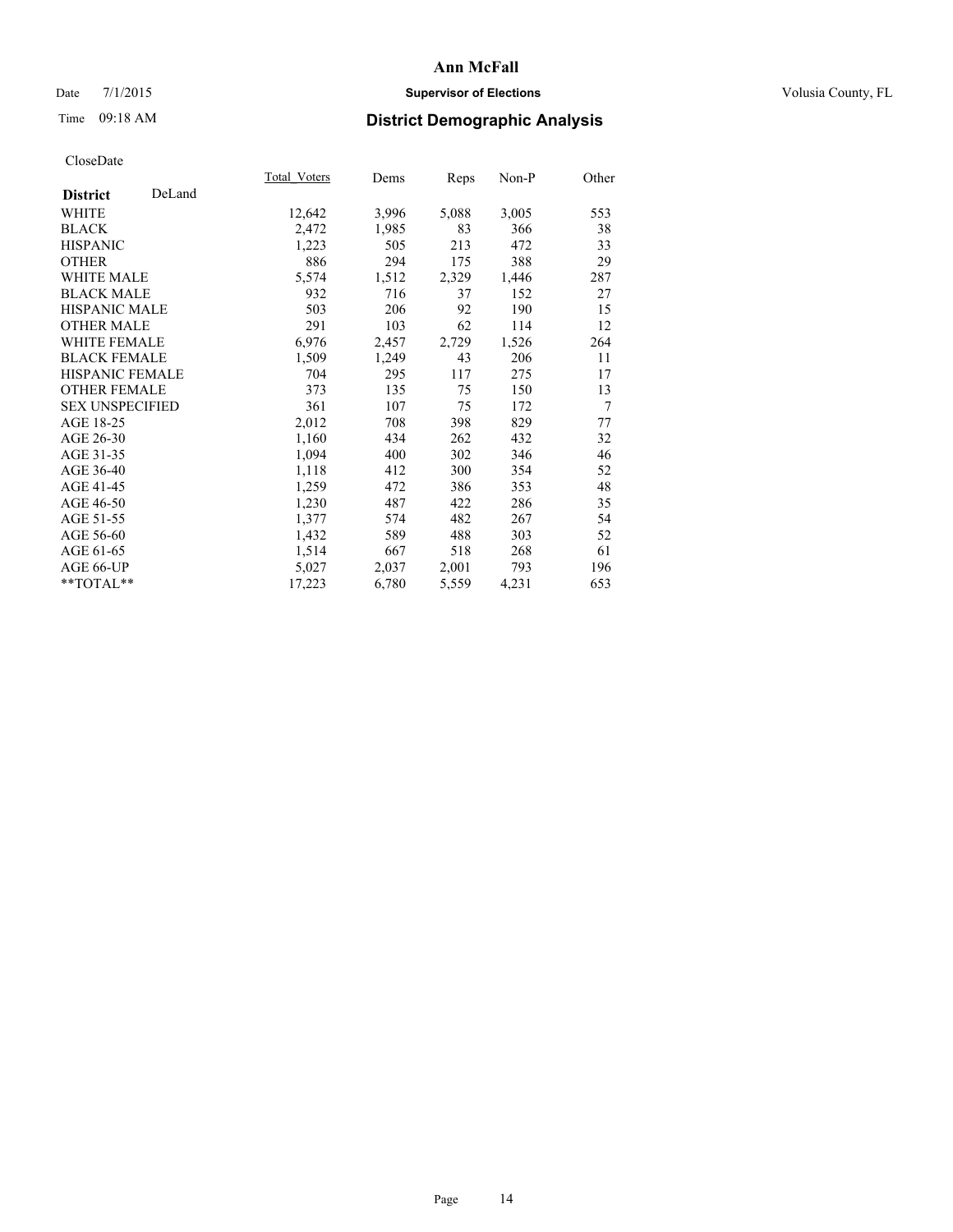**Ann McFall**

Date 7/1/2015 **Supervisor of Elections** Volusia County, FL

Time 09:18 AM **District Demographic Analysis**

CloseDate

| **District** DeLand | Total_Voters | Dems | Reps | Non-P | Other |
|---|---|---|---|---|---|
| WHITE | 12,642 | 3,996 | 5,088 | 3,005 | 553 |
| BLACK | 2,472 | 1,985 | 83 | 366 | 38 |
| HISPANIC | 1,223 | 505 | 213 | 472 | 33 |
| OTHER | 886 | 294 | 175 | 388 | 29 |
| WHITE MALE | 5,574 | 1,512 | 2,329 | 1,446 | 287 |
| BLACK MALE | 932 | 716 | 37 | 152 | 27 |
| HISPANIC MALE | 503 | 206 | 92 | 190 | 15 |
| OTHER MALE | 291 | 103 | 62 | 114 | 12 |
| WHITE FEMALE | 6,976 | 2,457 | 2,729 | 1,526 | 264 |
| BLACK FEMALE | 1,509 | 1,249 | 43 | 206 | 11 |
| HISPANIC FEMALE | 704 | 295 | 117 | 275 | 17 |
| OTHER FEMALE | 373 | 135 | 75 | 150 | 13 |
| SEX UNSPECIFIED | 361 | 107 | 75 | 172 | 7 |
| AGE 18-25 | 2,012 | 708 | 398 | 829 | 77 |
| AGE 26-30 | 1,160 | 434 | 262 | 432 | 32 |
| AGE 31-35 | 1,094 | 400 | 302 | 346 | 46 |
| AGE 36-40 | 1,118 | 412 | 300 | 354 | 52 |
| AGE 41-45 | 1,259 | 472 | 386 | 353 | 48 |
| AGE 46-50 | 1,230 | 487 | 422 | 286 | 35 |
| AGE 51-55 | 1,377 | 574 | 482 | 267 | 54 |
| AGE 56-60 | 1,432 | 589 | 488 | 303 | 52 |
| AGE 61-65 | 1,514 | 667 | 518 | 268 | 61 |
| AGE 66-UP | 5,027 | 2,037 | 2,001 | 793 | 196 |
| **TOTAL** | 17,223 | 6,780 | 5,559 | 4,231 | 653 |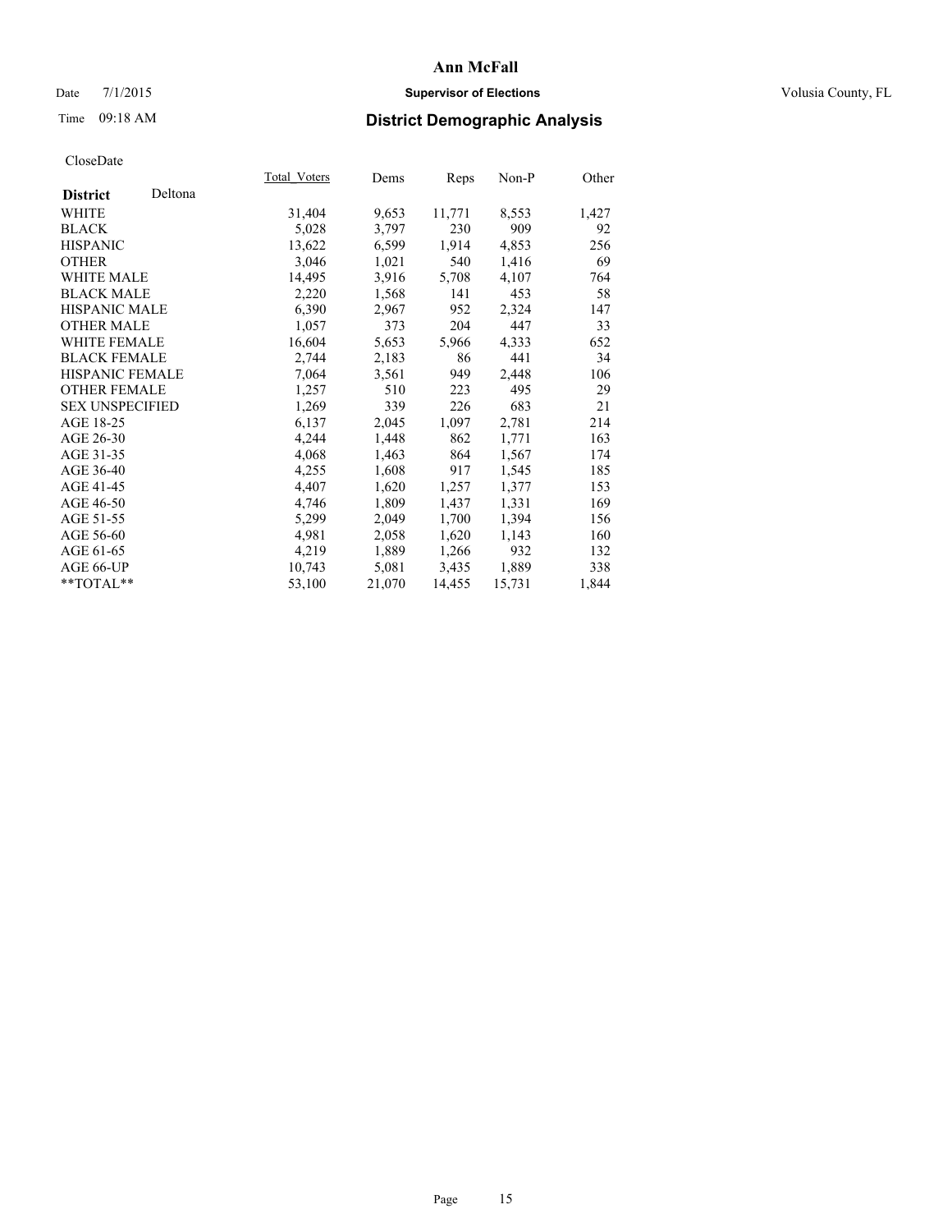# Ann McFall

Date 7/1/2015 **Supervisor of Elections** Volusia County, FL

Time 09:18 AM **District Demographic Analysis**

CloseDate

| | Total_Voters | Dems | Reps | Non-P | Other |
|---|---|---|---|---|---|
| **District** Deltona | | | | | |
| WHITE | 31,404 | 9,653 | 11,771 | 8,553 | 1,427 |
| BLACK | 5,028 | 3,797 | 230 | 909 | 92 |
| HISPANIC | 13,622 | 6,599 | 1,914 | 4,853 | 256 |
| OTHER | 3,046 | 1,021 | 540 | 1,416 | 69 |
| WHITE MALE | 14,495 | 3,916 | 5,708 | 4,107 | 764 |
| BLACK MALE | 2,220 | 1,568 | 141 | 453 | 58 |
| HISPANIC MALE | 6,390 | 2,967 | 952 | 2,324 | 147 |
| OTHER MALE | 1,057 | 373 | 204 | 447 | 33 |
| WHITE FEMALE | 16,604 | 5,653 | 5,966 | 4,333 | 652 |
| BLACK FEMALE | 2,744 | 2,183 | 86 | 441 | 34 |
| HISPANIC FEMALE | 7,064 | 3,561 | 949 | 2,448 | 106 |
| OTHER FEMALE | 1,257 | 510 | 223 | 495 | 29 |
| SEX UNSPECIFIED | 1,269 | 339 | 226 | 683 | 21 |
| AGE 18-25 | 6,137 | 2,045 | 1,097 | 2,781 | 214 |
| AGE 26-30 | 4,244 | 1,448 | 862 | 1,771 | 163 |
| AGE 31-35 | 4,068 | 1,463 | 864 | 1,567 | 174 |
| AGE 36-40 | 4,255 | 1,608 | 917 | 1,545 | 185 |
| AGE 41-45 | 4,407 | 1,620 | 1,257 | 1,377 | 153 |
| AGE 46-50 | 4,746 | 1,809 | 1,437 | 1,331 | 169 |
| AGE 51-55 | 5,299 | 2,049 | 1,700 | 1,394 | 156 |
| AGE 56-60 | 4,981 | 2,058 | 1,620 | 1,143 | 160 |
| AGE 61-65 | 4,219 | 1,889 | 1,266 | 932 | 132 |
| AGE 66-UP | 10,743 | 5,081 | 3,435 | 1,889 | 338 |
| **TOTAL** | 53,100 | 21,070 | 14,455 | 15,731 | 1,844 |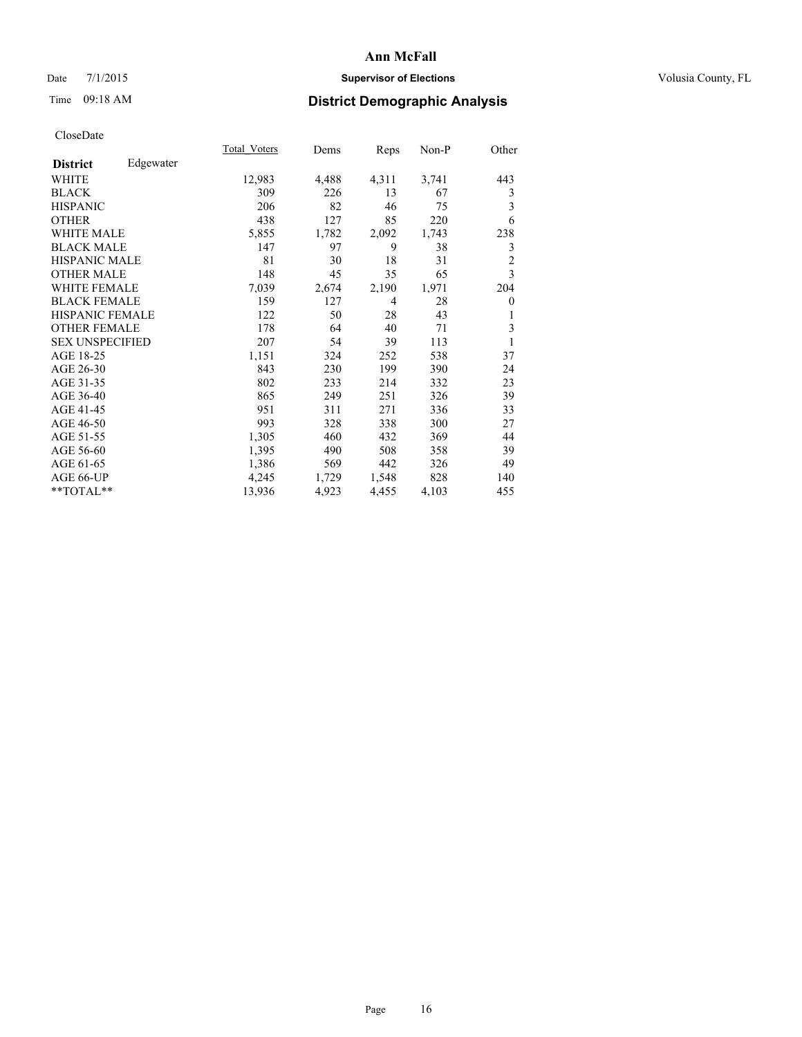# Ann McFall

Date 7/1/2015 **Supervisor of Elections** Volusia County, FL

Time 09:18 AM **District Demographic Analysis**

CloseDate

| **District** Edgewater | Total_Voters | Dems | Reps | Non-P | Other |
|---|---|---|---|---|---|
| WHITE | 12,983 | 4,488 | 4,311 | 3,741 | 443 |
| BLACK | 309 | 226 | 13 | 67 | 3 |
| HISPANIC | 206 | 82 | 46 | 75 | 3 |
| OTHER | 438 | 127 | 85 | 220 | 6 |
| WHITE MALE | 5,855 | 1,782 | 2,092 | 1,743 | 238 |
| BLACK MALE | 147 | 97 | 9 | 38 | 3 |
| HISPANIC MALE | 81 | 30 | 18 | 31 | 2 |
| OTHER MALE | 148 | 45 | 35 | 65 | 3 |
| WHITE FEMALE | 7,039 | 2,674 | 2,190 | 1,971 | 204 |
| BLACK FEMALE | 159 | 127 | 4 | 28 | 0 |
| HISPANIC FEMALE | 122 | 50 | 28 | 43 | 1 |
| OTHER FEMALE | 178 | 64 | 40 | 71 | 3 |
| SEX UNSPECIFIED | 207 | 54 | 39 | 113 | 1 |
| AGE 18-25 | 1,151 | 324 | 252 | 538 | 37 |
| AGE 26-30 | 843 | 230 | 199 | 390 | 24 |
| AGE 31-35 | 802 | 233 | 214 | 332 | 23 |
| AGE 36-40 | 865 | 249 | 251 | 326 | 39 |
| AGE 41-45 | 951 | 311 | 271 | 336 | 33 |
| AGE 46-50 | 993 | 328 | 338 | 300 | 27 |
| AGE 51-55 | 1,305 | 460 | 432 | 369 | 44 |
| AGE 56-60 | 1,395 | 490 | 508 | 358 | 39 |
| AGE 61-65 | 1,386 | 569 | 442 | 326 | 49 |
| AGE 66-UP | 4,245 | 1,729 | 1,548 | 828 | 140 |
| **TOTAL** | 13,936 | 4,923 | 4,455 | 4,103 | 455 |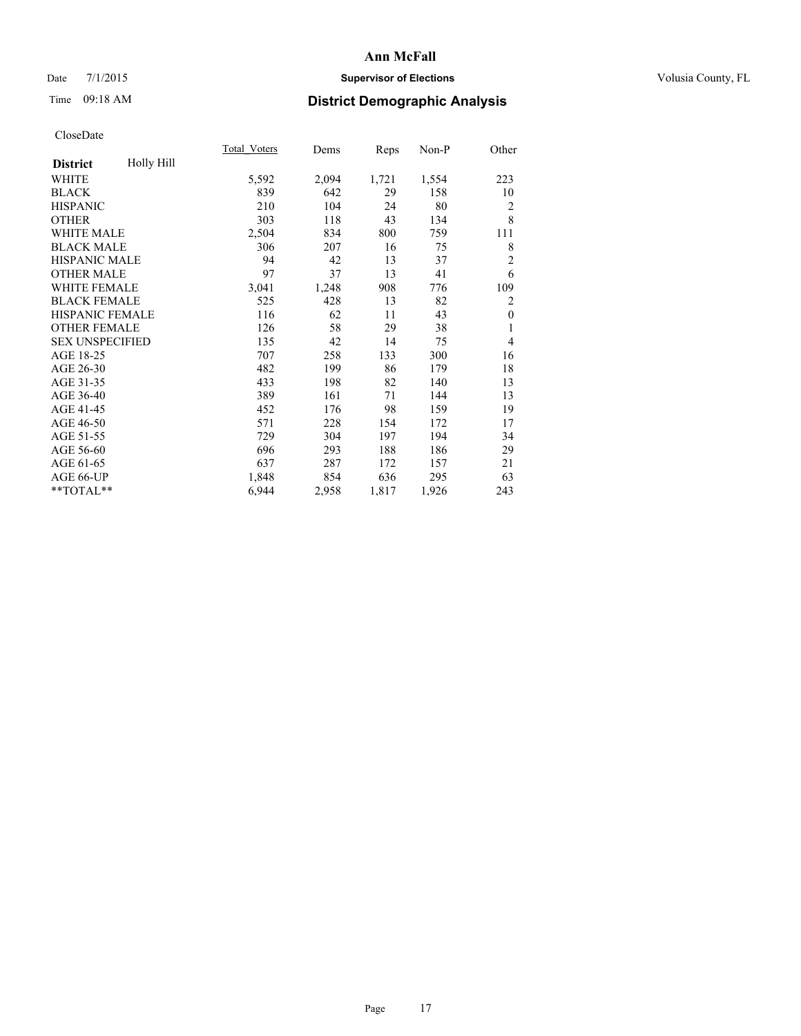**Ann McFall**

Date 7/1/2015 **Supervisor of Elections** Volusia County, FL

Time 09:18 AM **District Demographic Analysis**

CloseDate

| **District** Holly Hill | Total_Voters | Dems | Reps | Non-P | Other |
|---|---|---|---|---|---|
| WHITE | 5,592 | 2,094 | 1,721 | 1,554 | 223 |
| BLACK | 839 | 642 | 29 | 158 | 10 |
| HISPANIC | 210 | 104 | 24 | 80 | 2 |
| OTHER | 303 | 118 | 43 | 134 | 8 |
| WHITE MALE | 2,504 | 834 | 800 | 759 | 111 |
| BLACK MALE | 306 | 207 | 16 | 75 | 8 |
| HISPANIC MALE | 94 | 42 | 13 | 37 | 2 |
| OTHER MALE | 97 | 37 | 13 | 41 | 6 |
| WHITE FEMALE | 3,041 | 1,248 | 908 | 776 | 109 |
| BLACK FEMALE | 525 | 428 | 13 | 82 | 2 |
| HISPANIC FEMALE | 116 | 62 | 11 | 43 | 0 |
| OTHER FEMALE | 126 | 58 | 29 | 38 | 1 |
| SEX UNSPECIFIED | 135 | 42 | 14 | 75 | 4 |
| AGE 18-25 | 707 | 258 | 133 | 300 | 16 |
| AGE 26-30 | 482 | 199 | 86 | 179 | 18 |
| AGE 31-35 | 433 | 198 | 82 | 140 | 13 |
| AGE 36-40 | 389 | 161 | 71 | 144 | 13 |
| AGE 41-45 | 452 | 176 | 98 | 159 | 19 |
| AGE 46-50 | 571 | 228 | 154 | 172 | 17 |
| AGE 51-55 | 729 | 304 | 197 | 194 | 34 |
| AGE 56-60 | 696 | 293 | 188 | 186 | 29 |
| AGE 61-65 | 637 | 287 | 172 | 157 | 21 |
| AGE 66-UP | 1,848 | 854 | 636 | 295 | 63 |
| **TOTAL** | 6,944 | 2,958 | 1,817 | 1,926 | 243 |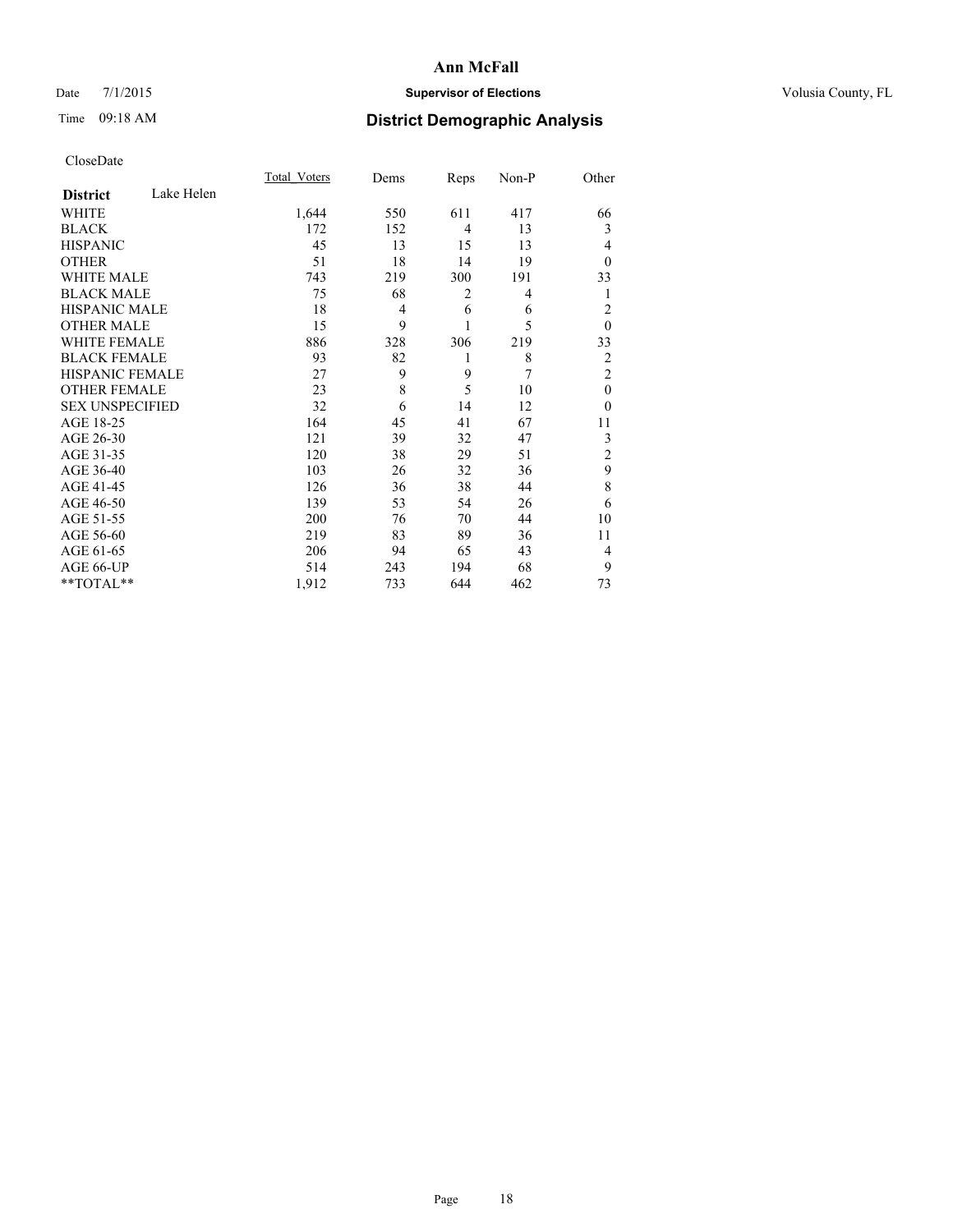# Ann McFall

Date 7/1/2015 **Supervisor of Elections** Volusia County, FL

Time 09:18 AM **District Demographic Analysis**

CloseDate

| **District** Lake Helen | Total_Voters | Dems | Reps | Non-P | Other |
|---|---|---|---|---|---|
| WHITE | 1,644 | 550 | 611 | 417 | 66 |
| BLACK | 172 | 152 | 4 | 13 | 3 |
| HISPANIC | 45 | 13 | 15 | 13 | 4 |
| OTHER | 51 | 18 | 14 | 19 | 0 |
| WHITE MALE | 743 | 219 | 300 | 191 | 33 |
| BLACK MALE | 75 | 68 | 2 | 4 | 1 |
| HISPANIC MALE | 18 | 4 | 6 | 6 | 2 |
| OTHER MALE | 15 | 9 | 1 | 5 | 0 |
| WHITE FEMALE | 886 | 328 | 306 | 219 | 33 |
| BLACK FEMALE | 93 | 82 | 1 | 8 | 2 |
| HISPANIC FEMALE | 27 | 9 | 9 | 7 | 2 |
| OTHER FEMALE | 23 | 8 | 5 | 10 | 0 |
| SEX UNSPECIFIED | 32 | 6 | 14 | 12 | 0 |
| AGE 18-25 | 164 | 45 | 41 | 67 | 11 |
| AGE 26-30 | 121 | 39 | 32 | 47 | 3 |
| AGE 31-35 | 120 | 38 | 29 | 51 | 2 |
| AGE 36-40 | 103 | 26 | 32 | 36 | 9 |
| AGE 41-45 | 126 | 36 | 38 | 44 | 8 |
| AGE 46-50 | 139 | 53 | 54 | 26 | 6 |
| AGE 51-55 | 200 | 76 | 70 | 44 | 10 |
| AGE 56-60 | 219 | 83 | 89 | 36 | 11 |
| AGE 61-65 | 206 | 94 | 65 | 43 | 4 |
| AGE 66-UP | 514 | 243 | 194 | 68 | 9 |
| **TOTAL** | 1,912 | 733 | 644 | 462 | 73 |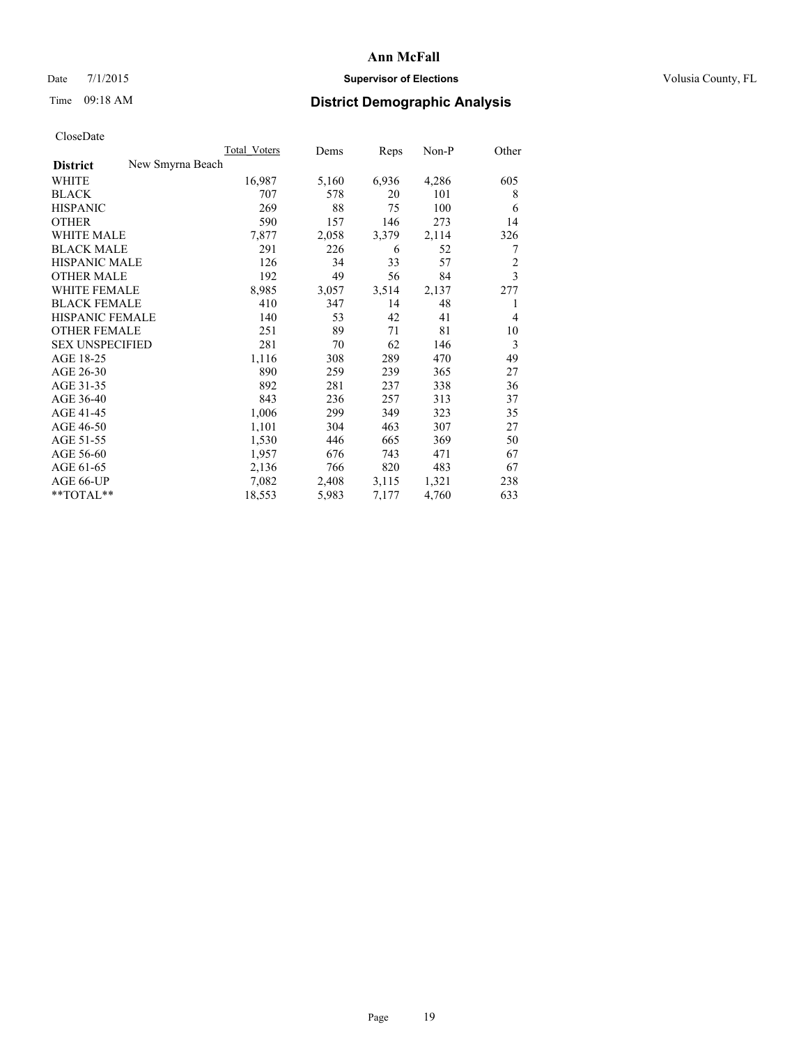# Ann McFall

Date 7/1/2015 **Supervisor of Elections** Volusia County, FL

Time 09:18 AM **District Demographic Analysis**

CloseDate

| District | Total_Voters | Dems | Reps | Non-P | Other |
|---|---|---|---|---|---|
| New Smyrna Beach | | | | | |
| WHITE | 16,987 | 5,160 | 6,936 | 4,286 | 605 |
| BLACK | 707 | 578 | 20 | 101 | 8 |
| HISPANIC | 269 | 88 | 75 | 100 | 6 |
| OTHER | 590 | 157 | 146 | 273 | 14 |
| WHITE MALE | 7,877 | 2,058 | 3,379 | 2,114 | 326 |
| BLACK MALE | 291 | 226 | 6 | 52 | 7 |
| HISPANIC MALE | 126 | 34 | 33 | 57 | 2 |
| OTHER MALE | 192 | 49 | 56 | 84 | 3 |
| WHITE FEMALE | 8,985 | 3,057 | 3,514 | 2,137 | 277 |
| BLACK FEMALE | 410 | 347 | 14 | 48 | 1 |
| HISPANIC FEMALE | 140 | 53 | 42 | 41 | 4 |
| OTHER FEMALE | 251 | 89 | 71 | 81 | 10 |
| SEX UNSPECIFIED | 281 | 70 | 62 | 146 | 3 |
| AGE 18-25 | 1,116 | 308 | 289 | 470 | 49 |
| AGE 26-30 | 890 | 259 | 239 | 365 | 27 |
| AGE 31-35 | 892 | 281 | 237 | 338 | 36 |
| AGE 36-40 | 843 | 236 | 257 | 313 | 37 |
| AGE 41-45 | 1,006 | 299 | 349 | 323 | 35 |
| AGE 46-50 | 1,101 | 304 | 463 | 307 | 27 |
| AGE 51-55 | 1,530 | 446 | 665 | 369 | 50 |
| AGE 56-60 | 1,957 | 676 | 743 | 471 | 67 |
| AGE 61-65 | 2,136 | 766 | 820 | 483 | 67 |
| AGE 66-UP | 7,082 | 2,408 | 3,115 | 1,321 | 238 |
| **TOTAL** | 18,553 | 5,983 | 7,177 | 4,760 | 633 |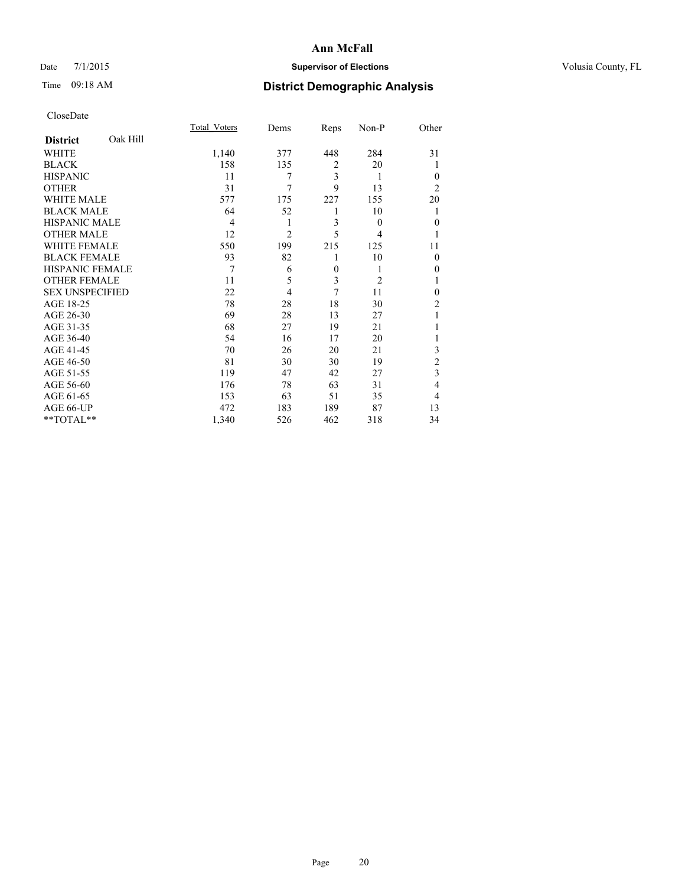# Ann McFall

Date 7/1/2015 **Supervisor of Elections** Volusia County, FL

Time 09:18 AM **District Demographic Analysis**

CloseDate

| **District** Oak Hill | Total_Voters | Dems | Reps | Non-P | Other |
|---|---|---|---|---|---|
| WHITE | 1,140 | 377 | 448 | 284 | 31 |
| BLACK | 158 | 135 | 2 | 20 | 1 |
| HISPANIC | 11 | 7 | 3 | 1 | 0 |
| OTHER | 31 | 7 | 9 | 13 | 2 |
| WHITE MALE | 577 | 175 | 227 | 155 | 20 |
| BLACK MALE | 64 | 52 | 1 | 10 | 1 |
| HISPANIC MALE | 4 | 1 | 3 | 0 | 0 |
| OTHER MALE | 12 | 2 | 5 | 4 | 1 |
| WHITE FEMALE | 550 | 199 | 215 | 125 | 11 |
| BLACK FEMALE | 93 | 82 | 1 | 10 | 0 |
| HISPANIC FEMALE | 7 | 6 | 0 | 1 | 0 |
| OTHER FEMALE | 11 | 5 | 3 | 2 | 1 |
| SEX UNSPECIFIED | 22 | 4 | 7 | 11 | 0 |
| AGE 18-25 | 78 | 28 | 18 | 30 | 2 |
| AGE 26-30 | 69 | 28 | 13 | 27 | 1 |
| AGE 31-35 | 68 | 27 | 19 | 21 | 1 |
| AGE 36-40 | 54 | 16 | 17 | 20 | 1 |
| AGE 41-45 | 70 | 26 | 20 | 21 | 3 |
| AGE 46-50 | 81 | 30 | 30 | 19 | 2 |
| AGE 51-55 | 119 | 47 | 42 | 27 | 3 |
| AGE 56-60 | 176 | 78 | 63 | 31 | 4 |
| AGE 61-65 | 153 | 63 | 51 | 35 | 4 |
| AGE 66-UP | 472 | 183 | 189 | 87 | 13 |
| **TOTAL** | 1,340 | 526 | 462 | 318 | 34 |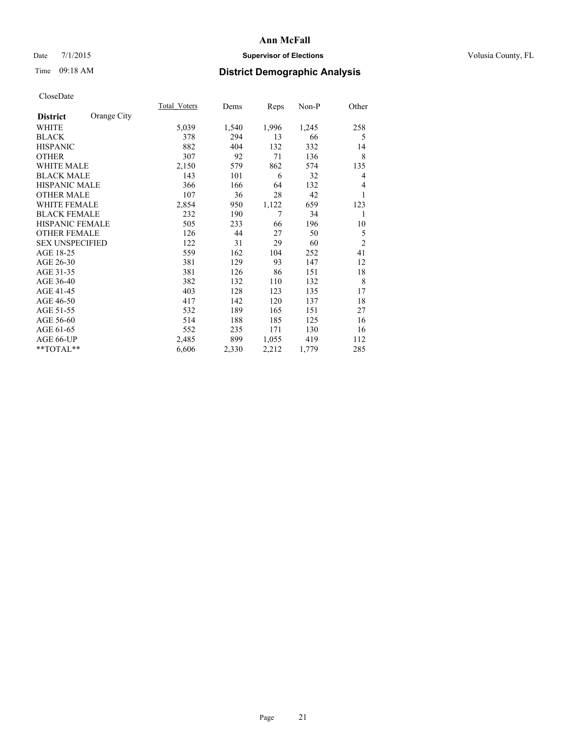**Ann McFall**

Date 7/1/2015 **Supervisor of Elections** Volusia County, FL

Time 09:18 AM **District Demographic Analysis**

CloseDate

| **District** Orange City | Total_Voters | Dems | Reps | Non-P | Other |
|---|---|---|---|---|---|
| WHITE | 5,039 | 1,540 | 1,996 | 1,245 | 258 |
| BLACK | 378 | 294 | 13 | 66 | 5 |
| HISPANIC | 882 | 404 | 132 | 332 | 14 |
| OTHER | 307 | 92 | 71 | 136 | 8 |
| WHITE MALE | 2,150 | 579 | 862 | 574 | 135 |
| BLACK MALE | 143 | 101 | 6 | 32 | 4 |
| HISPANIC MALE | 366 | 166 | 64 | 132 | 4 |
| OTHER MALE | 107 | 36 | 28 | 42 | 1 |
| WHITE FEMALE | 2,854 | 950 | 1,122 | 659 | 123 |
| BLACK FEMALE | 232 | 190 | 7 | 34 | 1 |
| HISPANIC FEMALE | 505 | 233 | 66 | 196 | 10 |
| OTHER FEMALE | 126 | 44 | 27 | 50 | 5 |
| SEX UNSPECIFIED | 122 | 31 | 29 | 60 | 2 |
| AGE 18-25 | 559 | 162 | 104 | 252 | 41 |
| AGE 26-30 | 381 | 129 | 93 | 147 | 12 |
| AGE 31-35 | 381 | 126 | 86 | 151 | 18 |
| AGE 36-40 | 382 | 132 | 110 | 132 | 8 |
| AGE 41-45 | 403 | 128 | 123 | 135 | 17 |
| AGE 46-50 | 417 | 142 | 120 | 137 | 18 |
| AGE 51-55 | 532 | 189 | 165 | 151 | 27 |
| AGE 56-60 | 514 | 188 | 185 | 125 | 16 |
| AGE 61-65 | 552 | 235 | 171 | 130 | 16 |
| AGE 66-UP | 2,485 | 899 | 1,055 | 419 | 112 |
| **TOTAL** | 6,606 | 2,330 | 2,212 | 1,779 | 285 |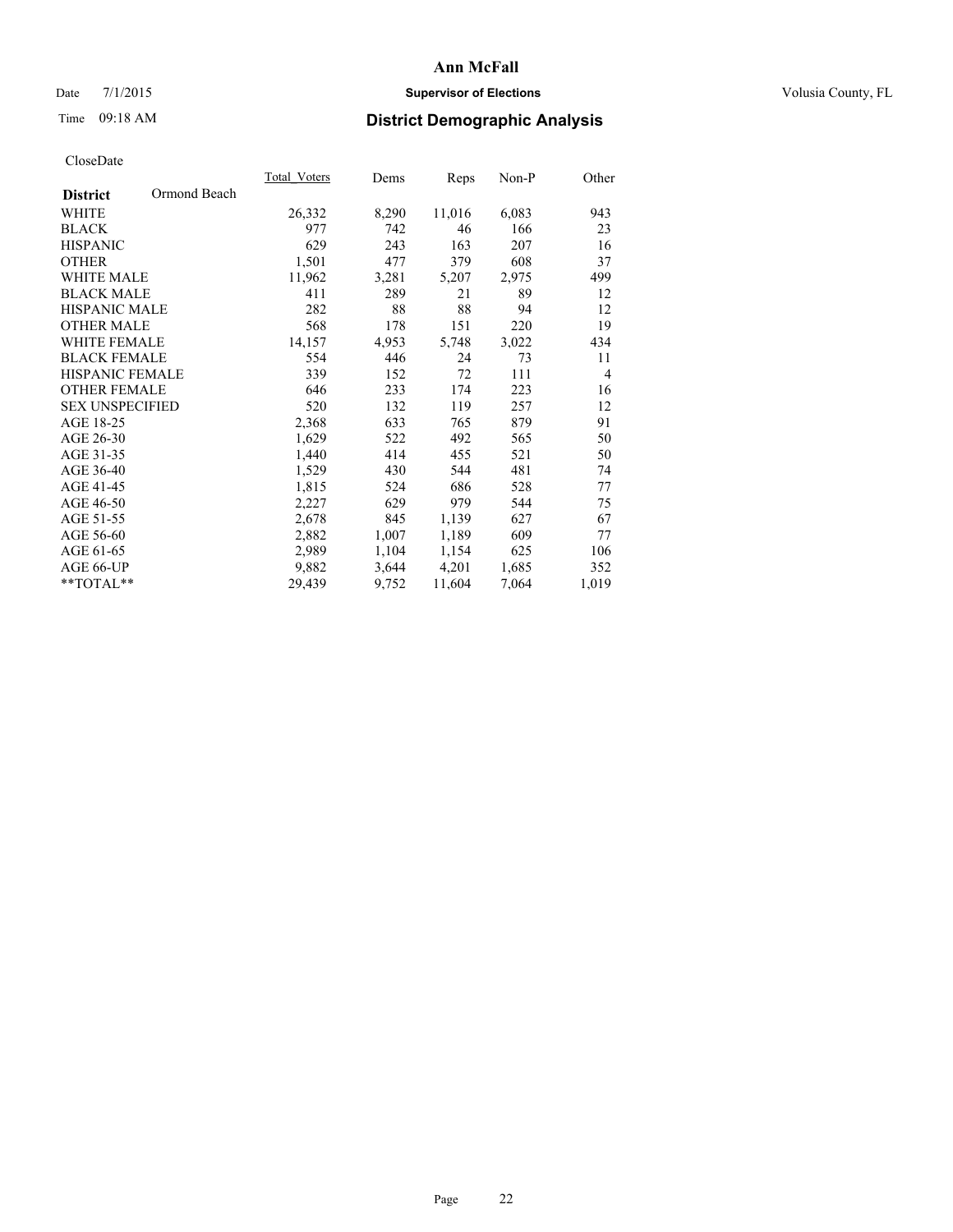# Ann McFall

Date 7/1/2015 **Supervisor of Elections** Volusia County, FL

Time 09:18 AM **District Demographic Analysis**

CloseDate

| **District** Ormond Beach | Total_Voters | Dems | Reps | Non-P | Other |
|---|---|---|---|---|---|
| WHITE | 26,332 | 8,290 | 11,016 | 6,083 | 943 |
| BLACK | 977 | 742 | 46 | 166 | 23 |
| HISPANIC | 629 | 243 | 163 | 207 | 16 |
| OTHER | 1,501 | 477 | 379 | 608 | 37 |
| WHITE MALE | 11,962 | 3,281 | 5,207 | 2,975 | 499 |
| BLACK MALE | 411 | 289 | 21 | 89 | 12 |
| HISPANIC MALE | 282 | 88 | 88 | 94 | 12 |
| OTHER MALE | 568 | 178 | 151 | 220 | 19 |
| WHITE FEMALE | 14,157 | 4,953 | 5,748 | 3,022 | 434 |
| BLACK FEMALE | 554 | 446 | 24 | 73 | 11 |
| HISPANIC FEMALE | 339 | 152 | 72 | 111 | 4 |
| OTHER FEMALE | 646 | 233 | 174 | 223 | 16 |
| SEX UNSPECIFIED | 520 | 132 | 119 | 257 | 12 |
| AGE 18-25 | 2,368 | 633 | 765 | 879 | 91 |
| AGE 26-30 | 1,629 | 522 | 492 | 565 | 50 |
| AGE 31-35 | 1,440 | 414 | 455 | 521 | 50 |
| AGE 36-40 | 1,529 | 430 | 544 | 481 | 74 |
| AGE 41-45 | 1,815 | 524 | 686 | 528 | 77 |
| AGE 46-50 | 2,227 | 629 | 979 | 544 | 75 |
| AGE 51-55 | 2,678 | 845 | 1,139 | 627 | 67 |
| AGE 56-60 | 2,882 | 1,007 | 1,189 | 609 | 77 |
| AGE 61-65 | 2,989 | 1,104 | 1,154 | 625 | 106 |
| AGE 66-UP | 9,882 | 3,644 | 4,201 | 1,685 | 352 |
| **TOTAL** | 29,439 | 9,752 | 11,604 | 7,064 | 1,019 |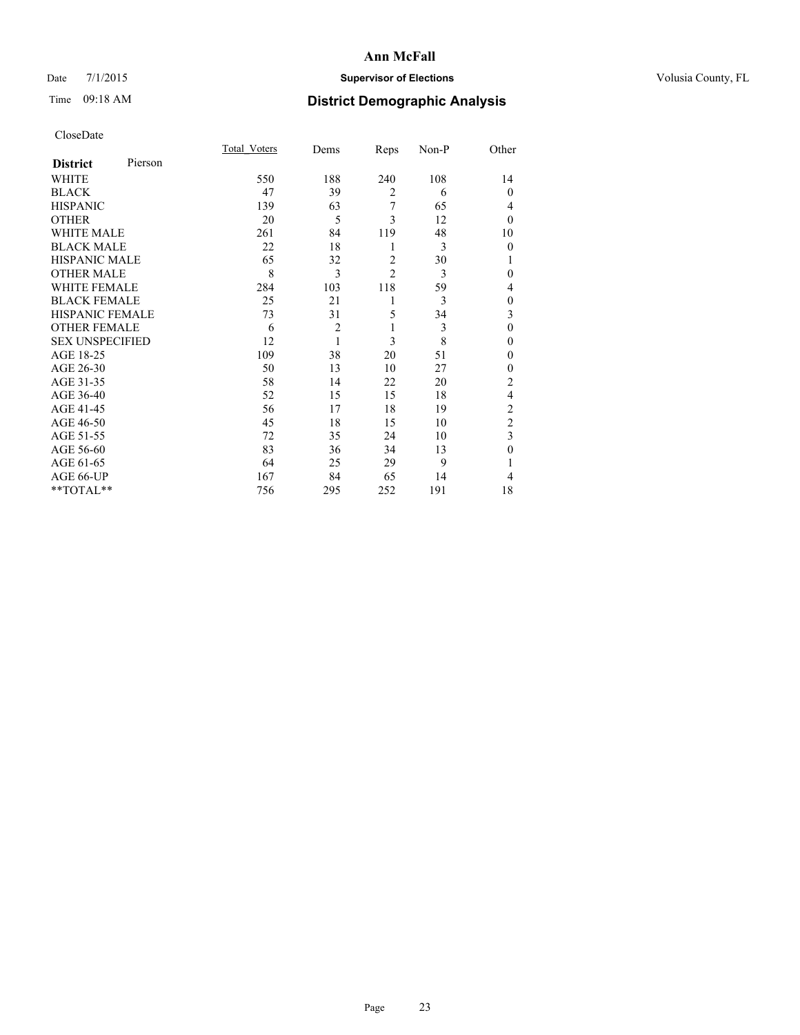# Ann McFall

Date 7/1/2015 **Supervisor of Elections** Volusia County, FL

Time 09:18 AM **District Demographic Analysis**

CloseDate

| **District** Pierson | Total_Voters | Dems | Reps | Non-P | Other |
|---|---|---|---|---|---|
| WHITE | 550 | 188 | 240 | 108 | 14 |
| BLACK | 47 | 39 | 2 | 6 | 0 |
| HISPANIC | 139 | 63 | 7 | 65 | 4 |
| OTHER | 20 | 5 | 3 | 12 | 0 |
| WHITE MALE | 261 | 84 | 119 | 48 | 10 |
| BLACK MALE | 22 | 18 | 1 | 3 | 0 |
| HISPANIC MALE | 65 | 32 | 2 | 30 | 1 |
| OTHER MALE | 8 | 3 | 2 | 3 | 0 |
| WHITE FEMALE | 284 | 103 | 118 | 59 | 4 |
| BLACK FEMALE | 25 | 21 | 1 | 3 | 0 |
| HISPANIC FEMALE | 73 | 31 | 5 | 34 | 3 |
| OTHER FEMALE | 6 | 2 | 1 | 3 | 0 |
| SEX UNSPECIFIED | 12 | 1 | 3 | 8 | 0 |
| AGE 18-25 | 109 | 38 | 20 | 51 | 0 |
| AGE 26-30 | 50 | 13 | 10 | 27 | 0 |
| AGE 31-35 | 58 | 14 | 22 | 20 | 2 |
| AGE 36-40 | 52 | 15 | 15 | 18 | 4 |
| AGE 41-45 | 56 | 17 | 18 | 19 | 2 |
| AGE 46-50 | 45 | 18 | 15 | 10 | 2 |
| AGE 51-55 | 72 | 35 | 24 | 10 | 3 |
| AGE 56-60 | 83 | 36 | 34 | 13 | 0 |
| AGE 61-65 | 64 | 25 | 29 | 9 | 1 |
| AGE 66-UP | 167 | 84 | 65 | 14 | 4 |
| **TOTAL** | 756 | 295 | 252 | 191 | 18 |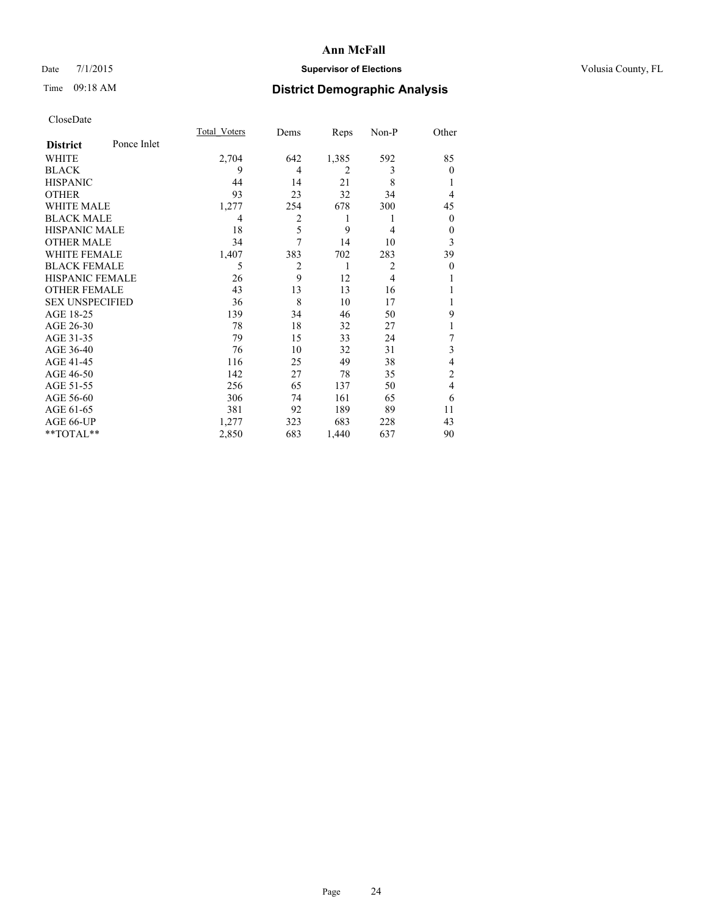**Ann McFall**

Date 7/1/2015 **Supervisor of Elections** Volusia County, FL

Time 09:18 AM **District Demographic Analysis**

CloseDate

| **District** Ponce Inlet | Total_Voters | Dems | Reps | Non-P | Other |
|---|---|---|---|---|---|
| WHITE | 2,704 | 642 | 1,385 | 592 | 85 |
| BLACK | 9 | 4 | 2 | 3 | 0 |
| HISPANIC | 44 | 14 | 21 | 8 | 1 |
| OTHER | 93 | 23 | 32 | 34 | 4 |
| WHITE MALE | 1,277 | 254 | 678 | 300 | 45 |
| BLACK MALE | 4 | 2 | 1 | 1 | 0 |
| HISPANIC MALE | 18 | 5 | 9 | 4 | 0 |
| OTHER MALE | 34 | 7 | 14 | 10 | 3 |
| WHITE FEMALE | 1,407 | 383 | 702 | 283 | 39 |
| BLACK FEMALE | 5 | 2 | 1 | 2 | 0 |
| HISPANIC FEMALE | 26 | 9 | 12 | 4 | 1 |
| OTHER FEMALE | 43 | 13 | 13 | 16 | 1 |
| SEX UNSPECIFIED | 36 | 8 | 10 | 17 | 1 |
| AGE 18-25 | 139 | 34 | 46 | 50 | 9 |
| AGE 26-30 | 78 | 18 | 32 | 27 | 1 |
| AGE 31-35 | 79 | 15 | 33 | 24 | 7 |
| AGE 36-40 | 76 | 10 | 32 | 31 | 3 |
| AGE 41-45 | 116 | 25 | 49 | 38 | 4 |
| AGE 46-50 | 142 | 27 | 78 | 35 | 2 |
| AGE 51-55 | 256 | 65 | 137 | 50 | 4 |
| AGE 56-60 | 306 | 74 | 161 | 65 | 6 |
| AGE 61-65 | 381 | 92 | 189 | 89 | 11 |
| AGE 66-UP | 1,277 | 323 | 683 | 228 | 43 |
| **TOTAL** | 2,850 | 683 | 1,440 | 637 | 90 |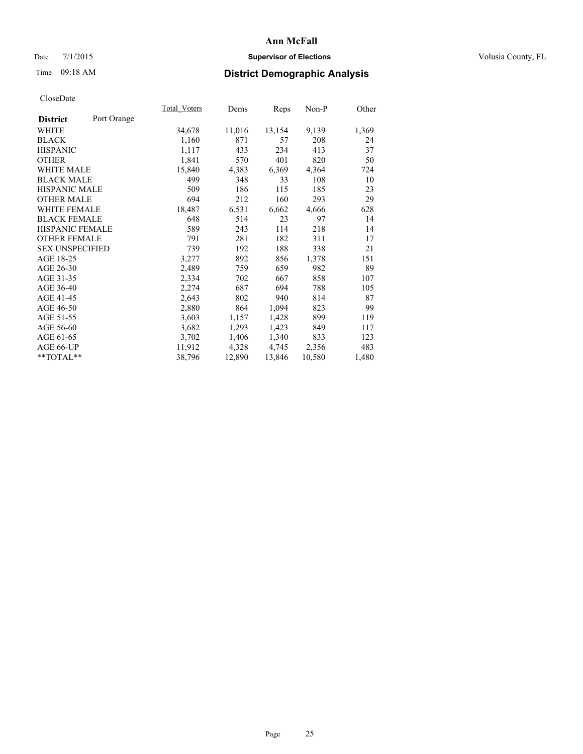# Ann McFall

Date 7/1/2015 **Supervisor of Elections** Volusia County, FL

Time 09:18 AM **District Demographic Analysis**

CloseDate

| **District** Port Orange | Total_Voters | Dems | Reps | Non-P | Other |
|---|---|---|---|---|---|
| WHITE | 34,678 | 11,016 | 13,154 | 9,139 | 1,369 |
| BLACK | 1,160 | 871 | 57 | 208 | 24 |
| HISPANIC | 1,117 | 433 | 234 | 413 | 37 |
| OTHER | 1,841 | 570 | 401 | 820 | 50 |
| WHITE MALE | 15,840 | 4,383 | 6,369 | 4,364 | 724 |
| BLACK MALE | 499 | 348 | 33 | 108 | 10 |
| HISPANIC MALE | 509 | 186 | 115 | 185 | 23 |
| OTHER MALE | 694 | 212 | 160 | 293 | 29 |
| WHITE FEMALE | 18,487 | 6,531 | 6,662 | 4,666 | 628 |
| BLACK FEMALE | 648 | 514 | 23 | 97 | 14 |
| HISPANIC FEMALE | 589 | 243 | 114 | 218 | 14 |
| OTHER FEMALE | 791 | 281 | 182 | 311 | 17 |
| SEX UNSPECIFIED | 739 | 192 | 188 | 338 | 21 |
| AGE 18-25 | 3,277 | 892 | 856 | 1,378 | 151 |
| AGE 26-30 | 2,489 | 759 | 659 | 982 | 89 |
| AGE 31-35 | 2,334 | 702 | 667 | 858 | 107 |
| AGE 36-40 | 2,274 | 687 | 694 | 788 | 105 |
| AGE 41-45 | 2,643 | 802 | 940 | 814 | 87 |
| AGE 46-50 | 2,880 | 864 | 1,094 | 823 | 99 |
| AGE 51-55 | 3,603 | 1,157 | 1,428 | 899 | 119 |
| AGE 56-60 | 3,682 | 1,293 | 1,423 | 849 | 117 |
| AGE 61-65 | 3,702 | 1,406 | 1,340 | 833 | 123 |
| AGE 66-UP | 11,912 | 4,328 | 4,745 | 2,356 | 483 |
| **TOTAL** | 38,796 | 12,890 | 13,846 | 10,580 | 1,480 |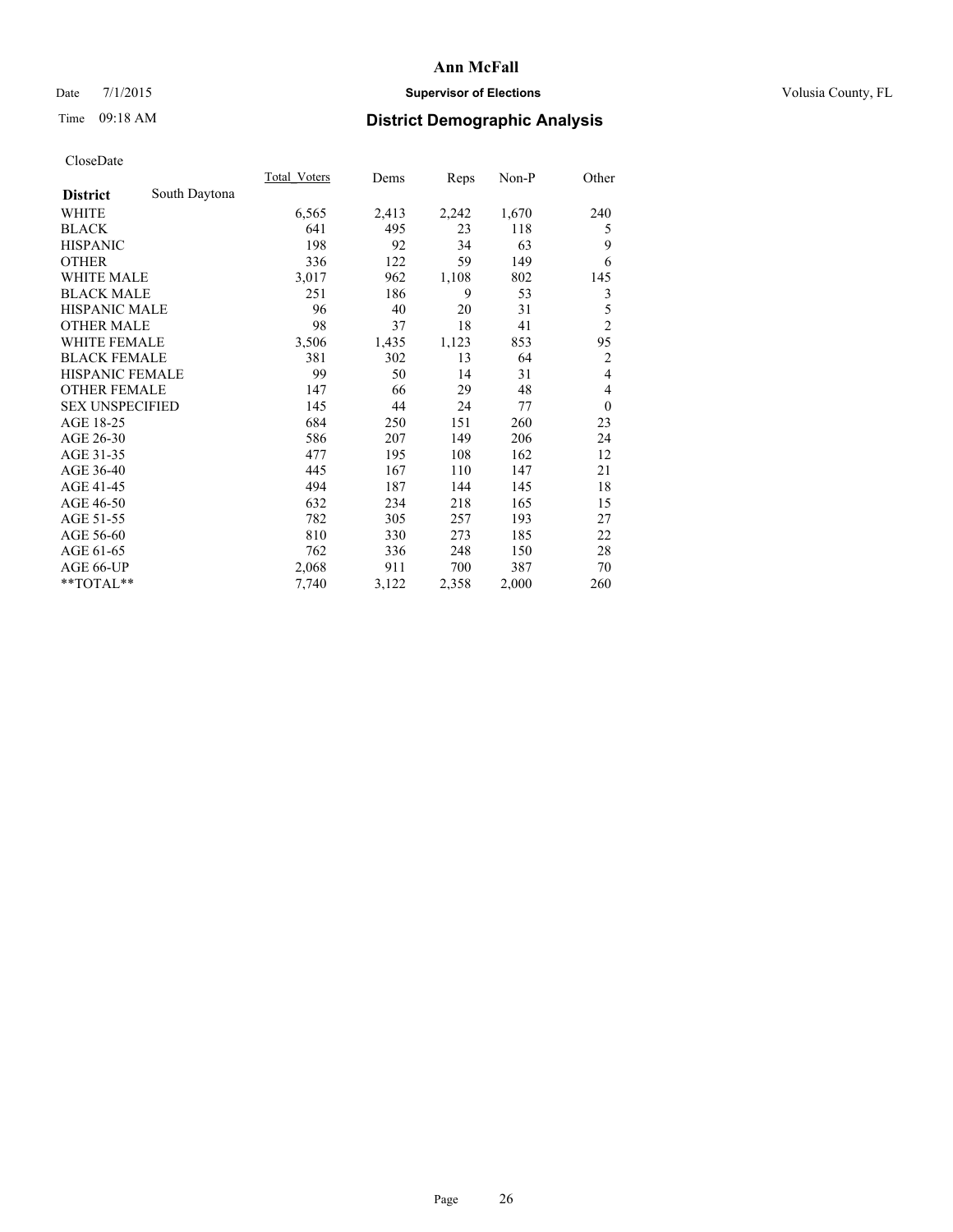# Ann McFall

Date 7/1/2015 **Supervisor of Elections** Volusia County, FL

Time 09:18 AM **District Demographic Analysis**

CloseDate

| | Total_Voters | Dems | Reps | Non-P | Other |
|---|---|---|---|---|---|
| **District** South Daytona | | | | | |
| WHITE | 6,565 | 2,413 | 2,242 | 1,670 | 240 |
| BLACK | 641 | 495 | 23 | 118 | 5 |
| HISPANIC | 198 | 92 | 34 | 63 | 9 |
| OTHER | 336 | 122 | 59 | 149 | 6 |
| WHITE MALE | 3,017 | 962 | 1,108 | 802 | 145 |
| BLACK MALE | 251 | 186 | 9 | 53 | 3 |
| HISPANIC MALE | 96 | 40 | 20 | 31 | 5 |
| OTHER MALE | 98 | 37 | 18 | 41 | 2 |
| WHITE FEMALE | 3,506 | 1,435 | 1,123 | 853 | 95 |
| BLACK FEMALE | 381 | 302 | 13 | 64 | 2 |
| HISPANIC FEMALE | 99 | 50 | 14 | 31 | 4 |
| OTHER FEMALE | 147 | 66 | 29 | 48 | 4 |
| SEX UNSPECIFIED | 145 | 44 | 24 | 77 | 0 |
| AGE 18-25 | 684 | 250 | 151 | 260 | 23 |
| AGE 26-30 | 586 | 207 | 149 | 206 | 24 |
| AGE 31-35 | 477 | 195 | 108 | 162 | 12 |
| AGE 36-40 | 445 | 167 | 110 | 147 | 21 |
| AGE 41-45 | 494 | 187 | 144 | 145 | 18 |
| AGE 46-50 | 632 | 234 | 218 | 165 | 15 |
| AGE 51-55 | 782 | 305 | 257 | 193 | 27 |
| AGE 56-60 | 810 | 330 | 273 | 185 | 22 |
| AGE 61-65 | 762 | 336 | 248 | 150 | 28 |
| AGE 66-UP | 2,068 | 911 | 700 | 387 | 70 |
| **TOTAL** | 7,740 | 3,122 | 2,358 | 2,000 | 260 |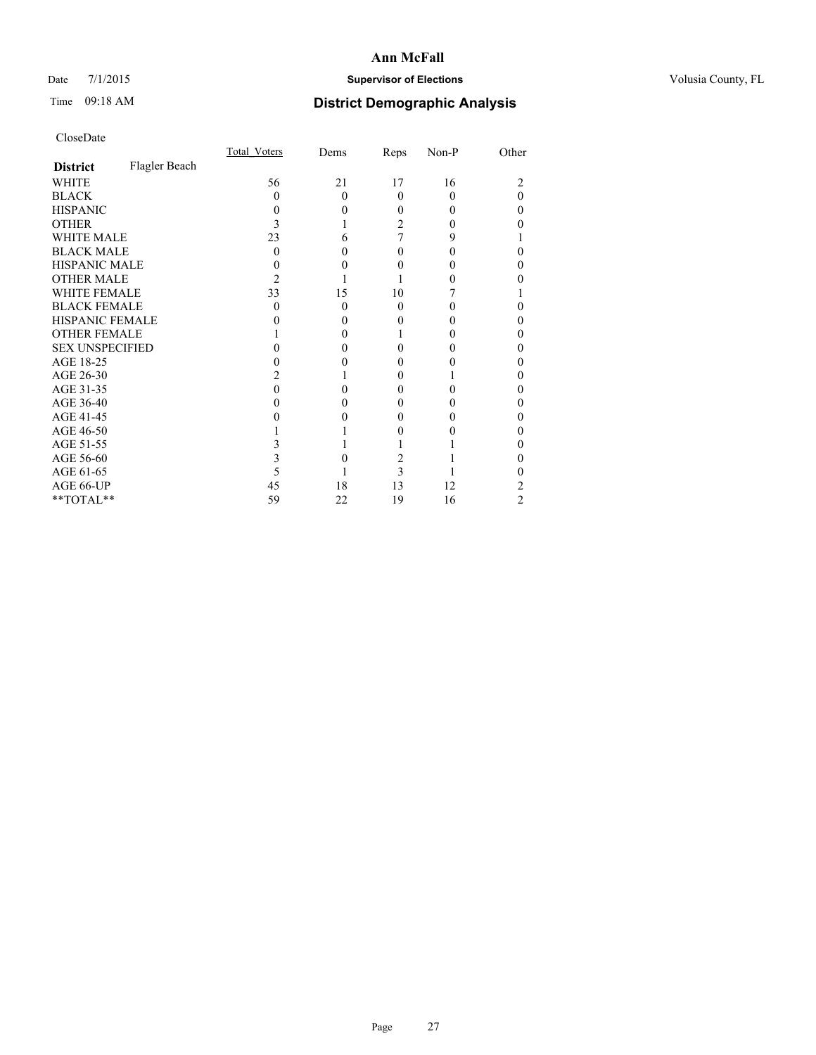# Ann McFall

Date 7/1/2015 **Supervisor of Elections** Volusia County, FL

Time 09:18 AM **District Demographic Analysis**

CloseDate

| **District** Flagler Beach | Total_Voters | Dems | Reps | Non-P | Other |
|---|---|---|---|---|---|
| WHITE | 56 | 21 | 17 | 16 | 2 |
| BLACK | 0 | 0 | 0 | 0 | 0 |
| HISPANIC | 0 | 0 | 0 | 0 | 0 |
| OTHER | 3 | 1 | 2 | 0 | 0 |
| WHITE MALE | 23 | 6 | 7 | 9 | 1 |
| BLACK MALE | 0 | 0 | 0 | 0 | 0 |
| HISPANIC MALE | 0 | 0 | 0 | 0 | 0 |
| OTHER MALE | 2 | 1 | 1 | 0 | 0 |
| WHITE FEMALE | 33 | 15 | 10 | 7 | 1 |
| BLACK FEMALE | 0 | 0 | 0 | 0 | 0 |
| HISPANIC FEMALE | 0 | 0 | 0 | 0 | 0 |
| OTHER FEMALE | 1 | 0 | 1 | 0 | 0 |
| SEX UNSPECIFIED | 0 | 0 | 0 | 0 | 0 |
| AGE 18-25 | 0 | 0 | 0 | 0 | 0 |
| AGE 26-30 | 2 | 1 | 0 | 1 | 0 |
| AGE 31-35 | 0 | 0 | 0 | 0 | 0 |
| AGE 36-40 | 0 | 0 | 0 | 0 | 0 |
| AGE 41-45 | 0 | 0 | 0 | 0 | 0 |
| AGE 46-50 | 1 | 1 | 0 | 0 | 0 |
| AGE 51-55 | 3 | 1 | 1 | 1 | 0 |
| AGE 56-60 | 3 | 0 | 2 | 1 | 0 |
| AGE 61-65 | 5 | 1 | 3 | 1 | 0 |
| AGE 66-UP | 45 | 18 | 13 | 12 | 2 |
| **TOTAL** | 59 | 22 | 19 | 16 | 2 |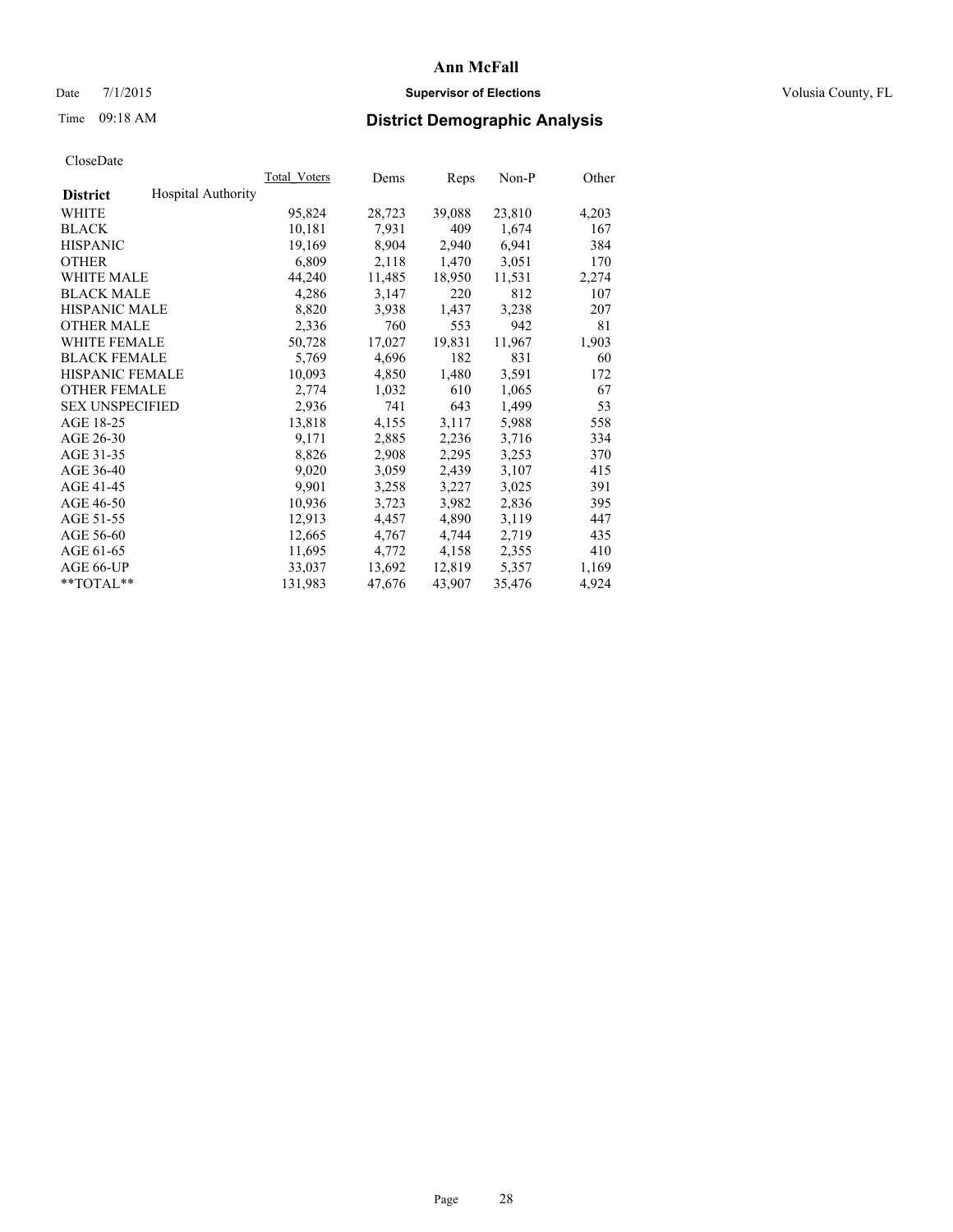**Ann McFall**

Date 7/1/2015 **Supervisor of Elections** Volusia County, FL

Time 09:18 AM **District Demographic Analysis**

CloseDate

| District | Hospital Authority | Total_Voters | Dems | Reps | Non-P | Other |
|---|---|---|---|---|---|---|
| WHITE | | 95,824 | 28,723 | 39,088 | 23,810 | 4,203 |
| BLACK | | 10,181 | 7,931 | 409 | 1,674 | 167 |
| HISPANIC | | 19,169 | 8,904 | 2,940 | 6,941 | 384 |
| OTHER | | 6,809 | 2,118 | 1,470 | 3,051 | 170 |
| WHITE MALE | | 44,240 | 11,485 | 18,950 | 11,531 | 2,274 |
| BLACK MALE | | 4,286 | 3,147 | 220 | 812 | 107 |
| HISPANIC MALE | | 8,820 | 3,938 | 1,437 | 3,238 | 207 |
| OTHER MALE | | 2,336 | 760 | 553 | 942 | 81 |
| WHITE FEMALE | | 50,728 | 17,027 | 19,831 | 11,967 | 1,903 |
| BLACK FEMALE | | 5,769 | 4,696 | 182 | 831 | 60 |
| HISPANIC FEMALE | | 10,093 | 4,850 | 1,480 | 3,591 | 172 |
| OTHER FEMALE | | 2,774 | 1,032 | 610 | 1,065 | 67 |
| SEX UNSPECIFIED | | 2,936 | 741 | 643 | 1,499 | 53 |
| AGE 18-25 | | 13,818 | 4,155 | 3,117 | 5,988 | 558 |
| AGE 26-30 | | 9,171 | 2,885 | 2,236 | 3,716 | 334 |
| AGE 31-35 | | 8,826 | 2,908 | 2,295 | 3,253 | 370 |
| AGE 36-40 | | 9,020 | 3,059 | 2,439 | 3,107 | 415 |
| AGE 41-45 | | 9,901 | 3,258 | 3,227 | 3,025 | 391 |
| AGE 46-50 | | 10,936 | 3,723 | 3,982 | 2,836 | 395 |
| AGE 51-55 | | 12,913 | 4,457 | 4,890 | 3,119 | 447 |
| AGE 56-60 | | 12,665 | 4,767 | 4,744 | 2,719 | 435 |
| AGE 61-65 | | 11,695 | 4,772 | 4,158 | 2,355 | 410 |
| AGE 66-UP | | 33,037 | 13,692 | 12,819 | 5,357 | 1,169 |
| **TOTAL** | | 131,983 | 47,676 | 43,907 | 35,476 | 4,924 |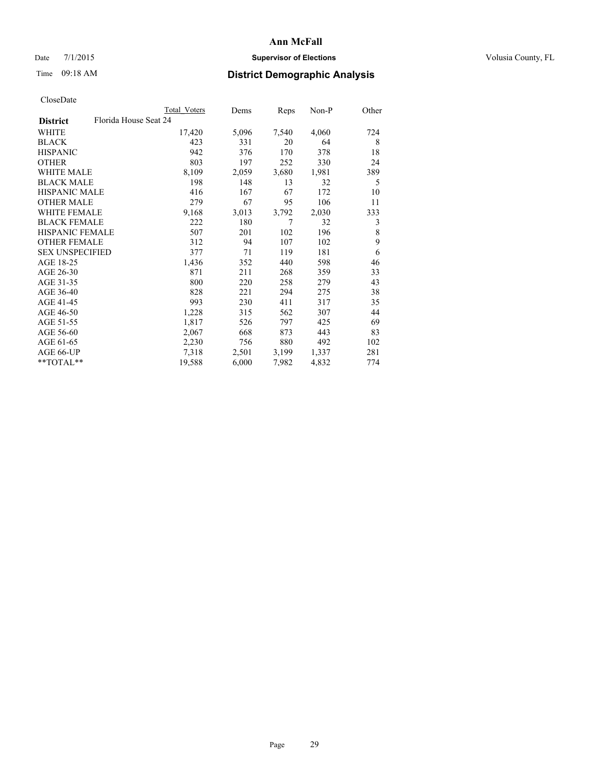**Ann McFall**

Date 7/1/2015 **Supervisor of Elections** Volusia County, FL

Time 09:18 AM **District Demographic Analysis**

CloseDate

| | Total Voters | Dems | Reps | Non-P | Other |
|---|---|---|---|---|---|
| **District** Florida House Seat 24 | | | | | |
| WHITE | 17,420 | 5,096 | 7,540 | 4,060 | 724 |
| BLACK | 423 | 331 | 20 | 64 | 8 |
| HISPANIC | 942 | 376 | 170 | 378 | 18 |
| OTHER | 803 | 197 | 252 | 330 | 24 |
| WHITE MALE | 8,109 | 2,059 | 3,680 | 1,981 | 389 |
| BLACK MALE | 198 | 148 | 13 | 32 | 5 |
| HISPANIC MALE | 416 | 167 | 67 | 172 | 10 |
| OTHER MALE | 279 | 67 | 95 | 106 | 11 |
| WHITE FEMALE | 9,168 | 3,013 | 3,792 | 2,030 | 333 |
| BLACK FEMALE | 222 | 180 | 7 | 32 | 3 |
| HISPANIC FEMALE | 507 | 201 | 102 | 196 | 8 |
| OTHER FEMALE | 312 | 94 | 107 | 102 | 9 |
| SEX UNSPECIFIED | 377 | 71 | 119 | 181 | 6 |
| AGE 18-25 | 1,436 | 352 | 440 | 598 | 46 |
| AGE 26-30 | 871 | 211 | 268 | 359 | 33 |
| AGE 31-35 | 800 | 220 | 258 | 279 | 43 |
| AGE 36-40 | 828 | 221 | 294 | 275 | 38 |
| AGE 41-45 | 993 | 230 | 411 | 317 | 35 |
| AGE 46-50 | 1,228 | 315 | 562 | 307 | 44 |
| AGE 51-55 | 1,817 | 526 | 797 | 425 | 69 |
| AGE 56-60 | 2,067 | 668 | 873 | 443 | 83 |
| AGE 61-65 | 2,230 | 756 | 880 | 492 | 102 |
| AGE 66-UP | 7,318 | 2,501 | 3,199 | 1,337 | 281 |
| **TOTAL** | 19,588 | 6,000 | 7,982 | 4,832 | 774 |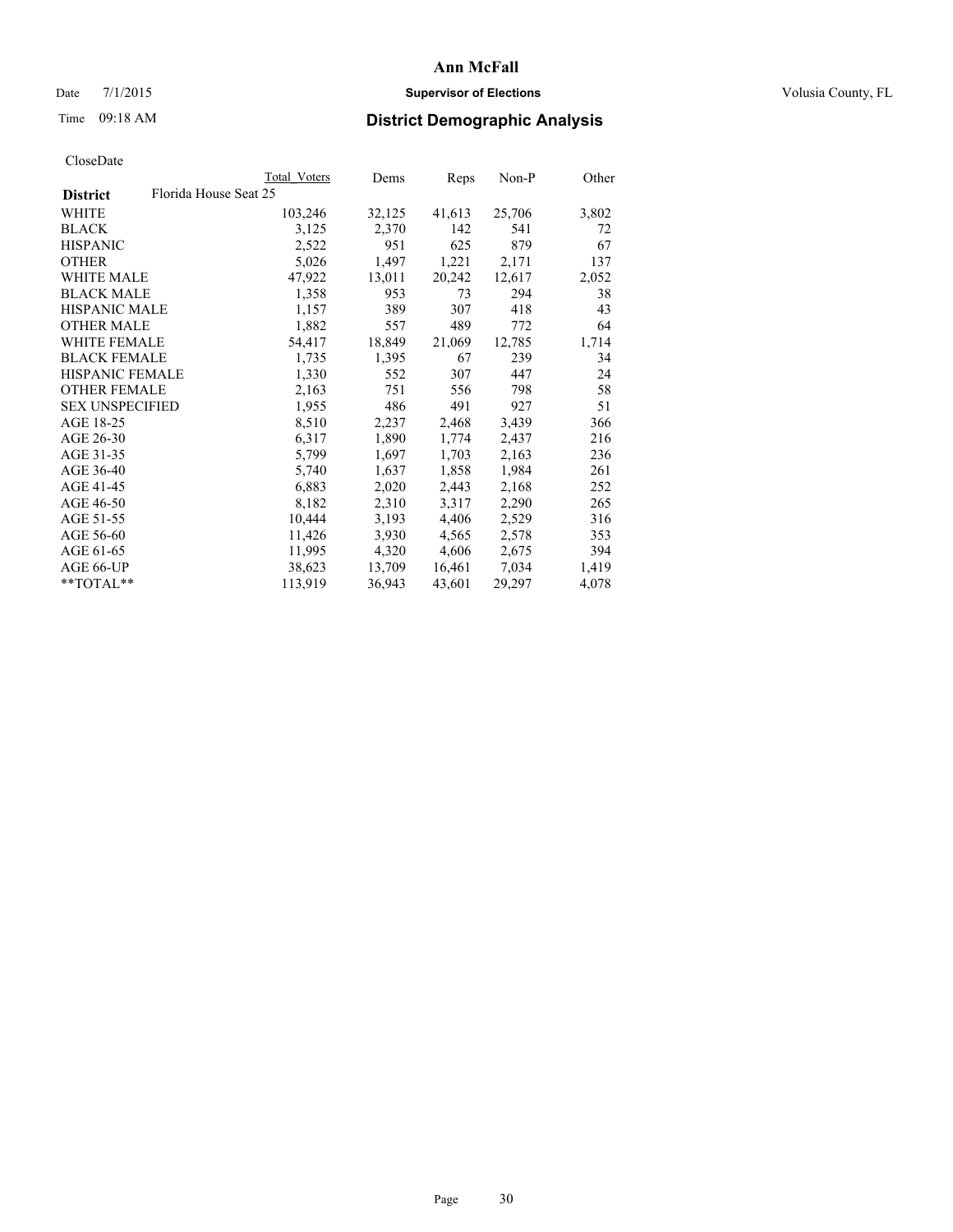**Ann McFall**

Date 7/1/2015 **Supervisor of Elections** Volusia County, FL

Time 09:18 AM **District Demographic Analysis**

CloseDate

| | Total Voters | Dems | Reps | Non-P | Other |
|---|---|---|---|---|---|
| **District** Florida House Seat 25 | | | | | |
| WHITE | 103,246 | 32,125 | 41,613 | 25,706 | 3,802 |
| BLACK | 3,125 | 2,370 | 142 | 541 | 72 |
| HISPANIC | 2,522 | 951 | 625 | 879 | 67 |
| OTHER | 5,026 | 1,497 | 1,221 | 2,171 | 137 |
| WHITE MALE | 47,922 | 13,011 | 20,242 | 12,617 | 2,052 |
| BLACK MALE | 1,358 | 953 | 73 | 294 | 38 |
| HISPANIC MALE | 1,157 | 389 | 307 | 418 | 43 |
| OTHER MALE | 1,882 | 557 | 489 | 772 | 64 |
| WHITE FEMALE | 54,417 | 18,849 | 21,069 | 12,785 | 1,714 |
| BLACK FEMALE | 1,735 | 1,395 | 67 | 239 | 34 |
| HISPANIC FEMALE | 1,330 | 552 | 307 | 447 | 24 |
| OTHER FEMALE | 2,163 | 751 | 556 | 798 | 58 |
| SEX UNSPECIFIED | 1,955 | 486 | 491 | 927 | 51 |
| AGE 18-25 | 8,510 | 2,237 | 2,468 | 3,439 | 366 |
| AGE 26-30 | 6,317 | 1,890 | 1,774 | 2,437 | 216 |
| AGE 31-35 | 5,799 | 1,697 | 1,703 | 2,163 | 236 |
| AGE 36-40 | 5,740 | 1,637 | 1,858 | 1,984 | 261 |
| AGE 41-45 | 6,883 | 2,020 | 2,443 | 2,168 | 252 |
| AGE 46-50 | 8,182 | 2,310 | 3,317 | 2,290 | 265 |
| AGE 51-55 | 10,444 | 3,193 | 4,406 | 2,529 | 316 |
| AGE 56-60 | 11,426 | 3,930 | 4,565 | 2,578 | 353 |
| AGE 61-65 | 11,995 | 4,320 | 4,606 | 2,675 | 394 |
| AGE 66-UP | 38,623 | 13,709 | 16,461 | 7,034 | 1,419 |
| **TOTAL** | 113,919 | 36,943 | 43,601 | 29,297 | 4,078 |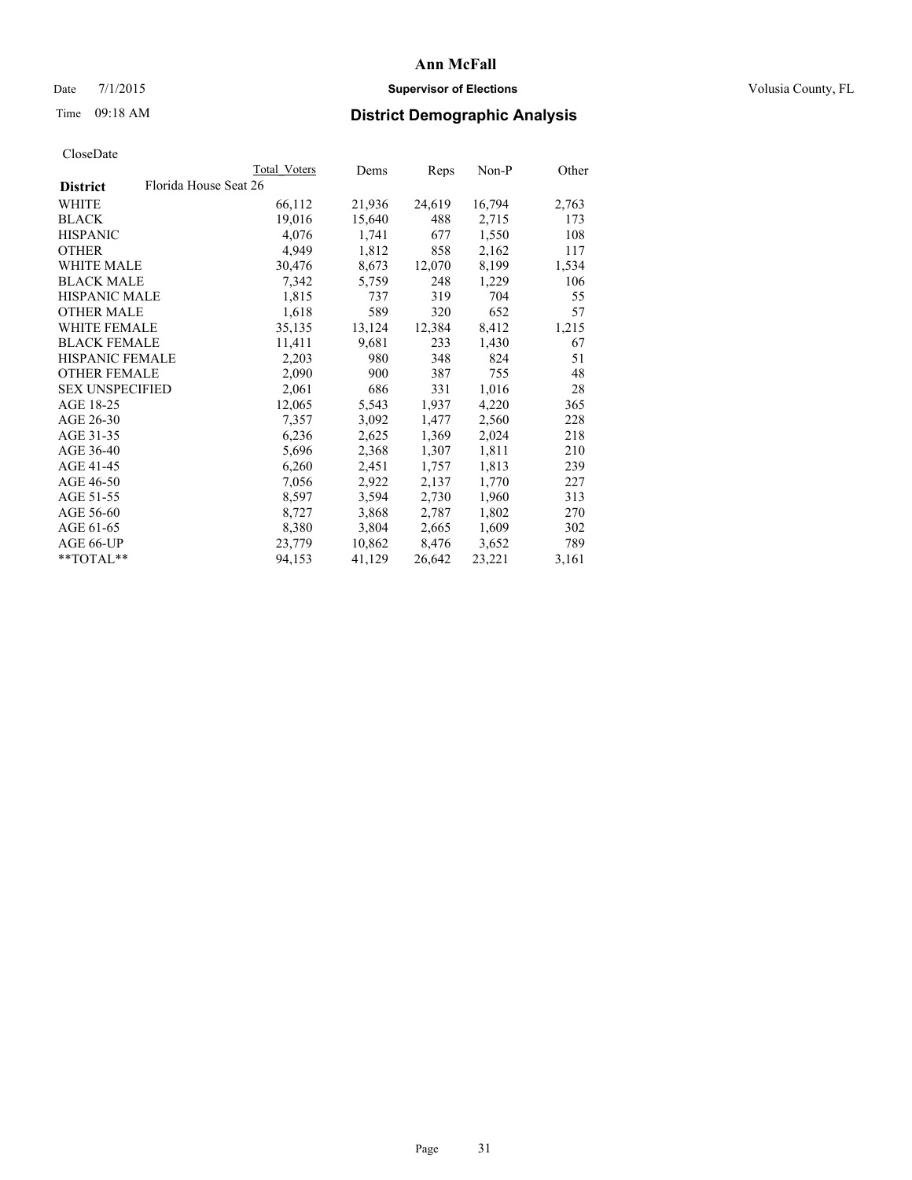**Ann McFall**

Date 7/1/2015 **Supervisor of Elections** Volusia County, FL

Time 09:18 AM **District Demographic Analysis**

CloseDate

| | Total Voters | Dems | Reps | Non-P | Other |
|---|---|---|---|---|---|
| **District** Florida House Seat 26 | | | | | |
| WHITE | 66,112 | 21,936 | 24,619 | 16,794 | 2,763 |
| BLACK | 19,016 | 15,640 | 488 | 2,715 | 173 |
| HISPANIC | 4,076 | 1,741 | 677 | 1,550 | 108 |
| OTHER | 4,949 | 1,812 | 858 | 2,162 | 117 |
| WHITE MALE | 30,476 | 8,673 | 12,070 | 8,199 | 1,534 |
| BLACK MALE | 7,342 | 5,759 | 248 | 1,229 | 106 |
| HISPANIC MALE | 1,815 | 737 | 319 | 704 | 55 |
| OTHER MALE | 1,618 | 589 | 320 | 652 | 57 |
| WHITE FEMALE | 35,135 | 13,124 | 12,384 | 8,412 | 1,215 |
| BLACK FEMALE | 11,411 | 9,681 | 233 | 1,430 | 67 |
| HISPANIC FEMALE | 2,203 | 980 | 348 | 824 | 51 |
| OTHER FEMALE | 2,090 | 900 | 387 | 755 | 48 |
| SEX UNSPECIFIED | 2,061 | 686 | 331 | 1,016 | 28 |
| AGE 18-25 | 12,065 | 5,543 | 1,937 | 4,220 | 365 |
| AGE 26-30 | 7,357 | 3,092 | 1,477 | 2,560 | 228 |
| AGE 31-35 | 6,236 | 2,625 | 1,369 | 2,024 | 218 |
| AGE 36-40 | 5,696 | 2,368 | 1,307 | 1,811 | 210 |
| AGE 41-45 | 6,260 | 2,451 | 1,757 | 1,813 | 239 |
| AGE 46-50 | 7,056 | 2,922 | 2,137 | 1,770 | 227 |
| AGE 51-55 | 8,597 | 3,594 | 2,730 | 1,960 | 313 |
| AGE 56-60 | 8,727 | 3,868 | 2,787 | 1,802 | 270 |
| AGE 61-65 | 8,380 | 3,804 | 2,665 | 1,609 | 302 |
| AGE 66-UP | 23,779 | 10,862 | 8,476 | 3,652 | 789 |
| **TOTAL** | 94,153 | 41,129 | 26,642 | 23,221 | 3,161 |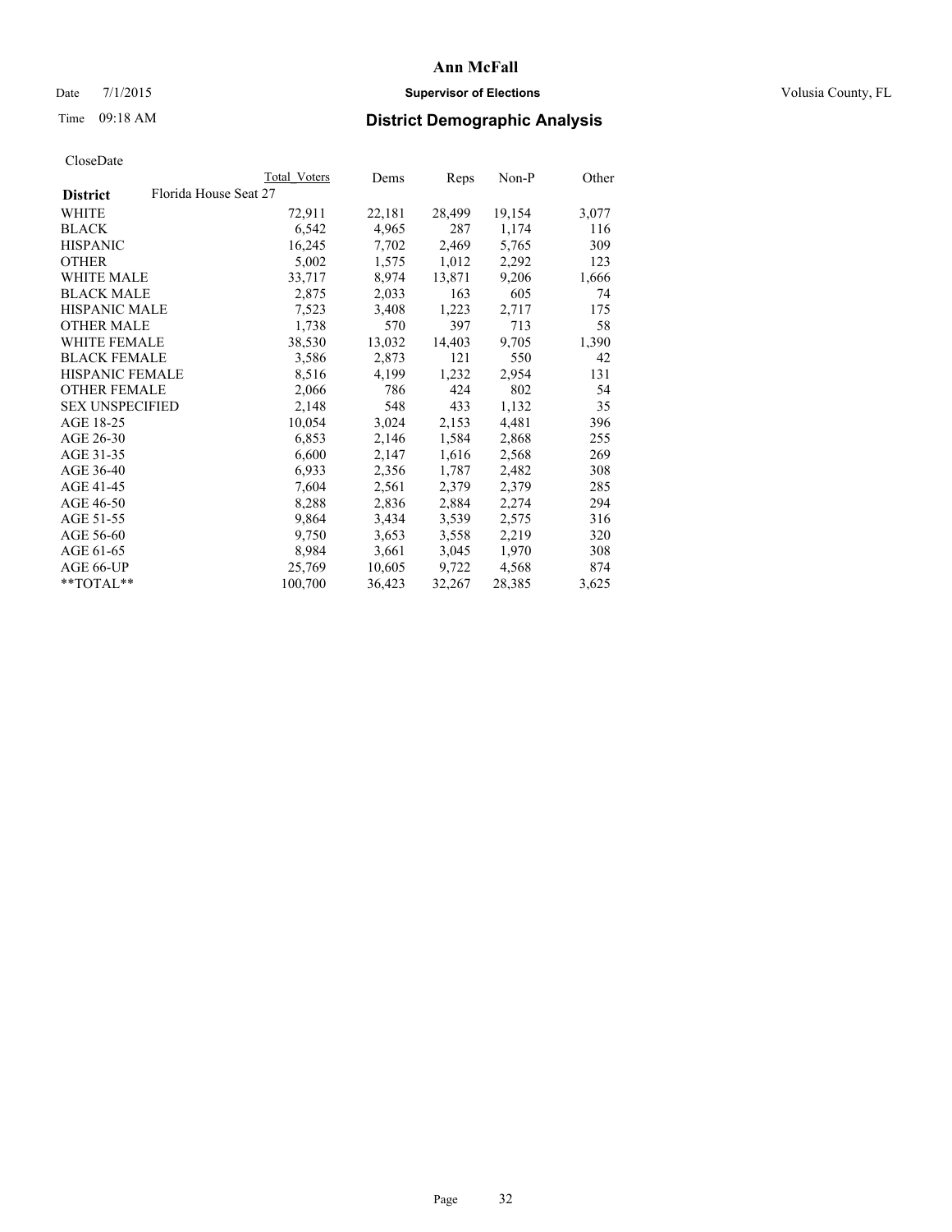**Ann McFall**

Date 7/1/2015 **Supervisor of Elections** Volusia County, FL

Time 09:18 AM **District Demographic Analysis**

CloseDate

| District | Florida House Seat 27 | Total Voters | Dems | Reps | Non-P | Other |
|---|---|---|---|---|---|---|
| WHITE | | 72,911 | 22,181 | 28,499 | 19,154 | 3,077 |
| BLACK | | 6,542 | 4,965 | 287 | 1,174 | 116 |
| HISPANIC | | 16,245 | 7,702 | 2,469 | 5,765 | 309 |
| OTHER | | 5,002 | 1,575 | 1,012 | 2,292 | 123 |
| WHITE MALE | | 33,717 | 8,974 | 13,871 | 9,206 | 1,666 |
| BLACK MALE | | 2,875 | 2,033 | 163 | 605 | 74 |
| HISPANIC MALE | | 7,523 | 3,408 | 1,223 | 2,717 | 175 |
| OTHER MALE | | 1,738 | 570 | 397 | 713 | 58 |
| WHITE FEMALE | | 38,530 | 13,032 | 14,403 | 9,705 | 1,390 |
| BLACK FEMALE | | 3,586 | 2,873 | 121 | 550 | 42 |
| HISPANIC FEMALE | | 8,516 | 4,199 | 1,232 | 2,954 | 131 |
| OTHER FEMALE | | 2,066 | 786 | 424 | 802 | 54 |
| SEX UNSPECIFIED | | 2,148 | 548 | 433 | 1,132 | 35 |
| AGE 18-25 | | 10,054 | 3,024 | 2,153 | 4,481 | 396 |
| AGE 26-30 | | 6,853 | 2,146 | 1,584 | 2,868 | 255 |
| AGE 31-35 | | 6,600 | 2,147 | 1,616 | 2,568 | 269 |
| AGE 36-40 | | 6,933 | 2,356 | 1,787 | 2,482 | 308 |
| AGE 41-45 | | 7,604 | 2,561 | 2,379 | 2,379 | 285 |
| AGE 46-50 | | 8,288 | 2,836 | 2,884 | 2,274 | 294 |
| AGE 51-55 | | 9,864 | 3,434 | 3,539 | 2,575 | 316 |
| AGE 56-60 | | 9,750 | 3,653 | 3,558 | 2,219 | 320 |
| AGE 61-65 | | 8,984 | 3,661 | 3,045 | 1,970 | 308 |
| AGE 66-UP | | 25,769 | 10,605 | 9,722 | 4,568 | 874 |
| **TOTAL** | | 100,700 | 36,423 | 32,267 | 28,385 | 3,625 |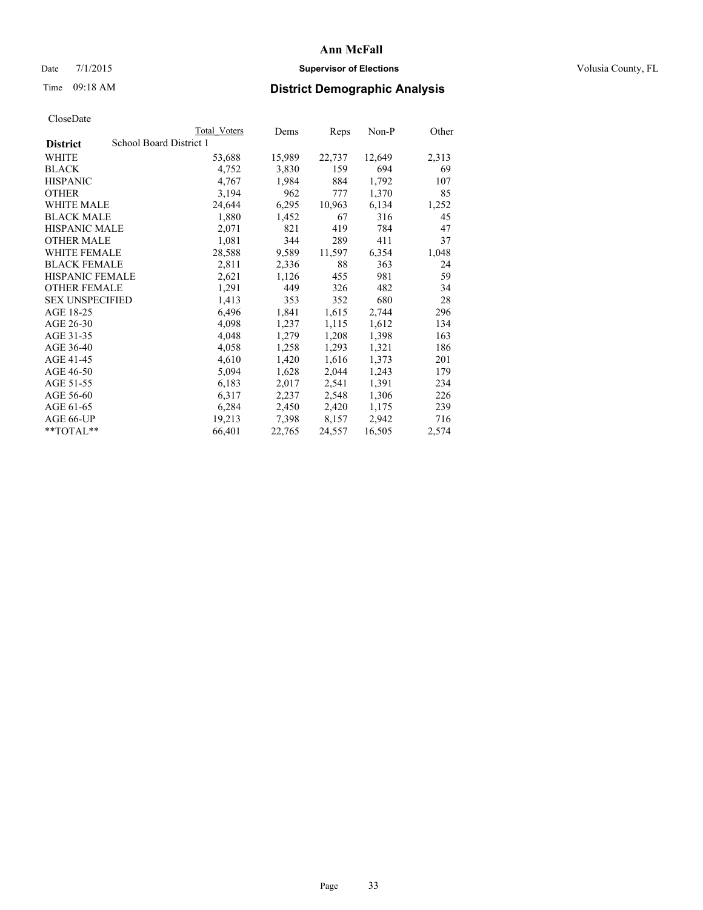# Ann McFall

Date 7/1/2015 **Supervisor of Elections** Volusia County, FL

Time 09:18 AM **District Demographic Analysis**

CloseDate

| District | School Board District 1 Total Voters | Dems | Reps | Non-P | Other |
|---|---|---|---|---|---|
| WHITE | 53,688 | 15,989 | 22,737 | 12,649 | 2,313 |
| BLACK | 4,752 | 3,830 | 159 | 694 | 69 |
| HISPANIC | 4,767 | 1,984 | 884 | 1,792 | 107 |
| OTHER | 3,194 | 962 | 777 | 1,370 | 85 |
| WHITE MALE | 24,644 | 6,295 | 10,963 | 6,134 | 1,252 |
| BLACK MALE | 1,880 | 1,452 | 67 | 316 | 45 |
| HISPANIC MALE | 2,071 | 821 | 419 | 784 | 47 |
| OTHER MALE | 1,081 | 344 | 289 | 411 | 37 |
| WHITE FEMALE | 28,588 | 9,589 | 11,597 | 6,354 | 1,048 |
| BLACK FEMALE | 2,811 | 2,336 | 88 | 363 | 24 |
| HISPANIC FEMALE | 2,621 | 1,126 | 455 | 981 | 59 |
| OTHER FEMALE | 1,291 | 449 | 326 | 482 | 34 |
| SEX UNSPECIFIED | 1,413 | 353 | 352 | 680 | 28 |
| AGE 18-25 | 6,496 | 1,841 | 1,615 | 2,744 | 296 |
| AGE 26-30 | 4,098 | 1,237 | 1,115 | 1,612 | 134 |
| AGE 31-35 | 4,048 | 1,279 | 1,208 | 1,398 | 163 |
| AGE 36-40 | 4,058 | 1,258 | 1,293 | 1,321 | 186 |
| AGE 41-45 | 4,610 | 1,420 | 1,616 | 1,373 | 201 |
| AGE 46-50 | 5,094 | 1,628 | 2,044 | 1,243 | 179 |
| AGE 51-55 | 6,183 | 2,017 | 2,541 | 1,391 | 234 |
| AGE 56-60 | 6,317 | 2,237 | 2,548 | 1,306 | 226 |
| AGE 61-65 | 6,284 | 2,450 | 2,420 | 1,175 | 239 |
| AGE 66-UP | 19,213 | 7,398 | 8,157 | 2,942 | 716 |
| **TOTAL** | 66,401 | 22,765 | 24,557 | 16,505 | 2,574 |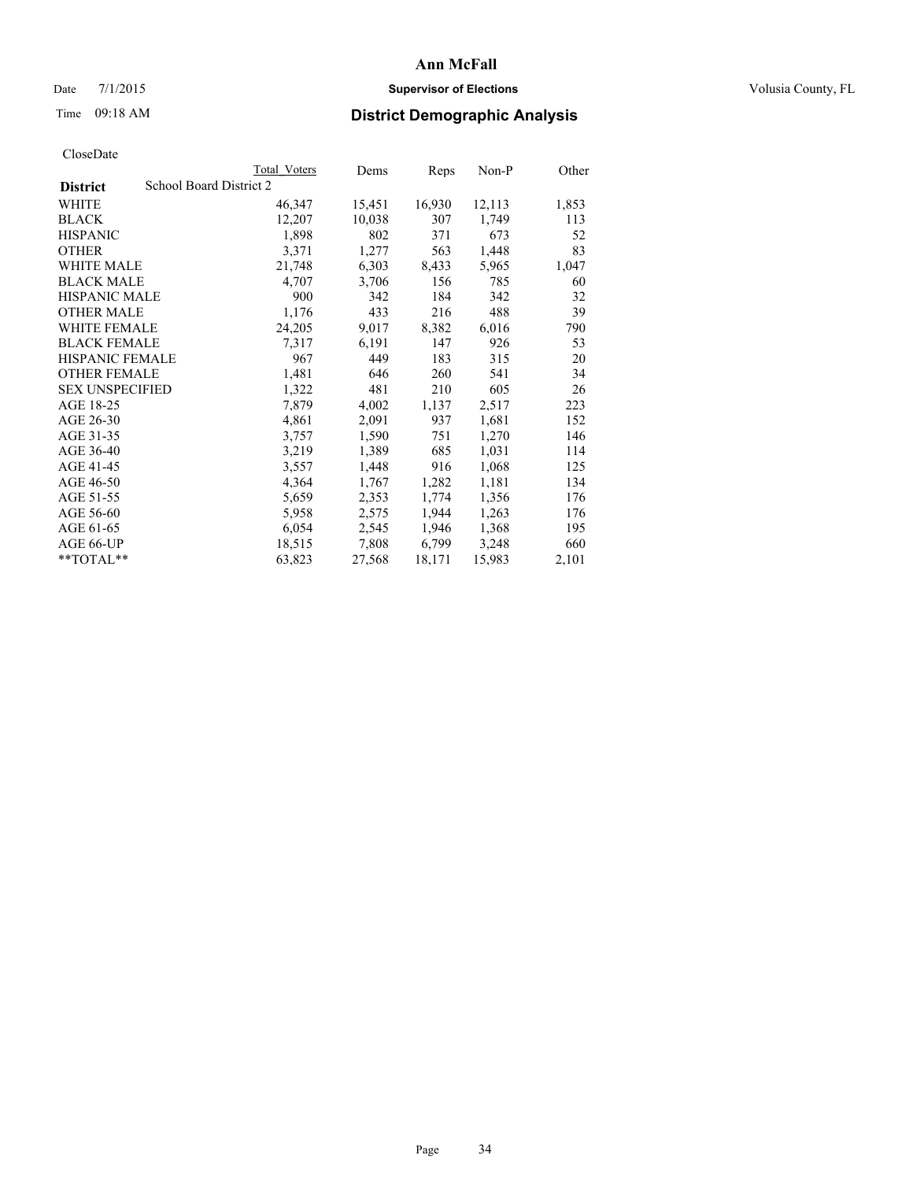# Ann McFall

Date 7/1/2015 **Supervisor of Elections** Volusia County, FL

Time 09:18 AM **District Demographic Analysis**

CloseDate

| | Total Voters | Dems | Reps | Non-P | Other |
|---|---|---|---|---|---|
| **District** School Board District 2 | | | | | |
| WHITE | 46,347 | 15,451 | 16,930 | 12,113 | 1,853 |
| BLACK | 12,207 | 10,038 | 307 | 1,749 | 113 |
| HISPANIC | 1,898 | 802 | 371 | 673 | 52 |
| OTHER | 3,371 | 1,277 | 563 | 1,448 | 83 |
| WHITE MALE | 21,748 | 6,303 | 8,433 | 5,965 | 1,047 |
| BLACK MALE | 4,707 | 3,706 | 156 | 785 | 60 |
| HISPANIC MALE | 900 | 342 | 184 | 342 | 32 |
| OTHER MALE | 1,176 | 433 | 216 | 488 | 39 |
| WHITE FEMALE | 24,205 | 9,017 | 8,382 | 6,016 | 790 |
| BLACK FEMALE | 7,317 | 6,191 | 147 | 926 | 53 |
| HISPANIC FEMALE | 967 | 449 | 183 | 315 | 20 |
| OTHER FEMALE | 1,481 | 646 | 260 | 541 | 34 |
| SEX UNSPECIFIED | 1,322 | 481 | 210 | 605 | 26 |
| AGE 18-25 | 7,879 | 4,002 | 1,137 | 2,517 | 223 |
| AGE 26-30 | 4,861 | 2,091 | 937 | 1,681 | 152 |
| AGE 31-35 | 3,757 | 1,590 | 751 | 1,270 | 146 |
| AGE 36-40 | 3,219 | 1,389 | 685 | 1,031 | 114 |
| AGE 41-45 | 3,557 | 1,448 | 916 | 1,068 | 125 |
| AGE 46-50 | 4,364 | 1,767 | 1,282 | 1,181 | 134 |
| AGE 51-55 | 5,659 | 2,353 | 1,774 | 1,356 | 176 |
| AGE 56-60 | 5,958 | 2,575 | 1,944 | 1,263 | 176 |
| AGE 61-65 | 6,054 | 2,545 | 1,946 | 1,368 | 195 |
| AGE 66-UP | 18,515 | 7,808 | 6,799 | 3,248 | 660 |
| **TOTAL** | 63,823 | 27,568 | 18,171 | 15,983 | 2,101 |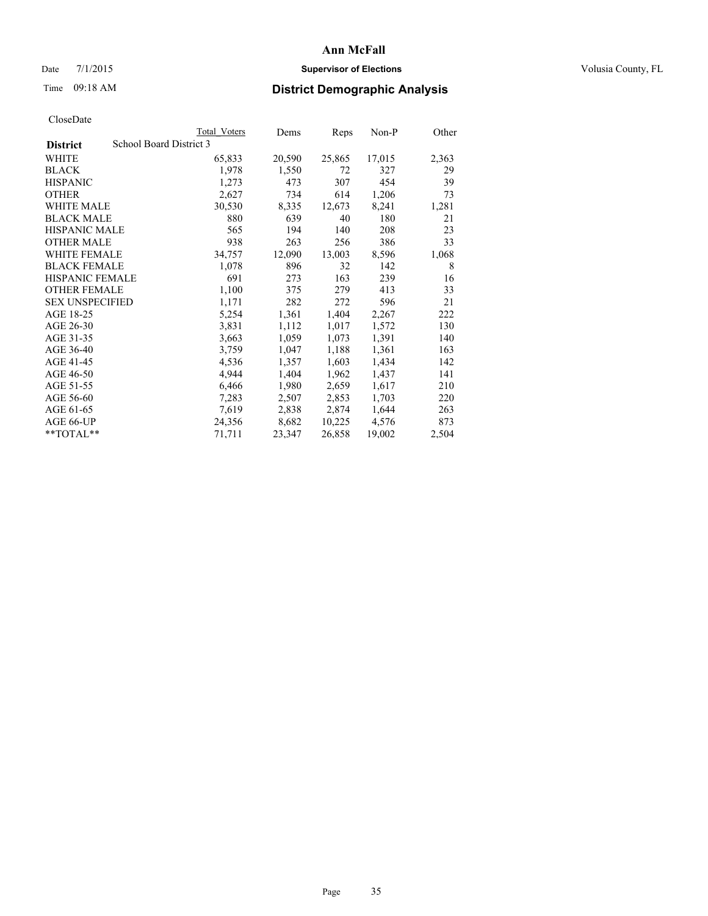# Ann McFall

Date 7/1/2015 **Supervisor of Elections** Volusia County, FL

Time 09:18 AM **District Demographic Analysis**

CloseDate

| | Total Voters | Dems | Reps | Non-P | Other |
|---|---|---|---|---|---|
| **District** School Board District 3 | | | | | |
| WHITE | 65,833 | 20,590 | 25,865 | 17,015 | 2,363 |
| BLACK | 1,978 | 1,550 | 72 | 327 | 29 |
| HISPANIC | 1,273 | 473 | 307 | 454 | 39 |
| OTHER | 2,627 | 734 | 614 | 1,206 | 73 |
| WHITE MALE | 30,530 | 8,335 | 12,673 | 8,241 | 1,281 |
| BLACK MALE | 880 | 639 | 40 | 180 | 21 |
| HISPANIC MALE | 565 | 194 | 140 | 208 | 23 |
| OTHER MALE | 938 | 263 | 256 | 386 | 33 |
| WHITE FEMALE | 34,757 | 12,090 | 13,003 | 8,596 | 1,068 |
| BLACK FEMALE | 1,078 | 896 | 32 | 142 | 8 |
| HISPANIC FEMALE | 691 | 273 | 163 | 239 | 16 |
| OTHER FEMALE | 1,100 | 375 | 279 | 413 | 33 |
| SEX UNSPECIFIED | 1,171 | 282 | 272 | 596 | 21 |
| AGE 18-25 | 5,254 | 1,361 | 1,404 | 2,267 | 222 |
| AGE 26-30 | 3,831 | 1,112 | 1,017 | 1,572 | 130 |
| AGE 31-35 | 3,663 | 1,059 | 1,073 | 1,391 | 140 |
| AGE 36-40 | 3,759 | 1,047 | 1,188 | 1,361 | 163 |
| AGE 41-45 | 4,536 | 1,357 | 1,603 | 1,434 | 142 |
| AGE 46-50 | 4,944 | 1,404 | 1,962 | 1,437 | 141 |
| AGE 51-55 | 6,466 | 1,980 | 2,659 | 1,617 | 210 |
| AGE 56-60 | 7,283 | 2,507 | 2,853 | 1,703 | 220 |
| AGE 61-65 | 7,619 | 2,838 | 2,874 | 1,644 | 263 |
| AGE 66-UP | 24,356 | 8,682 | 10,225 | 4,576 | 873 |
| **TOTAL** | 71,711 | 23,347 | 26,858 | 19,002 | 2,504 |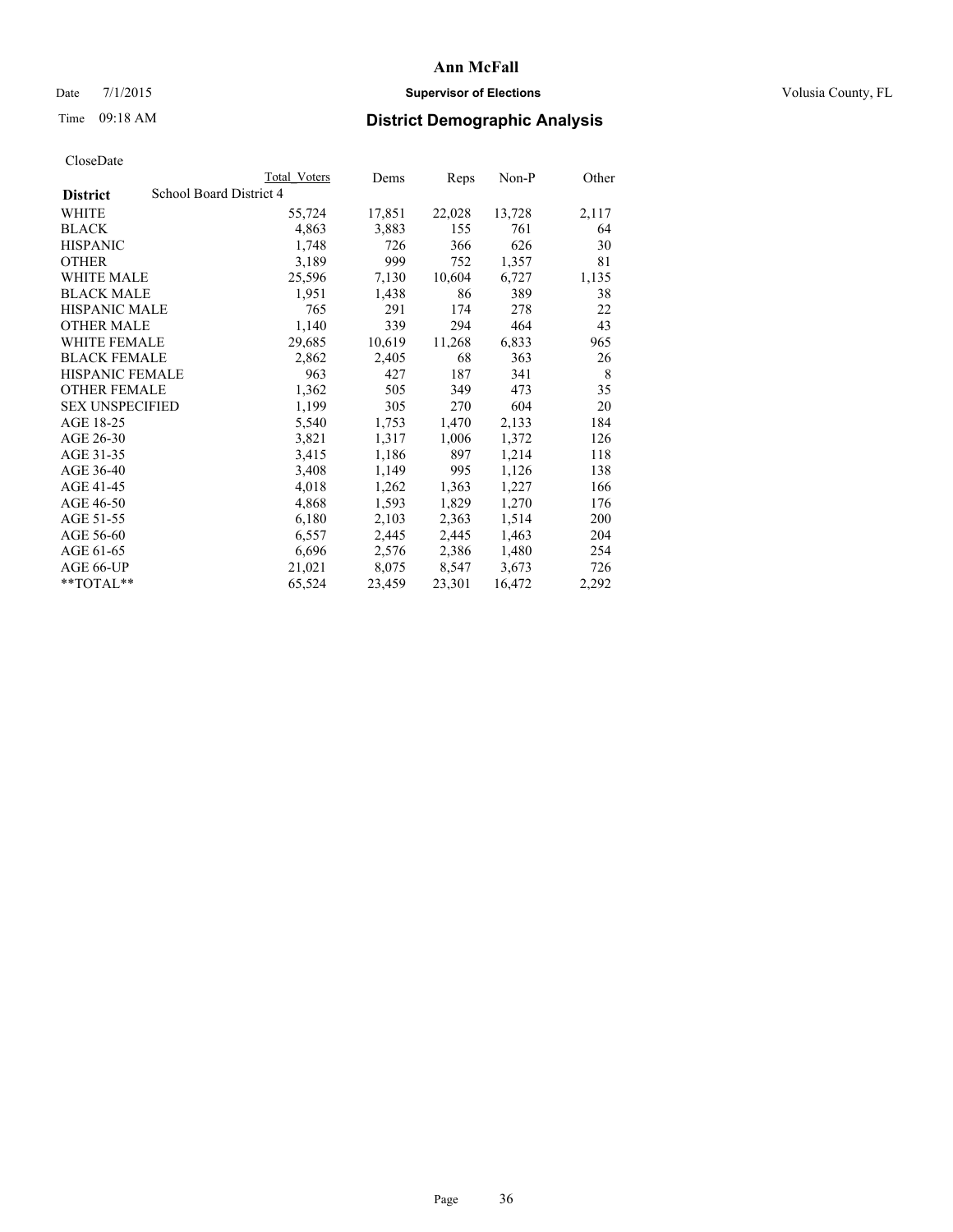# Ann McFall

Date 7/1/2015 **Supervisor of Elections** Volusia County, FL

Time 09:18 AM **District Demographic Analysis**

CloseDate

| District | School Board District 4 Total Voters | Dems | Reps | Non-P | Other |
|---|---|---|---|---|---|
| WHITE | 55,724 | 17,851 | 22,028 | 13,728 | 2,117 |
| BLACK | 4,863 | 3,883 | 155 | 761 | 64 |
| HISPANIC | 1,748 | 726 | 366 | 626 | 30 |
| OTHER | 3,189 | 999 | 752 | 1,357 | 81 |
| WHITE MALE | 25,596 | 7,130 | 10,604 | 6,727 | 1,135 |
| BLACK MALE | 1,951 | 1,438 | 86 | 389 | 38 |
| HISPANIC MALE | 765 | 291 | 174 | 278 | 22 |
| OTHER MALE | 1,140 | 339 | 294 | 464 | 43 |
| WHITE FEMALE | 29,685 | 10,619 | 11,268 | 6,833 | 965 |
| BLACK FEMALE | 2,862 | 2,405 | 68 | 363 | 26 |
| HISPANIC FEMALE | 963 | 427 | 187 | 341 | 8 |
| OTHER FEMALE | 1,362 | 505 | 349 | 473 | 35 |
| SEX UNSPECIFIED | 1,199 | 305 | 270 | 604 | 20 |
| AGE 18-25 | 5,540 | 1,753 | 1,470 | 2,133 | 184 |
| AGE 26-30 | 3,821 | 1,317 | 1,006 | 1,372 | 126 |
| AGE 31-35 | 3,415 | 1,186 | 897 | 1,214 | 118 |
| AGE 36-40 | 3,408 | 1,149 | 995 | 1,126 | 138 |
| AGE 41-45 | 4,018 | 1,262 | 1,363 | 1,227 | 166 |
| AGE 46-50 | 4,868 | 1,593 | 1,829 | 1,270 | 176 |
| AGE 51-55 | 6,180 | 2,103 | 2,363 | 1,514 | 200 |
| AGE 56-60 | 6,557 | 2,445 | 2,445 | 1,463 | 204 |
| AGE 61-65 | 6,696 | 2,576 | 2,386 | 1,480 | 254 |
| AGE 66-UP | 21,021 | 8,075 | 8,547 | 3,673 | 726 |
| **TOTAL** | 65,524 | 23,459 | 23,301 | 16,472 | 2,292 |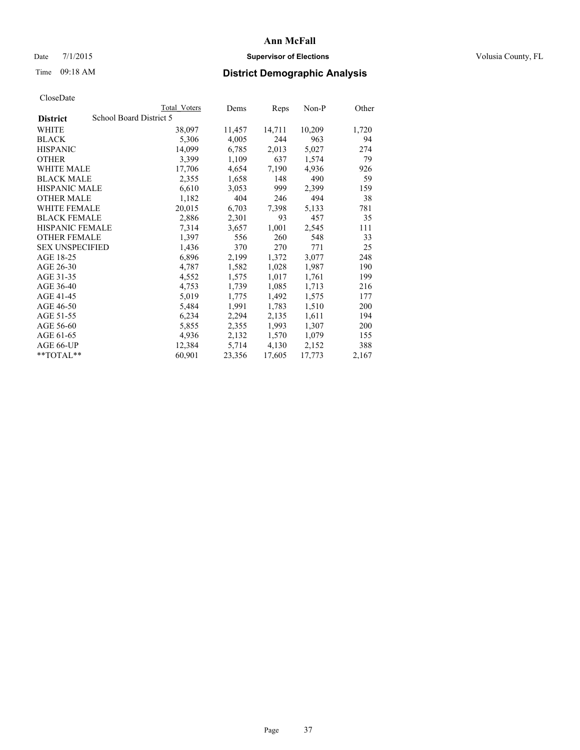**Ann McFall**

Date 7/1/2015 **Supervisor of Elections** Volusia County, FL

Time 09:18 AM **District Demographic Analysis**

CloseDate

| **District** | School Board District 5 | Total Voters | Dems | Reps | Non-P | Other |
|---|---|---|---|---|---|---|
| WHITE | | 38,097 | 11,457 | 14,711 | 10,209 | 1,720 |
| BLACK | | 5,306 | 4,005 | 244 | 963 | 94 |
| HISPANIC | | 14,099 | 6,785 | 2,013 | 5,027 | 274 |
| OTHER | | 3,399 | 1,109 | 637 | 1,574 | 79 |
| WHITE MALE | | 17,706 | 4,654 | 7,190 | 4,936 | 926 |
| BLACK MALE | | 2,355 | 1,658 | 148 | 490 | 59 |
| HISPANIC MALE | | 6,610 | 3,053 | 999 | 2,399 | 159 |
| OTHER MALE | | 1,182 | 404 | 246 | 494 | 38 |
| WHITE FEMALE | | 20,015 | 6,703 | 7,398 | 5,133 | 781 |
| BLACK FEMALE | | 2,886 | 2,301 | 93 | 457 | 35 |
| HISPANIC FEMALE | | 7,314 | 3,657 | 1,001 | 2,545 | 111 |
| OTHER FEMALE | | 1,397 | 556 | 260 | 548 | 33 |
| SEX UNSPECIFIED | | 1,436 | 370 | 270 | 771 | 25 |
| AGE 18-25 | | 6,896 | 2,199 | 1,372 | 3,077 | 248 |
| AGE 26-30 | | 4,787 | 1,582 | 1,028 | 1,987 | 190 |
| AGE 31-35 | | 4,552 | 1,575 | 1,017 | 1,761 | 199 |
| AGE 36-40 | | 4,753 | 1,739 | 1,085 | 1,713 | 216 |
| AGE 41-45 | | 5,019 | 1,775 | 1,492 | 1,575 | 177 |
| AGE 46-50 | | 5,484 | 1,991 | 1,783 | 1,510 | 200 |
| AGE 51-55 | | 6,234 | 2,294 | 2,135 | 1,611 | 194 |
| AGE 56-60 | | 5,855 | 2,355 | 1,993 | 1,307 | 200 |
| AGE 61-65 | | 4,936 | 2,132 | 1,570 | 1,079 | 155 |
| AGE 66-UP | | 12,384 | 5,714 | 4,130 | 2,152 | 388 |
| **TOTAL** | | 60,901 | 23,356 | 17,605 | 17,773 | 2,167 |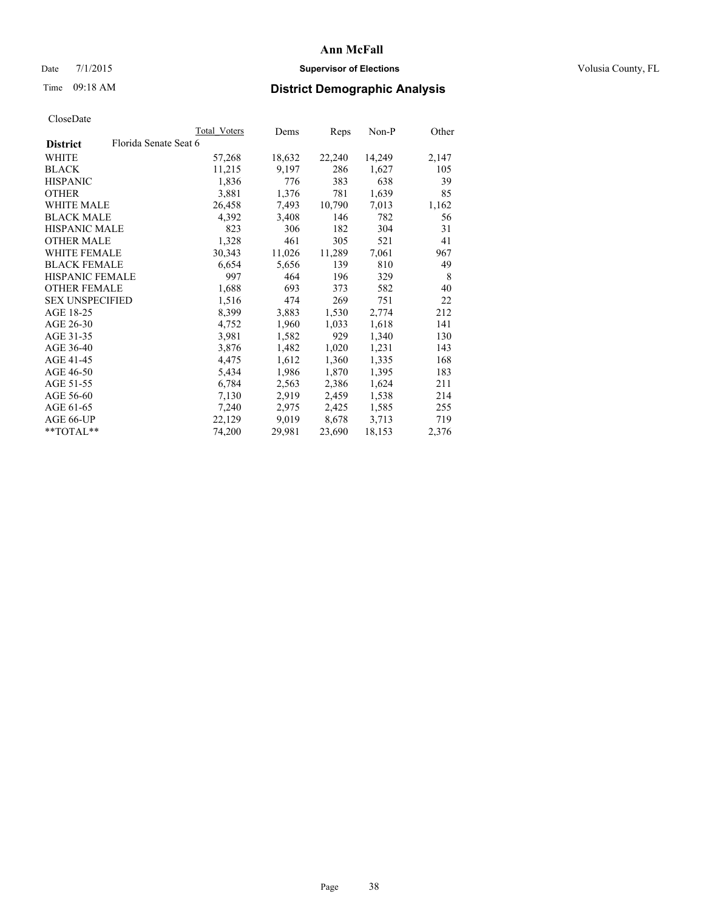# Ann McFall

Date 7/1/2015 **Supervisor of Elections** Volusia County, FL

Time 09:18 AM **District Demographic Analysis**

CloseDate

| District | Florida Senate Seat 6 | Total Voters | Dems | Reps | Non-P | Other |
|---|---|---|---|---|---|---|
| WHITE | | 57,268 | 18,632 | 22,240 | 14,249 | 2,147 |
| BLACK | | 11,215 | 9,197 | 286 | 1,627 | 105 |
| HISPANIC | | 1,836 | 776 | 383 | 638 | 39 |
| OTHER | | 3,881 | 1,376 | 781 | 1,639 | 85 |
| WHITE MALE | | 26,458 | 7,493 | 10,790 | 7,013 | 1,162 |
| BLACK MALE | | 4,392 | 3,408 | 146 | 782 | 56 |
| HISPANIC MALE | | 823 | 306 | 182 | 304 | 31 |
| OTHER MALE | | 1,328 | 461 | 305 | 521 | 41 |
| WHITE FEMALE | | 30,343 | 11,026 | 11,289 | 7,061 | 967 |
| BLACK FEMALE | | 6,654 | 5,656 | 139 | 810 | 49 |
| HISPANIC FEMALE | | 997 | 464 | 196 | 329 | 8 |
| OTHER FEMALE | | 1,688 | 693 | 373 | 582 | 40 |
| SEX UNSPECIFIED | | 1,516 | 474 | 269 | 751 | 22 |
| AGE 18-25 | | 8,399 | 3,883 | 1,530 | 2,774 | 212 |
| AGE 26-30 | | 4,752 | 1,960 | 1,033 | 1,618 | 141 |
| AGE 31-35 | | 3,981 | 1,582 | 929 | 1,340 | 130 |
| AGE 36-40 | | 3,876 | 1,482 | 1,020 | 1,231 | 143 |
| AGE 41-45 | | 4,475 | 1,612 | 1,360 | 1,335 | 168 |
| AGE 46-50 | | 5,434 | 1,986 | 1,870 | 1,395 | 183 |
| AGE 51-55 | | 6,784 | 2,563 | 2,386 | 1,624 | 211 |
| AGE 56-60 | | 7,130 | 2,919 | 2,459 | 1,538 | 214 |
| AGE 61-65 | | 7,240 | 2,975 | 2,425 | 1,585 | 255 |
| AGE 66-UP | | 22,129 | 9,019 | 8,678 | 3,713 | 719 |
| **TOTAL** | | 74,200 | 29,981 | 23,690 | 18,153 | 2,376 |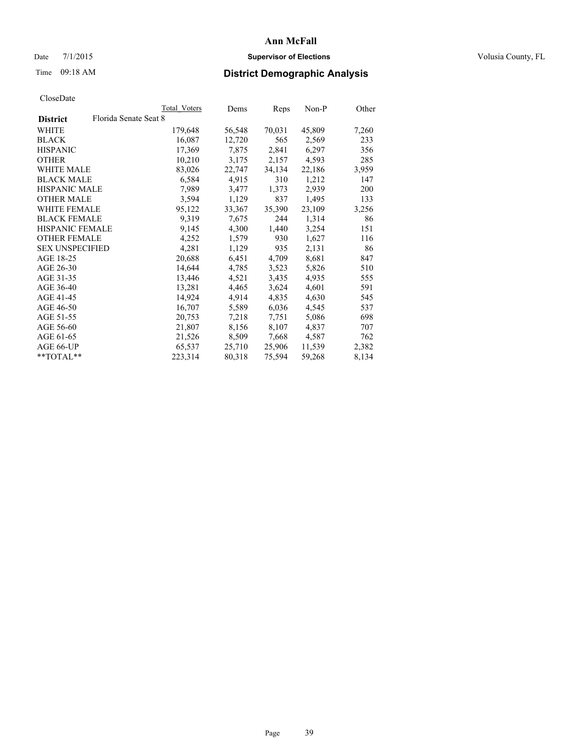**Ann McFall**

Date 7/1/2015 **Supervisor of Elections** Volusia County, FL

Time 09:18 AM **District Demographic Analysis**

CloseDate

| District | Florida Senate Seat 8 | Total Voters | Dems | Reps | Non-P | Other |
|---|---|---|---|---|---|---|
| WHITE | | 179,648 | 56,548 | 70,031 | 45,809 | 7,260 |
| BLACK | | 16,087 | 12,720 | 565 | 2,569 | 233 |
| HISPANIC | | 17,369 | 7,875 | 2,841 | 6,297 | 356 |
| OTHER | | 10,210 | 3,175 | 2,157 | 4,593 | 285 |
| WHITE MALE | | 83,026 | 22,747 | 34,134 | 22,186 | 3,959 |
| BLACK MALE | | 6,584 | 4,915 | 310 | 1,212 | 147 |
| HISPANIC MALE | | 7,989 | 3,477 | 1,373 | 2,939 | 200 |
| OTHER MALE | | 3,594 | 1,129 | 837 | 1,495 | 133 |
| WHITE FEMALE | | 95,122 | 33,367 | 35,390 | 23,109 | 3,256 |
| BLACK FEMALE | | 9,319 | 7,675 | 244 | 1,314 | 86 |
| HISPANIC FEMALE | | 9,145 | 4,300 | 1,440 | 3,254 | 151 |
| OTHER FEMALE | | 4,252 | 1,579 | 930 | 1,627 | 116 |
| SEX UNSPECIFIED | | 4,281 | 1,129 | 935 | 2,131 | 86 |
| AGE 18-25 | | 20,688 | 6,451 | 4,709 | 8,681 | 847 |
| AGE 26-30 | | 14,644 | 4,785 | 3,523 | 5,826 | 510 |
| AGE 31-35 | | 13,446 | 4,521 | 3,435 | 4,935 | 555 |
| AGE 36-40 | | 13,281 | 4,465 | 3,624 | 4,601 | 591 |
| AGE 41-45 | | 14,924 | 4,914 | 4,835 | 4,630 | 545 |
| AGE 46-50 | | 16,707 | 5,589 | 6,036 | 4,545 | 537 |
| AGE 51-55 | | 20,753 | 7,218 | 7,751 | 5,086 | 698 |
| AGE 56-60 | | 21,807 | 8,156 | 8,107 | 4,837 | 707 |
| AGE 61-65 | | 21,526 | 8,509 | 7,668 | 4,587 | 762 |
| AGE 66-UP | | 65,537 | 25,710 | 25,906 | 11,539 | 2,382 |
| **TOTAL** | | 223,314 | 80,318 | 75,594 | 59,268 | 8,134 |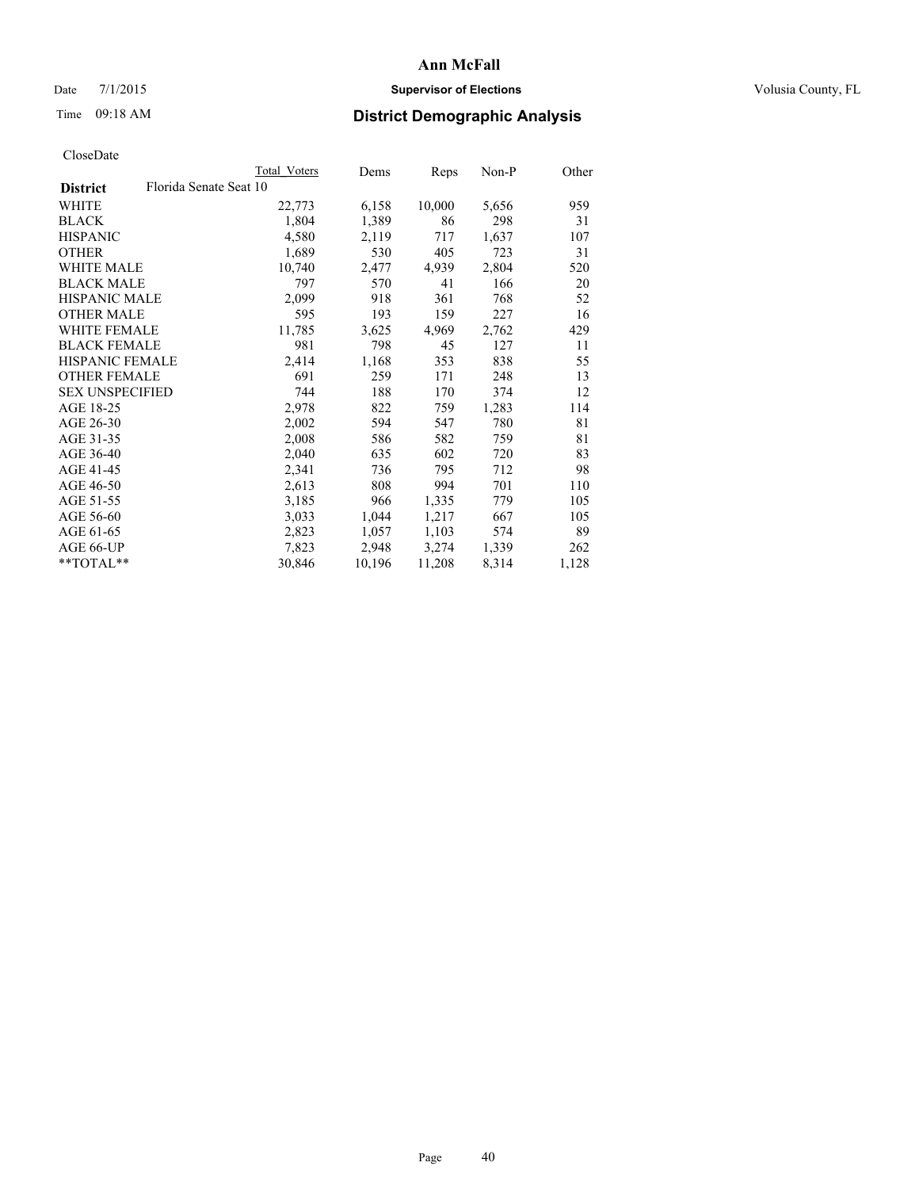CloseDate

| District | Florida Senate Seat 10 | Total Voters | Dems | Reps | Non-P | Other |
|---|---|---|---|---|---|---|
| WHITE | | 22,773 | 6,158 | 10,000 | 5,656 | 959 |
| BLACK | | 1,804 | 1,389 | 86 | 298 | 31 |
| HISPANIC | | 4,580 | 2,119 | 717 | 1,637 | 107 |
| OTHER | | 1,689 | 530 | 405 | 723 | 31 |
| WHITE MALE | | 10,740 | 2,477 | 4,939 | 2,804 | 520 |
| BLACK MALE | | 797 | 570 | 41 | 166 | 20 |
| HISPANIC MALE | | 2,099 | 918 | 361 | 768 | 52 |
| OTHER MALE | | 595 | 193 | 159 | 227 | 16 |
| WHITE FEMALE | | 11,785 | 3,625 | 4,969 | 2,762 | 429 |
| BLACK FEMALE | | 981 | 798 | 45 | 127 | 11 |
| HISPANIC FEMALE | | 2,414 | 1,168 | 353 | 838 | 55 |
| OTHER FEMALE | | 691 | 259 | 171 | 248 | 13 |
| SEX UNSPECIFIED | | 744 | 188 | 170 | 374 | 12 |
| AGE 18-25 | | 2,978 | 822 | 759 | 1,283 | 114 |
| AGE 26-30 | | 2,002 | 594 | 547 | 780 | 81 |
| AGE 31-35 | | 2,008 | 586 | 582 | 759 | 81 |
| AGE 36-40 | | 2,040 | 635 | 602 | 720 | 83 |
| AGE 41-45 | | 2,341 | 736 | 795 | 712 | 98 |
| AGE 46-50 | | 2,613 | 808 | 994 | 701 | 110 |
| AGE 51-55 | | 3,185 | 966 | 1,335 | 779 | 105 |
| AGE 56-60 | | 3,033 | 1,044 | 1,217 | 667 | 105 |
| AGE 61-65 | | 2,823 | 1,057 | 1,103 | 574 | 89 |
| AGE 66-UP | | 7,823 | 2,948 | 3,274 | 1,339 | 262 |
| **TOTAL** | | 30,846 | 10,196 | 11,208 | 8,314 | 1,128 |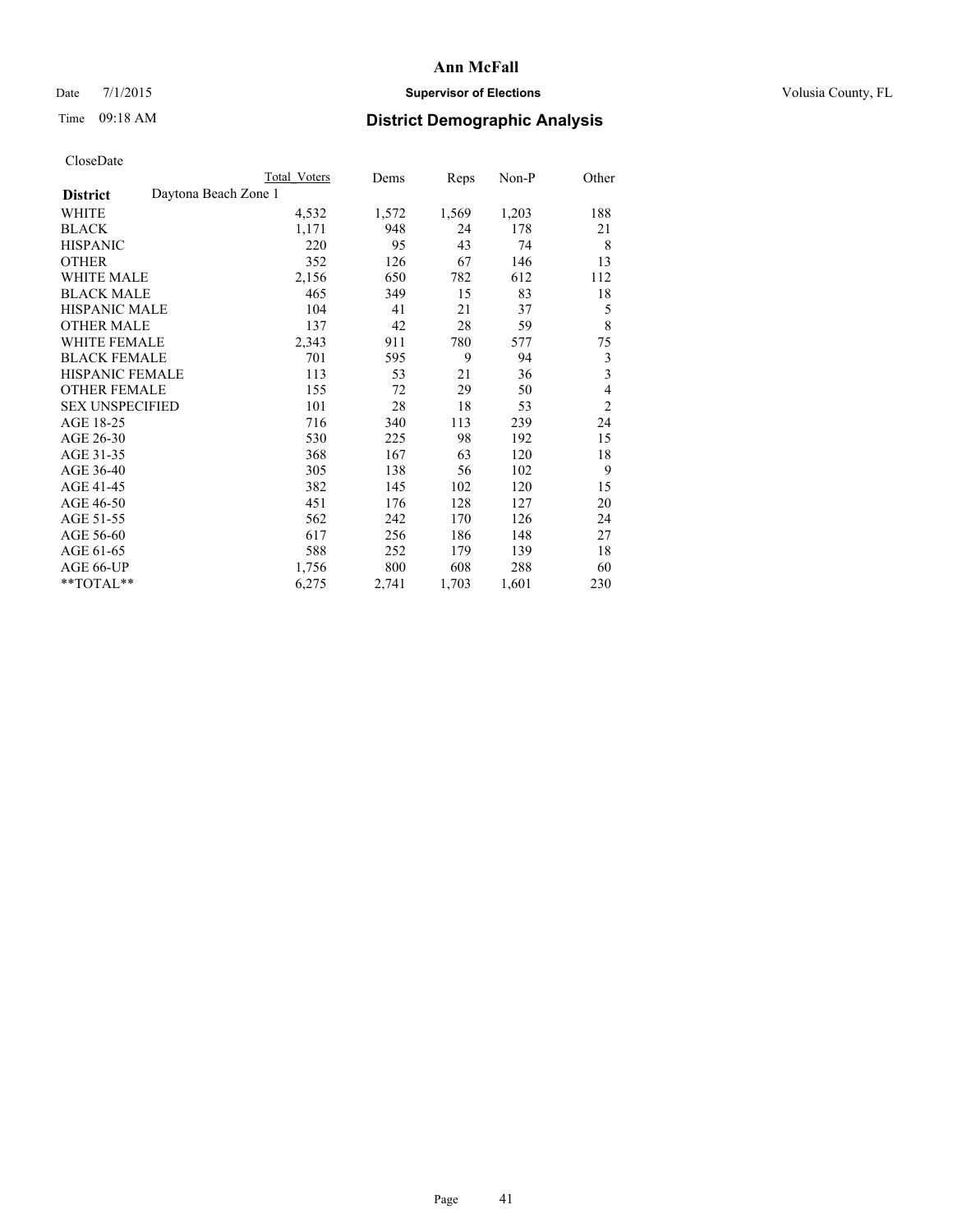# Ann McFall

Date 7/1/2015 **Supervisor of Elections** Volusia County, FL

Time 09:18 AM **District Demographic Analysis**

CloseDate

| | Total Voters | Dems | Reps | Non-P | Other |
|---|---|---|---|---|---|
| **District** Daytona Beach Zone 1 | | | | | |
| WHITE | 4,532 | 1,572 | 1,569 | 1,203 | 188 |
| BLACK | 1,171 | 948 | 24 | 178 | 21 |
| HISPANIC | 220 | 95 | 43 | 74 | 8 |
| OTHER | 352 | 126 | 67 | 146 | 13 |
| WHITE MALE | 2,156 | 650 | 782 | 612 | 112 |
| BLACK MALE | 465 | 349 | 15 | 83 | 18 |
| HISPANIC MALE | 104 | 41 | 21 | 37 | 5 |
| OTHER MALE | 137 | 42 | 28 | 59 | 8 |
| WHITE FEMALE | 2,343 | 911 | 780 | 577 | 75 |
| BLACK FEMALE | 701 | 595 | 9 | 94 | 3 |
| HISPANIC FEMALE | 113 | 53 | 21 | 36 | 3 |
| OTHER FEMALE | 155 | 72 | 29 | 50 | 4 |
| SEX UNSPECIFIED | 101 | 28 | 18 | 53 | 2 |
| AGE 18-25 | 716 | 340 | 113 | 239 | 24 |
| AGE 26-30 | 530 | 225 | 98 | 192 | 15 |
| AGE 31-35 | 368 | 167 | 63 | 120 | 18 |
| AGE 36-40 | 305 | 138 | 56 | 102 | 9 |
| AGE 41-45 | 382 | 145 | 102 | 120 | 15 |
| AGE 46-50 | 451 | 176 | 128 | 127 | 20 |
| AGE 51-55 | 562 | 242 | 170 | 126 | 24 |
| AGE 56-60 | 617 | 256 | 186 | 148 | 27 |
| AGE 61-65 | 588 | 252 | 179 | 139 | 18 |
| AGE 66-UP | 1,756 | 800 | 608 | 288 | 60 |
| **TOTAL** | 6,275 | 2,741 | 1,703 | 1,601 | 230 |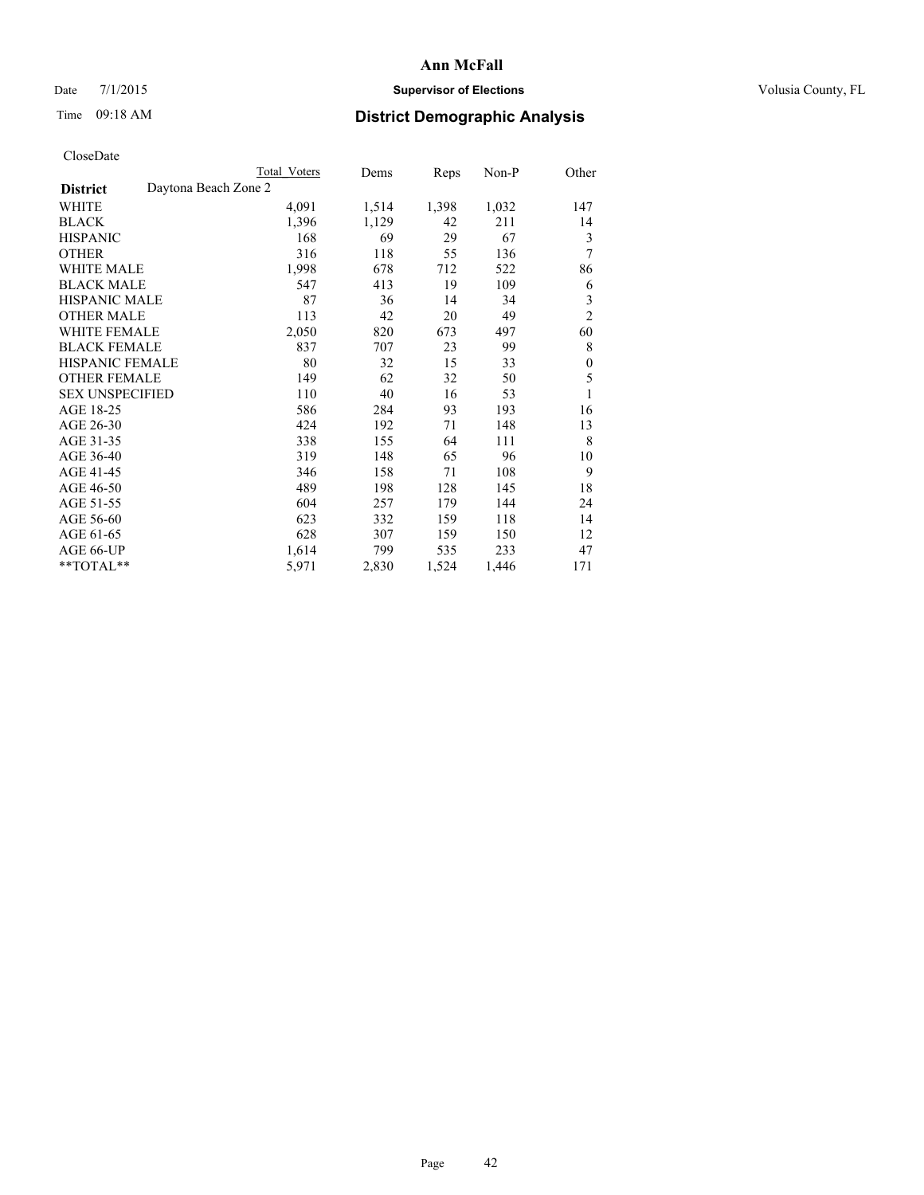# Ann McFall

Date 7/1/2015 **Supervisor of Elections** Volusia County, FL

Time 09:18 AM **District Demographic Analysis**

CloseDate

| **District** | Daytona Beach Zone 2 | Total Voters | Dems | Reps | Non-P | Other |
|---|---|---|---|---|---|---|
| WHITE | | 4,091 | 1,514 | 1,398 | 1,032 | 147 |
| BLACK | | 1,396 | 1,129 | 42 | 211 | 14 |
| HISPANIC | | 168 | 69 | 29 | 67 | 3 |
| OTHER | | 316 | 118 | 55 | 136 | 7 |
| WHITE MALE | | 1,998 | 678 | 712 | 522 | 86 |
| BLACK MALE | | 547 | 413 | 19 | 109 | 6 |
| HISPANIC MALE | | 87 | 36 | 14 | 34 | 3 |
| OTHER MALE | | 113 | 42 | 20 | 49 | 2 |
| WHITE FEMALE | | 2,050 | 820 | 673 | 497 | 60 |
| BLACK FEMALE | | 837 | 707 | 23 | 99 | 8 |
| HISPANIC FEMALE | | 80 | 32 | 15 | 33 | 0 |
| OTHER FEMALE | | 149 | 62 | 32 | 50 | 5 |
| SEX UNSPECIFIED | | 110 | 40 | 16 | 53 | 1 |
| AGE 18-25 | | 586 | 284 | 93 | 193 | 16 |
| AGE 26-30 | | 424 | 192 | 71 | 148 | 13 |
| AGE 31-35 | | 338 | 155 | 64 | 111 | 8 |
| AGE 36-40 | | 319 | 148 | 65 | 96 | 10 |
| AGE 41-45 | | 346 | 158 | 71 | 108 | 9 |
| AGE 46-50 | | 489 | 198 | 128 | 145 | 18 |
| AGE 51-55 | | 604 | 257 | 179 | 144 | 24 |
| AGE 56-60 | | 623 | 332 | 159 | 118 | 14 |
| AGE 61-65 | | 628 | 307 | 159 | 150 | 12 |
| AGE 66-UP | | 1,614 | 799 | 535 | 233 | 47 |
| **TOTAL** | | 5,971 | 2,830 | 1,524 | 1,446 | 171 |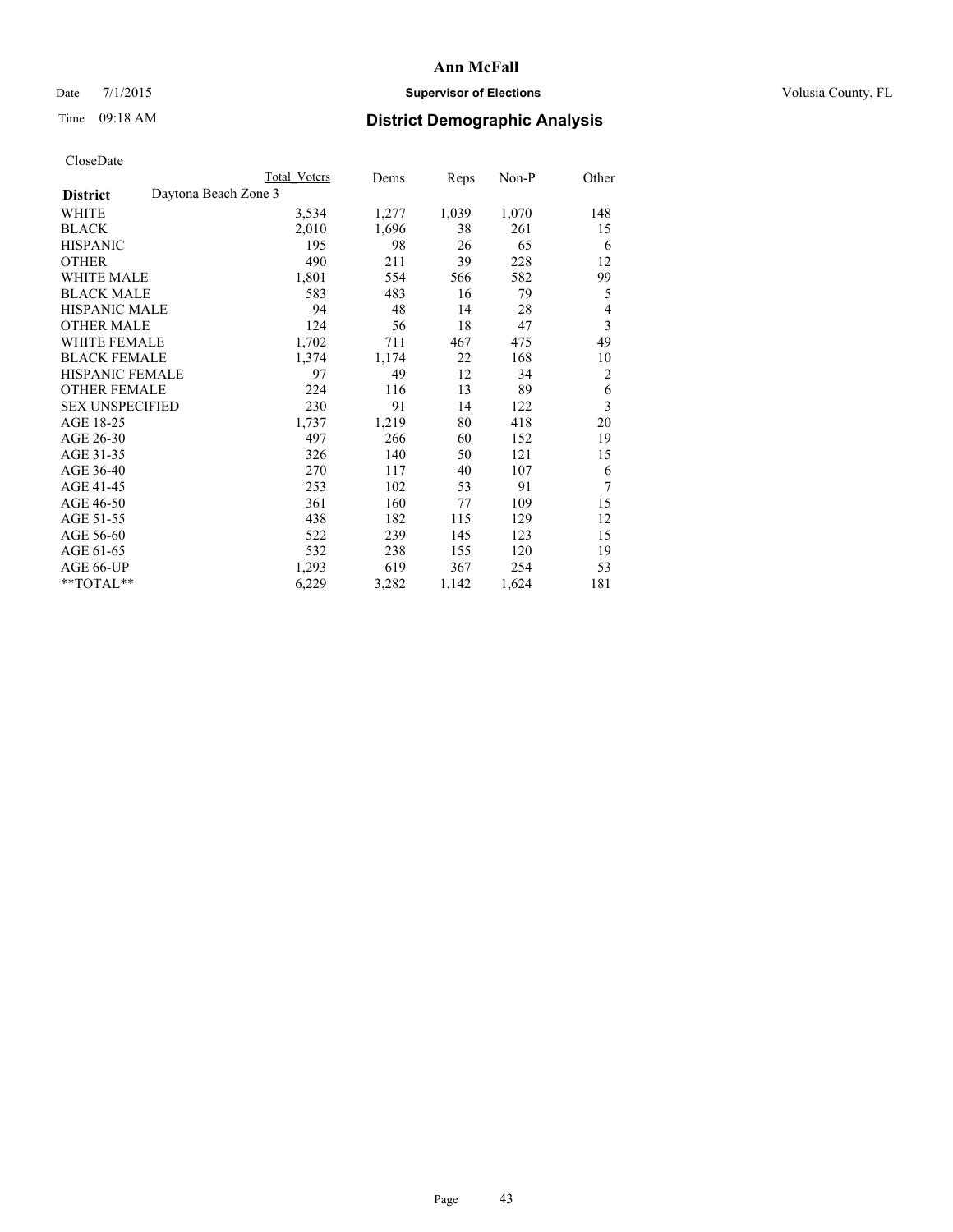# Ann McFall

Date 7/1/2015 **Supervisor of Elections** Volusia County, FL

Time 09:18 AM **District Demographic Analysis**

CloseDate

| | Total Voters | Dems | Reps | Non-P | Other |
|---|---|---|---|---|---|
| **District** Daytona Beach Zone 3 | | | | | |
| WHITE | 3,534 | 1,277 | 1,039 | 1,070 | 148 |
| BLACK | 2,010 | 1,696 | 38 | 261 | 15 |
| HISPANIC | 195 | 98 | 26 | 65 | 6 |
| OTHER | 490 | 211 | 39 | 228 | 12 |
| WHITE MALE | 1,801 | 554 | 566 | 582 | 99 |
| BLACK MALE | 583 | 483 | 16 | 79 | 5 |
| HISPANIC MALE | 94 | 48 | 14 | 28 | 4 |
| OTHER MALE | 124 | 56 | 18 | 47 | 3 |
| WHITE FEMALE | 1,702 | 711 | 467 | 475 | 49 |
| BLACK FEMALE | 1,374 | 1,174 | 22 | 168 | 10 |
| HISPANIC FEMALE | 97 | 49 | 12 | 34 | 2 |
| OTHER FEMALE | 224 | 116 | 13 | 89 | 6 |
| SEX UNSPECIFIED | 230 | 91 | 14 | 122 | 3 |
| AGE 18-25 | 1,737 | 1,219 | 80 | 418 | 20 |
| AGE 26-30 | 497 | 266 | 60 | 152 | 19 |
| AGE 31-35 | 326 | 140 | 50 | 121 | 15 |
| AGE 36-40 | 270 | 117 | 40 | 107 | 6 |
| AGE 41-45 | 253 | 102 | 53 | 91 | 7 |
| AGE 46-50 | 361 | 160 | 77 | 109 | 15 |
| AGE 51-55 | 438 | 182 | 115 | 129 | 12 |
| AGE 56-60 | 522 | 239 | 145 | 123 | 15 |
| AGE 61-65 | 532 | 238 | 155 | 120 | 19 |
| AGE 66-UP | 1,293 | 619 | 367 | 254 | 53 |
| **TOTAL** | 6,229 | 3,282 | 1,142 | 1,624 | 181 |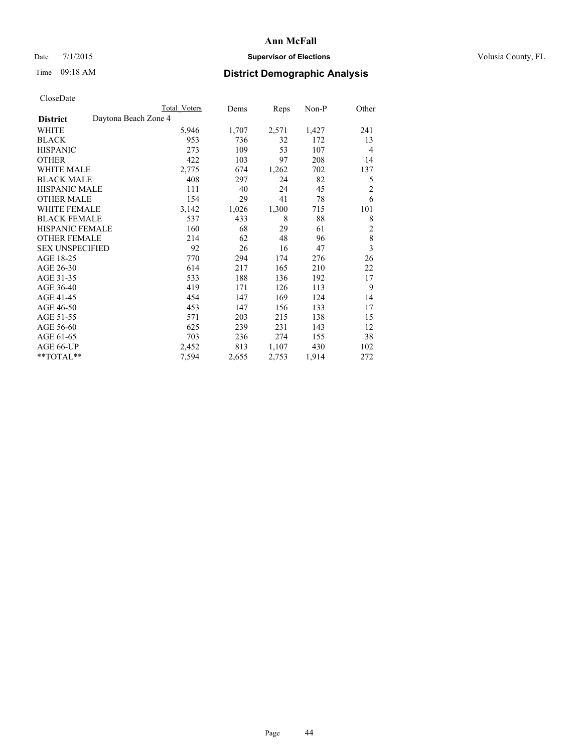# Ann McFall

Date 7/1/2015 **Supervisor of Elections** Volusia County, FL

Time 09:18 AM **District Demographic Analysis**

CloseDate

| District | Daytona Beach Zone 4 | Total Voters | Dems | Reps | Non-P | Other |
|---|---|---|---|---|---|---|
| WHITE | | 5,946 | 1,707 | 2,571 | 1,427 | 241 |
| BLACK | | 953 | 736 | 32 | 172 | 13 |
| HISPANIC | | 273 | 109 | 53 | 107 | 4 |
| OTHER | | 422 | 103 | 97 | 208 | 14 |
| WHITE MALE | | 2,775 | 674 | 1,262 | 702 | 137 |
| BLACK MALE | | 408 | 297 | 24 | 82 | 5 |
| HISPANIC MALE | | 111 | 40 | 24 | 45 | 2 |
| OTHER MALE | | 154 | 29 | 41 | 78 | 6 |
| WHITE FEMALE | | 3,142 | 1,026 | 1,300 | 715 | 101 |
| BLACK FEMALE | | 537 | 433 | 8 | 88 | 8 |
| HISPANIC FEMALE | | 160 | 68 | 29 | 61 | 2 |
| OTHER FEMALE | | 214 | 62 | 48 | 96 | 8 |
| SEX UNSPECIFIED | | 92 | 26 | 16 | 47 | 3 |
| AGE 18-25 | | 770 | 294 | 174 | 276 | 26 |
| AGE 26-30 | | 614 | 217 | 165 | 210 | 22 |
| AGE 31-35 | | 533 | 188 | 136 | 192 | 17 |
| AGE 36-40 | | 419 | 171 | 126 | 113 | 9 |
| AGE 41-45 | | 454 | 147 | 169 | 124 | 14 |
| AGE 46-50 | | 453 | 147 | 156 | 133 | 17 |
| AGE 51-55 | | 571 | 203 | 215 | 138 | 15 |
| AGE 56-60 | | 625 | 239 | 231 | 143 | 12 |
| AGE 61-65 | | 703 | 236 | 274 | 155 | 38 |
| AGE 66-UP | | 2,452 | 813 | 1,107 | 430 | 102 |
| **TOTAL** | | 7,594 | 2,655 | 2,753 | 1,914 | 272 |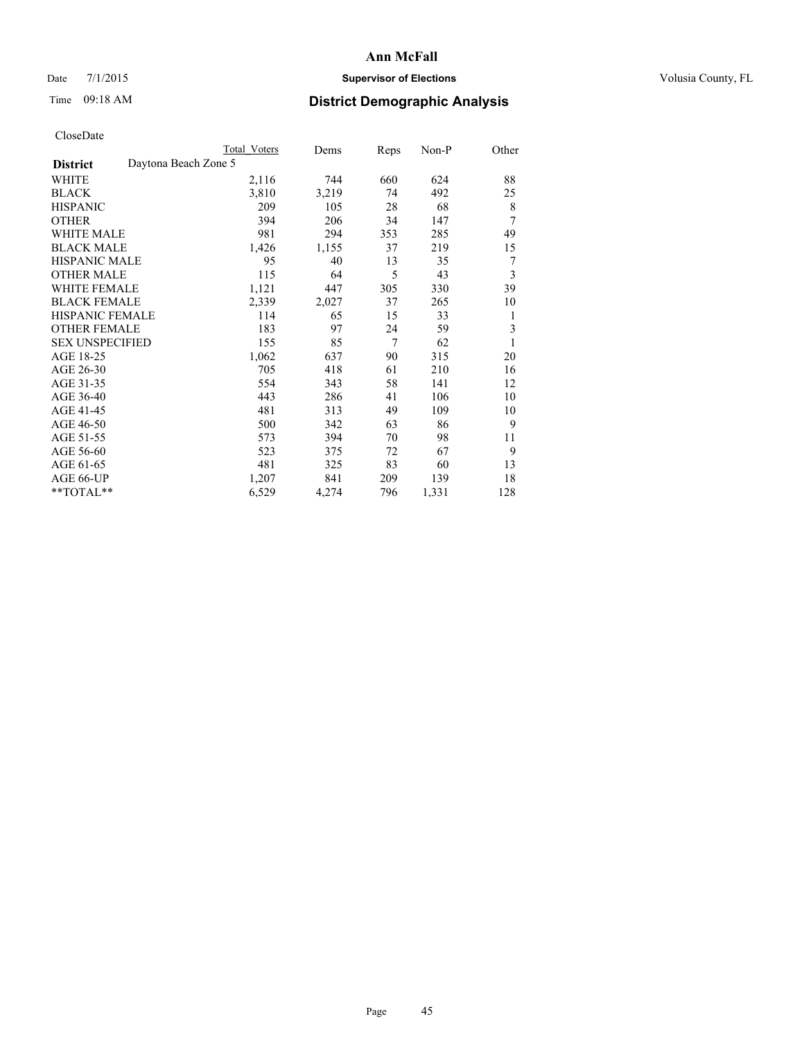# Ann McFall

Date 7/1/2015 **Supervisor of Elections** Volusia County, FL

Time 09:18 AM **District Demographic Analysis**

CloseDate

| | Total Voters | Dems | Reps | Non-P | Other |
|---|---|---|---|---|---|
| **District** Daytona Beach Zone 5 | | | | | |
| WHITE | 2,116 | 744 | 660 | 624 | 88 |
| BLACK | 3,810 | 3,219 | 74 | 492 | 25 |
| HISPANIC | 209 | 105 | 28 | 68 | 8 |
| OTHER | 394 | 206 | 34 | 147 | 7 |
| WHITE MALE | 981 | 294 | 353 | 285 | 49 |
| BLACK MALE | 1,426 | 1,155 | 37 | 219 | 15 |
| HISPANIC MALE | 95 | 40 | 13 | 35 | 7 |
| OTHER MALE | 115 | 64 | 5 | 43 | 3 |
| WHITE FEMALE | 1,121 | 447 | 305 | 330 | 39 |
| BLACK FEMALE | 2,339 | 2,027 | 37 | 265 | 10 |
| HISPANIC FEMALE | 114 | 65 | 15 | 33 | 1 |
| OTHER FEMALE | 183 | 97 | 24 | 59 | 3 |
| SEX UNSPECIFIED | 155 | 85 | 7 | 62 | 1 |
| AGE 18-25 | 1,062 | 637 | 90 | 315 | 20 |
| AGE 26-30 | 705 | 418 | 61 | 210 | 16 |
| AGE 31-35 | 554 | 343 | 58 | 141 | 12 |
| AGE 36-40 | 443 | 286 | 41 | 106 | 10 |
| AGE 41-45 | 481 | 313 | 49 | 109 | 10 |
| AGE 46-50 | 500 | 342 | 63 | 86 | 9 |
| AGE 51-55 | 573 | 394 | 70 | 98 | 11 |
| AGE 56-60 | 523 | 375 | 72 | 67 | 9 |
| AGE 61-65 | 481 | 325 | 83 | 60 | 13 |
| AGE 66-UP | 1,207 | 841 | 209 | 139 | 18 |
| **TOTAL** | 6,529 | 4,274 | 796 | 1,331 | 128 |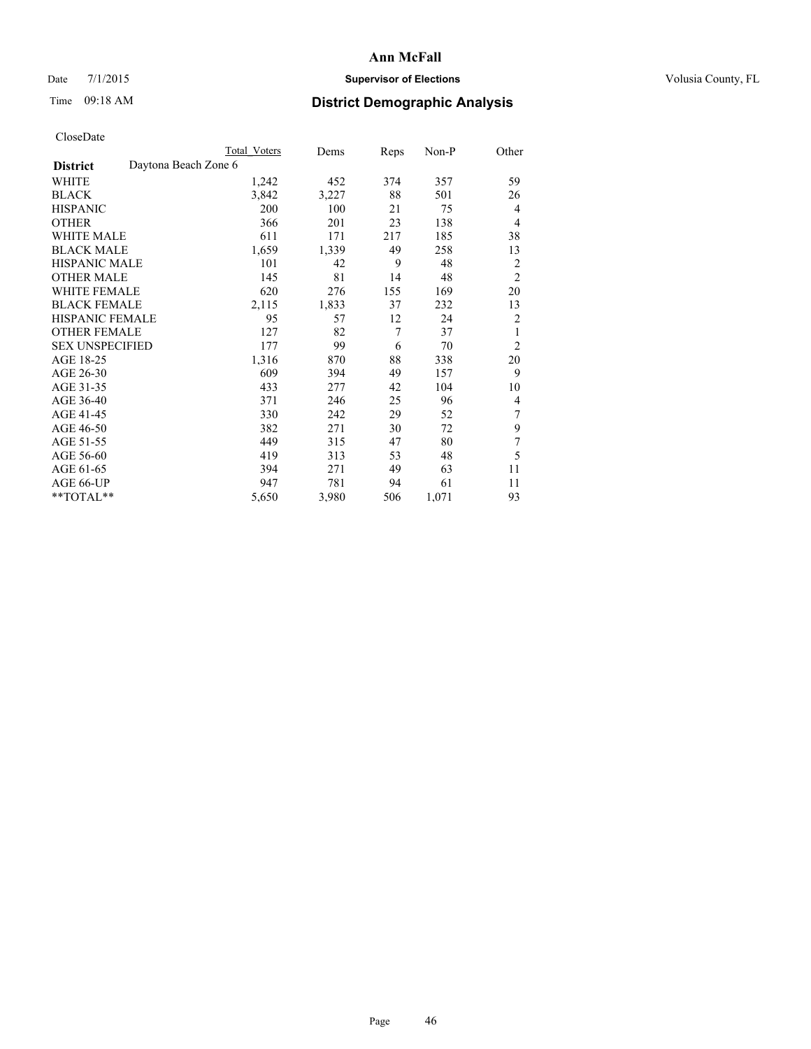# District Demographic Analysis

CloseDate

| | Total Voters | Dems | Reps | Non-P | Other |
|---|---|---|---|---|---|
| **District** Daytona Beach Zone 6 | | | | | |
| WHITE | 1,242 | 452 | 374 | 357 | 59 |
| BLACK | 3,842 | 3,227 | 88 | 501 | 26 |
| HISPANIC | 200 | 100 | 21 | 75 | 4 |
| OTHER | 366 | 201 | 23 | 138 | 4 |
| WHITE MALE | 611 | 171 | 217 | 185 | 38 |
| BLACK MALE | 1,659 | 1,339 | 49 | 258 | 13 |
| HISPANIC MALE | 101 | 42 | 9 | 48 | 2 |
| OTHER MALE | 145 | 81 | 14 | 48 | 2 |
| WHITE FEMALE | 620 | 276 | 155 | 169 | 20 |
| BLACK FEMALE | 2,115 | 1,833 | 37 | 232 | 13 |
| HISPANIC FEMALE | 95 | 57 | 12 | 24 | 2 |
| OTHER FEMALE | 127 | 82 | 7 | 37 | 1 |
| SEX UNSPECIFIED | 177 | 99 | 6 | 70 | 2 |
| AGE 18-25 | 1,316 | 870 | 88 | 338 | 20 |
| AGE 26-30 | 609 | 394 | 49 | 157 | 9 |
| AGE 31-35 | 433 | 277 | 42 | 104 | 10 |
| AGE 36-40 | 371 | 246 | 25 | 96 | 4 |
| AGE 41-45 | 330 | 242 | 29 | 52 | 7 |
| AGE 46-50 | 382 | 271 | 30 | 72 | 9 |
| AGE 51-55 | 449 | 315 | 47 | 80 | 7 |
| AGE 56-60 | 419 | 313 | 53 | 48 | 5 |
| AGE 61-65 | 394 | 271 | 49 | 63 | 11 |
| AGE 66-UP | 947 | 781 | 94 | 61 | 11 |
| **TOTAL** | 5,650 | 3,980 | 506 | 1,071 | 93 |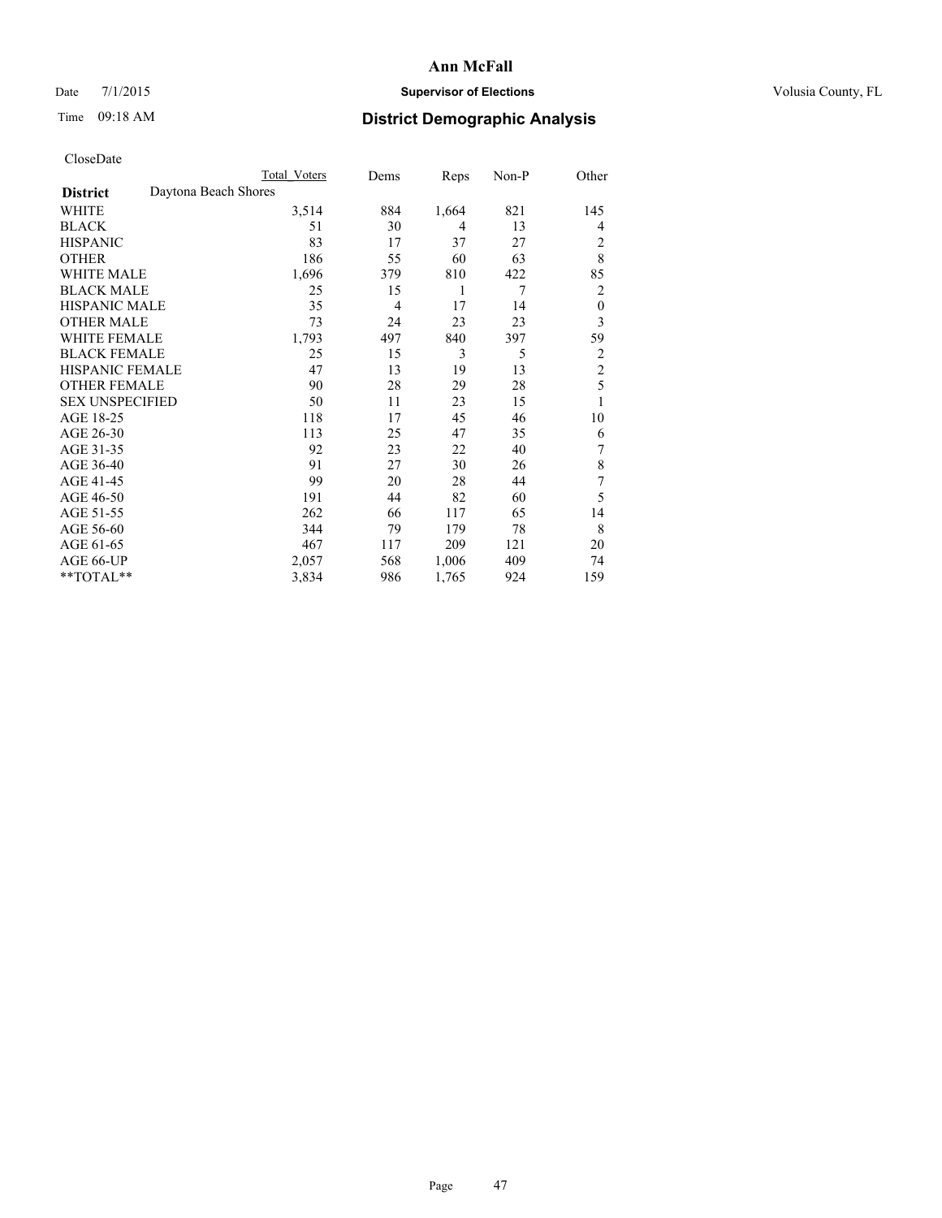# Ann McFall

Date 7/1/2015 **Supervisor of Elections** Volusia County, FL

Time 09:18 AM **District Demographic Analysis**

CloseDate

| | Total Voters | Dems | Reps | Non-P | Other |
|---|---|---|---|---|---|
| **District** Daytona Beach Shores | | | | | |
| WHITE | 3,514 | 884 | 1,664 | 821 | 145 |
| BLACK | 51 | 30 | 4 | 13 | 4 |
| HISPANIC | 83 | 17 | 37 | 27 | 2 |
| OTHER | 186 | 55 | 60 | 63 | 8 |
| WHITE MALE | 1,696 | 379 | 810 | 422 | 85 |
| BLACK MALE | 25 | 15 | 1 | 7 | 2 |
| HISPANIC MALE | 35 | 4 | 17 | 14 | 0 |
| OTHER MALE | 73 | 24 | 23 | 23 | 3 |
| WHITE FEMALE | 1,793 | 497 | 840 | 397 | 59 |
| BLACK FEMALE | 25 | 15 | 3 | 5 | 2 |
| HISPANIC FEMALE | 47 | 13 | 19 | 13 | 2 |
| OTHER FEMALE | 90 | 28 | 29 | 28 | 5 |
| SEX UNSPECIFIED | 50 | 11 | 23 | 15 | 1 |
| AGE 18-25 | 118 | 17 | 45 | 46 | 10 |
| AGE 26-30 | 113 | 25 | 47 | 35 | 6 |
| AGE 31-35 | 92 | 23 | 22 | 40 | 7 |
| AGE 36-40 | 91 | 27 | 30 | 26 | 8 |
| AGE 41-45 | 99 | 20 | 28 | 44 | 7 |
| AGE 46-50 | 191 | 44 | 82 | 60 | 5 |
| AGE 51-55 | 262 | 66 | 117 | 65 | 14 |
| AGE 56-60 | 344 | 79 | 179 | 78 | 8 |
| AGE 61-65 | 467 | 117 | 209 | 121 | 20 |
| AGE 66-UP | 2,057 | 568 | 1,006 | 409 | 74 |
| **TOTAL** | 3,834 | 986 | 1,765 | 924 | 159 |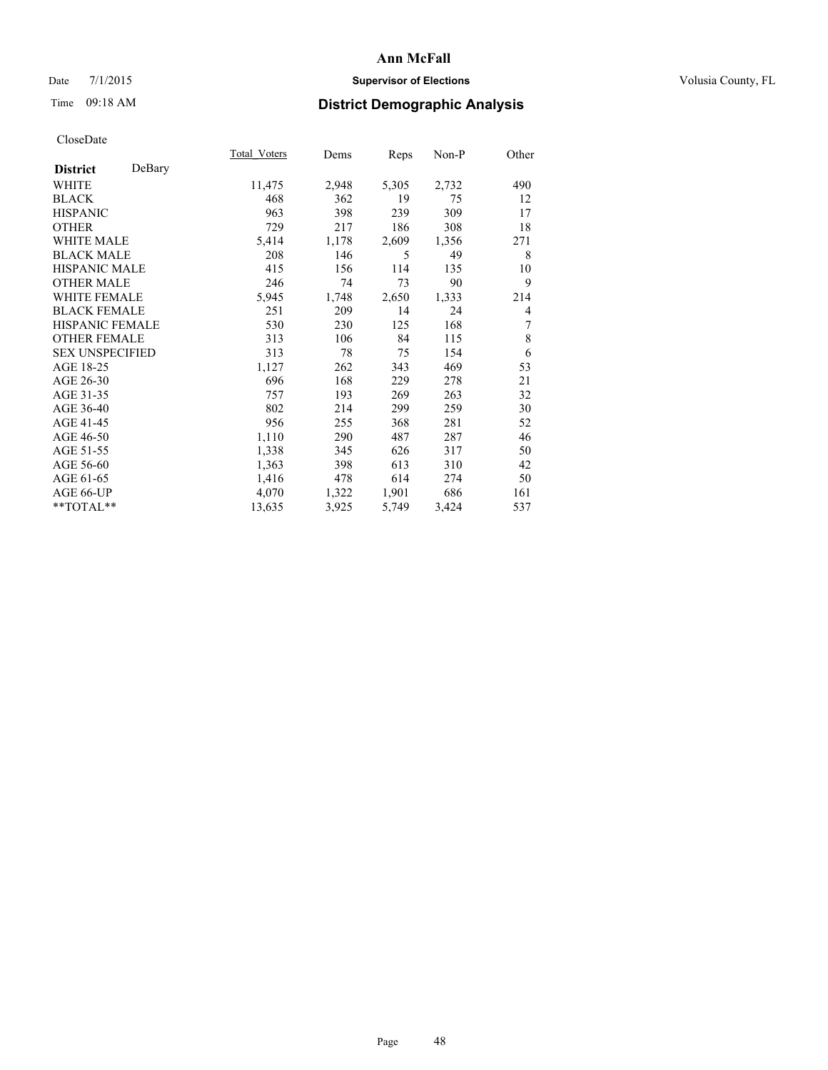Ann McFall

Date 7/1/2015 **Supervisor of Elections** Volusia County, FL

Time 09:18 AM **District Demographic Analysis**

CloseDate

| **District** DeBary | Total_Voters | Dems | Reps | Non-P | Other |
|---|---|---|---|---|---|
| WHITE | 11,475 | 2,948 | 5,305 | 2,732 | 490 |
| BLACK | 468 | 362 | 19 | 75 | 12 |
| HISPANIC | 963 | 398 | 239 | 309 | 17 |
| OTHER | 729 | 217 | 186 | 308 | 18 |
| WHITE MALE | 5,414 | 1,178 | 2,609 | 1,356 | 271 |
| BLACK MALE | 208 | 146 | 5 | 49 | 8 |
| HISPANIC MALE | 415 | 156 | 114 | 135 | 10 |
| OTHER MALE | 246 | 74 | 73 | 90 | 9 |
| WHITE FEMALE | 5,945 | 1,748 | 2,650 | 1,333 | 214 |
| BLACK FEMALE | 251 | 209 | 14 | 24 | 4 |
| HISPANIC FEMALE | 530 | 230 | 125 | 168 | 7 |
| OTHER FEMALE | 313 | 106 | 84 | 115 | 8 |
| SEX UNSPECIFIED | 313 | 78 | 75 | 154 | 6 |
| AGE 18-25 | 1,127 | 262 | 343 | 469 | 53 |
| AGE 26-30 | 696 | 168 | 229 | 278 | 21 |
| AGE 31-35 | 757 | 193 | 269 | 263 | 32 |
| AGE 36-40 | 802 | 214 | 299 | 259 | 30 |
| AGE 41-45 | 956 | 255 | 368 | 281 | 52 |
| AGE 46-50 | 1,110 | 290 | 487 | 287 | 46 |
| AGE 51-55 | 1,338 | 345 | 626 | 317 | 50 |
| AGE 56-60 | 1,363 | 398 | 613 | 310 | 42 |
| AGE 61-65 | 1,416 | 478 | 614 | 274 | 50 |
| AGE 66-UP | 4,070 | 1,322 | 1,901 | 686 | 161 |
| **TOTAL** | 13,635 | 3,925 | 5,749 | 3,424 | 537 |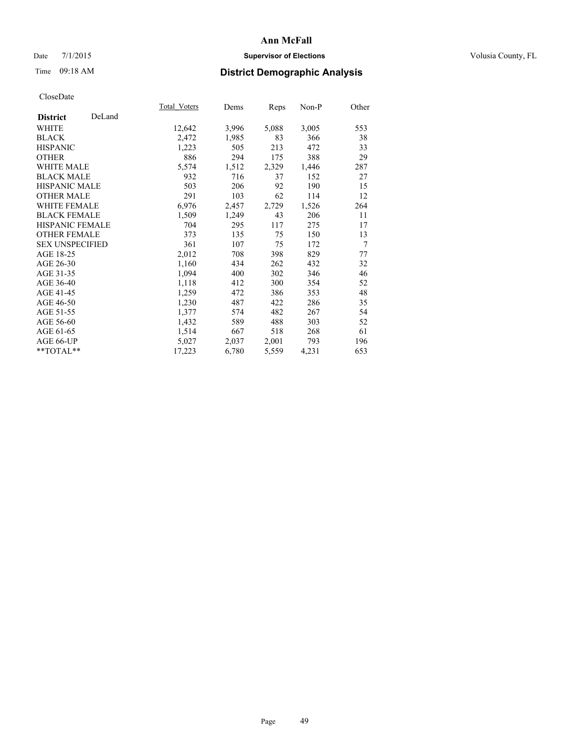# Ann McFall

Date 7/1/2015

**Supervisor of Elections**

Volusia County, FL

Time 09:18 AM

## District Demographic Analysis

CloseDate

| | Total_Voters | Dems | Reps | Non-P | Other |
|---|---|---|---|---|---|
| **District** DeLand | | | | | |
| WHITE | 12,642 | 3,996 | 5,088 | 3,005 | 553 |
| BLACK | 2,472 | 1,985 | 83 | 366 | 38 |
| HISPANIC | 1,223 | 505 | 213 | 472 | 33 |
| OTHER | 886 | 294 | 175 | 388 | 29 |
| WHITE MALE | 5,574 | 1,512 | 2,329 | 1,446 | 287 |
| BLACK MALE | 932 | 716 | 37 | 152 | 27 |
| HISPANIC MALE | 503 | 206 | 92 | 190 | 15 |
| OTHER MALE | 291 | 103 | 62 | 114 | 12 |
| WHITE FEMALE | 6,976 | 2,457 | 2,729 | 1,526 | 264 |
| BLACK FEMALE | 1,509 | 1,249 | 43 | 206 | 11 |
| HISPANIC FEMALE | 704 | 295 | 117 | 275 | 17 |
| OTHER FEMALE | 373 | 135 | 75 | 150 | 13 |
| SEX UNSPECIFIED | 361 | 107 | 75 | 172 | 7 |
| AGE 18-25 | 2,012 | 708 | 398 | 829 | 77 |
| AGE 26-30 | 1,160 | 434 | 262 | 432 | 32 |
| AGE 31-35 | 1,094 | 400 | 302 | 346 | 46 |
| AGE 36-40 | 1,118 | 412 | 300 | 354 | 52 |
| AGE 41-45 | 1,259 | 472 | 386 | 353 | 48 |
| AGE 46-50 | 1,230 | 487 | 422 | 286 | 35 |
| AGE 51-55 | 1,377 | 574 | 482 | 267 | 54 |
| AGE 56-60 | 1,432 | 589 | 488 | 303 | 52 |
| AGE 61-65 | 1,514 | 667 | 518 | 268 | 61 |
| AGE 66-UP | 5,027 | 2,037 | 2,001 | 793 | 196 |
| **TOTAL** | 17,223 | 6,780 | 5,559 | 4,231 | 653 |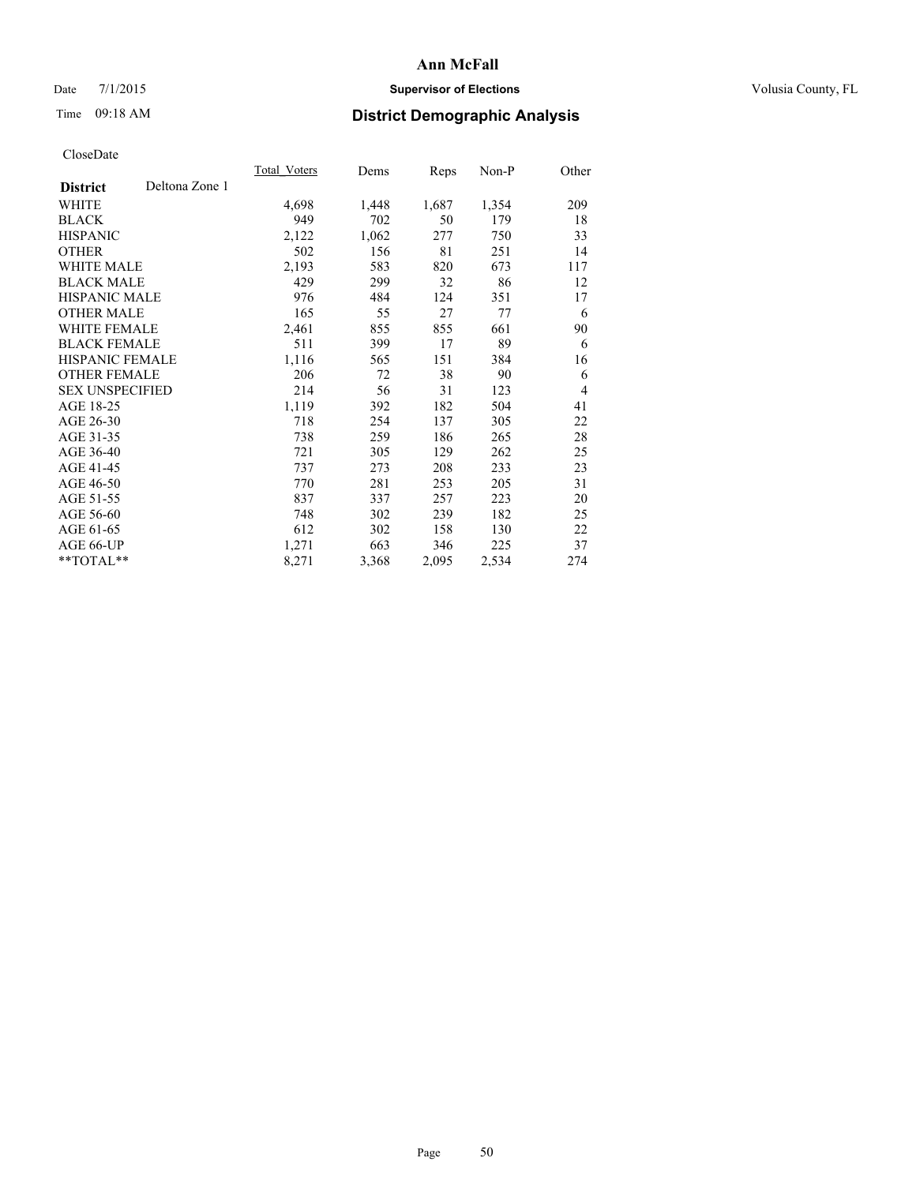Ann McFall

Date 7/1/2015 **Supervisor of Elections** Volusia County, FL

Time 09:18 AM **District Demographic Analysis**

CloseDate

| **District** Deltona Zone 1 | Total_Voters | Dems | Reps | Non-P | Other |
|---|---|---|---|---|---|
| WHITE | 4,698 | 1,448 | 1,687 | 1,354 | 209 |
| BLACK | 949 | 702 | 50 | 179 | 18 |
| HISPANIC | 2,122 | 1,062 | 277 | 750 | 33 |
| OTHER | 502 | 156 | 81 | 251 | 14 |
| WHITE MALE | 2,193 | 583 | 820 | 673 | 117 |
| BLACK MALE | 429 | 299 | 32 | 86 | 12 |
| HISPANIC MALE | 976 | 484 | 124 | 351 | 17 |
| OTHER MALE | 165 | 55 | 27 | 77 | 6 |
| WHITE FEMALE | 2,461 | 855 | 855 | 661 | 90 |
| BLACK FEMALE | 511 | 399 | 17 | 89 | 6 |
| HISPANIC FEMALE | 1,116 | 565 | 151 | 384 | 16 |
| OTHER FEMALE | 206 | 72 | 38 | 90 | 6 |
| SEX UNSPECIFIED | 214 | 56 | 31 | 123 | 4 |
| AGE 18-25 | 1,119 | 392 | 182 | 504 | 41 |
| AGE 26-30 | 718 | 254 | 137 | 305 | 22 |
| AGE 31-35 | 738 | 259 | 186 | 265 | 28 |
| AGE 36-40 | 721 | 305 | 129 | 262 | 25 |
| AGE 41-45 | 737 | 273 | 208 | 233 | 23 |
| AGE 46-50 | 770 | 281 | 253 | 205 | 31 |
| AGE 51-55 | 837 | 337 | 257 | 223 | 20 |
| AGE 56-60 | 748 | 302 | 239 | 182 | 25 |
| AGE 61-65 | 612 | 302 | 158 | 130 | 22 |
| AGE 66-UP | 1,271 | 663 | 346 | 225 | 37 |
| **TOTAL** | 8,271 | 3,368 | 2,095 | 2,534 | 274 |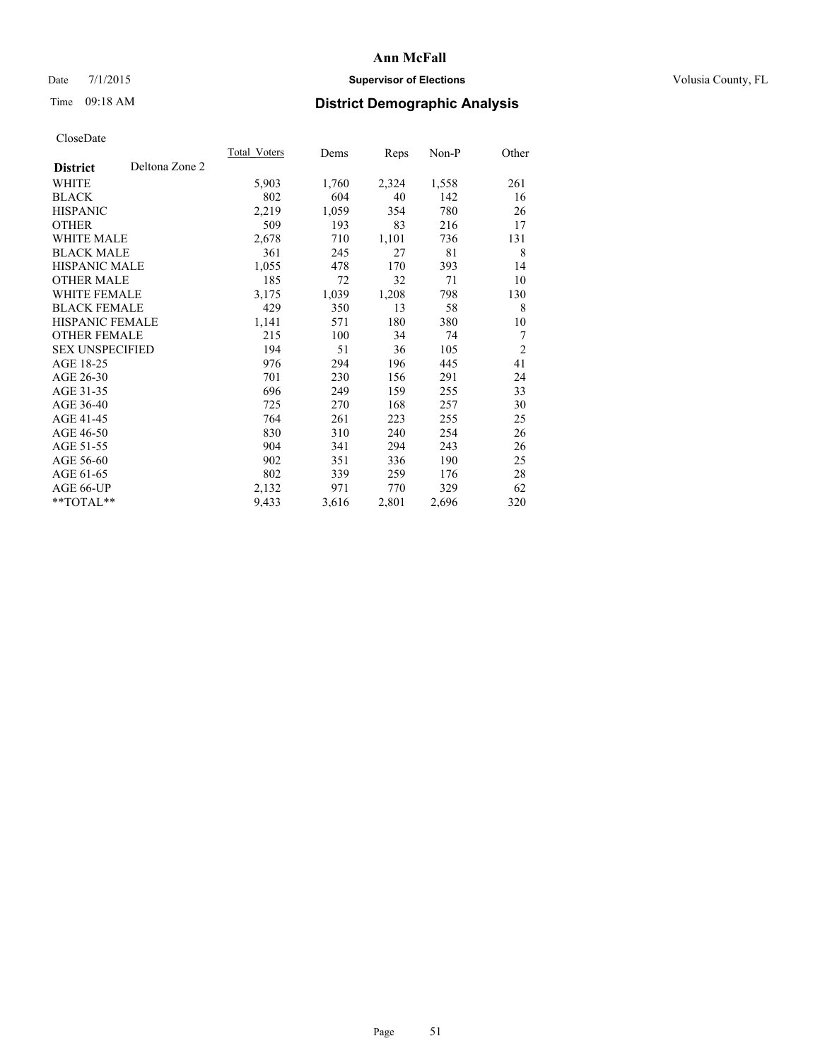# Ann McFall

Date 7/1/2015 **Supervisor of Elections** Volusia County, FL

Time 09:18 AM **District Demographic Analysis**

CloseDate

| **District** Deltona Zone 2 | Total_Voters | Dems | Reps | Non-P | Other |
|---|---|---|---|---|---|
| WHITE | 5,903 | 1,760 | 2,324 | 1,558 | 261 |
| BLACK | 802 | 604 | 40 | 142 | 16 |
| HISPANIC | 2,219 | 1,059 | 354 | 780 | 26 |
| OTHER | 509 | 193 | 83 | 216 | 17 |
| WHITE MALE | 2,678 | 710 | 1,101 | 736 | 131 |
| BLACK MALE | 361 | 245 | 27 | 81 | 8 |
| HISPANIC MALE | 1,055 | 478 | 170 | 393 | 14 |
| OTHER MALE | 185 | 72 | 32 | 71 | 10 |
| WHITE FEMALE | 3,175 | 1,039 | 1,208 | 798 | 130 |
| BLACK FEMALE | 429 | 350 | 13 | 58 | 8 |
| HISPANIC FEMALE | 1,141 | 571 | 180 | 380 | 10 |
| OTHER FEMALE | 215 | 100 | 34 | 74 | 7 |
| SEX UNSPECIFIED | 194 | 51 | 36 | 105 | 2 |
| AGE 18-25 | 976 | 294 | 196 | 445 | 41 |
| AGE 26-30 | 701 | 230 | 156 | 291 | 24 |
| AGE 31-35 | 696 | 249 | 159 | 255 | 33 |
| AGE 36-40 | 725 | 270 | 168 | 257 | 30 |
| AGE 41-45 | 764 | 261 | 223 | 255 | 25 |
| AGE 46-50 | 830 | 310 | 240 | 254 | 26 |
| AGE 51-55 | 904 | 341 | 294 | 243 | 26 |
| AGE 56-60 | 902 | 351 | 336 | 190 | 25 |
| AGE 61-65 | 802 | 339 | 259 | 176 | 28 |
| AGE 66-UP | 2,132 | 971 | 770 | 329 | 62 |
| **TOTAL** | 9,433 | 3,616 | 2,801 | 2,696 | 320 |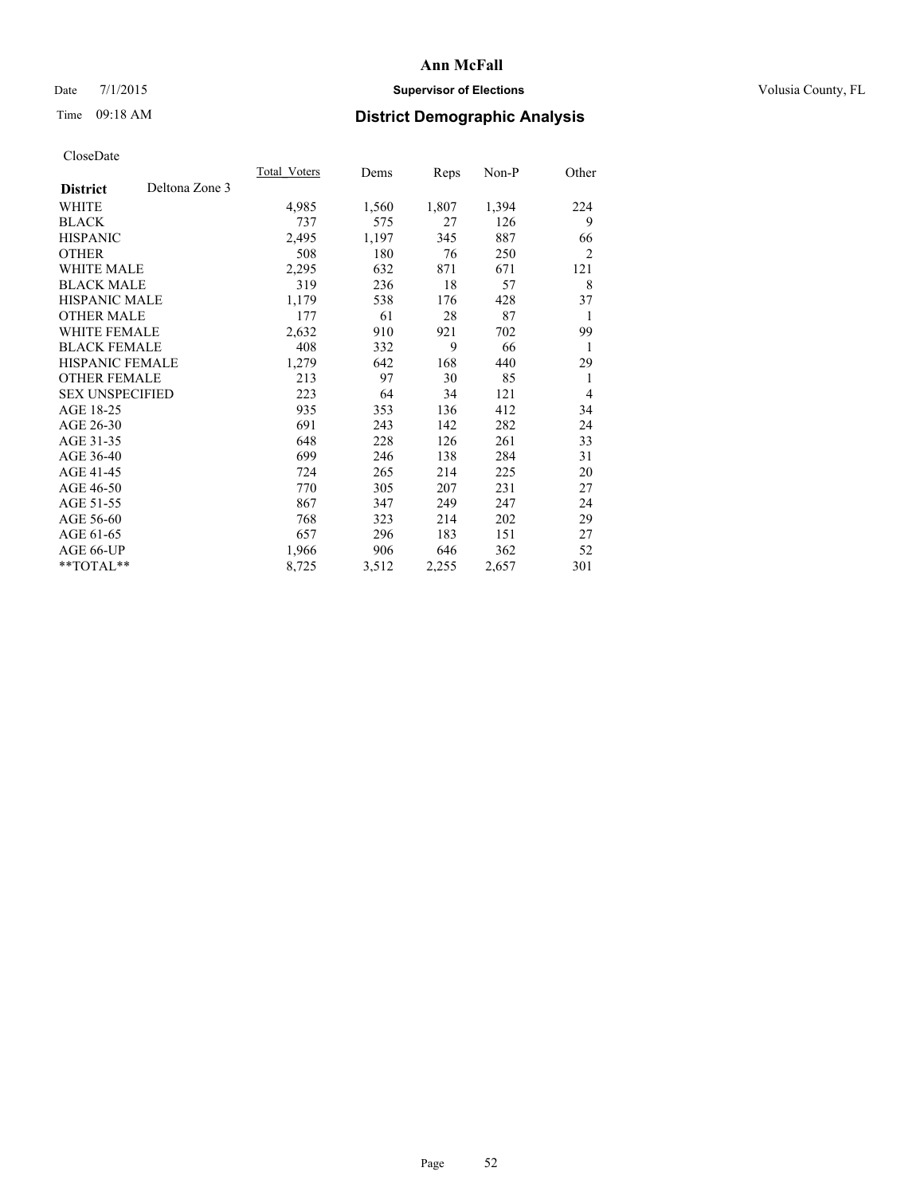# Ann McFall

Date 7/1/2015 **Supervisor of Elections** Volusia County, FL

Time 09:18 AM **District Demographic Analysis**

CloseDate

| District | Deltona Zone 3 | Total_Voters | Dems | Reps | Non-P | Other |
|---|---|---|---|---|---|---|
| WHITE | | 4,985 | 1,560 | 1,807 | 1,394 | 224 |
| BLACK | | 737 | 575 | 27 | 126 | 9 |
| HISPANIC | | 2,495 | 1,197 | 345 | 887 | 66 |
| OTHER | | 508 | 180 | 76 | 250 | 2 |
| WHITE MALE | | 2,295 | 632 | 871 | 671 | 121 |
| BLACK MALE | | 319 | 236 | 18 | 57 | 8 |
| HISPANIC MALE | | 1,179 | 538 | 176 | 428 | 37 |
| OTHER MALE | | 177 | 61 | 28 | 87 | 1 |
| WHITE FEMALE | | 2,632 | 910 | 921 | 702 | 99 |
| BLACK FEMALE | | 408 | 332 | 9 | 66 | 1 |
| HISPANIC FEMALE | | 1,279 | 642 | 168 | 440 | 29 |
| OTHER FEMALE | | 213 | 97 | 30 | 85 | 1 |
| SEX UNSPECIFIED | | 223 | 64 | 34 | 121 | 4 |
| AGE 18-25 | | 935 | 353 | 136 | 412 | 34 |
| AGE 26-30 | | 691 | 243 | 142 | 282 | 24 |
| AGE 31-35 | | 648 | 228 | 126 | 261 | 33 |
| AGE 36-40 | | 699 | 246 | 138 | 284 | 31 |
| AGE 41-45 | | 724 | 265 | 214 | 225 | 20 |
| AGE 46-50 | | 770 | 305 | 207 | 231 | 27 |
| AGE 51-55 | | 867 | 347 | 249 | 247 | 24 |
| AGE 56-60 | | 768 | 323 | 214 | 202 | 29 |
| AGE 61-65 | | 657 | 296 | 183 | 151 | 27 |
| AGE 66-UP | | 1,966 | 906 | 646 | 362 | 52 |
| **TOTAL** | | 8,725 | 3,512 | 2,255 | 2,657 | 301 |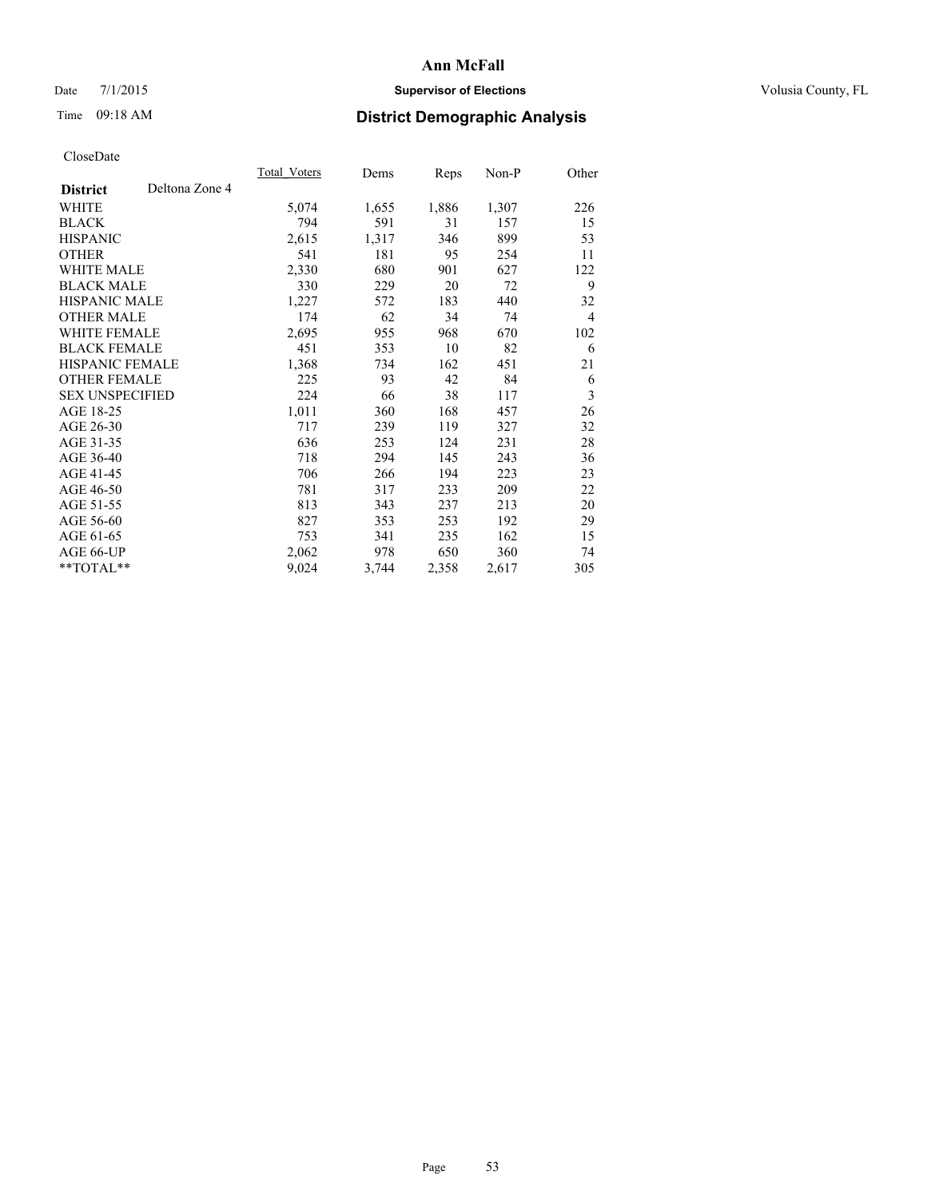# Ann McFall

Date 7/1/2015 **Supervisor of Elections** Volusia County, FL

Time 09:18 AM **District Demographic Analysis**

CloseDate

| | Total_Voters | Dems | Reps | Non-P | Other |
|---|---|---|---|---|---|
| **District** Deltona Zone 4 | | | | | |
| WHITE | 5,074 | 1,655 | 1,886 | 1,307 | 226 |
| BLACK | 794 | 591 | 31 | 157 | 15 |
| HISPANIC | 2,615 | 1,317 | 346 | 899 | 53 |
| OTHER | 541 | 181 | 95 | 254 | 11 |
| WHITE MALE | 2,330 | 680 | 901 | 627 | 122 |
| BLACK MALE | 330 | 229 | 20 | 72 | 9 |
| HISPANIC MALE | 1,227 | 572 | 183 | 440 | 32 |
| OTHER MALE | 174 | 62 | 34 | 74 | 4 |
| WHITE FEMALE | 2,695 | 955 | 968 | 670 | 102 |
| BLACK FEMALE | 451 | 353 | 10 | 82 | 6 |
| HISPANIC FEMALE | 1,368 | 734 | 162 | 451 | 21 |
| OTHER FEMALE | 225 | 93 | 42 | 84 | 6 |
| SEX UNSPECIFIED | 224 | 66 | 38 | 117 | 3 |
| AGE 18-25 | 1,011 | 360 | 168 | 457 | 26 |
| AGE 26-30 | 717 | 239 | 119 | 327 | 32 |
| AGE 31-35 | 636 | 253 | 124 | 231 | 28 |
| AGE 36-40 | 718 | 294 | 145 | 243 | 36 |
| AGE 41-45 | 706 | 266 | 194 | 223 | 23 |
| AGE 46-50 | 781 | 317 | 233 | 209 | 22 |
| AGE 51-55 | 813 | 343 | 237 | 213 | 20 |
| AGE 56-60 | 827 | 353 | 253 | 192 | 29 |
| AGE 61-65 | 753 | 341 | 235 | 162 | 15 |
| AGE 66-UP | 2,062 | 978 | 650 | 360 | 74 |
| **TOTAL** | 9,024 | 3,744 | 2,358 | 2,617 | 305 |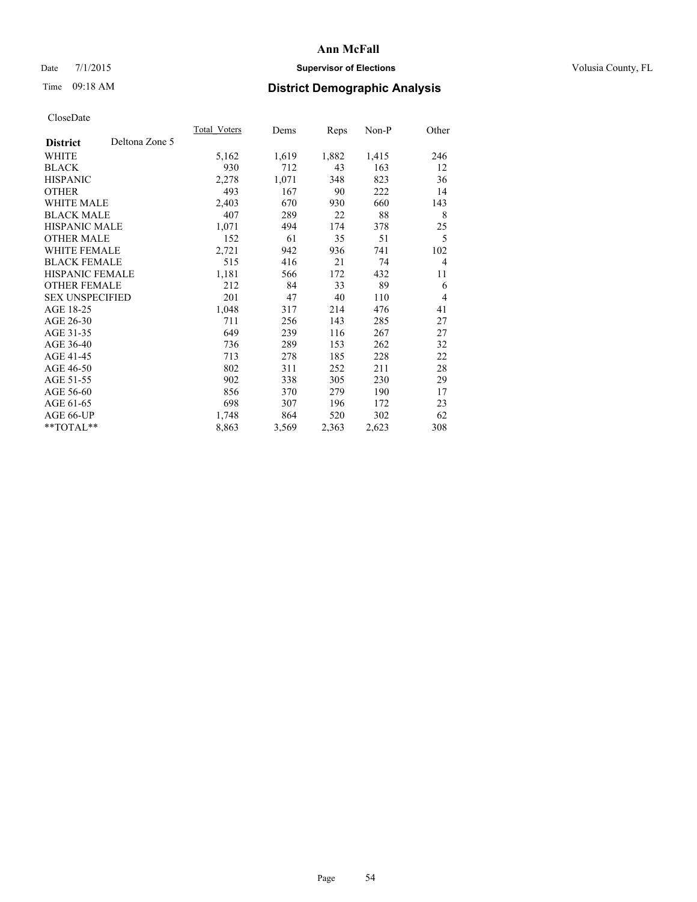Date 7/1/2015

Time 09:18 AM

# Ann McFall

## Supervisor of Elections

## District Demographic Analysis

Volusia County, FL

CloseDate

| District | Deltona Zone 5 | Total_Voters | Dems | Reps | Non-P | Other |
|---|---|---|---|---|---|---|
| WHITE | | 5,162 | 1,619 | 1,882 | 1,415 | 246 |
| BLACK | | 930 | 712 | 43 | 163 | 12 |
| HISPANIC | | 2,278 | 1,071 | 348 | 823 | 36 |
| OTHER | | 493 | 167 | 90 | 222 | 14 |
| WHITE MALE | | 2,403 | 670 | 930 | 660 | 143 |
| BLACK MALE | | 407 | 289 | 22 | 88 | 8 |
| HISPANIC MALE | | 1,071 | 494 | 174 | 378 | 25 |
| OTHER MALE | | 152 | 61 | 35 | 51 | 5 |
| WHITE FEMALE | | 2,721 | 942 | 936 | 741 | 102 |
| BLACK FEMALE | | 515 | 416 | 21 | 74 | 4 |
| HISPANIC FEMALE | | 1,181 | 566 | 172 | 432 | 11 |
| OTHER FEMALE | | 212 | 84 | 33 | 89 | 6 |
| SEX UNSPECIFIED | | 201 | 47 | 40 | 110 | 4 |
| AGE 18-25 | | 1,048 | 317 | 214 | 476 | 41 |
| AGE 26-30 | | 711 | 256 | 143 | 285 | 27 |
| AGE 31-35 | | 649 | 239 | 116 | 267 | 27 |
| AGE 36-40 | | 736 | 289 | 153 | 262 | 32 |
| AGE 41-45 | | 713 | 278 | 185 | 228 | 22 |
| AGE 46-50 | | 802 | 311 | 252 | 211 | 28 |
| AGE 51-55 | | 902 | 338 | 305 | 230 | 29 |
| AGE 56-60 | | 856 | 370 | 279 | 190 | 17 |
| AGE 61-65 | | 698 | 307 | 196 | 172 | 23 |
| AGE 66-UP | | 1,748 | 864 | 520 | 302 | 62 |
| **TOTAL** | | 8,863 | 3,569 | 2,363 | 2,623 | 308 |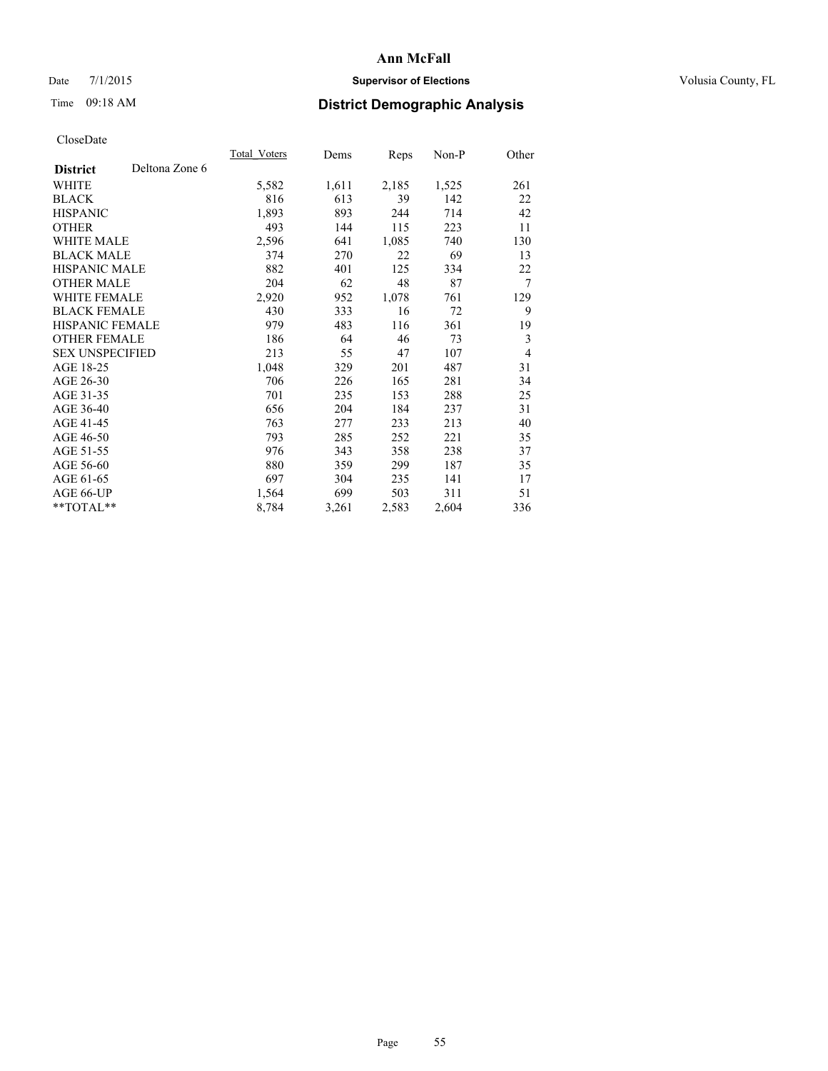# Ann McFall

Date 7/1/2015 **Supervisor of Elections** Volusia County, FL

Time 09:18 AM **District Demographic Analysis**

CloseDate

| **District** Deltona Zone 6 | Total Voters | Dems | Reps | Non-P | Other |
|---|---|---|---|---|---|
| WHITE | 5,582 | 1,611 | 2,185 | 1,525 | 261 |
| BLACK | 816 | 613 | 39 | 142 | 22 |
| HISPANIC | 1,893 | 893 | 244 | 714 | 42 |
| OTHER | 493 | 144 | 115 | 223 | 11 |
| WHITE MALE | 2,596 | 641 | 1,085 | 740 | 130 |
| BLACK MALE | 374 | 270 | 22 | 69 | 13 |
| HISPANIC MALE | 882 | 401 | 125 | 334 | 22 |
| OTHER MALE | 204 | 62 | 48 | 87 | 7 |
| WHITE FEMALE | 2,920 | 952 | 1,078 | 761 | 129 |
| BLACK FEMALE | 430 | 333 | 16 | 72 | 9 |
| HISPANIC FEMALE | 979 | 483 | 116 | 361 | 19 |
| OTHER FEMALE | 186 | 64 | 46 | 73 | 3 |
| SEX UNSPECIFIED | 213 | 55 | 47 | 107 | 4 |
| AGE 18-25 | 1,048 | 329 | 201 | 487 | 31 |
| AGE 26-30 | 706 | 226 | 165 | 281 | 34 |
| AGE 31-35 | 701 | 235 | 153 | 288 | 25 |
| AGE 36-40 | 656 | 204 | 184 | 237 | 31 |
| AGE 41-45 | 763 | 277 | 233 | 213 | 40 |
| AGE 46-50 | 793 | 285 | 252 | 221 | 35 |
| AGE 51-55 | 976 | 343 | 358 | 238 | 37 |
| AGE 56-60 | 880 | 359 | 299 | 187 | 35 |
| AGE 61-65 | 697 | 304 | 235 | 141 | 17 |
| AGE 66-UP | 1,564 | 699 | 503 | 311 | 51 |
| **TOTAL** | 8,784 | 3,261 | 2,583 | 2,604 | 336 |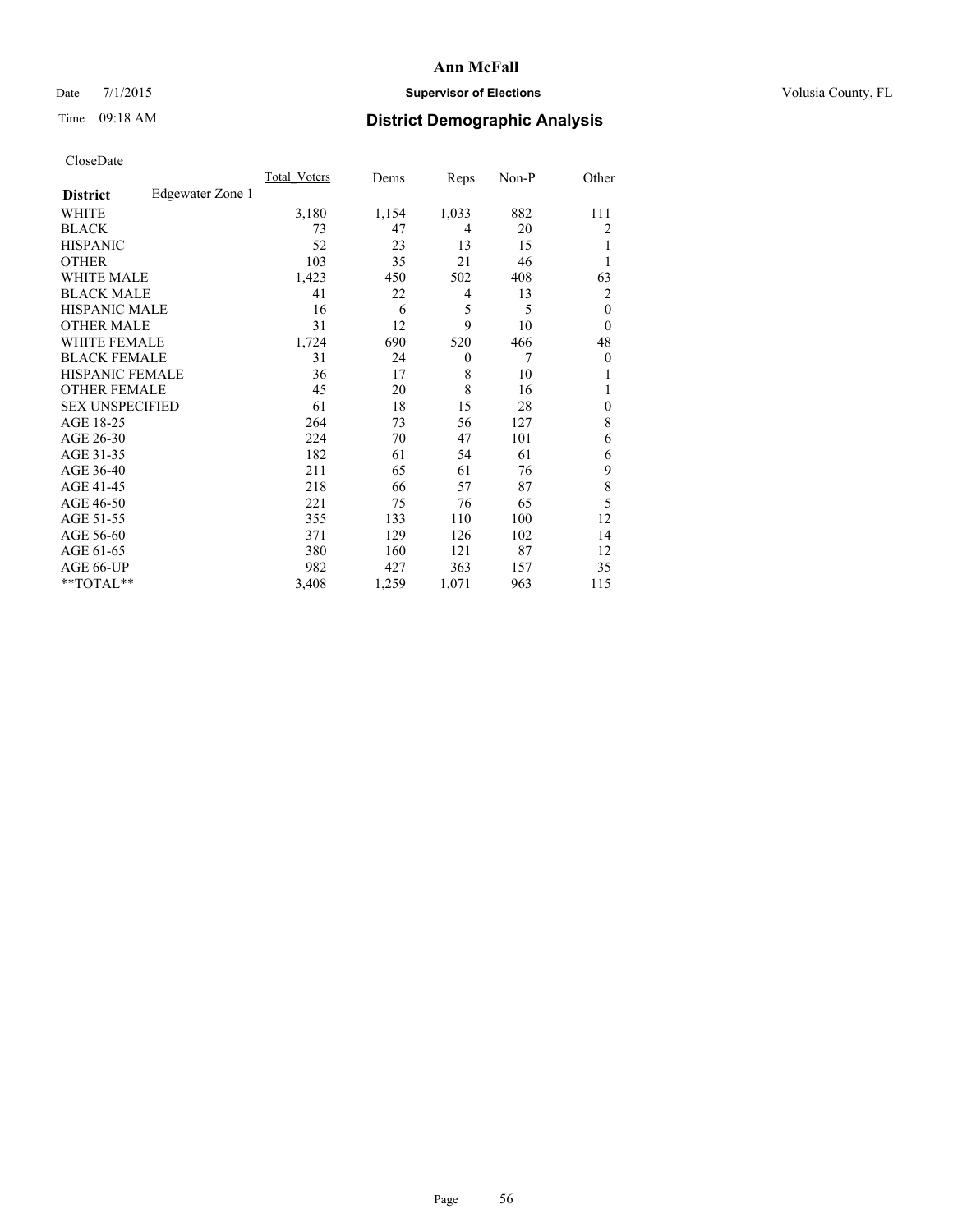# Ann McFall

Date 7/1/2015 **Supervisor of Elections** Volusia County, FL

Time 09:18 AM **District Demographic Analysis**

CloseDate

| | Total_Voters | Dems | Reps | Non-P | Other |
|---|---|---|---|---|---|
| **District** Edgewater Zone 1 | | | | | |
| WHITE | 3,180 | 1,154 | 1,033 | 882 | 111 |
| BLACK | 73 | 47 | 4 | 20 | 2 |
| HISPANIC | 52 | 23 | 13 | 15 | 1 |
| OTHER | 103 | 35 | 21 | 46 | 1 |
| WHITE MALE | 1,423 | 450 | 502 | 408 | 63 |
| BLACK MALE | 41 | 22 | 4 | 13 | 2 |
| HISPANIC MALE | 16 | 6 | 5 | 5 | 0 |
| OTHER MALE | 31 | 12 | 9 | 10 | 0 |
| WHITE FEMALE | 1,724 | 690 | 520 | 466 | 48 |
| BLACK FEMALE | 31 | 24 | 0 | 7 | 0 |
| HISPANIC FEMALE | 36 | 17 | 8 | 10 | 1 |
| OTHER FEMALE | 45 | 20 | 8 | 16 | 1 |
| SEX UNSPECIFIED | 61 | 18 | 15 | 28 | 0 |
| AGE 18-25 | 264 | 73 | 56 | 127 | 8 |
| AGE 26-30 | 224 | 70 | 47 | 101 | 6 |
| AGE 31-35 | 182 | 61 | 54 | 61 | 6 |
| AGE 36-40 | 211 | 65 | 61 | 76 | 9 |
| AGE 41-45 | 218 | 66 | 57 | 87 | 8 |
| AGE 46-50 | 221 | 75 | 76 | 65 | 5 |
| AGE 51-55 | 355 | 133 | 110 | 100 | 12 |
| AGE 56-60 | 371 | 129 | 126 | 102 | 14 |
| AGE 61-65 | 380 | 160 | 121 | 87 | 12 |
| AGE 66-UP | 982 | 427 | 363 | 157 | 35 |
| **TOTAL** | 3,408 | 1,259 | 1,071 | 963 | 115 |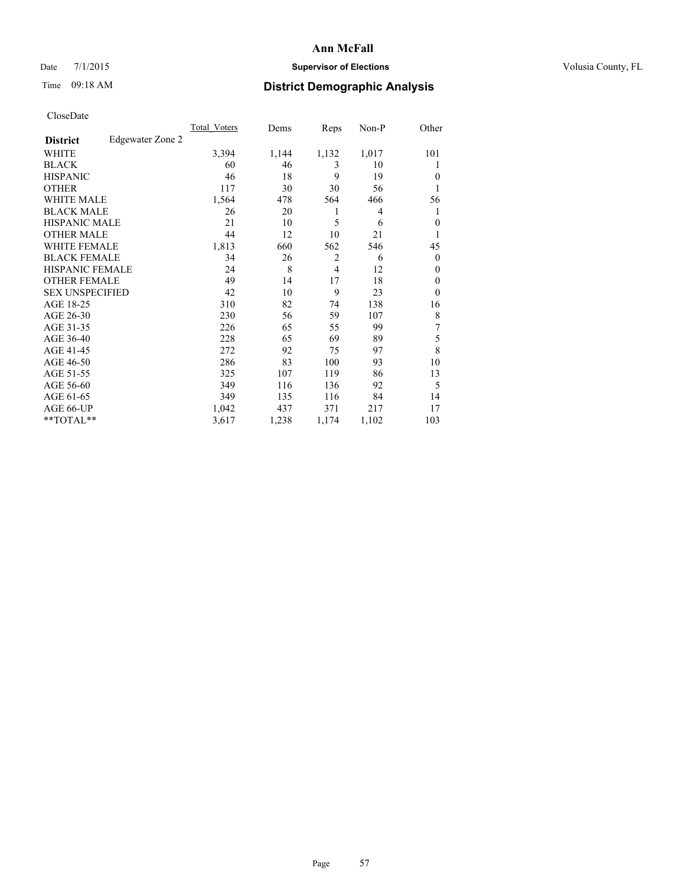# Ann McFall

Date 7/1/2015 **Supervisor of Elections** Volusia County, FL

Time 09:18 AM **District Demographic Analysis**

CloseDate

| **District** Edgewater Zone 2 | Total_Voters | Dems | Reps | Non-P | Other |
|---|---|---|---|---|---|
| WHITE | 3,394 | 1,144 | 1,132 | 1,017 | 101 |
| BLACK | 60 | 46 | 3 | 10 | 1 |
| HISPANIC | 46 | 18 | 9 | 19 | 0 |
| OTHER | 117 | 30 | 30 | 56 | 1 |
| WHITE MALE | 1,564 | 478 | 564 | 466 | 56 |
| BLACK MALE | 26 | 20 | 1 | 4 | 1 |
| HISPANIC MALE | 21 | 10 | 5 | 6 | 0 |
| OTHER MALE | 44 | 12 | 10 | 21 | 1 |
| WHITE FEMALE | 1,813 | 660 | 562 | 546 | 45 |
| BLACK FEMALE | 34 | 26 | 2 | 6 | 0 |
| HISPANIC FEMALE | 24 | 8 | 4 | 12 | 0 |
| OTHER FEMALE | 49 | 14 | 17 | 18 | 0 |
| SEX UNSPECIFIED | 42 | 10 | 9 | 23 | 0 |
| AGE 18-25 | 310 | 82 | 74 | 138 | 16 |
| AGE 26-30 | 230 | 56 | 59 | 107 | 8 |
| AGE 31-35 | 226 | 65 | 55 | 99 | 7 |
| AGE 36-40 | 228 | 65 | 69 | 89 | 5 |
| AGE 41-45 | 272 | 92 | 75 | 97 | 8 |
| AGE 46-50 | 286 | 83 | 100 | 93 | 10 |
| AGE 51-55 | 325 | 107 | 119 | 86 | 13 |
| AGE 56-60 | 349 | 116 | 136 | 92 | 5 |
| AGE 61-65 | 349 | 135 | 116 | 84 | 14 |
| AGE 66-UP | 1,042 | 437 | 371 | 217 | 17 |
| **TOTAL** | 3,617 | 1,238 | 1,174 | 1,102 | 103 |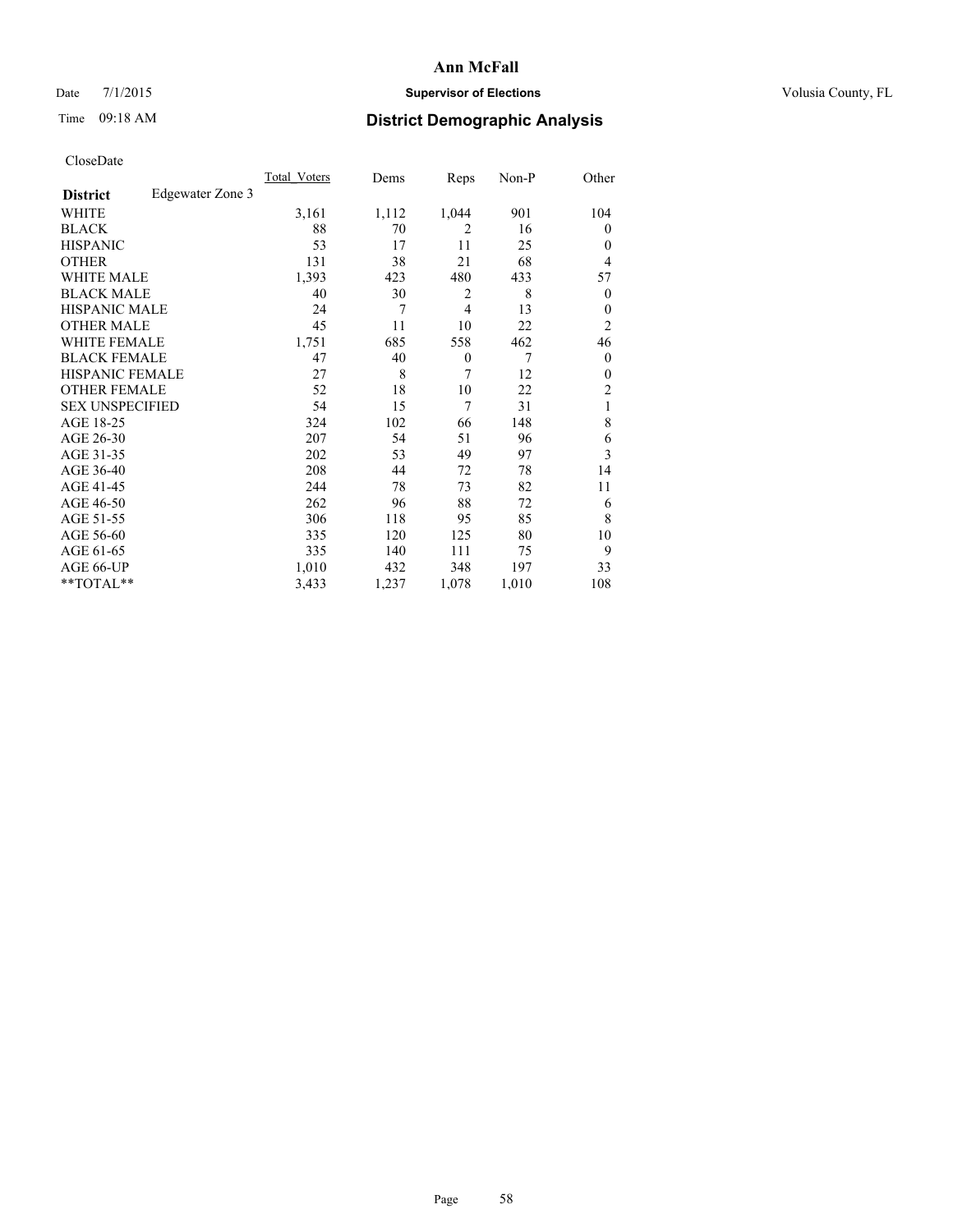# Ann McFall

Date 7/1/2015 **Supervisor of Elections** Volusia County, FL

Time 09:18 AM **District Demographic Analysis**

CloseDate

| **District** Edgewater Zone 3 | Total_Voters | Dems | Reps | Non-P | Other |
|---|---|---|---|---|---|
| WHITE | 3,161 | 1,112 | 1,044 | 901 | 104 |
| BLACK | 88 | 70 | 2 | 16 | 0 |
| HISPANIC | 53 | 17 | 11 | 25 | 0 |
| OTHER | 131 | 38 | 21 | 68 | 4 |
| WHITE MALE | 1,393 | 423 | 480 | 433 | 57 |
| BLACK MALE | 40 | 30 | 2 | 8 | 0 |
| HISPANIC MALE | 24 | 7 | 4 | 13 | 0 |
| OTHER MALE | 45 | 11 | 10 | 22 | 2 |
| WHITE FEMALE | 1,751 | 685 | 558 | 462 | 46 |
| BLACK FEMALE | 47 | 40 | 0 | 7 | 0 |
| HISPANIC FEMALE | 27 | 8 | 7 | 12 | 0 |
| OTHER FEMALE | 52 | 18 | 10 | 22 | 2 |
| SEX UNSPECIFIED | 54 | 15 | 7 | 31 | 1 |
| AGE 18-25 | 324 | 102 | 66 | 148 | 8 |
| AGE 26-30 | 207 | 54 | 51 | 96 | 6 |
| AGE 31-35 | 202 | 53 | 49 | 97 | 3 |
| AGE 36-40 | 208 | 44 | 72 | 78 | 14 |
| AGE 41-45 | 244 | 78 | 73 | 82 | 11 |
| AGE 46-50 | 262 | 96 | 88 | 72 | 6 |
| AGE 51-55 | 306 | 118 | 95 | 85 | 8 |
| AGE 56-60 | 335 | 120 | 125 | 80 | 10 |
| AGE 61-65 | 335 | 140 | 111 | 75 | 9 |
| AGE 66-UP | 1,010 | 432 | 348 | 197 | 33 |
| **TOTAL** | 3,433 | 1,237 | 1,078 | 1,010 | 108 |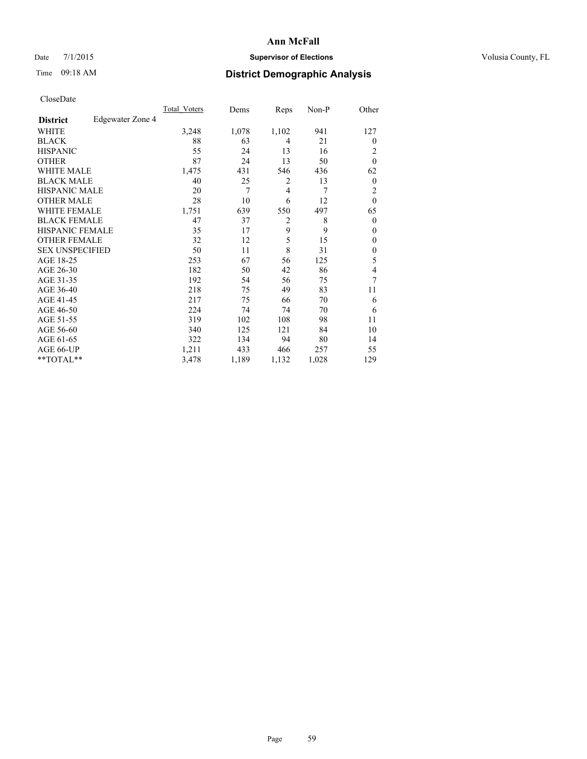# Ann McFall

Date 7/1/2015 **Supervisor of Elections** Volusia County, FL

Time 09:18 AM **District Demographic Analysis**

CloseDate

| **District** Edgewater Zone 4 | Total_Voters | Dems | Reps | Non-P | Other |
|---|---|---|---|---|---|
| WHITE | 3,248 | 1,078 | 1,102 | 941 | 127 |
| BLACK | 88 | 63 | 4 | 21 | 0 |
| HISPANIC | 55 | 24 | 13 | 16 | 2 |
| OTHER | 87 | 24 | 13 | 50 | 0 |
| WHITE MALE | 1,475 | 431 | 546 | 436 | 62 |
| BLACK MALE | 40 | 25 | 2 | 13 | 0 |
| HISPANIC MALE | 20 | 7 | 4 | 7 | 2 |
| OTHER MALE | 28 | 10 | 6 | 12 | 0 |
| WHITE FEMALE | 1,751 | 639 | 550 | 497 | 65 |
| BLACK FEMALE | 47 | 37 | 2 | 8 | 0 |
| HISPANIC FEMALE | 35 | 17 | 9 | 9 | 0 |
| OTHER FEMALE | 32 | 12 | 5 | 15 | 0 |
| SEX UNSPECIFIED | 50 | 11 | 8 | 31 | 0 |
| AGE 18-25 | 253 | 67 | 56 | 125 | 5 |
| AGE 26-30 | 182 | 50 | 42 | 86 | 4 |
| AGE 31-35 | 192 | 54 | 56 | 75 | 7 |
| AGE 36-40 | 218 | 75 | 49 | 83 | 11 |
| AGE 41-45 | 217 | 75 | 66 | 70 | 6 |
| AGE 46-50 | 224 | 74 | 74 | 70 | 6 |
| AGE 51-55 | 319 | 102 | 108 | 98 | 11 |
| AGE 56-60 | 340 | 125 | 121 | 84 | 10 |
| AGE 61-65 | 322 | 134 | 94 | 80 | 14 |
| AGE 66-UP | 1,211 | 433 | 466 | 257 | 55 |
| **TOTAL** | 3,478 | 1,189 | 1,132 | 1,028 | 129 |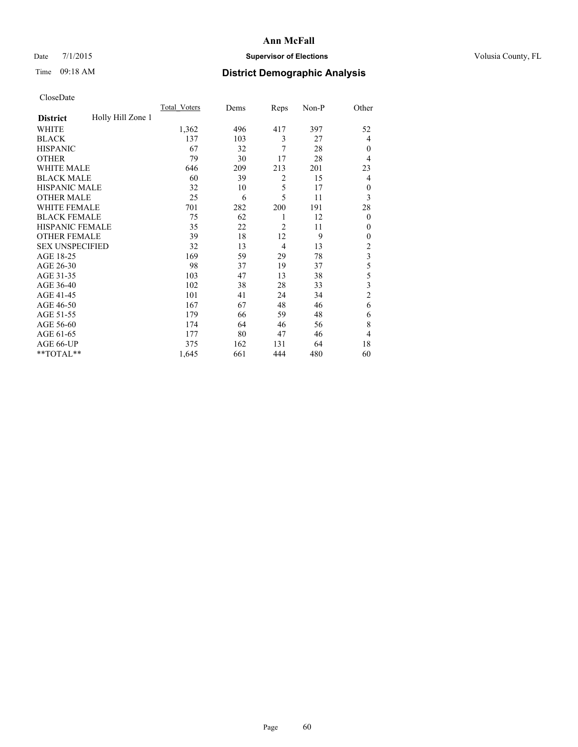# Ann McFall

Date 7/1/2015 **Supervisor of Elections** Volusia County, FL

Time 09:18 AM **District Demographic Analysis**

CloseDate

| **District** Holly Hill Zone 1 | Total_Voters | Dems | Reps | Non-P | Other |
|---|---|---|---|---|---|
| WHITE | 1,362 | 496 | 417 | 397 | 52 |
| BLACK | 137 | 103 | 3 | 27 | 4 |
| HISPANIC | 67 | 32 | 7 | 28 | 0 |
| OTHER | 79 | 30 | 17 | 28 | 4 |
| WHITE MALE | 646 | 209 | 213 | 201 | 23 |
| BLACK MALE | 60 | 39 | 2 | 15 | 4 |
| HISPANIC MALE | 32 | 10 | 5 | 17 | 0 |
| OTHER MALE | 25 | 6 | 5 | 11 | 3 |
| WHITE FEMALE | 701 | 282 | 200 | 191 | 28 |
| BLACK FEMALE | 75 | 62 | 1 | 12 | 0 |
| HISPANIC FEMALE | 35 | 22 | 2 | 11 | 0 |
| OTHER FEMALE | 39 | 18 | 12 | 9 | 0 |
| SEX UNSPECIFIED | 32 | 13 | 4 | 13 | 2 |
| AGE 18-25 | 169 | 59 | 29 | 78 | 3 |
| AGE 26-30 | 98 | 37 | 19 | 37 | 5 |
| AGE 31-35 | 103 | 47 | 13 | 38 | 5 |
| AGE 36-40 | 102 | 38 | 28 | 33 | 3 |
| AGE 41-45 | 101 | 41 | 24 | 34 | 2 |
| AGE 46-50 | 167 | 67 | 48 | 46 | 6 |
| AGE 51-55 | 179 | 66 | 59 | 48 | 6 |
| AGE 56-60 | 174 | 64 | 46 | 56 | 8 |
| AGE 61-65 | 177 | 80 | 47 | 46 | 4 |
| AGE 66-UP | 375 | 162 | 131 | 64 | 18 |
| **TOTAL** | 1,645 | 661 | 444 | 480 | 60 |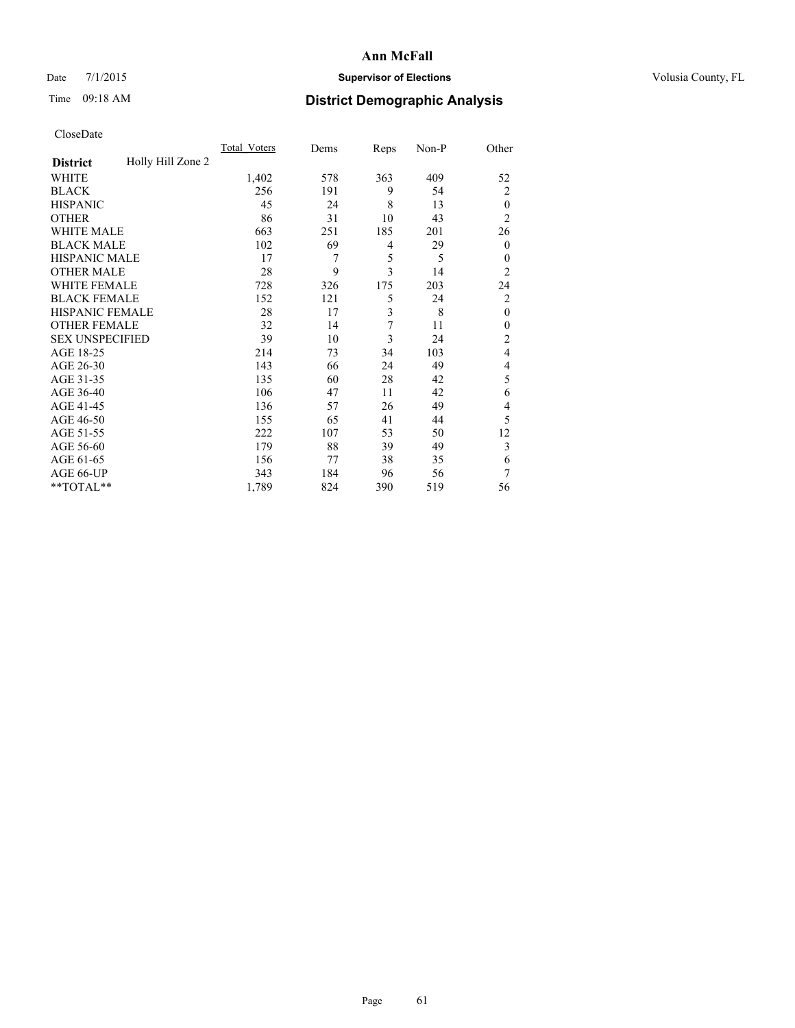# Ann McFall

Date 7/1/2015 **Supervisor of Elections** Volusia County, FL

Time 09:18 AM **District Demographic Analysis**

CloseDate

| **District** Holly Hill Zone 2 | Total_Voters | Dems | Reps | Non-P | Other |
|---|---|---|---|---|---|
| WHITE | 1,402 | 578 | 363 | 409 | 52 |
| BLACK | 256 | 191 | 9 | 54 | 2 |
| HISPANIC | 45 | 24 | 8 | 13 | 0 |
| OTHER | 86 | 31 | 10 | 43 | 2 |
| WHITE MALE | 663 | 251 | 185 | 201 | 26 |
| BLACK MALE | 102 | 69 | 4 | 29 | 0 |
| HISPANIC MALE | 17 | 7 | 5 | 5 | 0 |
| OTHER MALE | 28 | 9 | 3 | 14 | 2 |
| WHITE FEMALE | 728 | 326 | 175 | 203 | 24 |
| BLACK FEMALE | 152 | 121 | 5 | 24 | 2 |
| HISPANIC FEMALE | 28 | 17 | 3 | 8 | 0 |
| OTHER FEMALE | 32 | 14 | 7 | 11 | 0 |
| SEX UNSPECIFIED | 39 | 10 | 3 | 24 | 2 |
| AGE 18-25 | 214 | 73 | 34 | 103 | 4 |
| AGE 26-30 | 143 | 66 | 24 | 49 | 4 |
| AGE 31-35 | 135 | 60 | 28 | 42 | 5 |
| AGE 36-40 | 106 | 47 | 11 | 42 | 6 |
| AGE 41-45 | 136 | 57 | 26 | 49 | 4 |
| AGE 46-50 | 155 | 65 | 41 | 44 | 5 |
| AGE 51-55 | 222 | 107 | 53 | 50 | 12 |
| AGE 56-60 | 179 | 88 | 39 | 49 | 3 |
| AGE 61-65 | 156 | 77 | 38 | 35 | 6 |
| AGE 66-UP | 343 | 184 | 96 | 56 | 7 |
| **TOTAL** | 1,789 | 824 | 390 | 519 | 56 |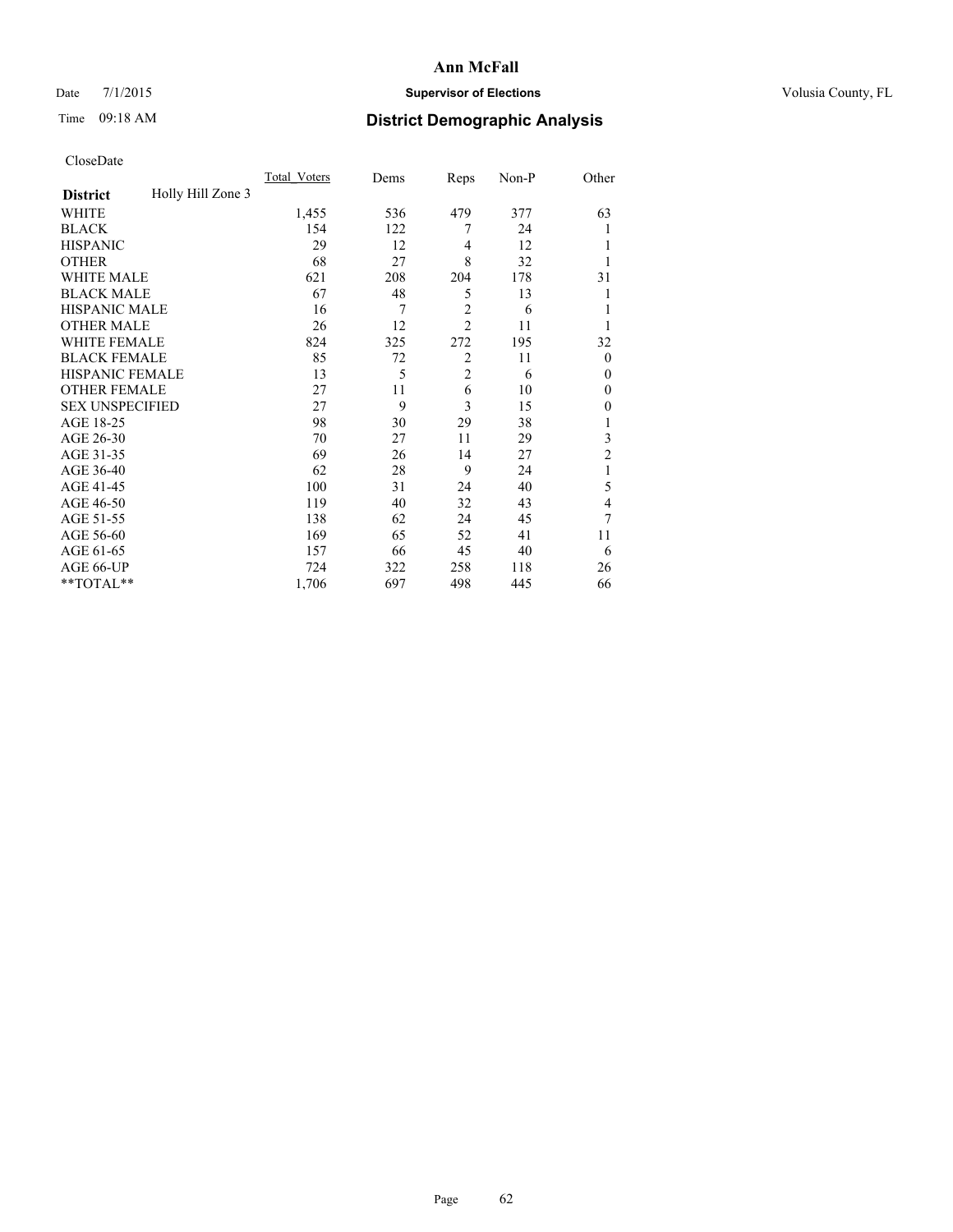CloseDate

| District | Holly Hill Zone 3 | Total_Voters | Dems | Reps | Non-P | Other |
|---|---|---|---|---|---|---|
| WHITE | | 1,455 | 536 | 479 | 377 | 63 |
| BLACK | | 154 | 122 | 7 | 24 | 1 |
| HISPANIC | | 29 | 12 | 4 | 12 | 1 |
| OTHER | | 68 | 27 | 8 | 32 | 1 |
| WHITE MALE | | 621 | 208 | 204 | 178 | 31 |
| BLACK MALE | | 67 | 48 | 5 | 13 | 1 |
| HISPANIC MALE | | 16 | 7 | 2 | 6 | 1 |
| OTHER MALE | | 26 | 12 | 2 | 11 | 1 |
| WHITE FEMALE | | 824 | 325 | 272 | 195 | 32 |
| BLACK FEMALE | | 85 | 72 | 2 | 11 | 0 |
| HISPANIC FEMALE | | 13 | 5 | 2 | 6 | 0 |
| OTHER FEMALE | | 27 | 11 | 6 | 10 | 0 |
| SEX UNSPECIFIED | | 27 | 9 | 3 | 15 | 0 |
| AGE 18-25 | | 98 | 30 | 29 | 38 | 1 |
| AGE 26-30 | | 70 | 27 | 11 | 29 | 3 |
| AGE 31-35 | | 69 | 26 | 14 | 27 | 2 |
| AGE 36-40 | | 62 | 28 | 9 | 24 | 1 |
| AGE 41-45 | | 100 | 31 | 24 | 40 | 5 |
| AGE 46-50 | | 119 | 40 | 32 | 43 | 4 |
| AGE 51-55 | | 138 | 62 | 24 | 45 | 7 |
| AGE 56-60 | | 169 | 65 | 52 | 41 | 11 |
| AGE 61-65 | | 157 | 66 | 45 | 40 | 6 |
| AGE 66-UP | | 724 | 322 | 258 | 118 | 26 |
| **TOTAL** | | 1,706 | 697 | 498 | 445 | 66 |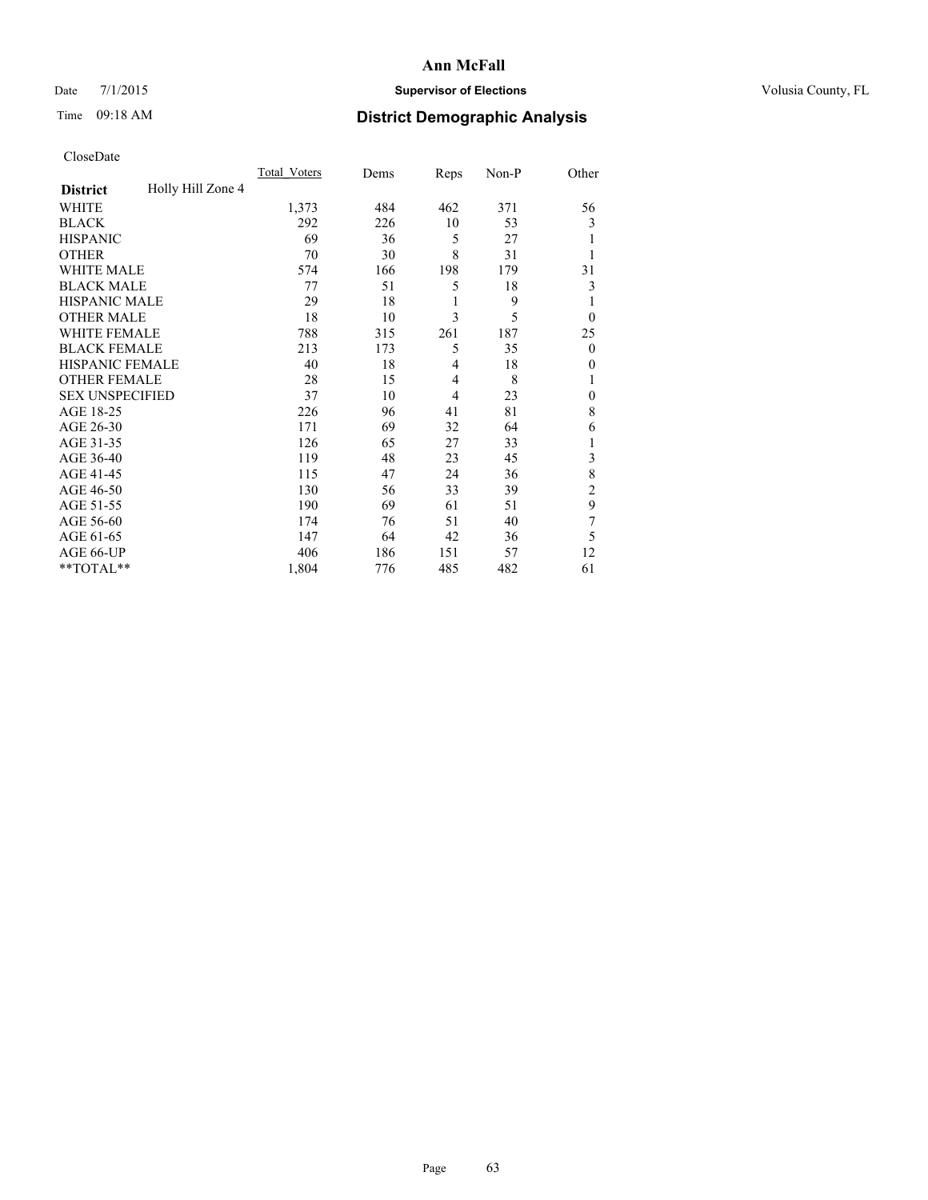# Ann McFall

Date 7/1/2015 **Supervisor of Elections** Volusia County, FL

Time 09:18 AM **District Demographic Analysis**

CloseDate

| **District** Holly Hill Zone 4 | Total_Voters | Dems | Reps | Non-P | Other |
|---|---|---|---|---|---|
| WHITE | 1,373 | 484 | 462 | 371 | 56 |
| BLACK | 292 | 226 | 10 | 53 | 3 |
| HISPANIC | 69 | 36 | 5 | 27 | 1 |
| OTHER | 70 | 30 | 8 | 31 | 1 |
| WHITE MALE | 574 | 166 | 198 | 179 | 31 |
| BLACK MALE | 77 | 51 | 5 | 18 | 3 |
| HISPANIC MALE | 29 | 18 | 1 | 9 | 1 |
| OTHER MALE | 18 | 10 | 3 | 5 | 0 |
| WHITE FEMALE | 788 | 315 | 261 | 187 | 25 |
| BLACK FEMALE | 213 | 173 | 5 | 35 | 0 |
| HISPANIC FEMALE | 40 | 18 | 4 | 18 | 0 |
| OTHER FEMALE | 28 | 15 | 4 | 8 | 1 |
| SEX UNSPECIFIED | 37 | 10 | 4 | 23 | 0 |
| AGE 18-25 | 226 | 96 | 41 | 81 | 8 |
| AGE 26-30 | 171 | 69 | 32 | 64 | 6 |
| AGE 31-35 | 126 | 65 | 27 | 33 | 1 |
| AGE 36-40 | 119 | 48 | 23 | 45 | 3 |
| AGE 41-45 | 115 | 47 | 24 | 36 | 8 |
| AGE 46-50 | 130 | 56 | 33 | 39 | 2 |
| AGE 51-55 | 190 | 69 | 61 | 51 | 9 |
| AGE 56-60 | 174 | 76 | 51 | 40 | 7 |
| AGE 61-65 | 147 | 64 | 42 | 36 | 5 |
| AGE 66-UP | 406 | 186 | 151 | 57 | 12 |
| **TOTAL** | 1,804 | 776 | 485 | 482 | 61 |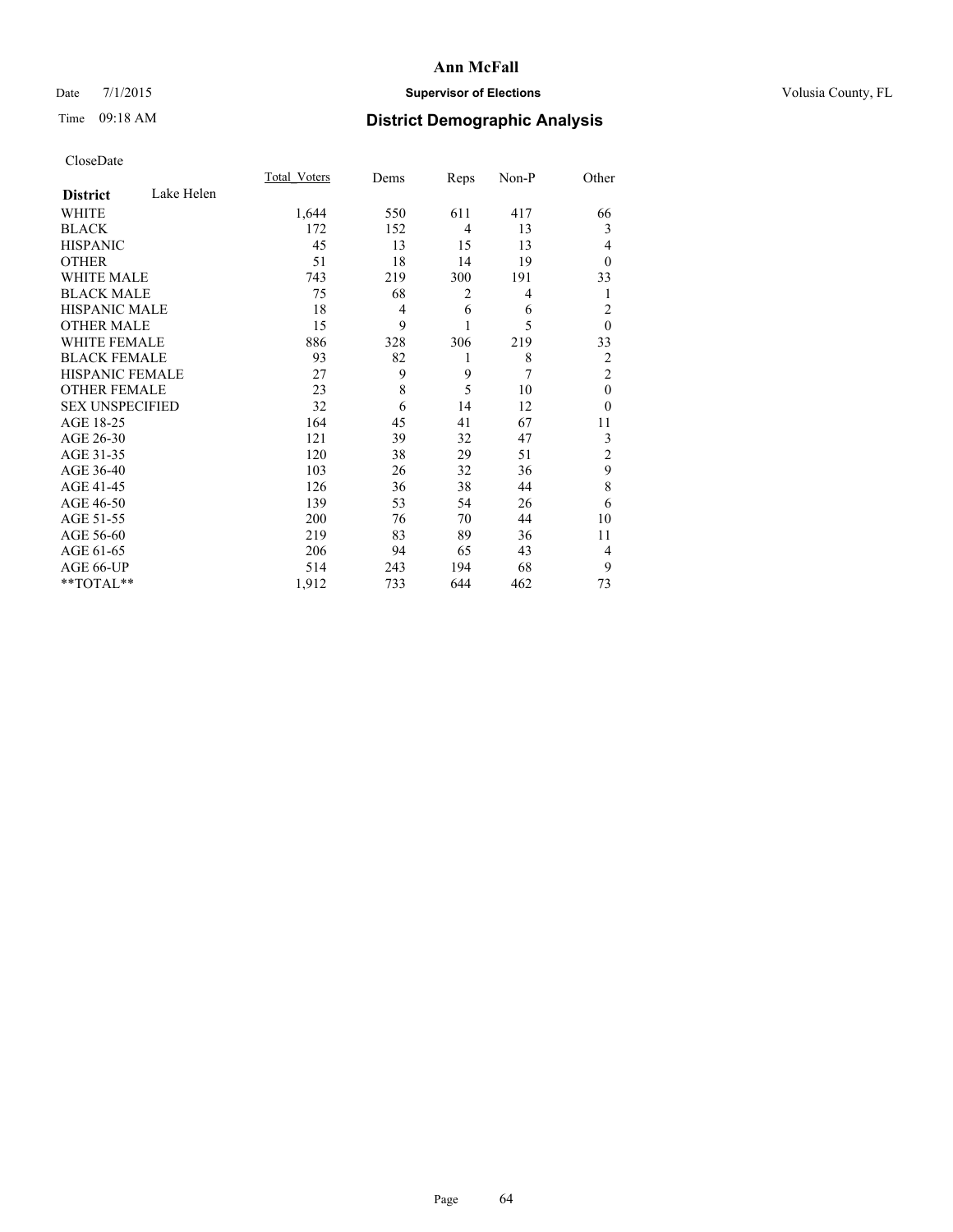# Ann McFall

Date 7/1/2015 **Supervisor of Elections** Volusia County, FL

Time 09:18 AM **District Demographic Analysis**

CloseDate

| District Lake Helen | Total_Voters | Dems | Reps | Non-P | Other |
|---|---|---|---|---|---|
| WHITE | 1,644 | 550 | 611 | 417 | 66 |
| BLACK | 172 | 152 | 4 | 13 | 3 |
| HISPANIC | 45 | 13 | 15 | 13 | 4 |
| OTHER | 51 | 18 | 14 | 19 | 0 |
| WHITE MALE | 743 | 219 | 300 | 191 | 33 |
| BLACK MALE | 75 | 68 | 2 | 4 | 1 |
| HISPANIC MALE | 18 | 4 | 6 | 6 | 2 |
| OTHER MALE | 15 | 9 | 1 | 5 | 0 |
| WHITE FEMALE | 886 | 328 | 306 | 219 | 33 |
| BLACK FEMALE | 93 | 82 | 1 | 8 | 2 |
| HISPANIC FEMALE | 27 | 9 | 9 | 7 | 2 |
| OTHER FEMALE | 23 | 8 | 5 | 10 | 0 |
| SEX UNSPECIFIED | 32 | 6 | 14 | 12 | 0 |
| AGE 18-25 | 164 | 45 | 41 | 67 | 11 |
| AGE 26-30 | 121 | 39 | 32 | 47 | 3 |
| AGE 31-35 | 120 | 38 | 29 | 51 | 2 |
| AGE 36-40 | 103 | 26 | 32 | 36 | 9 |
| AGE 41-45 | 126 | 36 | 38 | 44 | 8 |
| AGE 46-50 | 139 | 53 | 54 | 26 | 6 |
| AGE 51-55 | 200 | 76 | 70 | 44 | 10 |
| AGE 56-60 | 219 | 83 | 89 | 36 | 11 |
| AGE 61-65 | 206 | 94 | 65 | 43 | 4 |
| AGE 66-UP | 514 | 243 | 194 | 68 | 9 |
| **TOTAL** | 1,912 | 733 | 644 | 462 | 73 |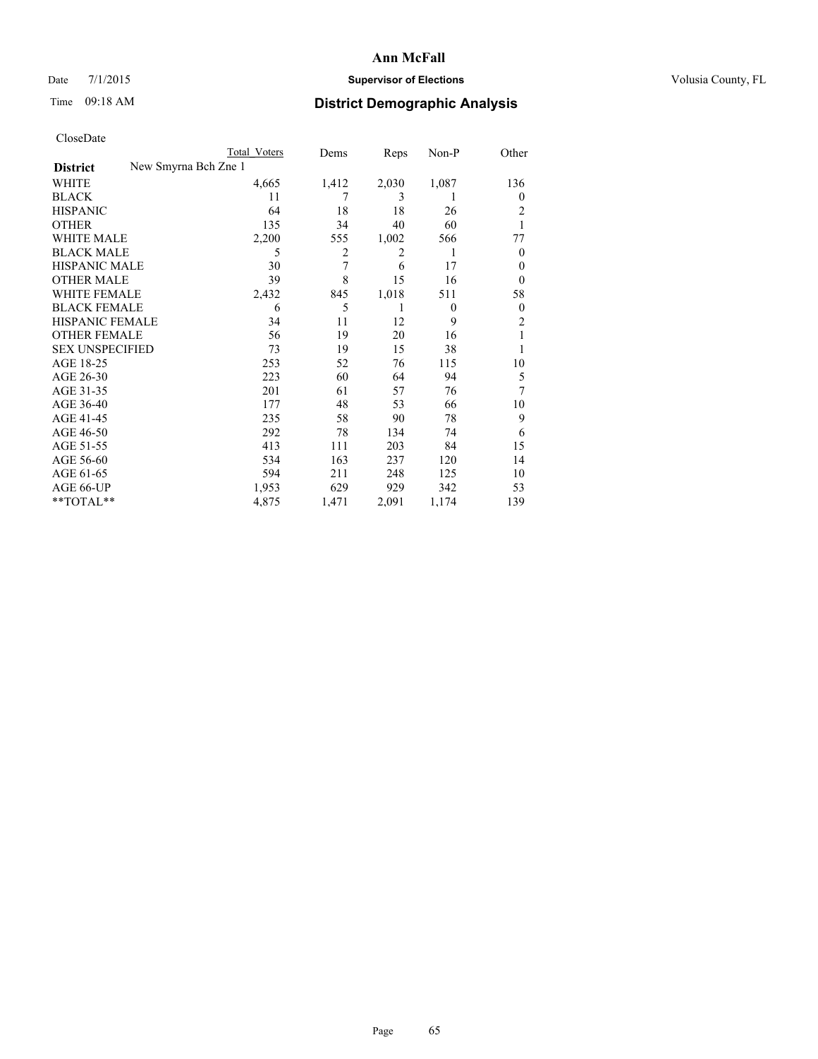# Ann McFall

Date 7/1/2015 **Supervisor of Elections** Volusia County, FL

Time 09:18 AM **District Demographic Analysis**

CloseDate

| District | New Smyrna Bch Zne 1 | Total Voters | Dems | Reps | Non-P | Other |
|---|---|---|---|---|---|---|
| WHITE | | 4,665 | 1,412 | 2,030 | 1,087 | 136 |
| BLACK | | 11 | 7 | 3 | 1 | 0 |
| HISPANIC | | 64 | 18 | 18 | 26 | 2 |
| OTHER | | 135 | 34 | 40 | 60 | 1 |
| WHITE MALE | | 2,200 | 555 | 1,002 | 566 | 77 |
| BLACK MALE | | 5 | 2 | 2 | 1 | 0 |
| HISPANIC MALE | | 30 | 7 | 6 | 17 | 0 |
| OTHER MALE | | 39 | 8 | 15 | 16 | 0 |
| WHITE FEMALE | | 2,432 | 845 | 1,018 | 511 | 58 |
| BLACK FEMALE | | 6 | 5 | 1 | 0 | 0 |
| HISPANIC FEMALE | | 34 | 11 | 12 | 9 | 2 |
| OTHER FEMALE | | 56 | 19 | 20 | 16 | 1 |
| SEX UNSPECIFIED | | 73 | 19 | 15 | 38 | 1 |
| AGE 18-25 | | 253 | 52 | 76 | 115 | 10 |
| AGE 26-30 | | 223 | 60 | 64 | 94 | 5 |
| AGE 31-35 | | 201 | 61 | 57 | 76 | 7 |
| AGE 36-40 | | 177 | 48 | 53 | 66 | 10 |
| AGE 41-45 | | 235 | 58 | 90 | 78 | 9 |
| AGE 46-50 | | 292 | 78 | 134 | 74 | 6 |
| AGE 51-55 | | 413 | 111 | 203 | 84 | 15 |
| AGE 56-60 | | 534 | 163 | 237 | 120 | 14 |
| AGE 61-65 | | 594 | 211 | 248 | 125 | 10 |
| AGE 66-UP | | 1,953 | 629 | 929 | 342 | 53 |
| **TOTAL** | | 4,875 | 1,471 | 2,091 | 1,174 | 139 |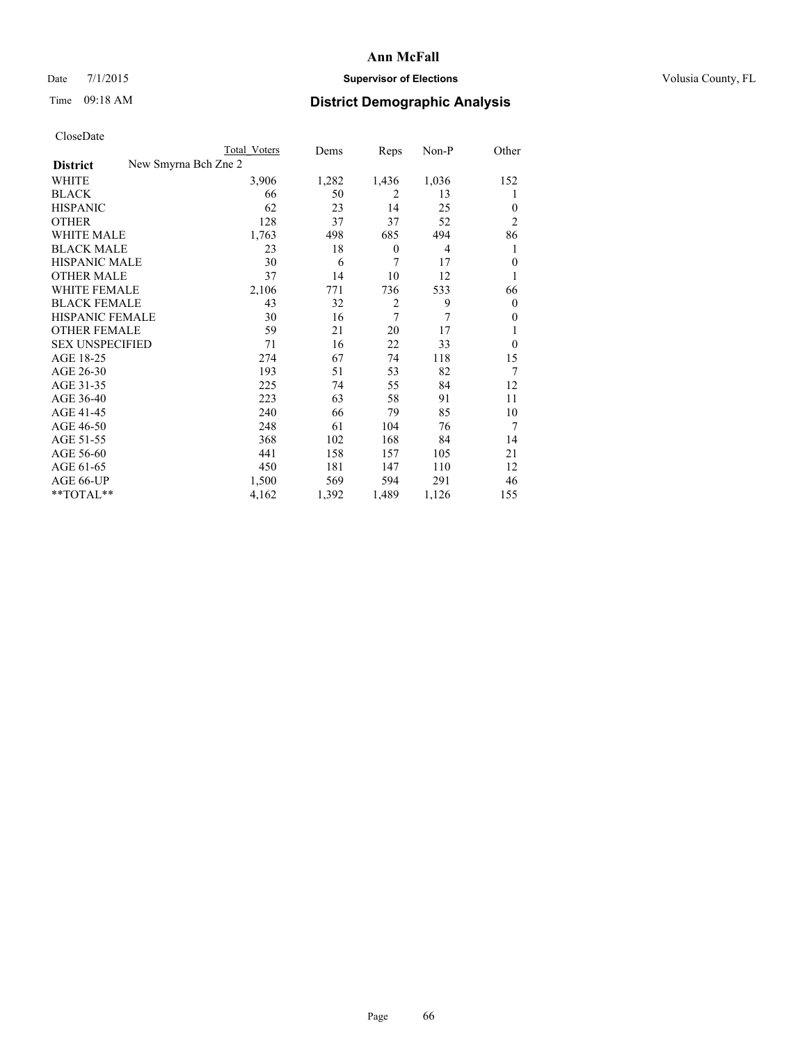# Ann McFall

Date 7/1/2015 **Supervisor of Elections** Volusia County, FL

Time 09:18 AM **District Demographic Analysis**

CloseDate

| District | New Smyrna Bch Zne 2 | Total Voters | Dems | Reps | Non-P | Other |
|---|---|---|---|---|---|---|
| WHITE | | 3,906 | 1,282 | 1,436 | 1,036 | 152 |
| BLACK | | 66 | 50 | 2 | 13 | 1 |
| HISPANIC | | 62 | 23 | 14 | 25 | 0 |
| OTHER | | 128 | 37 | 37 | 52 | 2 |
| WHITE MALE | | 1,763 | 498 | 685 | 494 | 86 |
| BLACK MALE | | 23 | 18 | 0 | 4 | 1 |
| HISPANIC MALE | | 30 | 6 | 7 | 17 | 0 |
| OTHER MALE | | 37 | 14 | 10 | 12 | 1 |
| WHITE FEMALE | | 2,106 | 771 | 736 | 533 | 66 |
| BLACK FEMALE | | 43 | 32 | 2 | 9 | 0 |
| HISPANIC FEMALE | | 30 | 16 | 7 | 7 | 0 |
| OTHER FEMALE | | 59 | 21 | 20 | 17 | 1 |
| SEX UNSPECIFIED | | 71 | 16 | 22 | 33 | 0 |
| AGE 18-25 | | 274 | 67 | 74 | 118 | 15 |
| AGE 26-30 | | 193 | 51 | 53 | 82 | 7 |
| AGE 31-35 | | 225 | 74 | 55 | 84 | 12 |
| AGE 36-40 | | 223 | 63 | 58 | 91 | 11 |
| AGE 41-45 | | 240 | 66 | 79 | 85 | 10 |
| AGE 46-50 | | 248 | 61 | 104 | 76 | 7 |
| AGE 51-55 | | 368 | 102 | 168 | 84 | 14 |
| AGE 56-60 | | 441 | 158 | 157 | 105 | 21 |
| AGE 61-65 | | 450 | 181 | 147 | 110 | 12 |
| AGE 66-UP | | 1,500 | 569 | 594 | 291 | 46 |
| **TOTAL** | | 4,162 | 1,392 | 1,489 | 1,126 | 155 |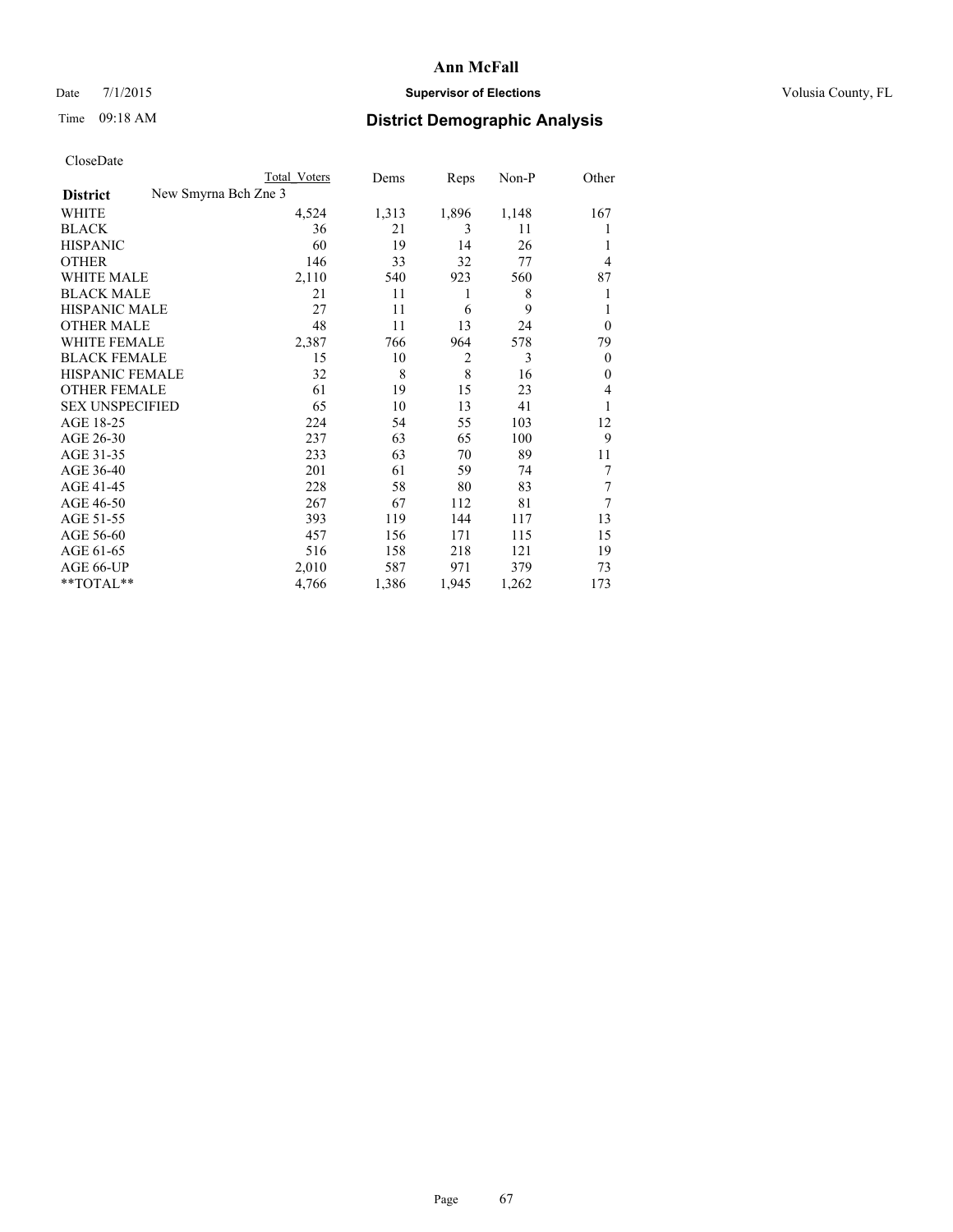# Ann McFall

Date 7/1/2015 **Supervisor of Elections** Volusia County, FL

Time 09:18 AM **District Demographic Analysis**

CloseDate

| District | New Smyrna Bch Zne 3 | Total Voters | Dems | Reps | Non-P | Other |
|---|---|---|---|---|---|---|
| WHITE | | 4,524 | 1,313 | 1,896 | 1,148 | 167 |
| BLACK | | 36 | 21 | 3 | 11 | 1 |
| HISPANIC | | 60 | 19 | 14 | 26 | 1 |
| OTHER | | 146 | 33 | 32 | 77 | 4 |
| WHITE MALE | | 2,110 | 540 | 923 | 560 | 87 |
| BLACK MALE | | 21 | 11 | 1 | 8 | 1 |
| HISPANIC MALE | | 27 | 11 | 6 | 9 | 1 |
| OTHER MALE | | 48 | 11 | 13 | 24 | 0 |
| WHITE FEMALE | | 2,387 | 766 | 964 | 578 | 79 |
| BLACK FEMALE | | 15 | 10 | 2 | 3 | 0 |
| HISPANIC FEMALE | | 32 | 8 | 8 | 16 | 0 |
| OTHER FEMALE | | 61 | 19 | 15 | 23 | 4 |
| SEX UNSPECIFIED | | 65 | 10 | 13 | 41 | 1 |
| AGE 18-25 | | 224 | 54 | 55 | 103 | 12 |
| AGE 26-30 | | 237 | 63 | 65 | 100 | 9 |
| AGE 31-35 | | 233 | 63 | 70 | 89 | 11 |
| AGE 36-40 | | 201 | 61 | 59 | 74 | 7 |
| AGE 41-45 | | 228 | 58 | 80 | 83 | 7 |
| AGE 46-50 | | 267 | 67 | 112 | 81 | 7 |
| AGE 51-55 | | 393 | 119 | 144 | 117 | 13 |
| AGE 56-60 | | 457 | 156 | 171 | 115 | 15 |
| AGE 61-65 | | 516 | 158 | 218 | 121 | 19 |
| AGE 66-UP | | 2,010 | 587 | 971 | 379 | 73 |
| **TOTAL** | | 4,766 | 1,386 | 1,945 | 1,262 | 173 |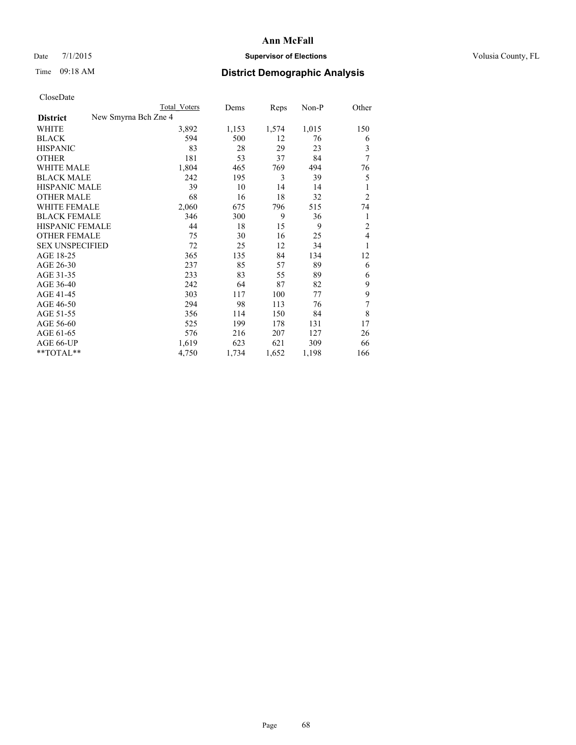# Ann McFall

Date 7/1/2015 **Supervisor of Elections** Volusia County, FL

Time 09:18 AM **District Demographic Analysis**

CloseDate

| | Total Voters | Dems | Reps | Non-P | Other |
|---|---|---|---|---|---|
| **District** New Smyrna Bch Zne 4 | | | | | |
| WHITE | 3,892 | 1,153 | 1,574 | 1,015 | 150 |
| BLACK | 594 | 500 | 12 | 76 | 6 |
| HISPANIC | 83 | 28 | 29 | 23 | 3 |
| OTHER | 181 | 53 | 37 | 84 | 7 |
| WHITE MALE | 1,804 | 465 | 769 | 494 | 76 |
| BLACK MALE | 242 | 195 | 3 | 39 | 5 |
| HISPANIC MALE | 39 | 10 | 14 | 14 | 1 |
| OTHER MALE | 68 | 16 | 18 | 32 | 2 |
| WHITE FEMALE | 2,060 | 675 | 796 | 515 | 74 |
| BLACK FEMALE | 346 | 300 | 9 | 36 | 1 |
| HISPANIC FEMALE | 44 | 18 | 15 | 9 | 2 |
| OTHER FEMALE | 75 | 30 | 16 | 25 | 4 |
| SEX UNSPECIFIED | 72 | 25 | 12 | 34 | 1 |
| AGE 18-25 | 365 | 135 | 84 | 134 | 12 |
| AGE 26-30 | 237 | 85 | 57 | 89 | 6 |
| AGE 31-35 | 233 | 83 | 55 | 89 | 6 |
| AGE 36-40 | 242 | 64 | 87 | 82 | 9 |
| AGE 41-45 | 303 | 117 | 100 | 77 | 9 |
| AGE 46-50 | 294 | 98 | 113 | 76 | 7 |
| AGE 51-55 | 356 | 114 | 150 | 84 | 8 |
| AGE 56-60 | 525 | 199 | 178 | 131 | 17 |
| AGE 61-65 | 576 | 216 | 207 | 127 | 26 |
| AGE 66-UP | 1,619 | 623 | 621 | 309 | 66 |
| **TOTAL** | 4,750 | 1,734 | 1,652 | 1,198 | 166 |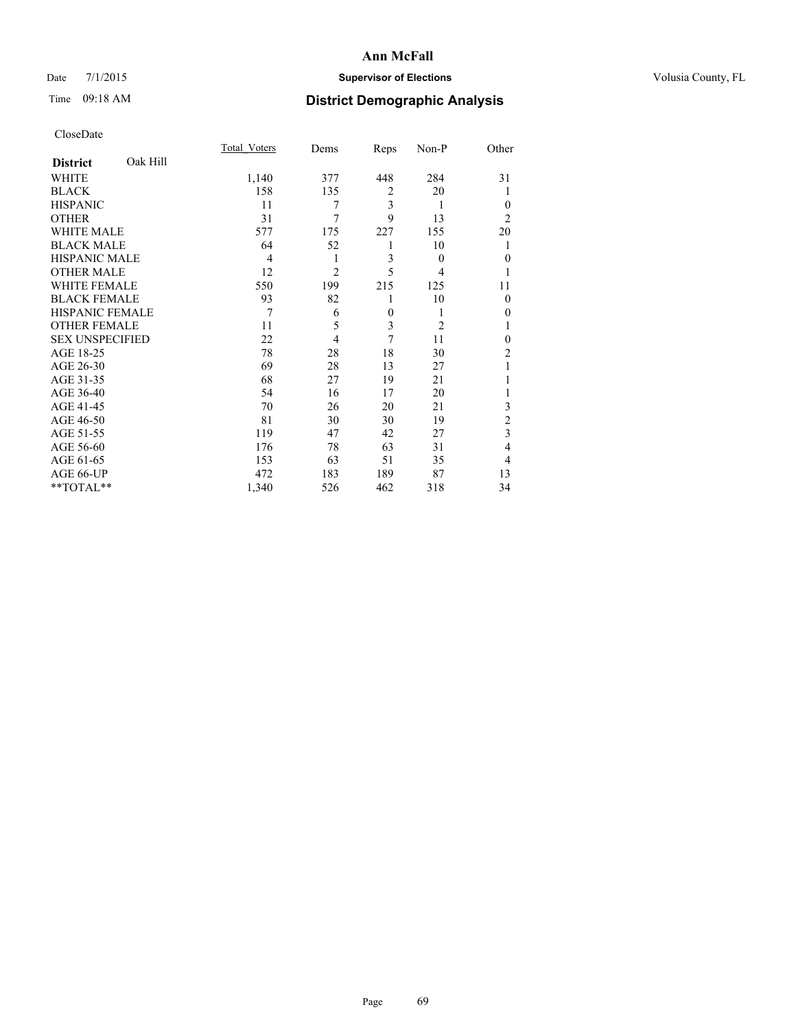# Ann McFall

Date 7/1/2015 **Supervisor of Elections** Volusia County, FL

Time 09:18 AM **District Demographic Analysis**

CloseDate

| | Total_Voters | Dems | Reps | Non-P | Other |
|---|---|---|---|---|---|
| **District** Oak Hill | | | | | |
| WHITE | 1,140 | 377 | 448 | 284 | 31 |
| BLACK | 158 | 135 | 2 | 20 | 1 |
| HISPANIC | 11 | 7 | 3 | 1 | 0 |
| OTHER | 31 | 7 | 9 | 13 | 2 |
| WHITE MALE | 577 | 175 | 227 | 155 | 20 |
| BLACK MALE | 64 | 52 | 1 | 10 | 1 |
| HISPANIC MALE | 4 | 1 | 3 | 0 | 0 |
| OTHER MALE | 12 | 2 | 5 | 4 | 1 |
| WHITE FEMALE | 550 | 199 | 215 | 125 | 11 |
| BLACK FEMALE | 93 | 82 | 1 | 10 | 0 |
| HISPANIC FEMALE | 7 | 6 | 0 | 1 | 0 |
| OTHER FEMALE | 11 | 5 | 3 | 2 | 1 |
| SEX UNSPECIFIED | 22 | 4 | 7 | 11 | 0 |
| AGE 18-25 | 78 | 28 | 18 | 30 | 2 |
| AGE 26-30 | 69 | 28 | 13 | 27 | 1 |
| AGE 31-35 | 68 | 27 | 19 | 21 | 1 |
| AGE 36-40 | 54 | 16 | 17 | 20 | 1 |
| AGE 41-45 | 70 | 26 | 20 | 21 | 3 |
| AGE 46-50 | 81 | 30 | 30 | 19 | 2 |
| AGE 51-55 | 119 | 47 | 42 | 27 | 3 |
| AGE 56-60 | 176 | 78 | 63 | 31 | 4 |
| AGE 61-65 | 153 | 63 | 51 | 35 | 4 |
| AGE 66-UP | 472 | 183 | 189 | 87 | 13 |
| **TOTAL** | 1,340 | 526 | 462 | 318 | 34 |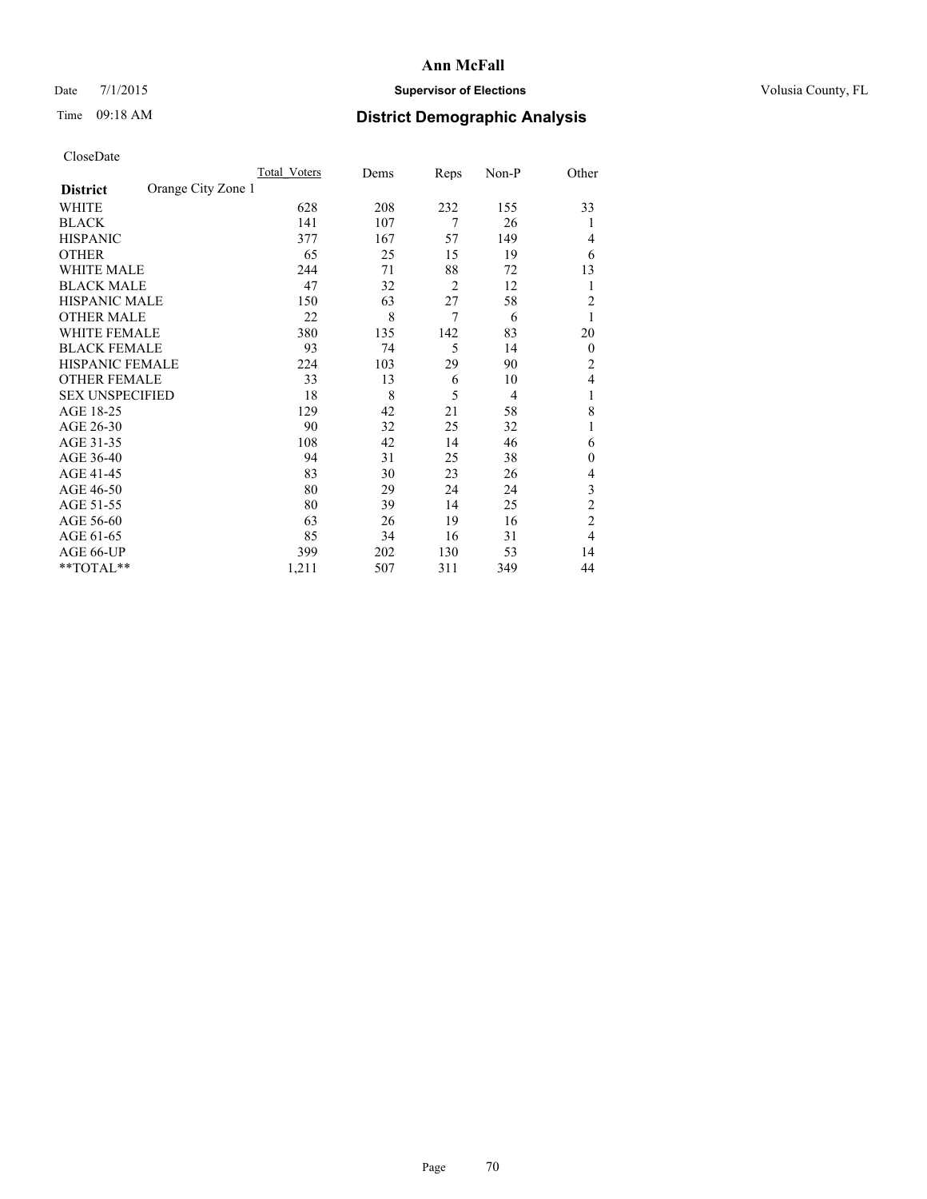# Ann McFall

Date 7/1/2015 **Supervisor of Elections** Volusia County, FL

Time 09:18 AM **District Demographic Analysis**

CloseDate

| District | Orange City Zone 1 | Total_Voters | Dems | Reps | Non-P | Other |
|---|---|---|---|---|---|---|
| WHITE | | 628 | 208 | 232 | 155 | 33 |
| BLACK | | 141 | 107 | 7 | 26 | 1 |
| HISPANIC | | 377 | 167 | 57 | 149 | 4 |
| OTHER | | 65 | 25 | 15 | 19 | 6 |
| WHITE MALE | | 244 | 71 | 88 | 72 | 13 |
| BLACK MALE | | 47 | 32 | 2 | 12 | 1 |
| HISPANIC MALE | | 150 | 63 | 27 | 58 | 2 |
| OTHER MALE | | 22 | 8 | 7 | 6 | 1 |
| WHITE FEMALE | | 380 | 135 | 142 | 83 | 20 |
| BLACK FEMALE | | 93 | 74 | 5 | 14 | 0 |
| HISPANIC FEMALE | | 224 | 103 | 29 | 90 | 2 |
| OTHER FEMALE | | 33 | 13 | 6 | 10 | 4 |
| SEX UNSPECIFIED | | 18 | 8 | 5 | 4 | 1 |
| AGE 18-25 | | 129 | 42 | 21 | 58 | 8 |
| AGE 26-30 | | 90 | 32 | 25 | 32 | 1 |
| AGE 31-35 | | 108 | 42 | 14 | 46 | 6 |
| AGE 36-40 | | 94 | 31 | 25 | 38 | 0 |
| AGE 41-45 | | 83 | 30 | 23 | 26 | 4 |
| AGE 46-50 | | 80 | 29 | 24 | 24 | 3 |
| AGE 51-55 | | 80 | 39 | 14 | 25 | 2 |
| AGE 56-60 | | 63 | 26 | 19 | 16 | 2 |
| AGE 61-65 | | 85 | 34 | 16 | 31 | 4 |
| AGE 66-UP | | 399 | 202 | 130 | 53 | 14 |
| **TOTAL** | | 1,211 | 507 | 311 | 349 | 44 |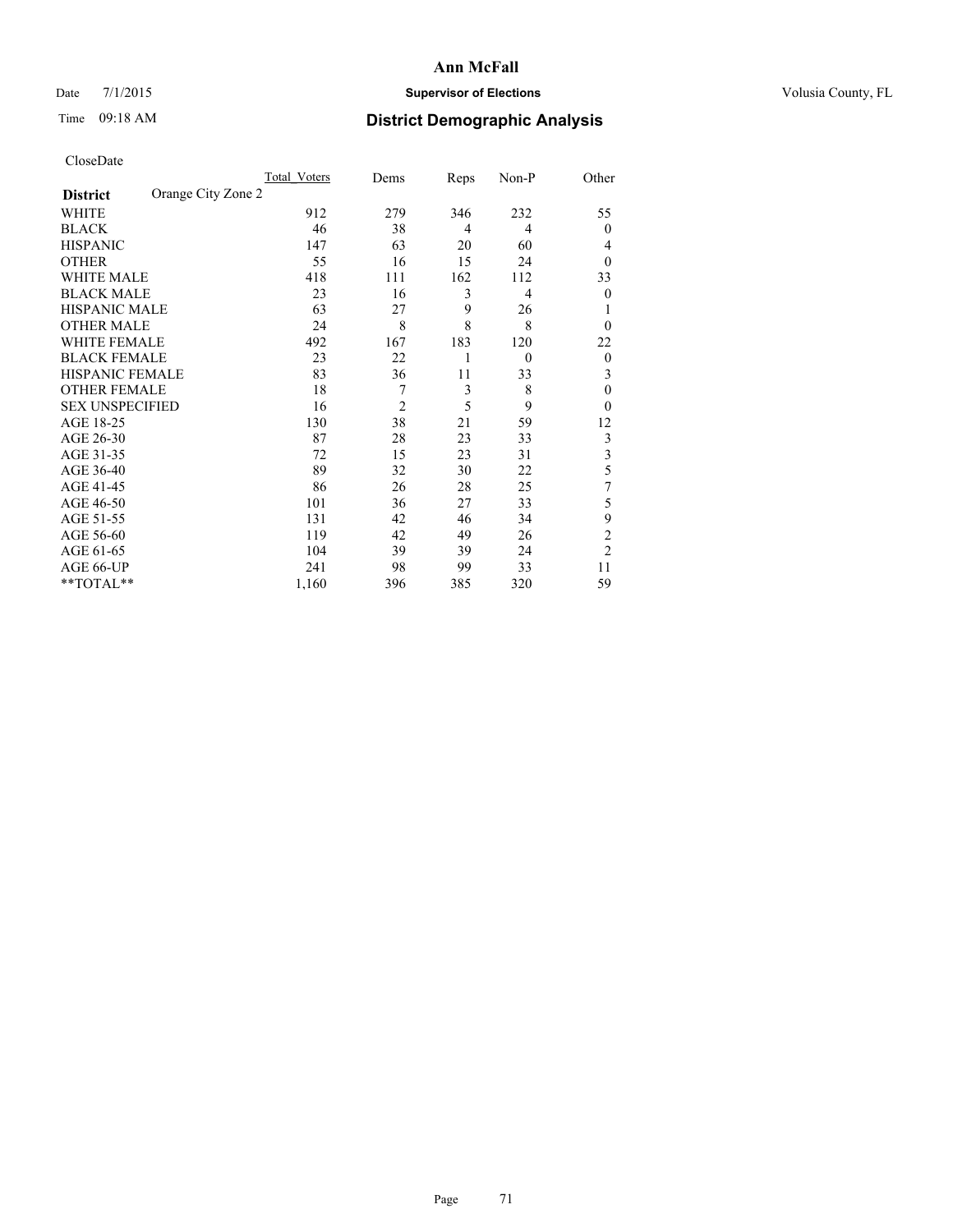# Ann McFall

Date 7/1/2015 **Supervisor of Elections** Volusia County, FL

Time 09:18 AM **District Demographic Analysis**

CloseDate

| **District** Orange City Zone 2 | Total_Voters | Dems | Reps | Non-P | Other |
|---|---|---|---|---|---|
| WHITE | 912 | 279 | 346 | 232 | 55 |
| BLACK | 46 | 38 | 4 | 4 | 0 |
| HISPANIC | 147 | 63 | 20 | 60 | 4 |
| OTHER | 55 | 16 | 15 | 24 | 0 |
| WHITE MALE | 418 | 111 | 162 | 112 | 33 |
| BLACK MALE | 23 | 16 | 3 | 4 | 0 |
| HISPANIC MALE | 63 | 27 | 9 | 26 | 1 |
| OTHER MALE | 24 | 8 | 8 | 8 | 0 |
| WHITE FEMALE | 492 | 167 | 183 | 120 | 22 |
| BLACK FEMALE | 23 | 22 | 1 | 0 | 0 |
| HISPANIC FEMALE | 83 | 36 | 11 | 33 | 3 |
| OTHER FEMALE | 18 | 7 | 3 | 8 | 0 |
| SEX UNSPECIFIED | 16 | 2 | 5 | 9 | 0 |
| AGE 18-25 | 130 | 38 | 21 | 59 | 12 |
| AGE 26-30 | 87 | 28 | 23 | 33 | 3 |
| AGE 31-35 | 72 | 15 | 23 | 31 | 3 |
| AGE 36-40 | 89 | 32 | 30 | 22 | 5 |
| AGE 41-45 | 86 | 26 | 28 | 25 | 7 |
| AGE 46-50 | 101 | 36 | 27 | 33 | 5 |
| AGE 51-55 | 131 | 42 | 46 | 34 | 9 |
| AGE 56-60 | 119 | 42 | 49 | 26 | 2 |
| AGE 61-65 | 104 | 39 | 39 | 24 | 2 |
| AGE 66-UP | 241 | 98 | 99 | 33 | 11 |
| **TOTAL** | 1,160 | 396 | 385 | 320 | 59 |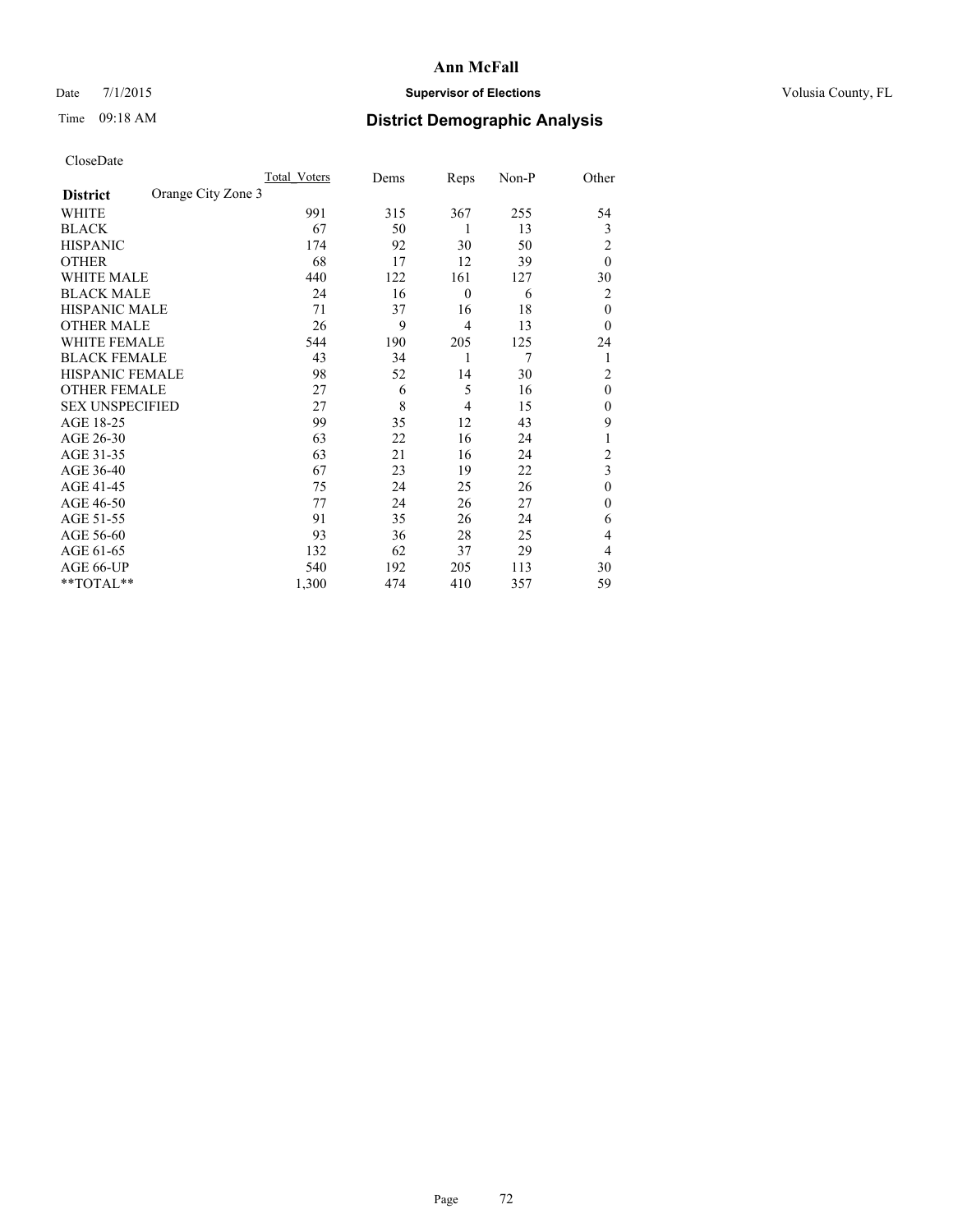# Ann McFall

Date 7/1/2015 **Supervisor of Elections** Volusia County, FL

Time 09:18 AM **District Demographic Analysis**

CloseDate

| **District** Orange City Zone 3 | Total_Voters | Dems | Reps | Non-P | Other |
|---|---|---|---|---|---|
| WHITE | 991 | 315 | 367 | 255 | 54 |
| BLACK | 67 | 50 | 1 | 13 | 3 |
| HISPANIC | 174 | 92 | 30 | 50 | 2 |
| OTHER | 68 | 17 | 12 | 39 | 0 |
| WHITE MALE | 440 | 122 | 161 | 127 | 30 |
| BLACK MALE | 24 | 16 | 0 | 6 | 2 |
| HISPANIC MALE | 71 | 37 | 16 | 18 | 0 |
| OTHER MALE | 26 | 9 | 4 | 13 | 0 |
| WHITE FEMALE | 544 | 190 | 205 | 125 | 24 |
| BLACK FEMALE | 43 | 34 | 1 | 7 | 1 |
| HISPANIC FEMALE | 98 | 52 | 14 | 30 | 2 |
| OTHER FEMALE | 27 | 6 | 5 | 16 | 0 |
| SEX UNSPECIFIED | 27 | 8 | 4 | 15 | 0 |
| AGE 18-25 | 99 | 35 | 12 | 43 | 9 |
| AGE 26-30 | 63 | 22 | 16 | 24 | 1 |
| AGE 31-35 | 63 | 21 | 16 | 24 | 2 |
| AGE 36-40 | 67 | 23 | 19 | 22 | 3 |
| AGE 41-45 | 75 | 24 | 25 | 26 | 0 |
| AGE 46-50 | 77 | 24 | 26 | 27 | 0 |
| AGE 51-55 | 91 | 35 | 26 | 24 | 6 |
| AGE 56-60 | 93 | 36 | 28 | 25 | 4 |
| AGE 61-65 | 132 | 62 | 37 | 29 | 4 |
| AGE 66-UP | 540 | 192 | 205 | 113 | 30 |
| **TOTAL** | 1,300 | 474 | 410 | 357 | 59 |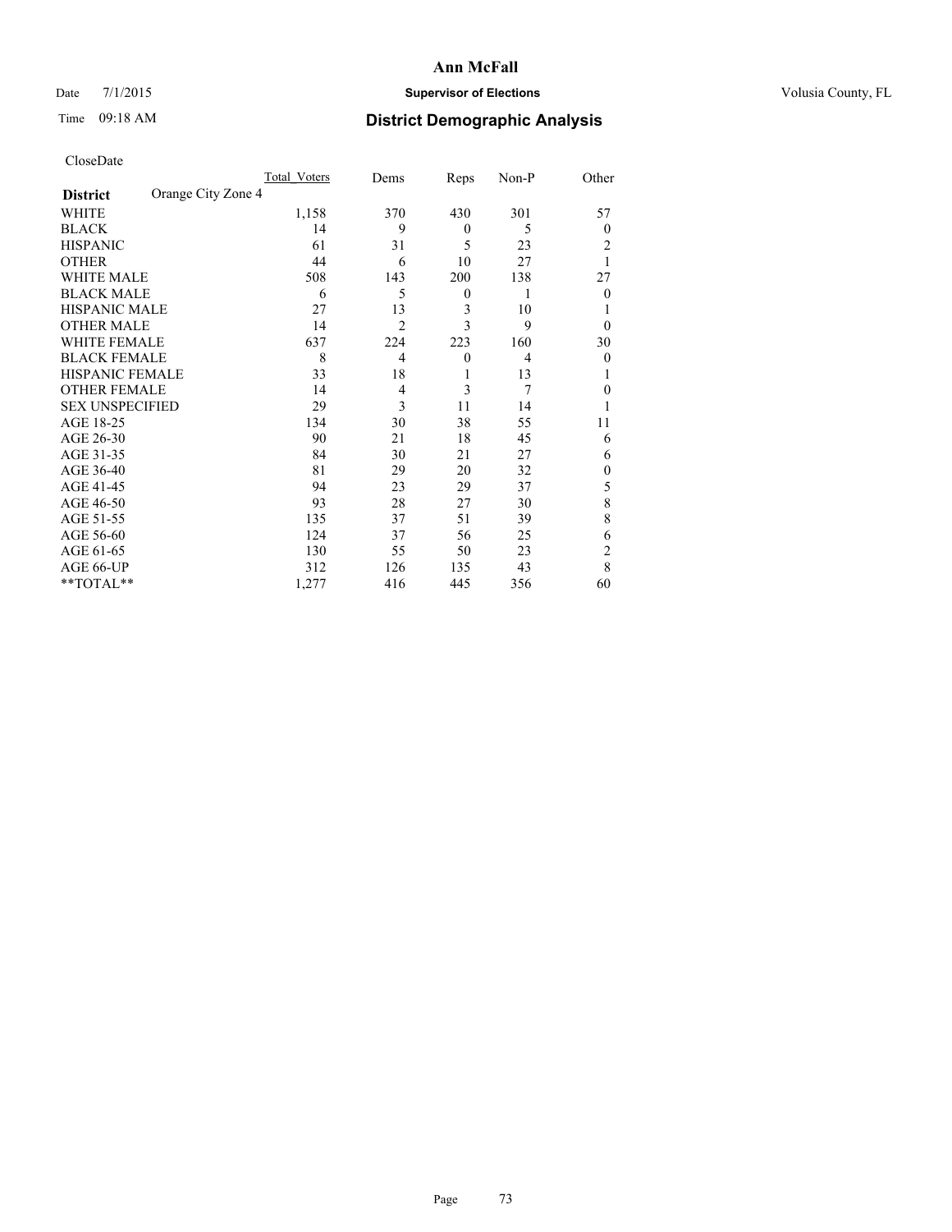# Ann McFall

Date 7/1/2015 **Supervisor of Elections** Volusia County, FL

Time 09:18 AM **District Demographic Analysis**

CloseDate

| **District** Orange City Zone 4 | Total_Voters | Dems | Reps | Non-P | Other |
|---|---|---|---|---|---|
| WHITE | 1,158 | 370 | 430 | 301 | 57 |
| BLACK | 14 | 9 | 0 | 5 | 0 |
| HISPANIC | 61 | 31 | 5 | 23 | 2 |
| OTHER | 44 | 6 | 10 | 27 | 1 |
| WHITE MALE | 508 | 143 | 200 | 138 | 27 |
| BLACK MALE | 6 | 5 | 0 | 1 | 0 |
| HISPANIC MALE | 27 | 13 | 3 | 10 | 1 |
| OTHER MALE | 14 | 2 | 3 | 9 | 0 |
| WHITE FEMALE | 637 | 224 | 223 | 160 | 30 |
| BLACK FEMALE | 8 | 4 | 0 | 4 | 0 |
| HISPANIC FEMALE | 33 | 18 | 1 | 13 | 1 |
| OTHER FEMALE | 14 | 4 | 3 | 7 | 0 |
| SEX UNSPECIFIED | 29 | 3 | 11 | 14 | 1 |
| AGE 18-25 | 134 | 30 | 38 | 55 | 11 |
| AGE 26-30 | 90 | 21 | 18 | 45 | 6 |
| AGE 31-35 | 84 | 30 | 21 | 27 | 6 |
| AGE 36-40 | 81 | 29 | 20 | 32 | 0 |
| AGE 41-45 | 94 | 23 | 29 | 37 | 5 |
| AGE 46-50 | 93 | 28 | 27 | 30 | 8 |
| AGE 51-55 | 135 | 37 | 51 | 39 | 8 |
| AGE 56-60 | 124 | 37 | 56 | 25 | 6 |
| AGE 61-65 | 130 | 55 | 50 | 23 | 2 |
| AGE 66-UP | 312 | 126 | 135 | 43 | 8 |
| **TOTAL** | 1,277 | 416 | 445 | 356 | 60 |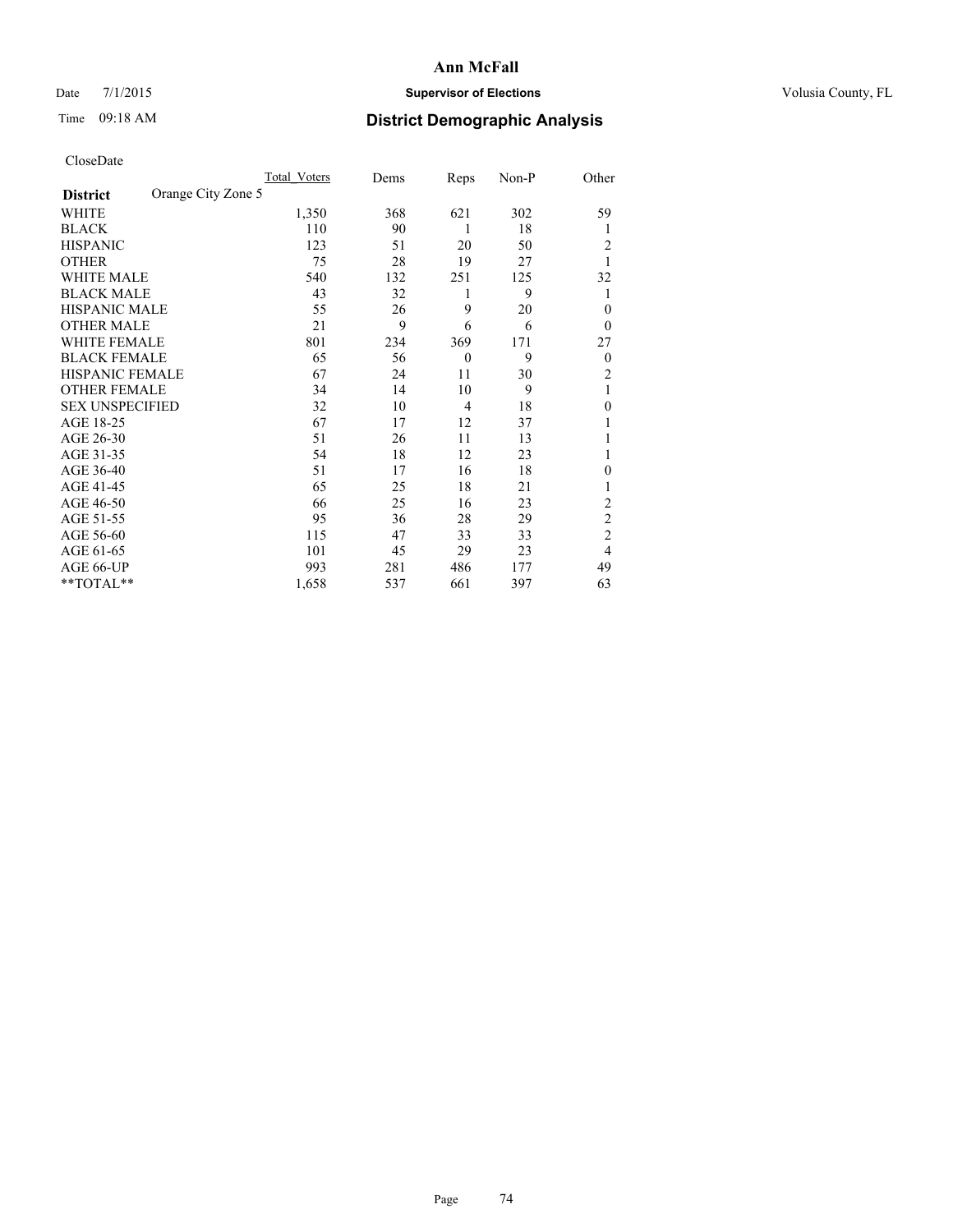# Ann McFall

Date 7/1/2015 **Supervisor of Elections** Volusia County, FL

Time 09:18 AM **District Demographic Analysis**

CloseDate

| **District** | Orange City Zone 5 | Total_Voters | Dems | Reps | Non-P | Other |
|---|---|---|---|---|---|---|
| WHITE | | 1,350 | 368 | 621 | 302 | 59 |
| BLACK | | 110 | 90 | 1 | 18 | 1 |
| HISPANIC | | 123 | 51 | 20 | 50 | 2 |
| OTHER | | 75 | 28 | 19 | 27 | 1 |
| WHITE MALE | | 540 | 132 | 251 | 125 | 32 |
| BLACK MALE | | 43 | 32 | 1 | 9 | 1 |
| HISPANIC MALE | | 55 | 26 | 9 | 20 | 0 |
| OTHER MALE | | 21 | 9 | 6 | 6 | 0 |
| WHITE FEMALE | | 801 | 234 | 369 | 171 | 27 |
| BLACK FEMALE | | 65 | 56 | 0 | 9 | 0 |
| HISPANIC FEMALE | | 67 | 24 | 11 | 30 | 2 |
| OTHER FEMALE | | 34 | 14 | 10 | 9 | 1 |
| SEX UNSPECIFIED | | 32 | 10 | 4 | 18 | 0 |
| AGE 18-25 | | 67 | 17 | 12 | 37 | 1 |
| AGE 26-30 | | 51 | 26 | 11 | 13 | 1 |
| AGE 31-35 | | 54 | 18 | 12 | 23 | 1 |
| AGE 36-40 | | 51 | 17 | 16 | 18 | 0 |
| AGE 41-45 | | 65 | 25 | 18 | 21 | 1 |
| AGE 46-50 | | 66 | 25 | 16 | 23 | 2 |
| AGE 51-55 | | 95 | 36 | 28 | 29 | 2 |
| AGE 56-60 | | 115 | 47 | 33 | 33 | 2 |
| AGE 61-65 | | 101 | 45 | 29 | 23 | 4 |
| AGE 66-UP | | 993 | 281 | 486 | 177 | 49 |
| **TOTAL** | | 1,658 | 537 | 661 | 397 | 63 |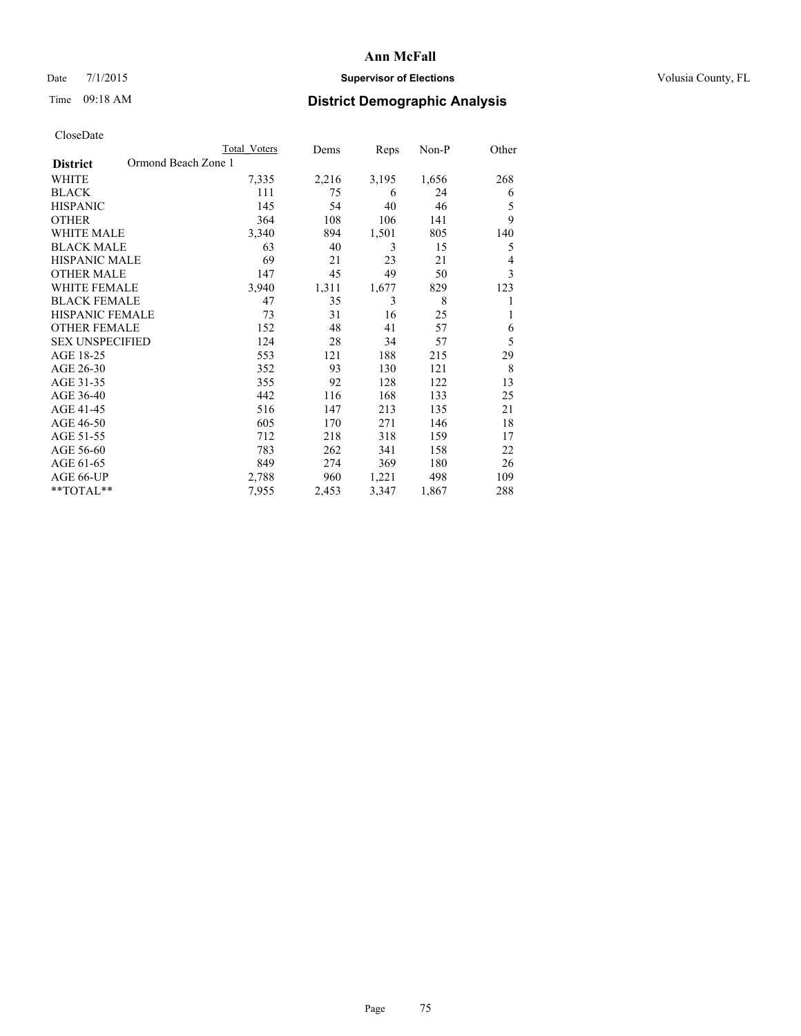# Ann McFall

Date 7/1/2015 **Supervisor of Elections** Volusia County, FL

Time 09:18 AM **District Demographic Analysis**

CloseDate

| | Total Voters | Dems | Reps | Non-P | Other |
|---|---|---|---|---|---|
| **District** Ormond Beach Zone 1 | | | | | |
| WHITE | 7,335 | 2,216 | 3,195 | 1,656 | 268 |
| BLACK | 111 | 75 | 6 | 24 | 6 |
| HISPANIC | 145 | 54 | 40 | 46 | 5 |
| OTHER | 364 | 108 | 106 | 141 | 9 |
| WHITE MALE | 3,340 | 894 | 1,501 | 805 | 140 |
| BLACK MALE | 63 | 40 | 3 | 15 | 5 |
| HISPANIC MALE | 69 | 21 | 23 | 21 | 4 |
| OTHER MALE | 147 | 45 | 49 | 50 | 3 |
| WHITE FEMALE | 3,940 | 1,311 | 1,677 | 829 | 123 |
| BLACK FEMALE | 47 | 35 | 3 | 8 | 1 |
| HISPANIC FEMALE | 73 | 31 | 16 | 25 | 1 |
| OTHER FEMALE | 152 | 48 | 41 | 57 | 6 |
| SEX UNSPECIFIED | 124 | 28 | 34 | 57 | 5 |
| AGE 18-25 | 553 | 121 | 188 | 215 | 29 |
| AGE 26-30 | 352 | 93 | 130 | 121 | 8 |
| AGE 31-35 | 355 | 92 | 128 | 122 | 13 |
| AGE 36-40 | 442 | 116 | 168 | 133 | 25 |
| AGE 41-45 | 516 | 147 | 213 | 135 | 21 |
| AGE 46-50 | 605 | 170 | 271 | 146 | 18 |
| AGE 51-55 | 712 | 218 | 318 | 159 | 17 |
| AGE 56-60 | 783 | 262 | 341 | 158 | 22 |
| AGE 61-65 | 849 | 274 | 369 | 180 | 26 |
| AGE 66-UP | 2,788 | 960 | 1,221 | 498 | 109 |
| **TOTAL** | 7,955 | 2,453 | 3,347 | 1,867 | 288 |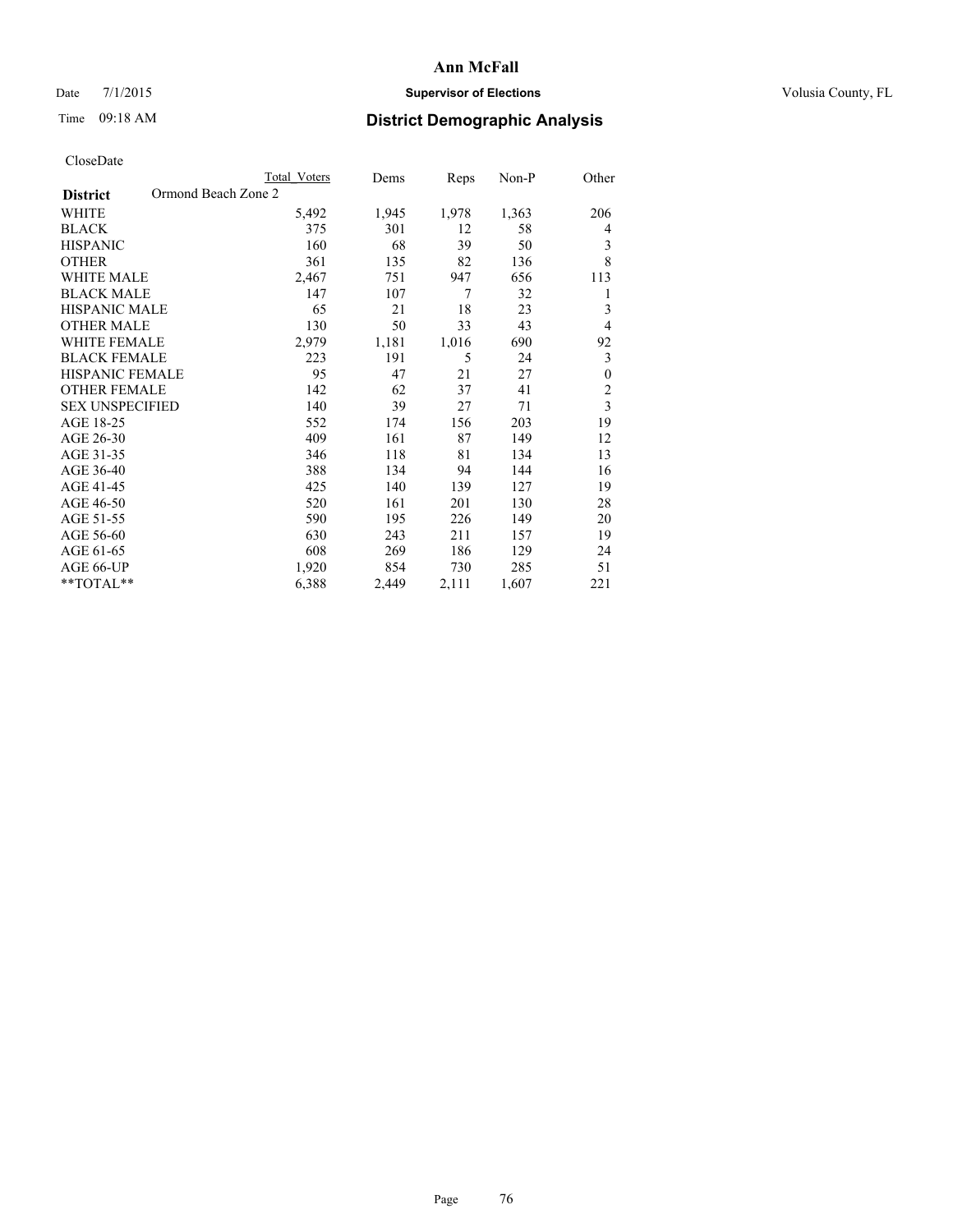# Ann McFall

Date 7/1/2015 **Supervisor of Elections** Volusia County, FL

Time 09:18 AM **District Demographic Analysis**

CloseDate

| **District** Ormond Beach Zone 2 | Total Voters | Dems | Reps | Non-P | Other |
|---|---|---|---|---|---|
| WHITE | 5,492 | 1,945 | 1,978 | 1,363 | 206 |
| BLACK | 375 | 301 | 12 | 58 | 4 |
| HISPANIC | 160 | 68 | 39 | 50 | 3 |
| OTHER | 361 | 135 | 82 | 136 | 8 |
| WHITE MALE | 2,467 | 751 | 947 | 656 | 113 |
| BLACK MALE | 147 | 107 | 7 | 32 | 1 |
| HISPANIC MALE | 65 | 21 | 18 | 23 | 3 |
| OTHER MALE | 130 | 50 | 33 | 43 | 4 |
| WHITE FEMALE | 2,979 | 1,181 | 1,016 | 690 | 92 |
| BLACK FEMALE | 223 | 191 | 5 | 24 | 3 |
| HISPANIC FEMALE | 95 | 47 | 21 | 27 | 0 |
| OTHER FEMALE | 142 | 62 | 37 | 41 | 2 |
| SEX UNSPECIFIED | 140 | 39 | 27 | 71 | 3 |
| AGE 18-25 | 552 | 174 | 156 | 203 | 19 |
| AGE 26-30 | 409 | 161 | 87 | 149 | 12 |
| AGE 31-35 | 346 | 118 | 81 | 134 | 13 |
| AGE 36-40 | 388 | 134 | 94 | 144 | 16 |
| AGE 41-45 | 425 | 140 | 139 | 127 | 19 |
| AGE 46-50 | 520 | 161 | 201 | 130 | 28 |
| AGE 51-55 | 590 | 195 | 226 | 149 | 20 |
| AGE 56-60 | 630 | 243 | 211 | 157 | 19 |
| AGE 61-65 | 608 | 269 | 186 | 129 | 24 |
| AGE 66-UP | 1,920 | 854 | 730 | 285 | 51 |
| **TOTAL** | 6,388 | 2,449 | 2,111 | 1,607 | 221 |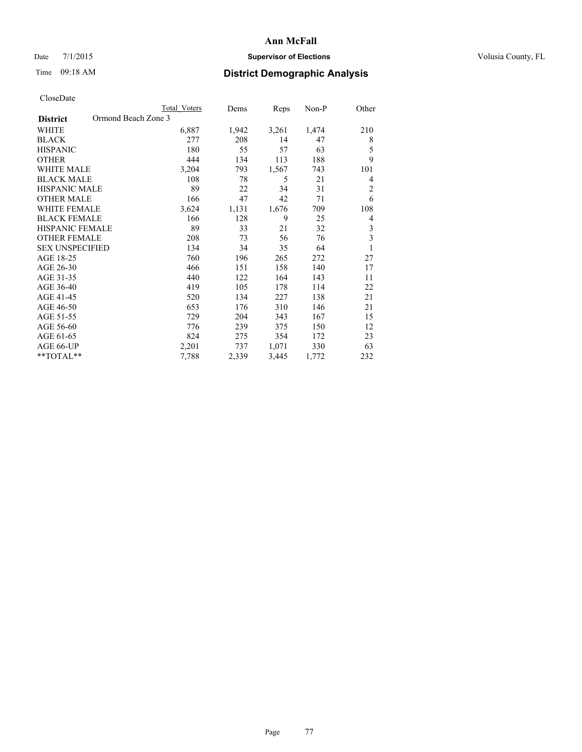# Ann McFall

Date 7/1/2015 **Supervisor of Elections** Volusia County, FL

Time 09:18 AM **District Demographic Analysis**

CloseDate

| District | Ormond Beach Zone 3 | Total Voters | Dems | Reps | Non-P | Other |
|---|---|---|---|---|---|---|
| WHITE | | 6,887 | 1,942 | 3,261 | 1,474 | 210 |
| BLACK | | 277 | 208 | 14 | 47 | 8 |
| HISPANIC | | 180 | 55 | 57 | 63 | 5 |
| OTHER | | 444 | 134 | 113 | 188 | 9 |
| WHITE MALE | | 3,204 | 793 | 1,567 | 743 | 101 |
| BLACK MALE | | 108 | 78 | 5 | 21 | 4 |
| HISPANIC MALE | | 89 | 22 | 34 | 31 | 2 |
| OTHER MALE | | 166 | 47 | 42 | 71 | 6 |
| WHITE FEMALE | | 3,624 | 1,131 | 1,676 | 709 | 108 |
| BLACK FEMALE | | 166 | 128 | 9 | 25 | 4 |
| HISPANIC FEMALE | | 89 | 33 | 21 | 32 | 3 |
| OTHER FEMALE | | 208 | 73 | 56 | 76 | 3 |
| SEX UNSPECIFIED | | 134 | 34 | 35 | 64 | 1 |
| AGE 18-25 | | 760 | 196 | 265 | 272 | 27 |
| AGE 26-30 | | 466 | 151 | 158 | 140 | 17 |
| AGE 31-35 | | 440 | 122 | 164 | 143 | 11 |
| AGE 36-40 | | 419 | 105 | 178 | 114 | 22 |
| AGE 41-45 | | 520 | 134 | 227 | 138 | 21 |
| AGE 46-50 | | 653 | 176 | 310 | 146 | 21 |
| AGE 51-55 | | 729 | 204 | 343 | 167 | 15 |
| AGE 56-60 | | 776 | 239 | 375 | 150 | 12 |
| AGE 61-65 | | 824 | 275 | 354 | 172 | 23 |
| AGE 66-UP | | 2,201 | 737 | 1,071 | 330 | 63 |
| **TOTAL** | | 7,788 | 2,339 | 3,445 | 1,772 | 232 |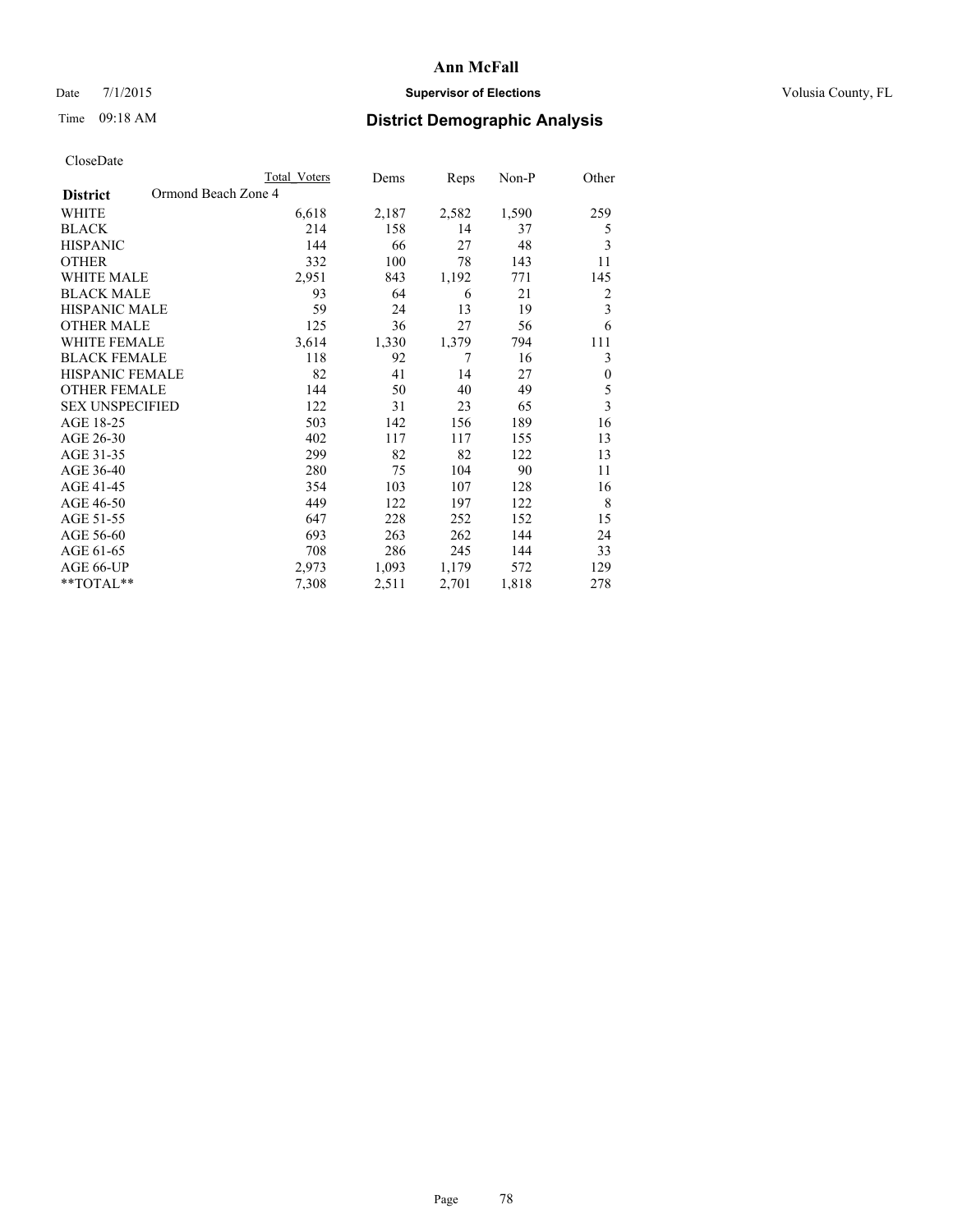**Ann McFall**

Date 7/1/2015 **Supervisor of Elections** Volusia County, FL

Time 09:18 AM **District Demographic Analysis**

CloseDate

| District | Total Voters | Dems | Reps | Non-P | Other |
|---|---|---|---|---|---|
| Ormond Beach Zone 4 | | | | | |
| WHITE | 6,618 | 2,187 | 2,582 | 1,590 | 259 |
| BLACK | 214 | 158 | 14 | 37 | 5 |
| HISPANIC | 144 | 66 | 27 | 48 | 3 |
| OTHER | 332 | 100 | 78 | 143 | 11 |
| WHITE MALE | 2,951 | 843 | 1,192 | 771 | 145 |
| BLACK MALE | 93 | 64 | 6 | 21 | 2 |
| HISPANIC MALE | 59 | 24 | 13 | 19 | 3 |
| OTHER MALE | 125 | 36 | 27 | 56 | 6 |
| WHITE FEMALE | 3,614 | 1,330 | 1,379 | 794 | 111 |
| BLACK FEMALE | 118 | 92 | 7 | 16 | 3 |
| HISPANIC FEMALE | 82 | 41 | 14 | 27 | 0 |
| OTHER FEMALE | 144 | 50 | 40 | 49 | 5 |
| SEX UNSPECIFIED | 122 | 31 | 23 | 65 | 3 |
| AGE 18-25 | 503 | 142 | 156 | 189 | 16 |
| AGE 26-30 | 402 | 117 | 117 | 155 | 13 |
| AGE 31-35 | 299 | 82 | 82 | 122 | 13 |
| AGE 36-40 | 280 | 75 | 104 | 90 | 11 |
| AGE 41-45 | 354 | 103 | 107 | 128 | 16 |
| AGE 46-50 | 449 | 122 | 197 | 122 | 8 |
| AGE 51-55 | 647 | 228 | 252 | 152 | 15 |
| AGE 56-60 | 693 | 263 | 262 | 144 | 24 |
| AGE 61-65 | 708 | 286 | 245 | 144 | 33 |
| AGE 66-UP | 2,973 | 1,093 | 1,179 | 572 | 129 |
| **TOTAL** | 7,308 | 2,511 | 2,701 | 1,818 | 278 |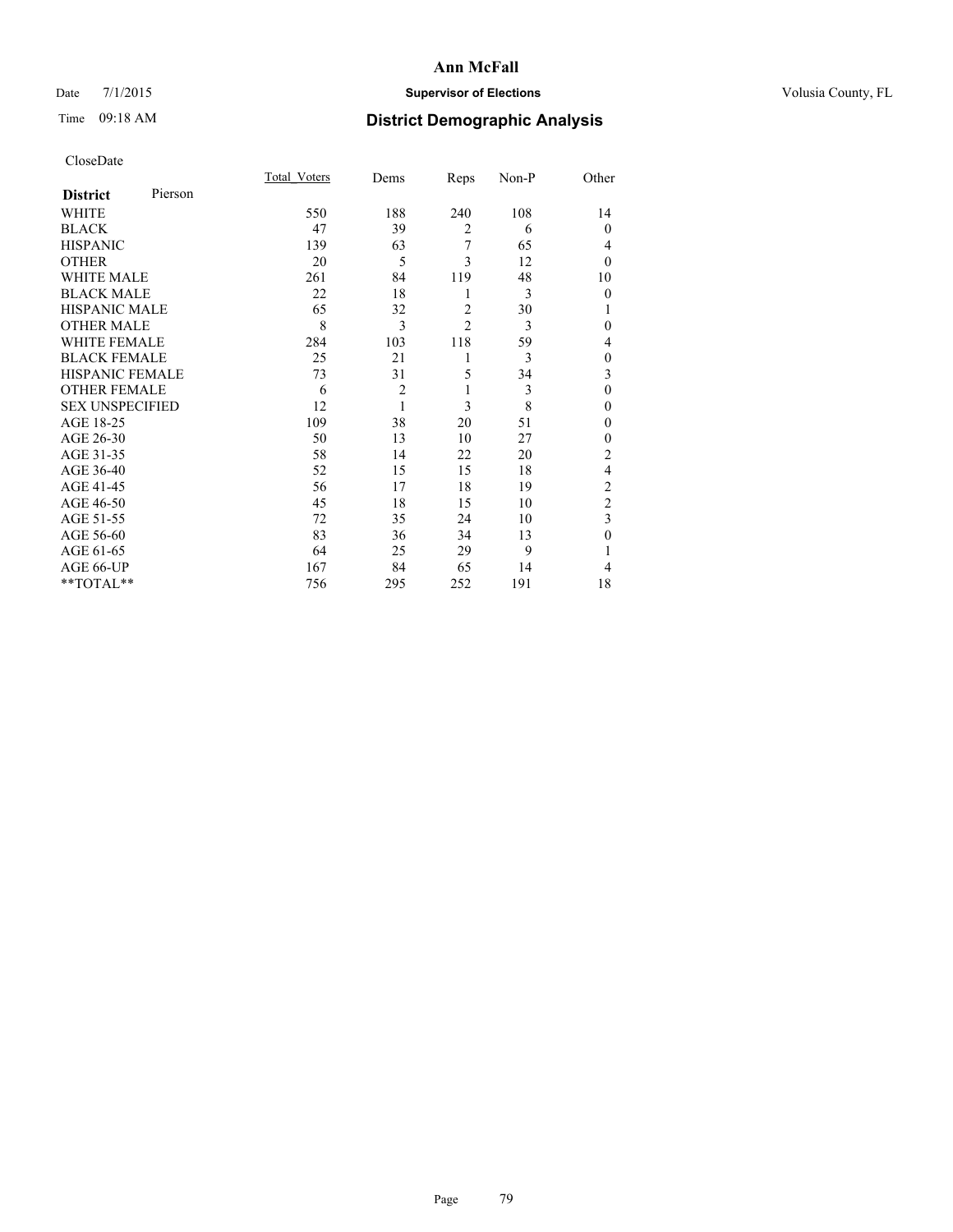# Ann McFall

Date 7/1/2015 **Supervisor of Elections** Volusia County, FL

Time 09:18 AM **District Demographic Analysis**

CloseDate

| **District** Pierson | Total_Voters | Dems | Reps | Non-P | Other |
|---|---|---|---|---|---|
| WHITE | 550 | 188 | 240 | 108 | 14 |
| BLACK | 47 | 39 | 2 | 6 | 0 |
| HISPANIC | 139 | 63 | 7 | 65 | 4 |
| OTHER | 20 | 5 | 3 | 12 | 0 |
| WHITE MALE | 261 | 84 | 119 | 48 | 10 |
| BLACK MALE | 22 | 18 | 1 | 3 | 0 |
| HISPANIC MALE | 65 | 32 | 2 | 30 | 1 |
| OTHER MALE | 8 | 3 | 2 | 3 | 0 |
| WHITE FEMALE | 284 | 103 | 118 | 59 | 4 |
| BLACK FEMALE | 25 | 21 | 1 | 3 | 0 |
| HISPANIC FEMALE | 73 | 31 | 5 | 34 | 3 |
| OTHER FEMALE | 6 | 2 | 1 | 3 | 0 |
| SEX UNSPECIFIED | 12 | 1 | 3 | 8 | 0 |
| AGE 18-25 | 109 | 38 | 20 | 51 | 0 |
| AGE 26-30 | 50 | 13 | 10 | 27 | 0 |
| AGE 31-35 | 58 | 14 | 22 | 20 | 2 |
| AGE 36-40 | 52 | 15 | 15 | 18 | 4 |
| AGE 41-45 | 56 | 17 | 18 | 19 | 2 |
| AGE 46-50 | 45 | 18 | 15 | 10 | 2 |
| AGE 51-55 | 72 | 35 | 24 | 10 | 3 |
| AGE 56-60 | 83 | 36 | 34 | 13 | 0 |
| AGE 61-65 | 64 | 25 | 29 | 9 | 1 |
| AGE 66-UP | 167 | 84 | 65 | 14 | 4 |
| **TOTAL** | 756 | 295 | 252 | 191 | 18 |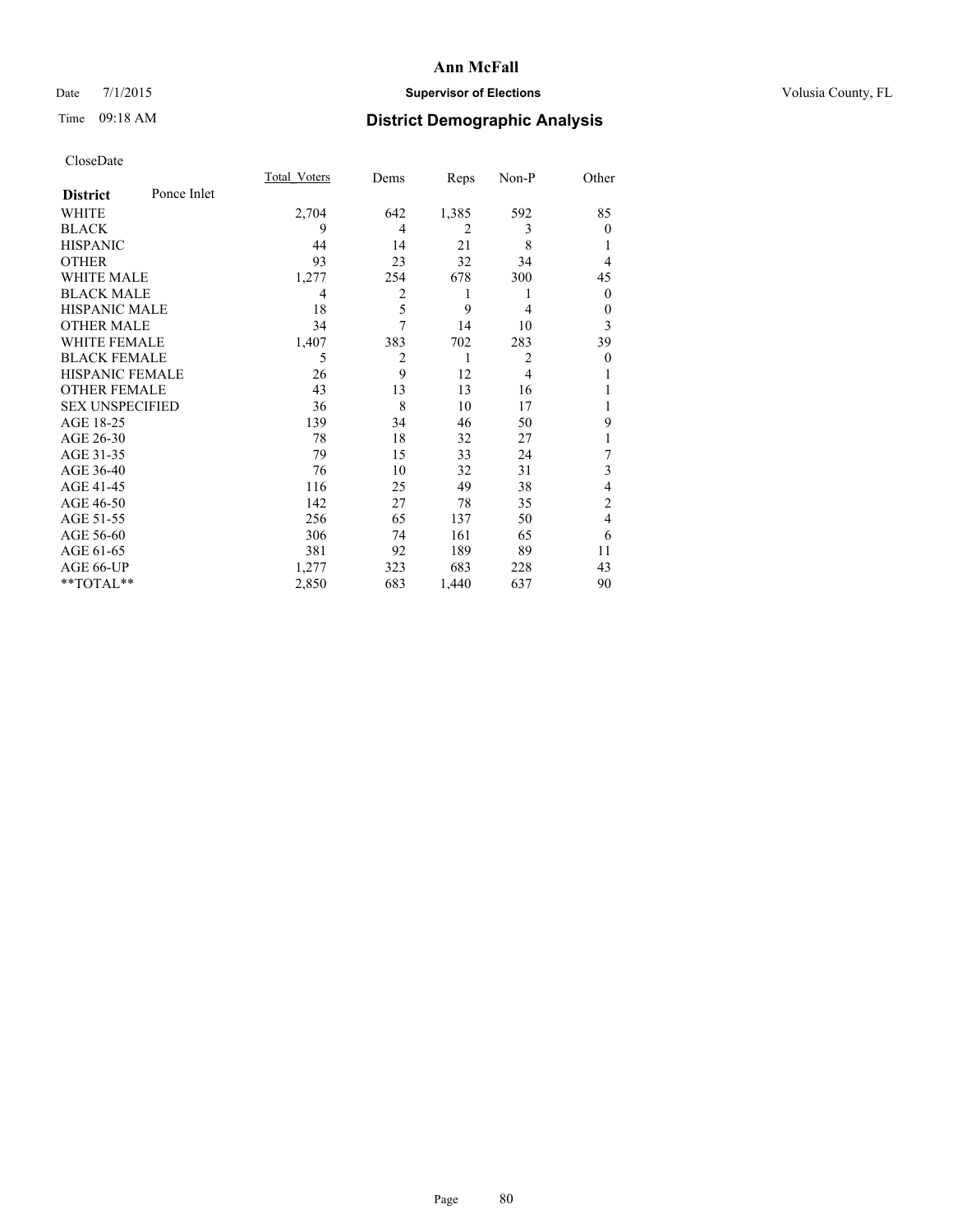# Ann McFall

Date 7/1/2015 **Supervisor of Elections** Volusia County, FL

Time 09:18 AM **District Demographic Analysis**

CloseDate

| **District** Ponce Inlet | Total_Voters | Dems | Reps | Non-P | Other |
|---|---|---|---|---|---|
| WHITE | 2,704 | 642 | 1,385 | 592 | 85 |
| BLACK | 9 | 4 | 2 | 3 | 0 |
| HISPANIC | 44 | 14 | 21 | 8 | 1 |
| OTHER | 93 | 23 | 32 | 34 | 4 |
| WHITE MALE | 1,277 | 254 | 678 | 300 | 45 |
| BLACK MALE | 4 | 2 | 1 | 1 | 0 |
| HISPANIC MALE | 18 | 5 | 9 | 4 | 0 |
| OTHER MALE | 34 | 7 | 14 | 10 | 3 |
| WHITE FEMALE | 1,407 | 383 | 702 | 283 | 39 |
| BLACK FEMALE | 5 | 2 | 1 | 2 | 0 |
| HISPANIC FEMALE | 26 | 9 | 12 | 4 | 1 |
| OTHER FEMALE | 43 | 13 | 13 | 16 | 1 |
| SEX UNSPECIFIED | 36 | 8 | 10 | 17 | 1 |
| AGE 18-25 | 139 | 34 | 46 | 50 | 9 |
| AGE 26-30 | 78 | 18 | 32 | 27 | 1 |
| AGE 31-35 | 79 | 15 | 33 | 24 | 7 |
| AGE 36-40 | 76 | 10 | 32 | 31 | 3 |
| AGE 41-45 | 116 | 25 | 49 | 38 | 4 |
| AGE 46-50 | 142 | 27 | 78 | 35 | 2 |
| AGE 51-55 | 256 | 65 | 137 | 50 | 4 |
| AGE 56-60 | 306 | 74 | 161 | 65 | 6 |
| AGE 61-65 | 381 | 92 | 189 | 89 | 11 |
| AGE 66-UP | 1,277 | 323 | 683 | 228 | 43 |
| **TOTAL** | 2,850 | 683 | 1,440 | 637 | 90 |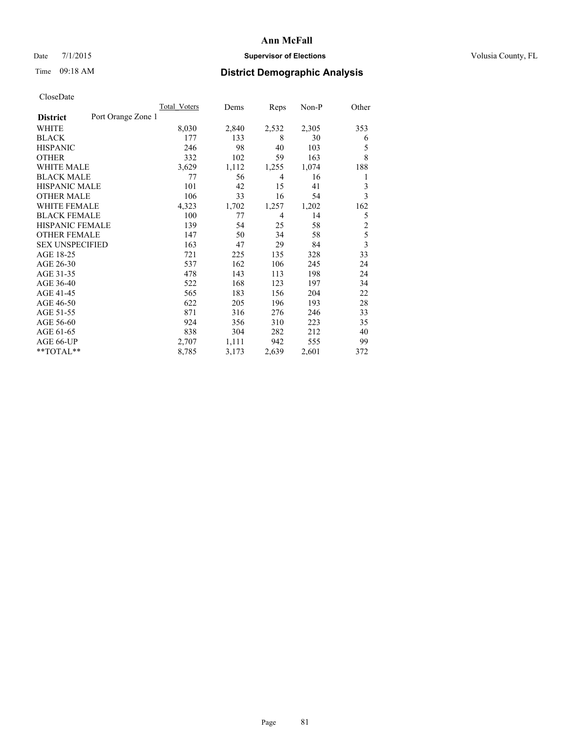# Ann McFall

Date 7/1/2015 **Supervisor of Elections** Volusia County, FL

Time 09:18 AM **District Demographic Analysis**

CloseDate

| **District** Port Orange Zone 1 | Total_Voters | Dems | Reps | Non-P | Other |
|---|---|---|---|---|---|
| WHITE | 8,030 | 2,840 | 2,532 | 2,305 | 353 |
| BLACK | 177 | 133 | 8 | 30 | 6 |
| HISPANIC | 246 | 98 | 40 | 103 | 5 |
| OTHER | 332 | 102 | 59 | 163 | 8 |
| WHITE MALE | 3,629 | 1,112 | 1,255 | 1,074 | 188 |
| BLACK MALE | 77 | 56 | 4 | 16 | 1 |
| HISPANIC MALE | 101 | 42 | 15 | 41 | 3 |
| OTHER MALE | 106 | 33 | 16 | 54 | 3 |
| WHITE FEMALE | 4,323 | 1,702 | 1,257 | 1,202 | 162 |
| BLACK FEMALE | 100 | 77 | 4 | 14 | 5 |
| HISPANIC FEMALE | 139 | 54 | 25 | 58 | 2 |
| OTHER FEMALE | 147 | 50 | 34 | 58 | 5 |
| SEX UNSPECIFIED | 163 | 47 | 29 | 84 | 3 |
| AGE 18-25 | 721 | 225 | 135 | 328 | 33 |
| AGE 26-30 | 537 | 162 | 106 | 245 | 24 |
| AGE 31-35 | 478 | 143 | 113 | 198 | 24 |
| AGE 36-40 | 522 | 168 | 123 | 197 | 34 |
| AGE 41-45 | 565 | 183 | 156 | 204 | 22 |
| AGE 46-50 | 622 | 205 | 196 | 193 | 28 |
| AGE 51-55 | 871 | 316 | 276 | 246 | 33 |
| AGE 56-60 | 924 | 356 | 310 | 223 | 35 |
| AGE 61-65 | 838 | 304 | 282 | 212 | 40 |
| AGE 66-UP | 2,707 | 1,111 | 942 | 555 | 99 |
| **TOTAL** | 8,785 | 3,173 | 2,639 | 2,601 | 372 |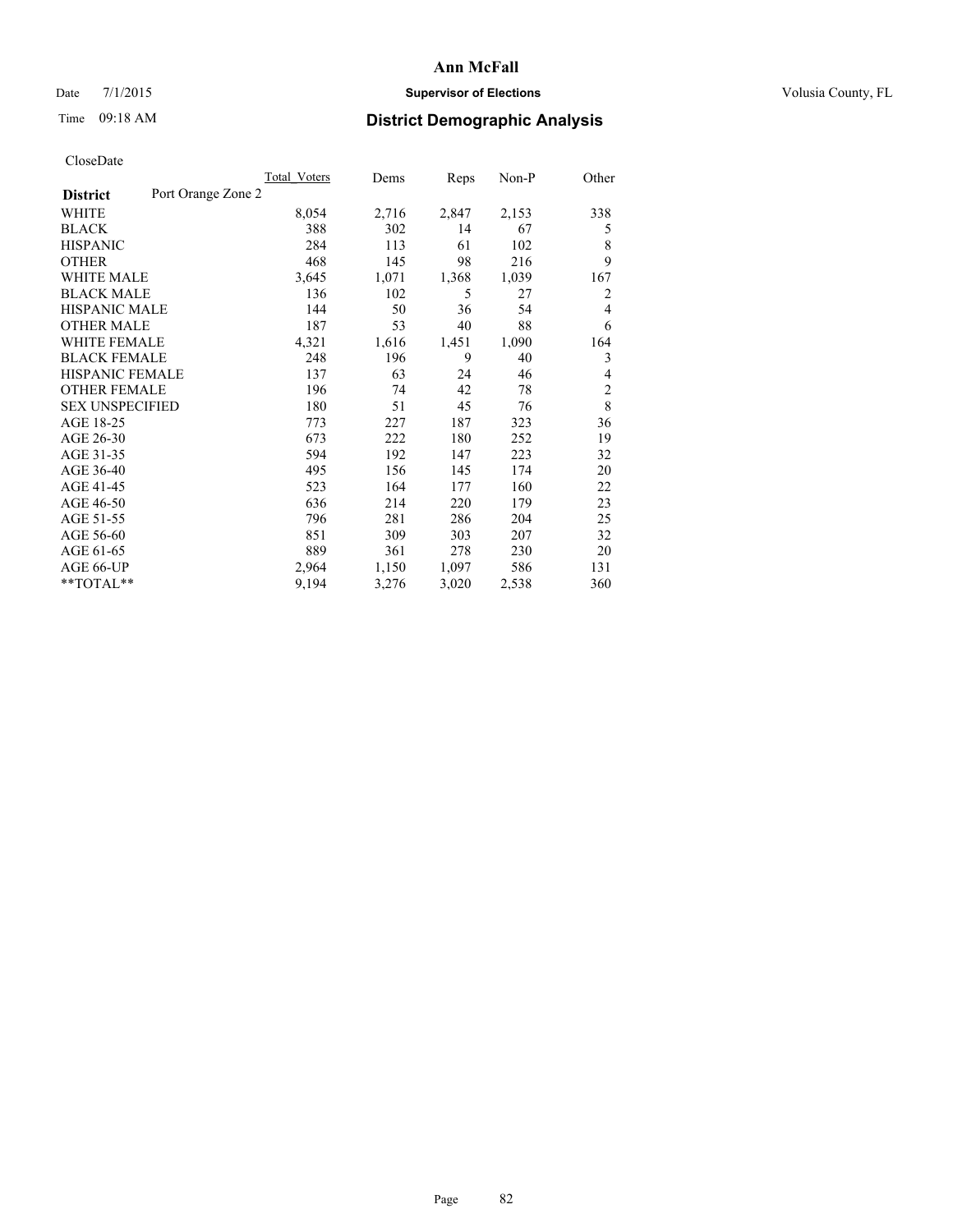**Ann McFall**

Date 7/1/2015 **Supervisor of Elections** Volusia County, FL

Time 09:18 AM **District Demographic Analysis**

CloseDate

| **District** Port Orange Zone 2 | Total Voters | Dems | Reps | Non-P | Other |
|---|---|---|---|---|---|
| WHITE | 8,054 | 2,716 | 2,847 | 2,153 | 338 |
| BLACK | 388 | 302 | 14 | 67 | 5 |
| HISPANIC | 284 | 113 | 61 | 102 | 8 |
| OTHER | 468 | 145 | 98 | 216 | 9 |
| WHITE MALE | 3,645 | 1,071 | 1,368 | 1,039 | 167 |
| BLACK MALE | 136 | 102 | 5 | 27 | 2 |
| HISPANIC MALE | 144 | 50 | 36 | 54 | 4 |
| OTHER MALE | 187 | 53 | 40 | 88 | 6 |
| WHITE FEMALE | 4,321 | 1,616 | 1,451 | 1,090 | 164 |
| BLACK FEMALE | 248 | 196 | 9 | 40 | 3 |
| HISPANIC FEMALE | 137 | 63 | 24 | 46 | 4 |
| OTHER FEMALE | 196 | 74 | 42 | 78 | 2 |
| SEX UNSPECIFIED | 180 | 51 | 45 | 76 | 8 |
| AGE 18-25 | 773 | 227 | 187 | 323 | 36 |
| AGE 26-30 | 673 | 222 | 180 | 252 | 19 |
| AGE 31-35 | 594 | 192 | 147 | 223 | 32 |
| AGE 36-40 | 495 | 156 | 145 | 174 | 20 |
| AGE 41-45 | 523 | 164 | 177 | 160 | 22 |
| AGE 46-50 | 636 | 214 | 220 | 179 | 23 |
| AGE 51-55 | 796 | 281 | 286 | 204 | 25 |
| AGE 56-60 | 851 | 309 | 303 | 207 | 32 |
| AGE 61-65 | 889 | 361 | 278 | 230 | 20 |
| AGE 66-UP | 2,964 | 1,150 | 1,097 | 586 | 131 |
| **TOTAL** | 9,194 | 3,276 | 3,020 | 2,538 | 360 |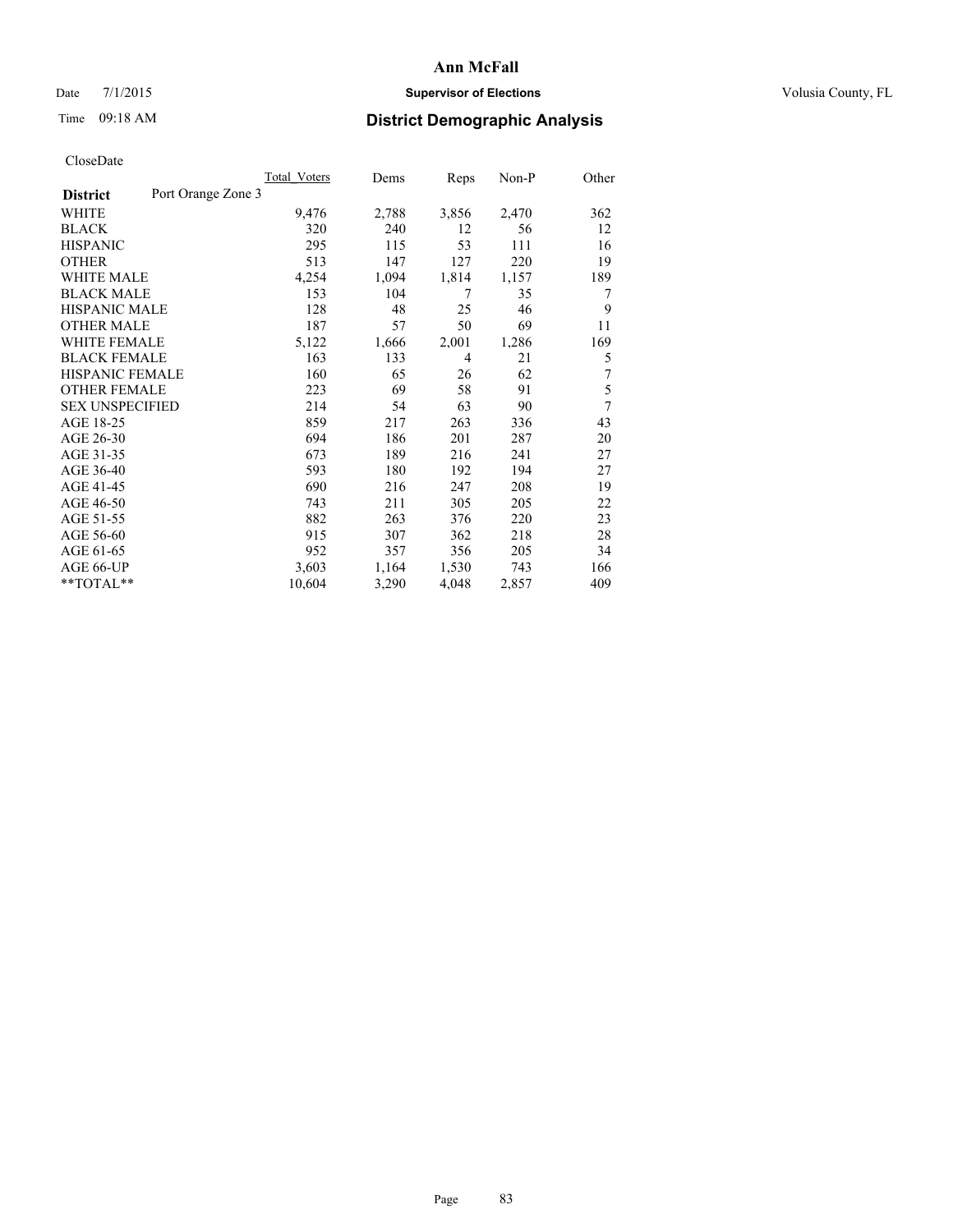# Ann McFall

Date 7/1/2015 **Supervisor of Elections** Volusia County, FL

Time 09:18 AM **District Demographic Analysis**

CloseDate

| **District** | Port Orange Zone 3 | Total Voters | Dems | Reps | Non-P | Other |
|---|---|---|---|---|---|---|
| WHITE | | 9,476 | 2,788 | 3,856 | 2,470 | 362 |
| BLACK | | 320 | 240 | 12 | 56 | 12 |
| HISPANIC | | 295 | 115 | 53 | 111 | 16 |
| OTHER | | 513 | 147 | 127 | 220 | 19 |
| WHITE MALE | | 4,254 | 1,094 | 1,814 | 1,157 | 189 |
| BLACK MALE | | 153 | 104 | 7 | 35 | 7 |
| HISPANIC MALE | | 128 | 48 | 25 | 46 | 9 |
| OTHER MALE | | 187 | 57 | 50 | 69 | 11 |
| WHITE FEMALE | | 5,122 | 1,666 | 2,001 | 1,286 | 169 |
| BLACK FEMALE | | 163 | 133 | 4 | 21 | 5 |
| HISPANIC FEMALE | | 160 | 65 | 26 | 62 | 7 |
| OTHER FEMALE | | 223 | 69 | 58 | 91 | 5 |
| SEX UNSPECIFIED | | 214 | 54 | 63 | 90 | 7 |
| AGE 18-25 | | 859 | 217 | 263 | 336 | 43 |
| AGE 26-30 | | 694 | 186 | 201 | 287 | 20 |
| AGE 31-35 | | 673 | 189 | 216 | 241 | 27 |
| AGE 36-40 | | 593 | 180 | 192 | 194 | 27 |
| AGE 41-45 | | 690 | 216 | 247 | 208 | 19 |
| AGE 46-50 | | 743 | 211 | 305 | 205 | 22 |
| AGE 51-55 | | 882 | 263 | 376 | 220 | 23 |
| AGE 56-60 | | 915 | 307 | 362 | 218 | 28 |
| AGE 61-65 | | 952 | 357 | 356 | 205 | 34 |
| AGE 66-UP | | 3,603 | 1,164 | 1,530 | 743 | 166 |
| **TOTAL** | | 10,604 | 3,290 | 4,048 | 2,857 | 409 |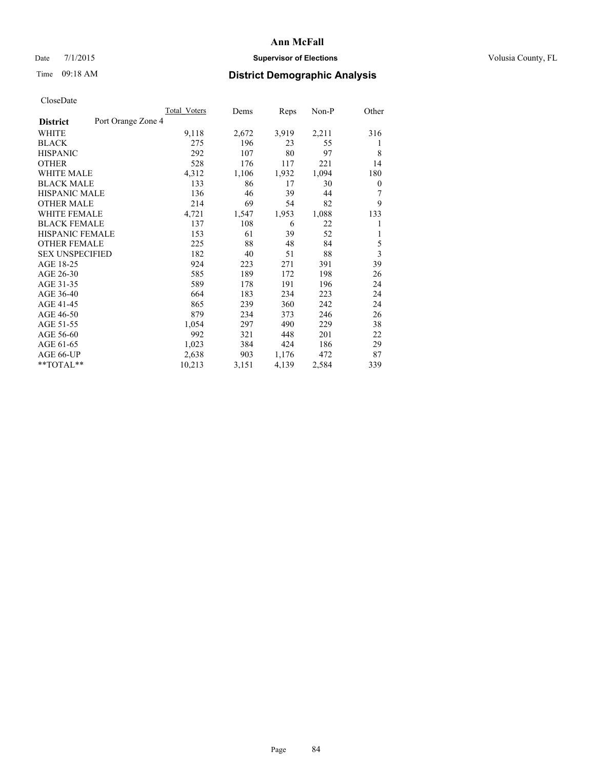**Ann McFall**

Date 7/1/2015 **Supervisor of Elections** Volusia County, FL

Time 09:18 AM **District Demographic Analysis**

CloseDate

| **District** Port Orange Zone 4 | Total Voters | Dems | Reps | Non-P | Other |
|---|---|---|---|---|---|
| WHITE | 9,118 | 2,672 | 3,919 | 2,211 | 316 |
| BLACK | 275 | 196 | 23 | 55 | 1 |
| HISPANIC | 292 | 107 | 80 | 97 | 8 |
| OTHER | 528 | 176 | 117 | 221 | 14 |
| WHITE MALE | 4,312 | 1,106 | 1,932 | 1,094 | 180 |
| BLACK MALE | 133 | 86 | 17 | 30 | 0 |
| HISPANIC MALE | 136 | 46 | 39 | 44 | 7 |
| OTHER MALE | 214 | 69 | 54 | 82 | 9 |
| WHITE FEMALE | 4,721 | 1,547 | 1,953 | 1,088 | 133 |
| BLACK FEMALE | 137 | 108 | 6 | 22 | 1 |
| HISPANIC FEMALE | 153 | 61 | 39 | 52 | 1 |
| OTHER FEMALE | 225 | 88 | 48 | 84 | 5 |
| SEX UNSPECIFIED | 182 | 40 | 51 | 88 | 3 |
| AGE 18-25 | 924 | 223 | 271 | 391 | 39 |
| AGE 26-30 | 585 | 189 | 172 | 198 | 26 |
| AGE 31-35 | 589 | 178 | 191 | 196 | 24 |
| AGE 36-40 | 664 | 183 | 234 | 223 | 24 |
| AGE 41-45 | 865 | 239 | 360 | 242 | 24 |
| AGE 46-50 | 879 | 234 | 373 | 246 | 26 |
| AGE 51-55 | 1,054 | 297 | 490 | 229 | 38 |
| AGE 56-60 | 992 | 321 | 448 | 201 | 22 |
| AGE 61-65 | 1,023 | 384 | 424 | 186 | 29 |
| AGE 66-UP | 2,638 | 903 | 1,176 | 472 | 87 |
| **TOTAL** | 10,213 | 3,151 | 4,139 | 2,584 | 339 |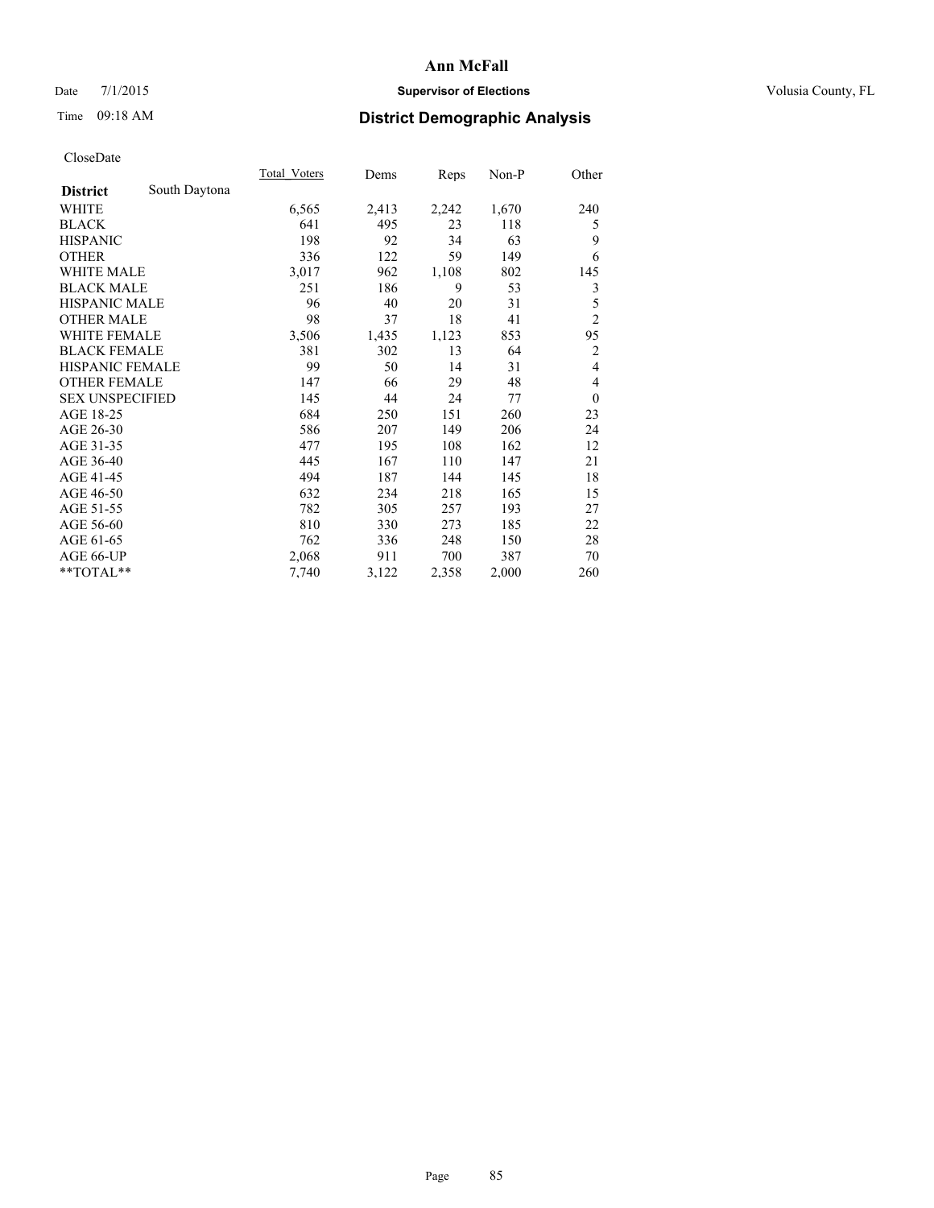# Ann McFall

Date 7/1/2015 **Supervisor of Elections** Volusia County, FL

Time 09:18 AM **District Demographic Analysis**

CloseDate

| **District** South Daytona | Total_Voters | Dems | Reps | Non-P | Other |
|---|---|---|---|---|---|
| WHITE | 6,565 | 2,413 | 2,242 | 1,670 | 240 |
| BLACK | 641 | 495 | 23 | 118 | 5 |
| HISPANIC | 198 | 92 | 34 | 63 | 9 |
| OTHER | 336 | 122 | 59 | 149 | 6 |
| WHITE MALE | 3,017 | 962 | 1,108 | 802 | 145 |
| BLACK MALE | 251 | 186 | 9 | 53 | 3 |
| HISPANIC MALE | 96 | 40 | 20 | 31 | 5 |
| OTHER MALE | 98 | 37 | 18 | 41 | 2 |
| WHITE FEMALE | 3,506 | 1,435 | 1,123 | 853 | 95 |
| BLACK FEMALE | 381 | 302 | 13 | 64 | 2 |
| HISPANIC FEMALE | 99 | 50 | 14 | 31 | 4 |
| OTHER FEMALE | 147 | 66 | 29 | 48 | 4 |
| SEX UNSPECIFIED | 145 | 44 | 24 | 77 | 0 |
| AGE 18-25 | 684 | 250 | 151 | 260 | 23 |
| AGE 26-30 | 586 | 207 | 149 | 206 | 24 |
| AGE 31-35 | 477 | 195 | 108 | 162 | 12 |
| AGE 36-40 | 445 | 167 | 110 | 147 | 21 |
| AGE 41-45 | 494 | 187 | 144 | 145 | 18 |
| AGE 46-50 | 632 | 234 | 218 | 165 | 15 |
| AGE 51-55 | 782 | 305 | 257 | 193 | 27 |
| AGE 56-60 | 810 | 330 | 273 | 185 | 22 |
| AGE 61-65 | 762 | 336 | 248 | 150 | 28 |
| AGE 66-UP | 2,068 | 911 | 700 | 387 | 70 |
| **TOTAL** | 7,740 | 3,122 | 2,358 | 2,000 | 260 |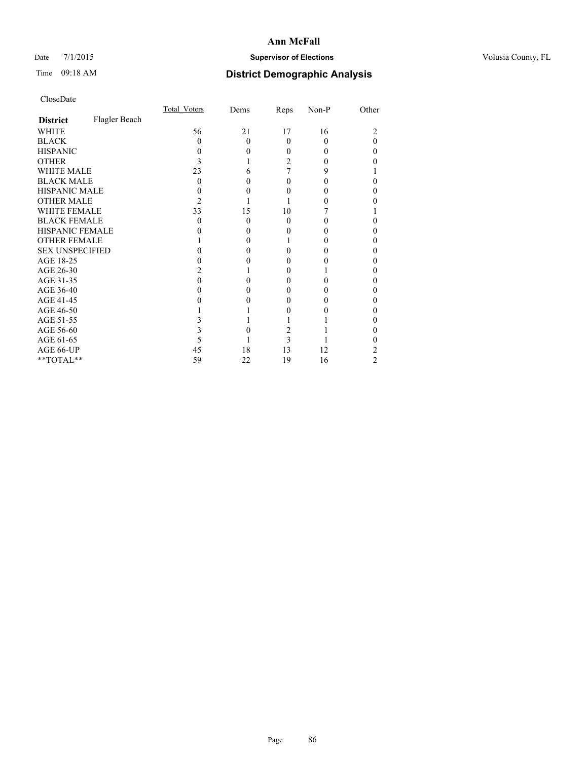# Ann McFall

Date 7/1/2015 **Supervisor of Elections** Volusia County, FL

Time 09:18 AM **District Demographic Analysis**

CloseDate

| | Total_Voters | Dems | Reps | Non-P | Other |
|---|---|---|---|---|---|
| **District** Flagler Beach | | | | | |
| WHITE | 56 | 21 | 17 | 16 | 2 |
| BLACK | 0 | 0 | 0 | 0 | 0 |
| HISPANIC | 0 | 0 | 0 | 0 | 0 |
| OTHER | 3 | 1 | 2 | 0 | 0 |
| WHITE MALE | 23 | 6 | 7 | 9 | 1 |
| BLACK MALE | 0 | 0 | 0 | 0 | 0 |
| HISPANIC MALE | 0 | 0 | 0 | 0 | 0 |
| OTHER MALE | 2 | 1 | 1 | 0 | 0 |
| WHITE FEMALE | 33 | 15 | 10 | 7 | 1 |
| BLACK FEMALE | 0 | 0 | 0 | 0 | 0 |
| HISPANIC FEMALE | 0 | 0 | 0 | 0 | 0 |
| OTHER FEMALE | 1 | 0 | 1 | 0 | 0 |
| SEX UNSPECIFIED | 0 | 0 | 0 | 0 | 0 |
| AGE 18-25 | 0 | 0 | 0 | 0 | 0 |
| AGE 26-30 | 2 | 1 | 0 | 1 | 0 |
| AGE 31-35 | 0 | 0 | 0 | 0 | 0 |
| AGE 36-40 | 0 | 0 | 0 | 0 | 0 |
| AGE 41-45 | 0 | 0 | 0 | 0 | 0 |
| AGE 46-50 | 1 | 1 | 0 | 0 | 0 |
| AGE 51-55 | 3 | 1 | 1 | 1 | 0 |
| AGE 56-60 | 3 | 0 | 2 | 1 | 0 |
| AGE 61-65 | 5 | 1 | 3 | 1 | 0 |
| AGE 66-UP | 45 | 18 | 13 | 12 | 2 |
| **TOTAL** | 59 | 22 | 19 | 16 | 2 |